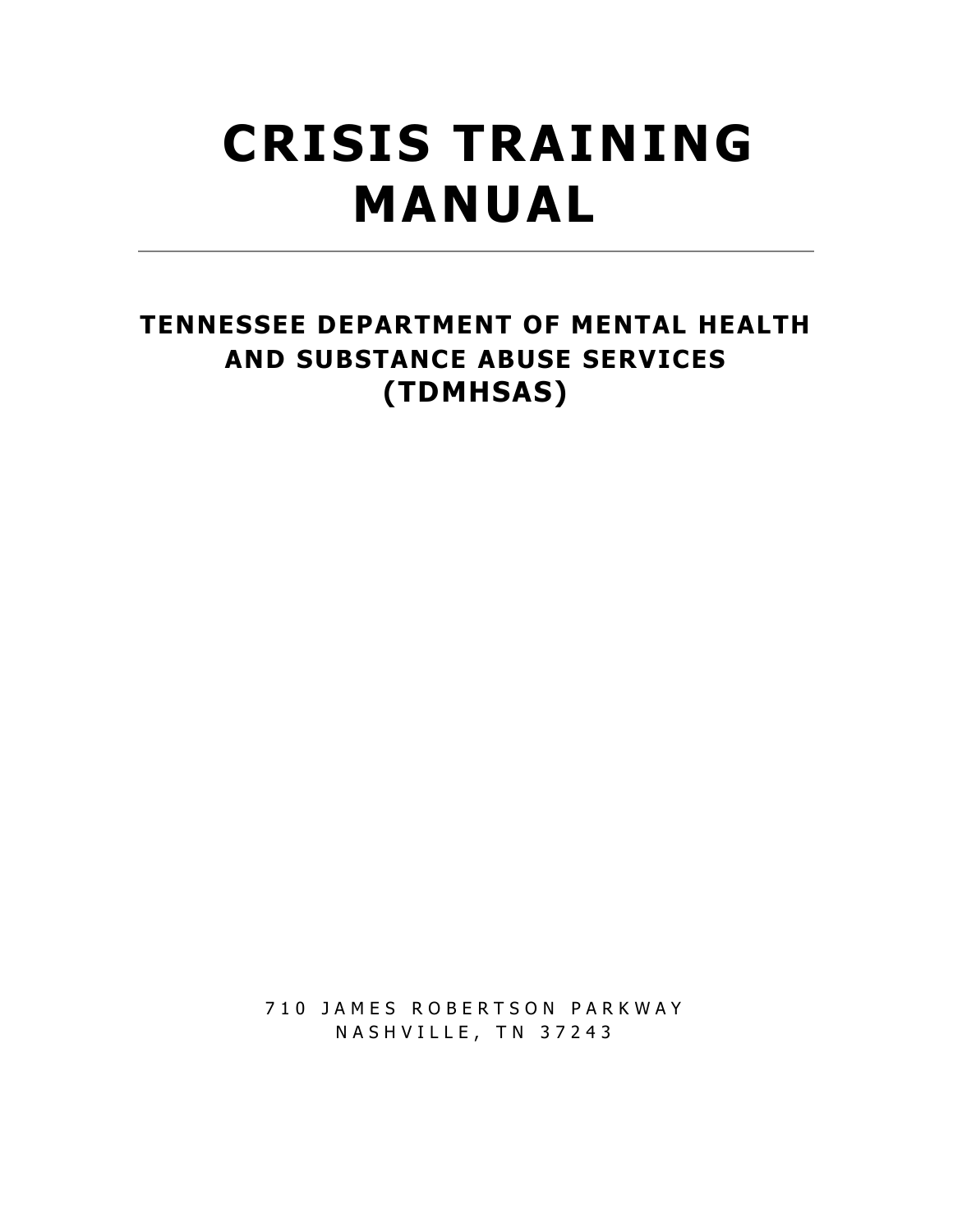# CRISIS TRAINING MANUAL

## TENNESSEE DEPARTMENT OF MENTAL HEALTH AND SUBSTANCE ABUSE SERVICES (TDMHSAS)

710 JAMES ROBERTSON PARKWAY
NASHVILLE, TN 37243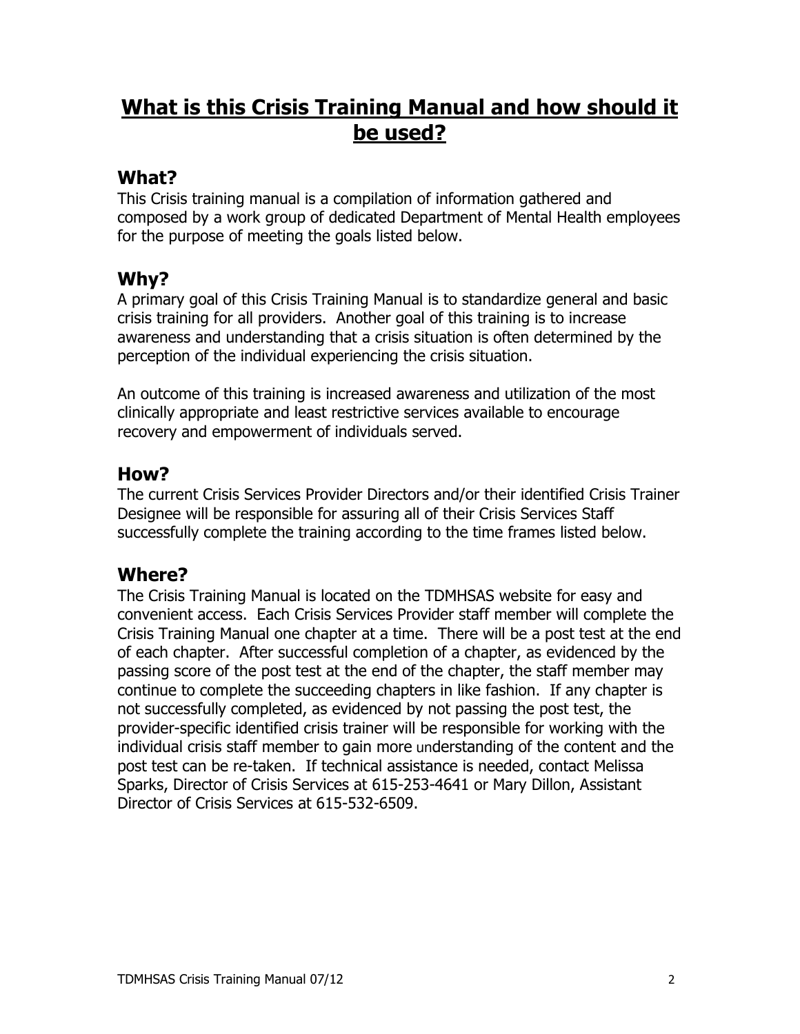# What is this Crisis Training Manual and how should it be used?

## What?

This Crisis training manual is a compilation of information gathered and composed by a work group of dedicated Department of Mental Health employees for the purpose of meeting the goals listed below.

## Why?

A primary goal of this Crisis Training Manual is to standardize general and basic crisis training for all providers. Another goal of this training is to increase awareness and understanding that a crisis situation is often determined by the perception of the individual experiencing the crisis situation.

An outcome of this training is increased awareness and utilization of the most clinically appropriate and least restrictive services available to encourage recovery and empowerment of individuals served.

## How?

The current Crisis Services Provider Directors and/or their identified Crisis Trainer Designee will be responsible for assuring all of their Crisis Services Staff successfully complete the training according to the time frames listed below.

## Where?

The Crisis Training Manual is located on the TDMHSAS website for easy and convenient access. Each Crisis Services Provider staff member will complete the Crisis Training Manual one chapter at a time. There will be a post test at the end of each chapter. After successful completion of a chapter, as evidenced by the passing score of the post test at the end of the chapter, the staff member may continue to complete the succeeding chapters in like fashion. If any chapter is not successfully completed, as evidenced by not passing the post test, the provider-specific identified crisis trainer will be responsible for working with the individual crisis staff member to gain more understanding of the content and the post test can be re-taken. If technical assistance is needed, contact Melissa Sparks, Director of Crisis Services at 615-253-4641 or Mary Dillon, Assistant Director of Crisis Services at 615-532-6509.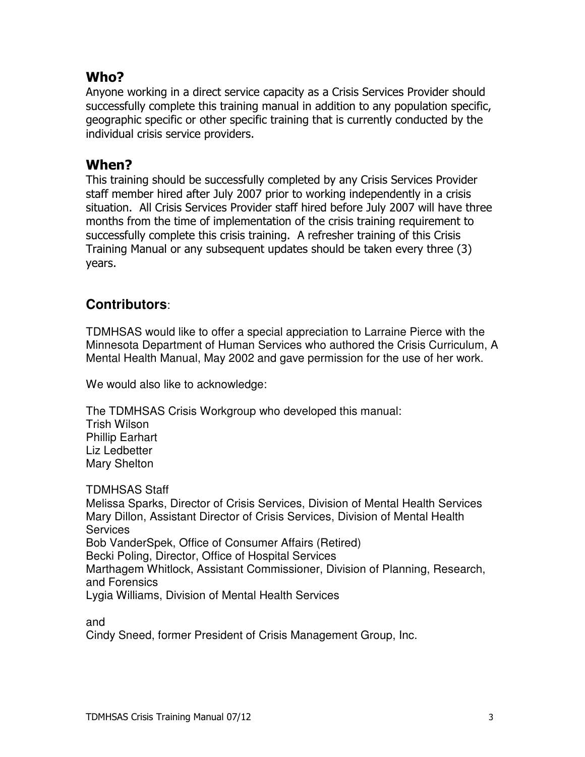## Who?

Anyone working in a direct service capacity as a Crisis Services Provider should successfully complete this training manual in addition to any population specific, geographic specific or other specific training that is currently conducted by the individual crisis service providers.

## When?

This training should be successfully completed by any Crisis Services Provider staff member hired after July 2007 prior to working independently in a crisis situation. All Crisis Services Provider staff hired before July 2007 will have three months from the time of implementation of the crisis training requirement to successfully complete this crisis training. A refresher training of this Crisis Training Manual or any subsequent updates should be taken every three (3) years.

## **Contributors**:

TDMHSAS would like to offer a special appreciation to Larraine Pierce with the Minnesota Department of Human Services who authored the Crisis Curriculum, A Mental Health Manual, May 2002 and gave permission for the use of her work.

We would also like to acknowledge:

The TDMHSAS Crisis Workgroup who developed this manual:
Trish Wilson
Phillip Earhart
Liz Ledbetter
Mary Shelton

TDMHSAS Staff
Melissa Sparks, Director of Crisis Services, Division of Mental Health Services
Mary Dillon, Assistant Director of Crisis Services, Division of Mental Health Services
Bob VanderSpek, Office of Consumer Affairs (Retired)
Becki Poling, Director, Office of Hospital Services
Marthagem Whitlock, Assistant Commissioner, Division of Planning, Research, and Forensics
Lygia Williams, Division of Mental Health Services

and
Cindy Sneed, former President of Crisis Management Group, Inc.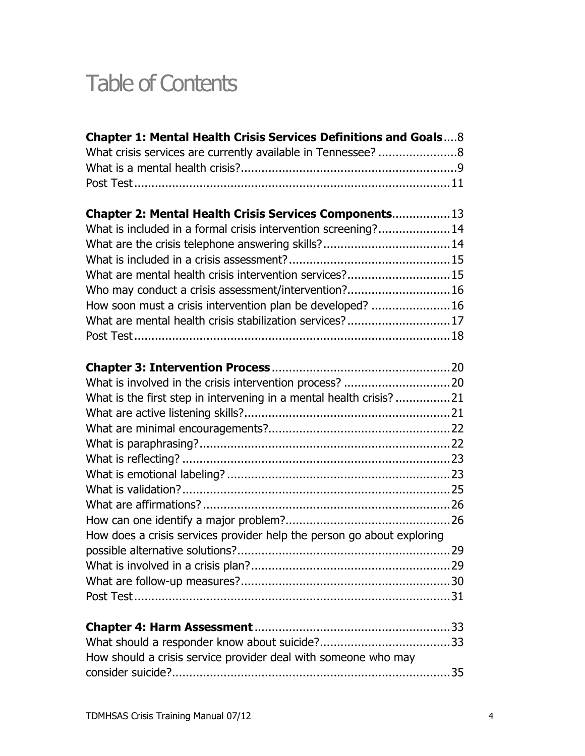# Table of Contents

**Chapter 1: Mental Health Crisis Services Definitions and Goals**....8
What crisis services are currently available in Tennessee? .......................8
What is a mental health crisis?...............................................................9
Post Test............................................................................................11

**Chapter 2: Mental Health Crisis Services Components**................13
What is included in a formal crisis intervention screening?.....................14
What are the crisis telephone answering skills?.....................................14
What is included in a crisis assessment?...............................................15
What are mental health crisis intervention services?..............................15
Who may conduct a crisis assessment/intervention?..............................16
How soon must a crisis intervention plan be developed? .......................16
What are mental health crisis stabilization services?..............................17
Post Test............................................................................................18

**Chapter 3: Intervention Process**....................................................20
What is involved in the crisis intervention process? ...............................20
What is the first step in intervening in a mental health crisis? ................21
What are active listening skills?............................................................21
What are minimal encouragements?.....................................................22
What is paraphrasing?.........................................................................22
What is reflecting? ..............................................................................23
What is emotional labeling? .................................................................23
What is validation?..............................................................................25
What are affirmations? ........................................................................26
How can one identify a major problem?................................................26
How does a crisis services provider help the person go about exploring possible alternative solutions?..............................................................29
What is involved in a crisis plan?..........................................................29
What are follow-up measures?.............................................................30
Post Test............................................................................................31

**Chapter 4: Harm Assessment**.........................................................33
What should a responder know about suicide?......................................33
How should a crisis service provider deal with someone who may consider suicide?.................................................................................35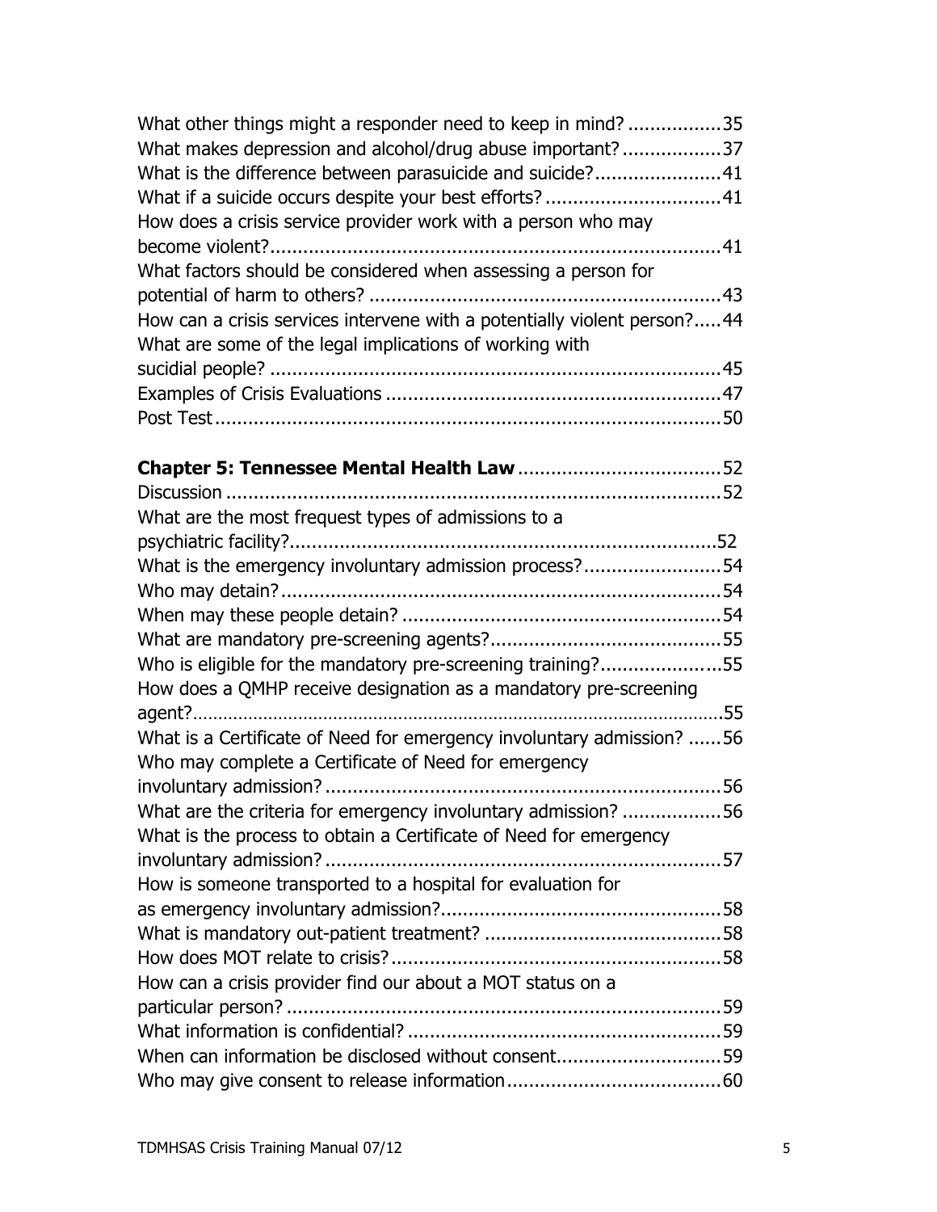What other things might a responder need to keep in mind? .................35
What makes depression and alcohol/drug abuse important? ..................37
What is the difference between parasuicide and suicide?.......................41
What if a suicide occurs despite your best efforts? ................................41
How does a crisis service provider work with a person who may become violent?..................................................................................41
What factors should be considered when assessing a person for potential of harm to others? ................................................................43
How can a crisis services intervene with a potentially violent person?.....44
What are some of the legal implications of working with sucidial people? ..................................................................................45
Examples of Crisis Evaluations .............................................................47
Post Test...........................................................................................50

**Chapter 5: Tennessee Mental Health Law** .....................................52
Discussion ..........................................................................................52
What are the most frequest types of admissions to a psychiatric facility?..............................................................................52
What is the emergency involuntary admission process?.........................54
Who may detain?................................................................................54
When may these people detain? ..........................................................54
What are mandatory pre-screening agents?..........................................55
Who is eligible for the mandatory pre-screening training?......................55
How does a QMHP receive designation as a mandatory pre-screening agent?..............................................................................................55
What is a Certificate of Need for emergency involuntary admission? ......56
Who may complete a Certificate of Need for emergency involuntary admission? ........................................................................56
What are the criteria for emergency involuntary admission? ..................56
What is the process to obtain a Certificate of Need for emergency involuntary admission? ........................................................................57
How is someone transported to a hospital for evaluation for as emergency involuntary admission?...................................................58
What is mandatory out-patient treatment? ...........................................58
How does MOT relate to crisis? ............................................................58
How can a crisis provider find our about a MOT status on a particular person? ...............................................................................59
What information is confidential? .........................................................59
When can information be disclosed without consent..............................59
Who may give consent to release information.......................................60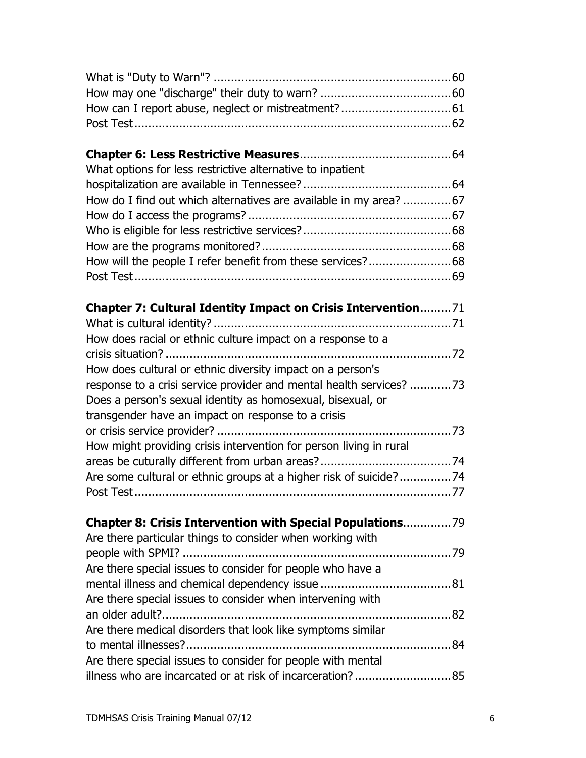What is "Duty to Warn"? ..................................................................... 60
How may one "discharge" their duty to warn? ...................................... 60
How can I report abuse, neglect or mistreatment? ................................ 61
Post Test ........................................................................................... 62

**Chapter 6: Less Restrictive Measures** ............................................ 64
What options for less restrictive alternative to inpatient hospitalization are available in Tennessee? ........................................... 64
How do I find out which alternatives are available in my area? .............. 67
How do I access the programs? ........................................................... 67
Who is eligible for less restrictive services? ........................................... 68
How are the programs monitored? ....................................................... 68
How will the people I refer benefit from these services? ........................ 68
Post Test ........................................................................................... 69

**Chapter 7: Cultural Identity Impact on Crisis Intervention** ......... 71
What is cultural identity? ..................................................................... 71
How does racial or ethnic culture impact on a response to a crisis situation? .................................................................................. 72
How does cultural or ethnic diversity impact on a person's response to a crisi service provider and mental health services? ............ 73
Does a person's sexual identity as homosexual, bisexual, or transgender have an impact on response to a crisis or crisis service provider? .................................................................... 73
How might providing crisis intervention for person living in rural areas be cuturally different from urban areas? ...................................... 74
Are some cultural or ethnic groups at a higher risk of suicide? ............... 74
Post Test ........................................................................................... 77

**Chapter 8: Crisis Intervention with Special Populations** ............. 79
Are there particular things to consider when working with people with SPMI? ............................................................................. 79
Are there special issues to consider for people who have a mental illness and chemical dependency issue ...................................... 81
Are there special issues to consider when intervening with an older adult? .................................................................................... 82
Are there medical disorders that look like symptoms similar to mental illnesses? ............................................................................ 84
Are there special issues to consider for people with mental illness who are incarcated or at risk of incarceration? ............................ 85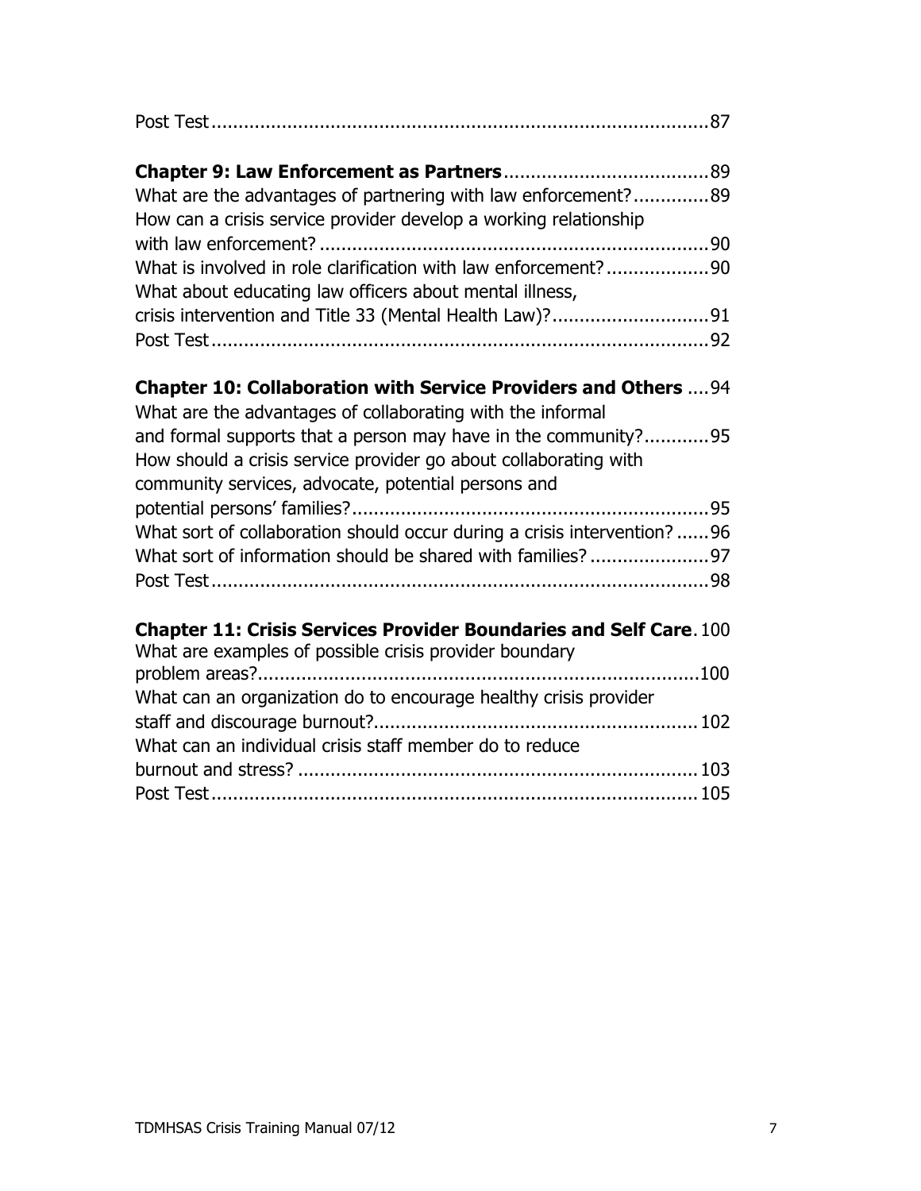Post Test ....................................................................................87

**Chapter 9: Law Enforcement as Partners** ......................................89

What are the advantages of partnering with law enforcement? ..............89

How can a crisis service provider develop a working relationship with law enforcement? ........................................................................90

What is involved in role clarification with law enforcement? ...................90

What about educating law officers about mental illness, crisis intervention and Title 33 (Mental Health Law)? ............................91

Post Test ....................................................................................92

**Chapter 10: Collaboration with Service Providers and Others** ....94

What are the advantages of collaborating with the informal and formal supports that a person may have in the community? ............95

How should a crisis service provider go about collaborating with community services, advocate, potential persons and potential persons' families? ..................................................................95

What sort of collaboration should occur during a crisis intervention? ......96

What sort of information should be shared with families? ......................97

Post Test ....................................................................................98

**Chapter 11: Crisis Services Provider Boundaries and Self Care** . 100

What are examples of possible crisis provider boundary problem areas? .................................................................................100

What can an organization do to encourage healthy crisis provider staff and discourage burnout? ........................................................... 102

What can an individual crisis staff member do to reduce burnout and stress? ......................................................................... 103

Post Test ................................................................................... 105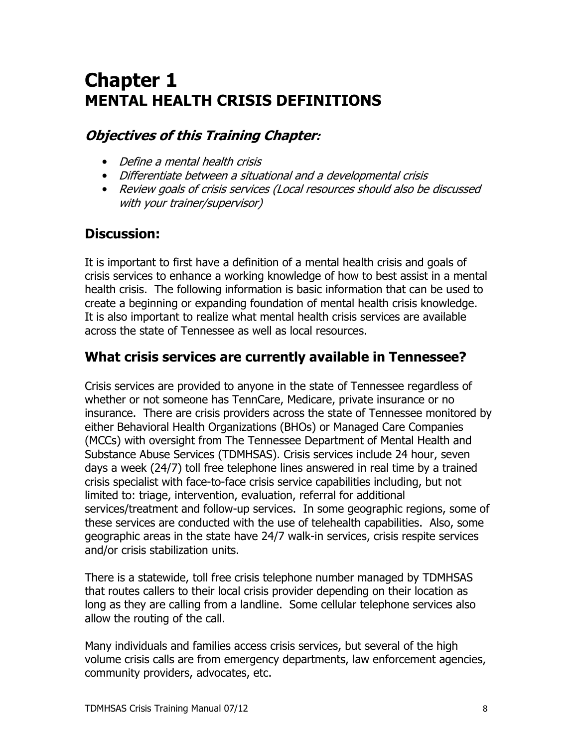# Chapter 1
# MENTAL HEALTH CRISIS DEFINITIONS

## *Objectives of this Training Chapter:*

- *Define a mental health crisis*
- *Differentiate between a situational and a developmental crisis*
- *Review goals of crisis services (Local resources should also be discussed with your trainer/supervisor)*

## Discussion:

It is important to first have a definition of a mental health crisis and goals of crisis services to enhance a working knowledge of how to best assist in a mental health crisis. The following information is basic information that can be used to create a beginning or expanding foundation of mental health crisis knowledge. It is also important to realize what mental health crisis services are available across the state of Tennessee as well as local resources.

## What crisis services are currently available in Tennessee?

Crisis services are provided to anyone in the state of Tennessee regardless of whether or not someone has TennCare, Medicare, private insurance or no insurance. There are crisis providers across the state of Tennessee monitored by either Behavioral Health Organizations (BHOs) or Managed Care Companies (MCCs) with oversight from The Tennessee Department of Mental Health and Substance Abuse Services (TDMHSAS). Crisis services include 24 hour, seven days a week (24/7) toll free telephone lines answered in real time by a trained crisis specialist with face-to-face crisis service capabilities including, but not limited to: triage, intervention, evaluation, referral for additional services/treatment and follow-up services. In some geographic regions, some of these services are conducted with the use of telehealth capabilities. Also, some geographic areas in the state have 24/7 walk-in services, crisis respite services and/or crisis stabilization units.

There is a statewide, toll free crisis telephone number managed by TDMHSAS that routes callers to their local crisis provider depending on their location as long as they are calling from a landline. Some cellular telephone services also allow the routing of the call.

Many individuals and families access crisis services, but several of the high volume crisis calls are from emergency departments, law enforcement agencies, community providers, advocates, etc.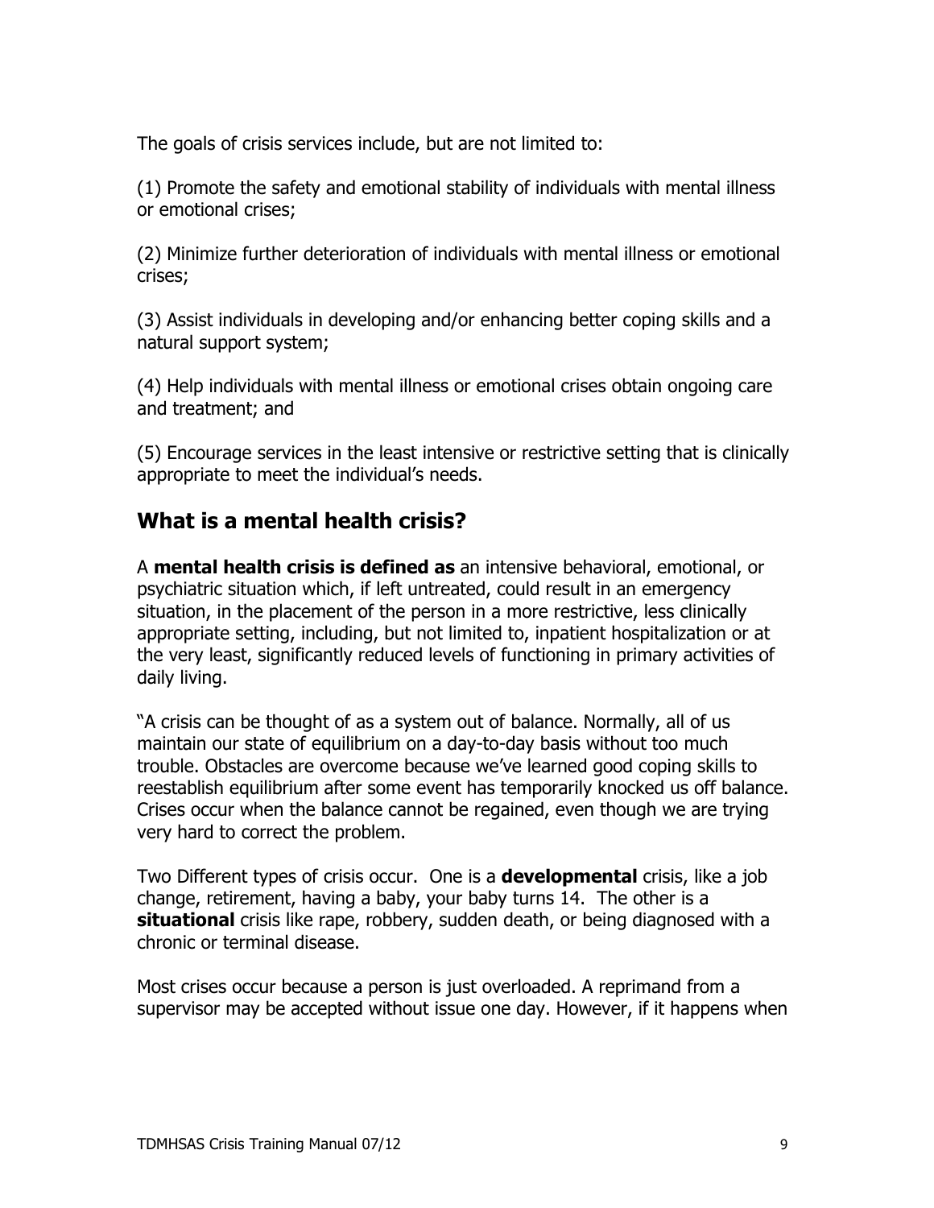The goals of crisis services include, but are not limited to:

(1) Promote the safety and emotional stability of individuals with mental illness or emotional crises;

(2) Minimize further deterioration of individuals with mental illness or emotional crises;

(3) Assist individuals in developing and/or enhancing better coping skills and a natural support system;

(4) Help individuals with mental illness or emotional crises obtain ongoing care and treatment; and

(5) Encourage services in the least intensive or restrictive setting that is clinically appropriate to meet the individual's needs.

## What is a mental health crisis?

A **mental health crisis is defined as** an intensive behavioral, emotional, or psychiatric situation which, if left untreated, could result in an emergency situation, in the placement of the person in a more restrictive, less clinically appropriate setting, including, but not limited to, inpatient hospitalization or at the very least, significantly reduced levels of functioning in primary activities of daily living.

"A crisis can be thought of as a system out of balance. Normally, all of us maintain our state of equilibrium on a day-to-day basis without too much trouble. Obstacles are overcome because we've learned good coping skills to reestablish equilibrium after some event has temporarily knocked us off balance. Crises occur when the balance cannot be regained, even though we are trying very hard to correct the problem.

Two Different types of crisis occur. One is a **developmental** crisis, like a job change, retirement, having a baby, your baby turns 14. The other is a **situational** crisis like rape, robbery, sudden death, or being diagnosed with a chronic or terminal disease.

Most crises occur because a person is just overloaded. A reprimand from a supervisor may be accepted without issue one day. However, if it happens when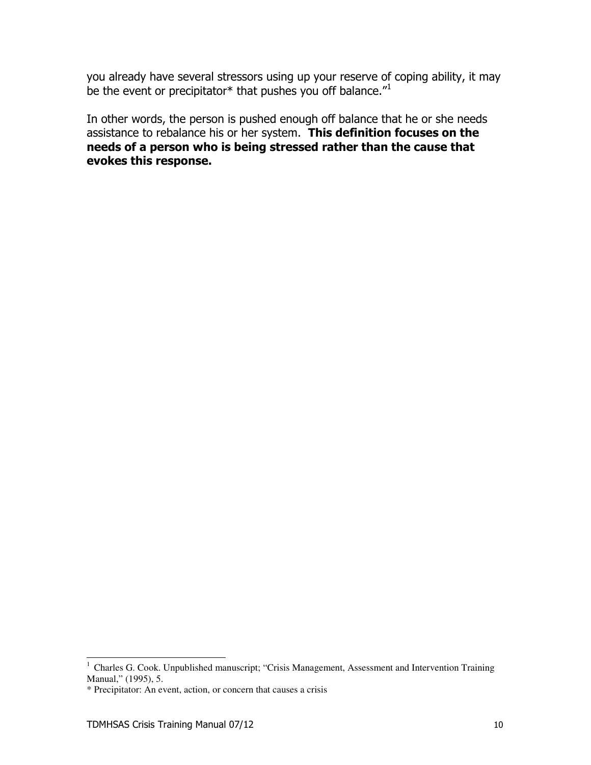you already have several stressors using up your reserve of coping ability, it may be the event or precipitator* that pushes you off balance."[1]

In other words, the person is pushed enough off balance that he or she needs assistance to rebalance his or her system. **This definition focuses on the needs of a person who is being stressed rather than the cause that evokes this response.**

---

[1] Charles G. Cook. Unpublished manuscript; "Crisis Management, Assessment and Intervention Training Manual," (1995), 5.

* Precipitator: An event, action, or concern that causes a crisis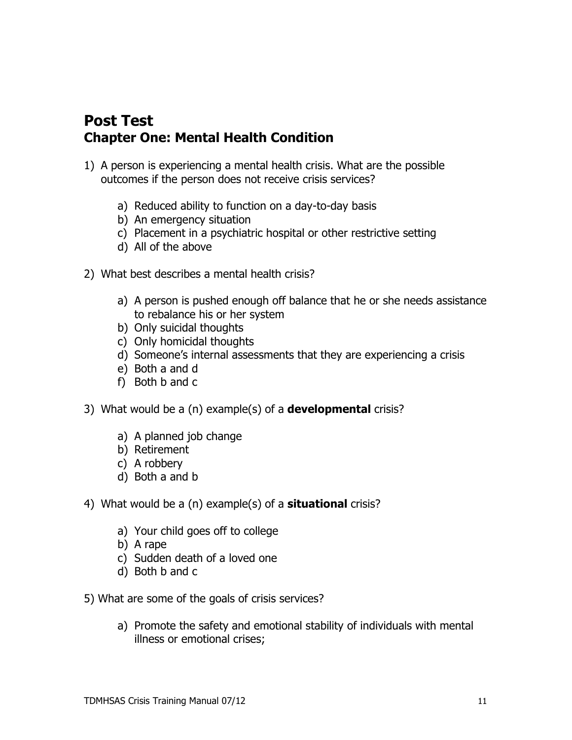# Post Test

## Chapter One: Mental Health Condition

1) A person is experiencing a mental health crisis. What are the possible outcomes if the person does not receive crisis services?

   a) Reduced ability to function on a day-to-day basis
   b) An emergency situation
   c) Placement in a psychiatric hospital or other restrictive setting
   d) All of the above

2) What best describes a mental health crisis?

   a) A person is pushed enough off balance that he or she needs assistance to rebalance his or her system
   b) Only suicidal thoughts
   c) Only homicidal thoughts
   d) Someone's internal assessments that they are experiencing a crisis
   e) Both a and d
   f) Both b and c

3) What would be a (n) example(s) of a **developmental** crisis?

   a) A planned job change
   b) Retirement
   c) A robbery
   d) Both a and b

4) What would be a (n) example(s) of a **situational** crisis?

   a) Your child goes off to college
   b) A rape
   c) Sudden death of a loved one
   d) Both b and c

5) What are some of the goals of crisis services?

   a) Promote the safety and emotional stability of individuals with mental illness or emotional crises;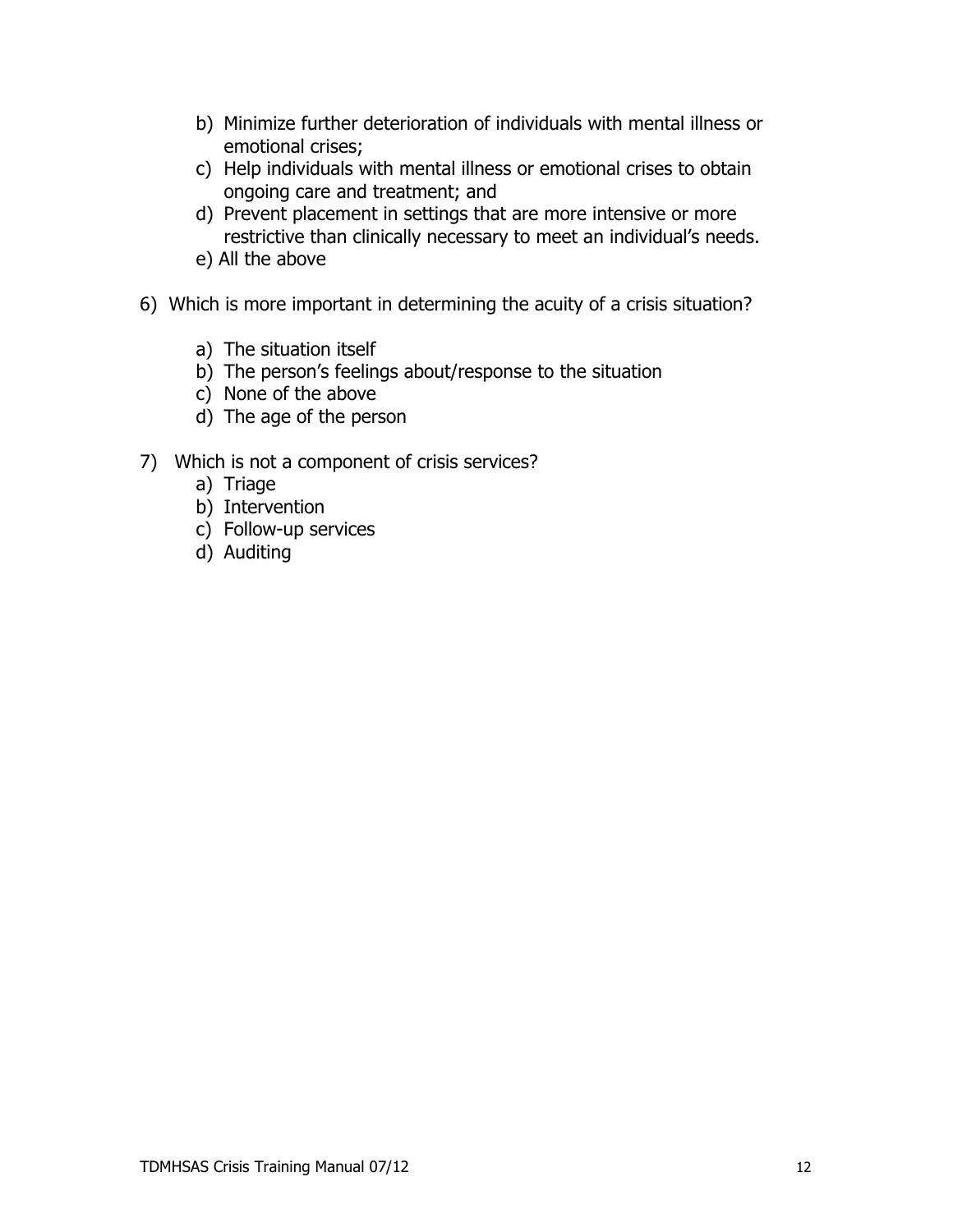b) Minimize further deterioration of individuals with mental illness or emotional crises;
   c) Help individuals with mental illness or emotional crises to obtain ongoing care and treatment; and
   d) Prevent placement in settings that are more intensive or more restrictive than clinically necessary to meet an individual's needs.
   e) All the above

6) Which is more important in determining the acuity of a crisis situation?

   a) The situation itself
   b) The person's feelings about/response to the situation
   c) None of the above
   d) The age of the person

7) Which is not a component of crisis services?
   a) Triage
   b) Intervention
   c) Follow-up services
   d) Auditing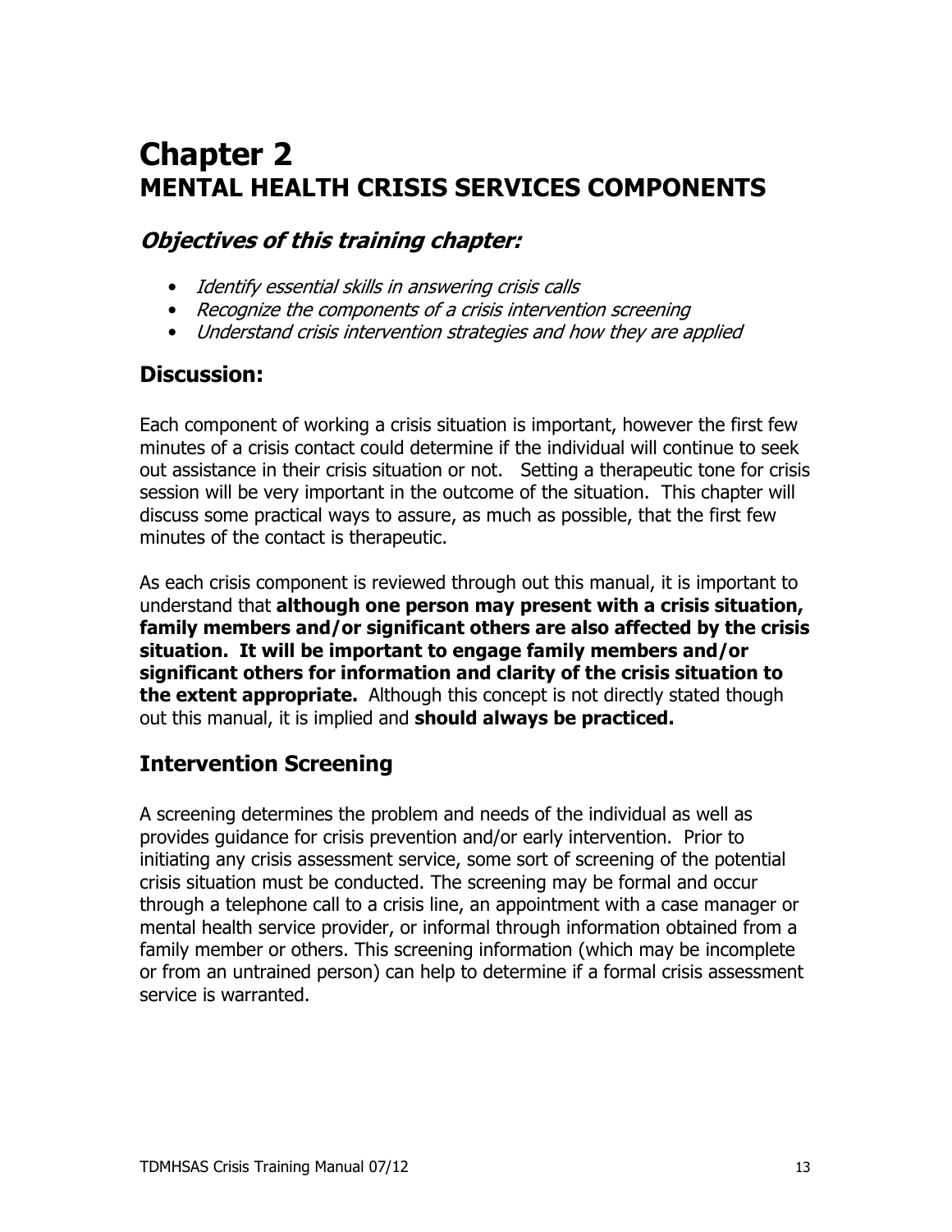# Chapter 2
# MENTAL HEALTH CRISIS SERVICES COMPONENTS

## *Objectives of this training chapter:*

- *Identify essential skills in answering crisis calls*
- *Recognize the components of a crisis intervention screening*
- *Understand crisis intervention strategies and how they are applied*

## Discussion:

Each component of working a crisis situation is important, however the first few minutes of a crisis contact could determine if the individual will continue to seek out assistance in their crisis situation or not. Setting a therapeutic tone for crisis session will be very important in the outcome of the situation. This chapter will discuss some practical ways to assure, as much as possible, that the first few minutes of the contact is therapeutic.

As each crisis component is reviewed through out this manual, it is important to understand that **although one person may present with a crisis situation, family members and/or significant others are also affected by the crisis situation. It will be important to engage family members and/or significant others for information and clarity of the crisis situation to the extent appropriate.** Although this concept is not directly stated though out this manual, it is implied and **should always be practiced.**

## Intervention Screening

A screening determines the problem and needs of the individual as well as provides guidance for crisis prevention and/or early intervention. Prior to initiating any crisis assessment service, some sort of screening of the potential crisis situation must be conducted. The screening may be formal and occur through a telephone call to a crisis line, an appointment with a case manager or mental health service provider, or informal through information obtained from a family member or others. This screening information (which may be incomplete or from an untrained person) can help to determine if a formal crisis assessment service is warranted.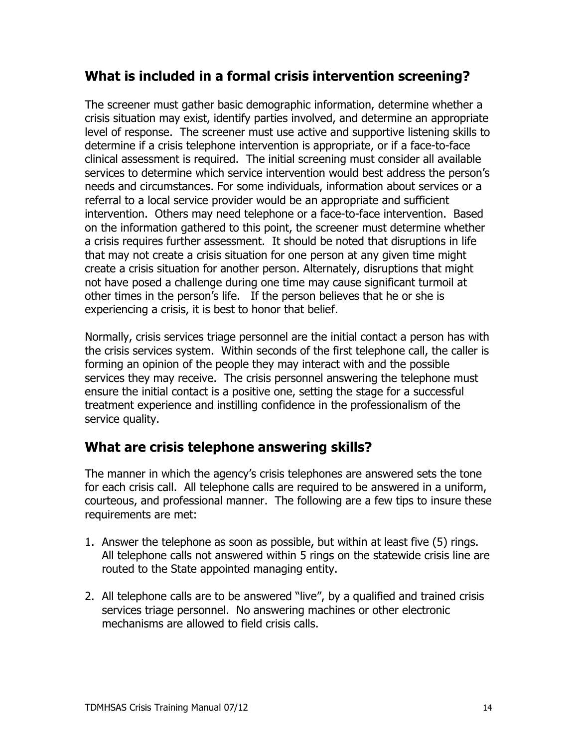## What is included in a formal crisis intervention screening?

The screener must gather basic demographic information, determine whether a crisis situation may exist, identify parties involved, and determine an appropriate level of response. The screener must use active and supportive listening skills to determine if a crisis telephone intervention is appropriate, or if a face-to-face clinical assessment is required. The initial screening must consider all available services to determine which service intervention would best address the person's needs and circumstances. For some individuals, information about services or a referral to a local service provider would be an appropriate and sufficient intervention. Others may need telephone or a face-to-face intervention. Based on the information gathered to this point, the screener must determine whether a crisis requires further assessment. It should be noted that disruptions in life that may not create a crisis situation for one person at any given time might create a crisis situation for another person. Alternately, disruptions that might not have posed a challenge during one time may cause significant turmoil at other times in the person's life. If the person believes that he or she is experiencing a crisis, it is best to honor that belief.

Normally, crisis services triage personnel are the initial contact a person has with the crisis services system. Within seconds of the first telephone call, the caller is forming an opinion of the people they may interact with and the possible services they may receive. The crisis personnel answering the telephone must ensure the initial contact is a positive one, setting the stage for a successful treatment experience and instilling confidence in the professionalism of the service quality.

## What are crisis telephone answering skills?

The manner in which the agency's crisis telephones are answered sets the tone for each crisis call. All telephone calls are required to be answered in a uniform, courteous, and professional manner. The following are a few tips to insure these requirements are met:

1. Answer the telephone as soon as possible, but within at least five (5) rings. All telephone calls not answered within 5 rings on the statewide crisis line are routed to the State appointed managing entity.

2. All telephone calls are to be answered "live", by a qualified and trained crisis services triage personnel. No answering machines or other electronic mechanisms are allowed to field crisis calls.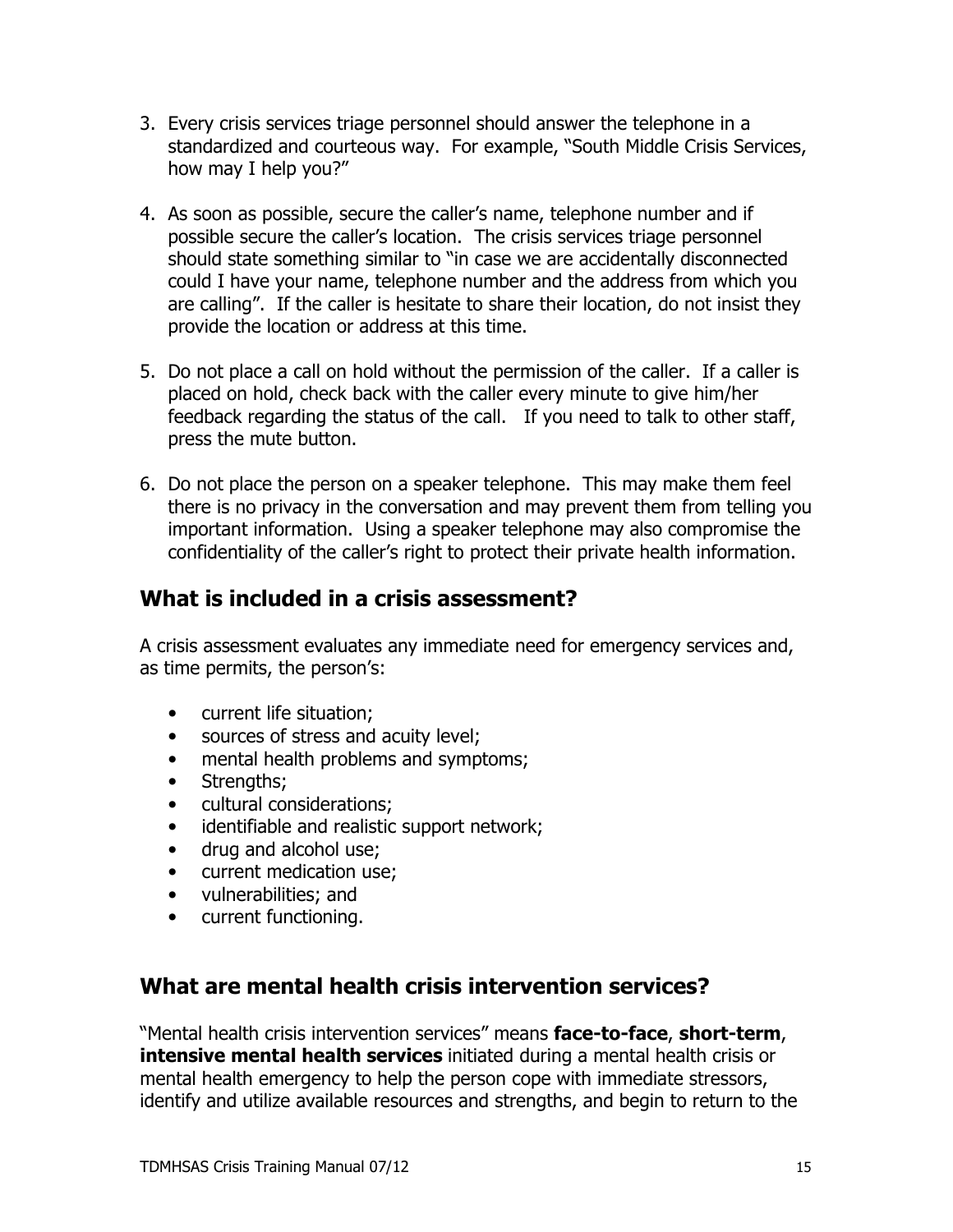3. Every crisis services triage personnel should answer the telephone in a standardized and courteous way. For example, "South Middle Crisis Services, how may I help you?"

4. As soon as possible, secure the caller's name, telephone number and if possible secure the caller's location. The crisis services triage personnel should state something similar to "in case we are accidentally disconnected could I have your name, telephone number and the address from which you are calling". If the caller is hesitate to share their location, do not insist they provide the location or address at this time.

5. Do not place a call on hold without the permission of the caller. If a caller is placed on hold, check back with the caller every minute to give him/her feedback regarding the status of the call. If you need to talk to other staff, press the mute button.

6. Do not place the person on a speaker telephone. This may make them feel there is no privacy in the conversation and may prevent them from telling you important information. Using a speaker telephone may also compromise the confidentiality of the caller's right to protect their private health information.

## What is included in a crisis assessment?

A crisis assessment evaluates any immediate need for emergency services and, as time permits, the person's:

- current life situation;
- sources of stress and acuity level;
- mental health problems and symptoms;
- Strengths;
- cultural considerations;
- identifiable and realistic support network;
- drug and alcohol use;
- current medication use;
- vulnerabilities; and
- current functioning.

## What are mental health crisis intervention services?

"Mental health crisis intervention services" means **face-to-face**, **short-term**, **intensive mental health services** initiated during a mental health crisis or mental health emergency to help the person cope with immediate stressors, identify and utilize available resources and strengths, and begin to return to the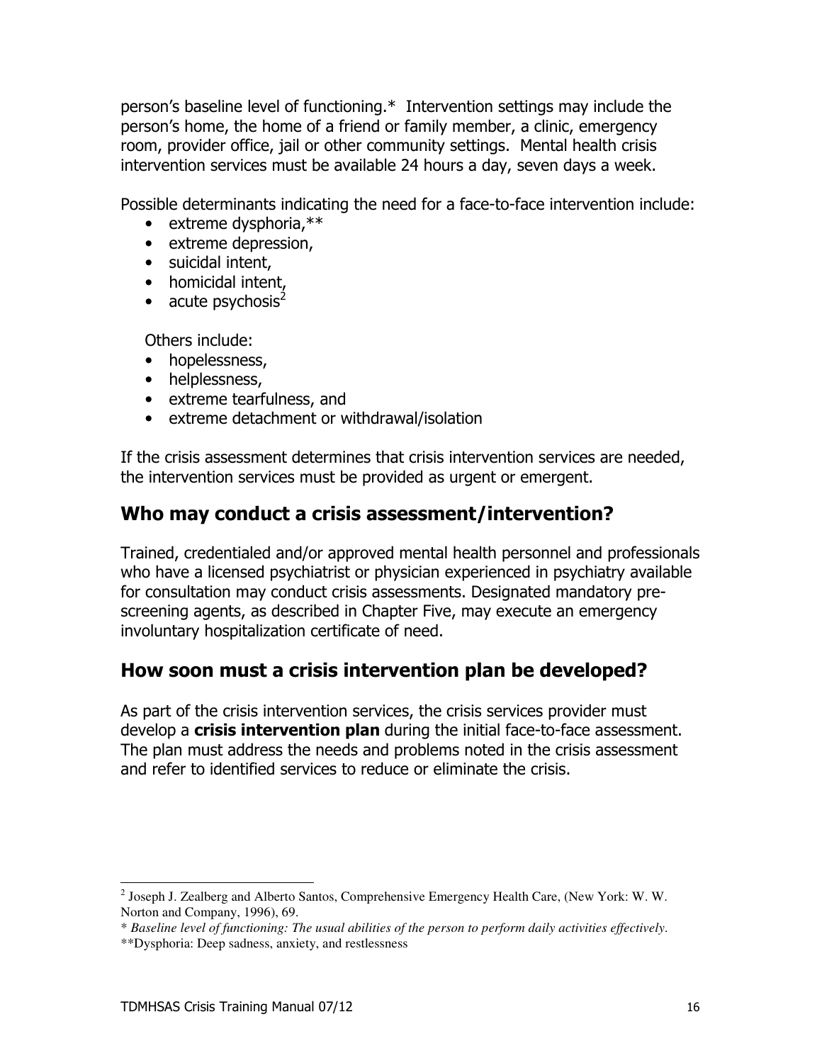person's baseline level of functioning.* Intervention settings may include the person's home, the home of a friend or family member, a clinic, emergency room, provider office, jail or other community settings. Mental health crisis intervention services must be available 24 hours a day, seven days a week.

Possible determinants indicating the need for a face-to-face intervention include:

- extreme dysphoria,**
- extreme depression,
- suicidal intent,
- homicidal intent,
- acute psychosis[2]

Others include:

- hopelessness,
- helplessness,
- extreme tearfulness, and
- extreme detachment or withdrawal/isolation

If the crisis assessment determines that crisis intervention services are needed, the intervention services must be provided as urgent or emergent.

## Who may conduct a crisis assessment/intervention?

Trained, credentialed and/or approved mental health personnel and professionals who have a licensed psychiatrist or physician experienced in psychiatry available for consultation may conduct crisis assessments. Designated mandatory pre-screening agents, as described in Chapter Five, may execute an emergency involuntary hospitalization certificate of need.

## How soon must a crisis intervention plan be developed?

As part of the crisis intervention services, the crisis services provider must develop a **crisis intervention plan** during the initial face-to-face assessment. The plan must address the needs and problems noted in the crisis assessment and refer to identified services to reduce or eliminate the crisis.

---

[2] Joseph J. Zealberg and Alberto Santos, Comprehensive Emergency Health Care, (New York: W. W. Norton and Company, 1996), 69.

* *Baseline level of functioning: The usual abilities of the person to perform daily activities effectively.*

**Dysphoria: Deep sadness, anxiety, and restlessness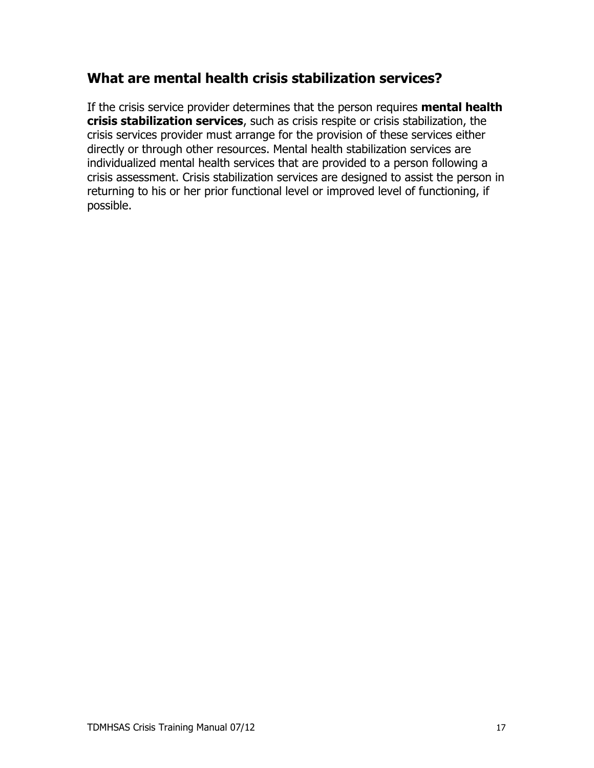## What are mental health crisis stabilization services?

If the crisis service provider determines that the person requires **mental health crisis stabilization services**, such as crisis respite or crisis stabilization, the crisis services provider must arrange for the provision of these services either directly or through other resources. Mental health stabilization services are individualized mental health services that are provided to a person following a crisis assessment. Crisis stabilization services are designed to assist the person in returning to his or her prior functional level or improved level of functioning, if possible.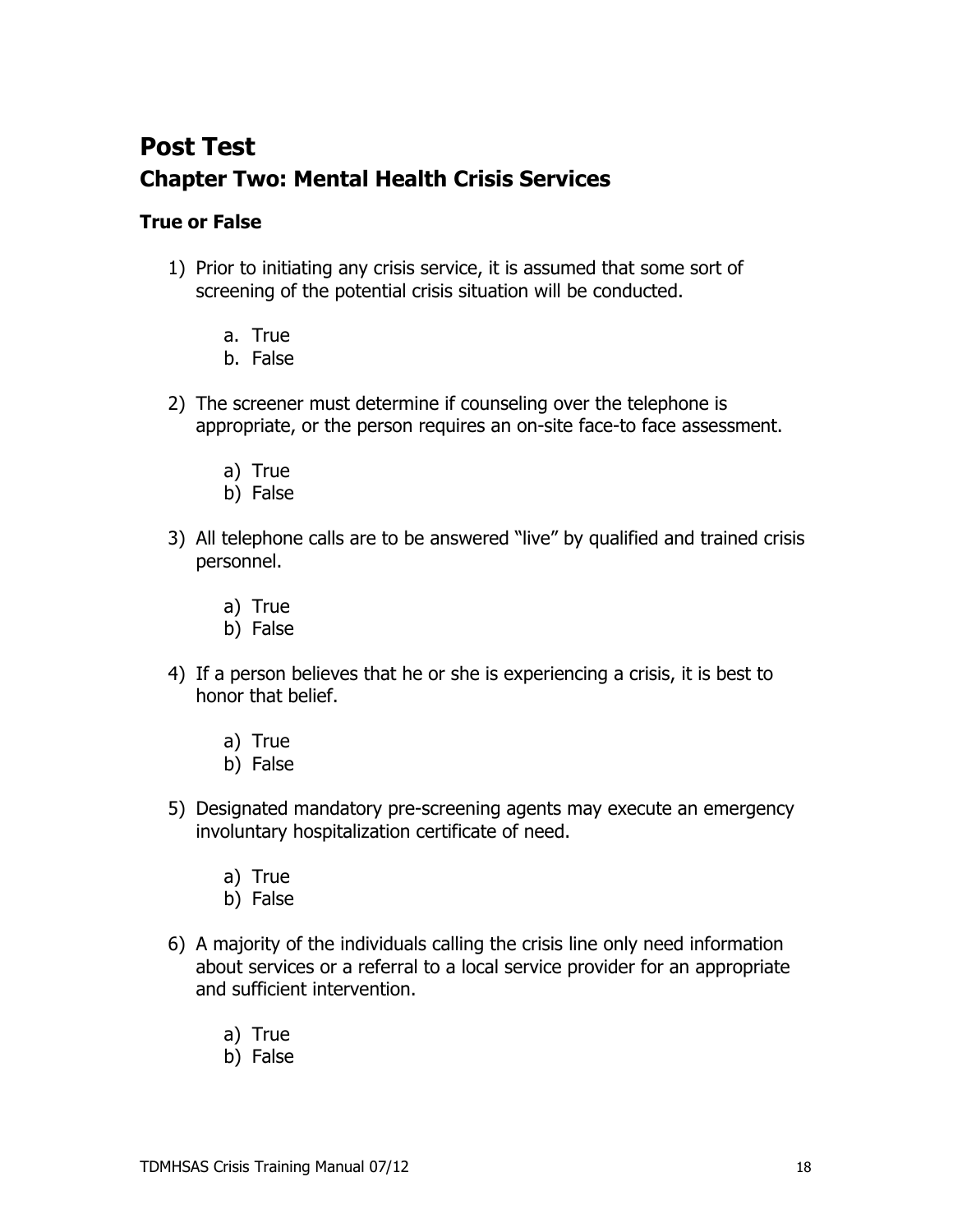# Post Test

## Chapter Two: Mental Health Crisis Services

### True or False

1) Prior to initiating any crisis service, it is assumed that some sort of screening of the potential crisis situation will be conducted.

   a. True
   b. False

2) The screener must determine if counseling over the telephone is appropriate, or the person requires an on-site face-to face assessment.

   a) True
   b) False

3) All telephone calls are to be answered "live" by qualified and trained crisis personnel.

   a) True
   b) False

4) If a person believes that he or she is experiencing a crisis, it is best to honor that belief.

   a) True
   b) False

5) Designated mandatory pre-screening agents may execute an emergency involuntary hospitalization certificate of need.

   a) True
   b) False

6) A majority of the individuals calling the crisis line only need information about services or a referral to a local service provider for an appropriate and sufficient intervention.

   a) True
   b) False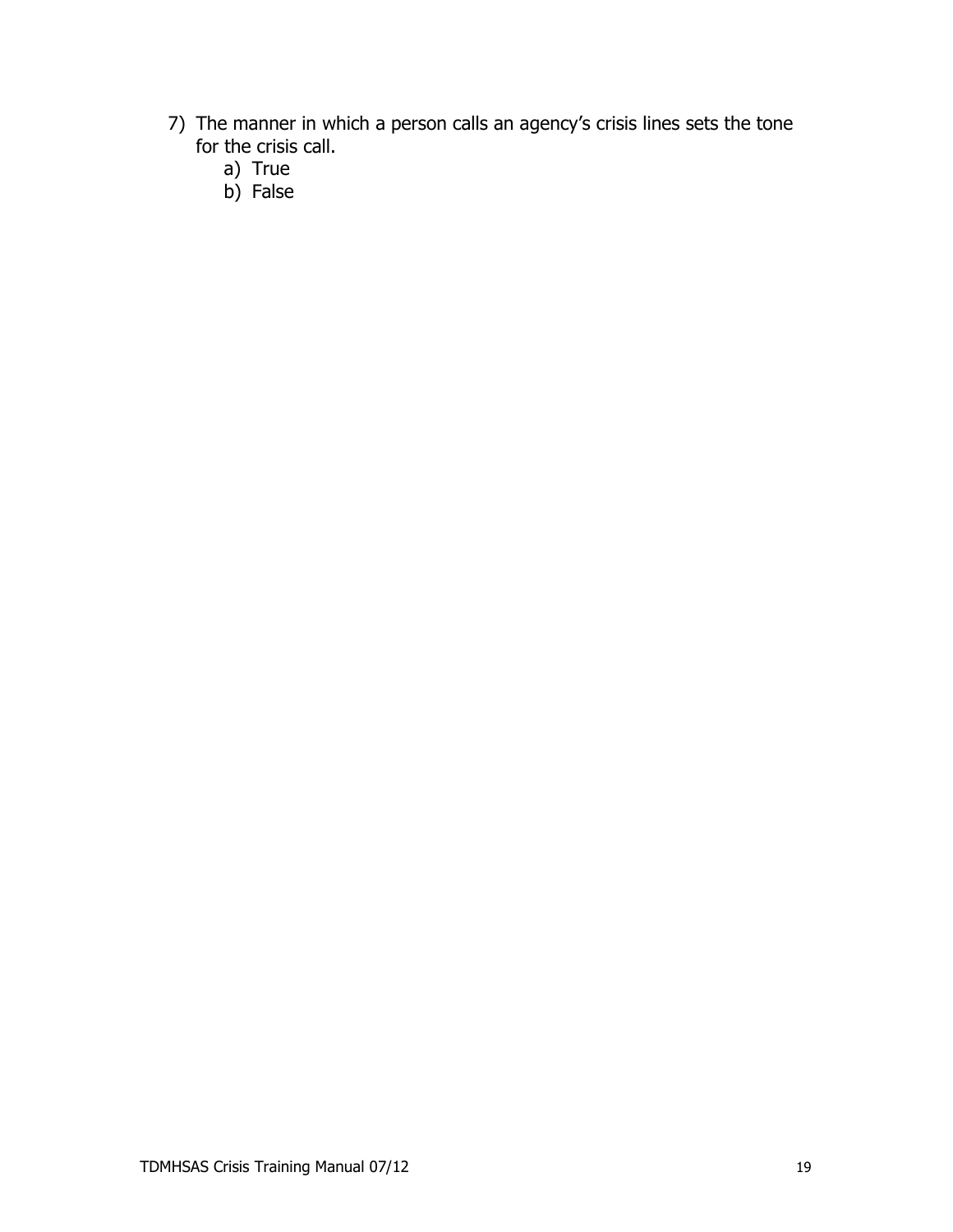7) The manner in which a person calls an agency's crisis lines sets the tone for the crisis call.
    a) True
    b) False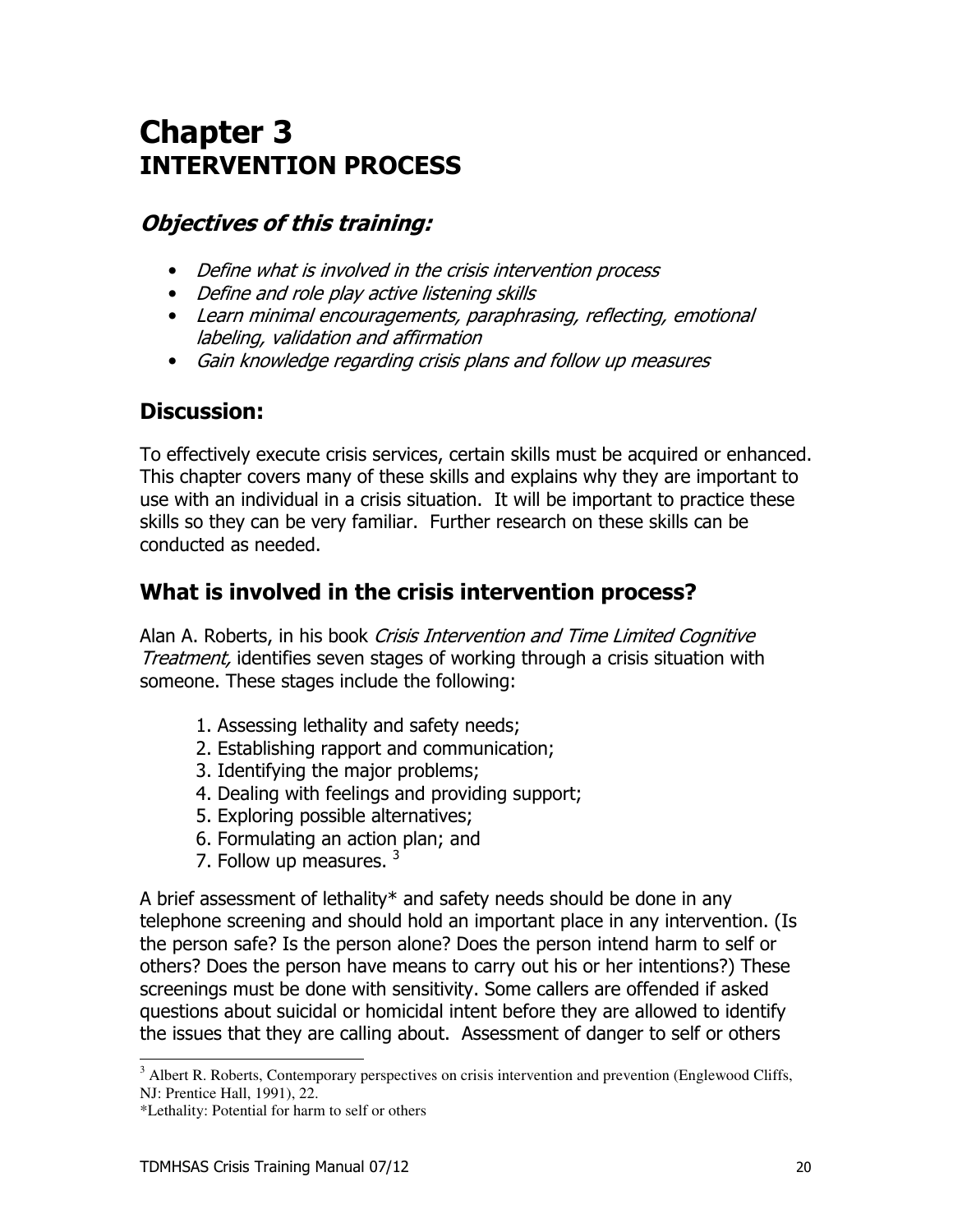# Chapter 3
# INTERVENTION PROCESS

## *Objectives of this training:*

- *Define what is involved in the crisis intervention process*
- *Define and role play active listening skills*
- *Learn minimal encouragements, paraphrasing, reflecting, emotional labeling, validation and affirmation*
- *Gain knowledge regarding crisis plans and follow up measures*

## Discussion:

To effectively execute crisis services, certain skills must be acquired or enhanced. This chapter covers many of these skills and explains why they are important to use with an individual in a crisis situation. It will be important to practice these skills so they can be very familiar. Further research on these skills can be conducted as needed.

## What is involved in the crisis intervention process?

Alan A. Roberts, in his book *Crisis Intervention and Time Limited Cognitive Treatment,* identifies seven stages of working through a crisis situation with someone. These stages include the following:

1. Assessing lethality and safety needs;
2. Establishing rapport and communication;
3. Identifying the major problems;
4. Dealing with feelings and providing support;
5. Exploring possible alternatives;
6. Formulating an action plan; and
7. Follow up measures. [3]

A brief assessment of lethality* and safety needs should be done in any telephone screening and should hold an important place in any intervention. (Is the person safe? Is the person alone? Does the person intend harm to self or others? Does the person have means to carry out his or her intentions?) These screenings must be done with sensitivity. Some callers are offended if asked questions about suicidal or homicidal intent before they are allowed to identify the issues that they are calling about. Assessment of danger to self or others

---

[3] Albert R. Roberts, Contemporary perspectives on crisis intervention and prevention (Englewood Cliffs, NJ: Prentice Hall, 1991), 22.

*Lethality: Potential for harm to self or others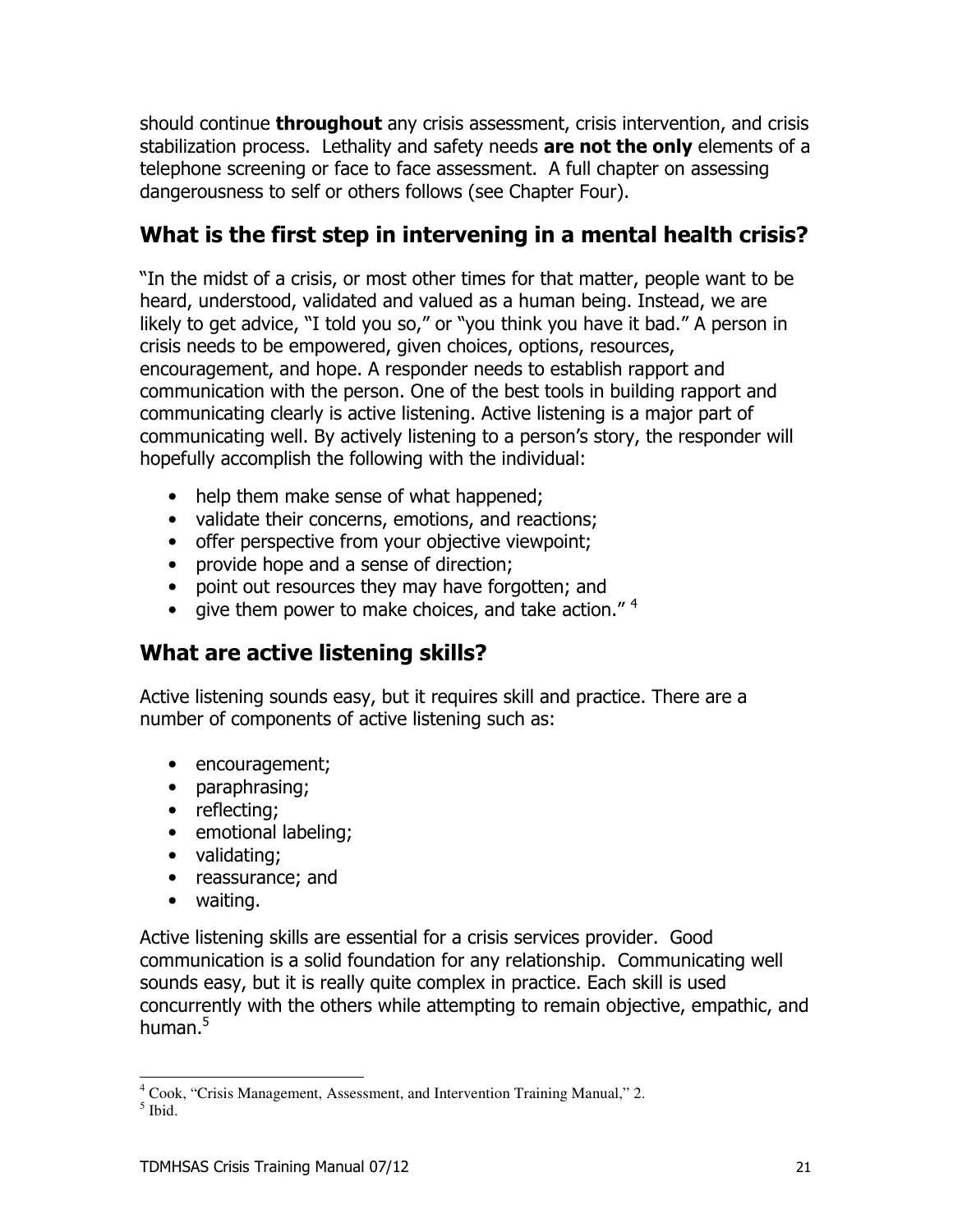should continue **throughout** any crisis assessment, crisis intervention, and crisis stabilization process. Lethality and safety needs **are not the only** elements of a telephone screening or face to face assessment. A full chapter on assessing dangerousness to self or others follows (see Chapter Four).

## What is the first step in intervening in a mental health crisis?

"In the midst of a crisis, or most other times for that matter, people want to be heard, understood, validated and valued as a human being. Instead, we are likely to get advice, "I told you so," or "you think you have it bad." A person in crisis needs to be empowered, given choices, options, resources, encouragement, and hope. A responder needs to establish rapport and communication with the person. One of the best tools in building rapport and communicating clearly is active listening. Active listening is a major part of communicating well. By actively listening to a person's story, the responder will hopefully accomplish the following with the individual:

- help them make sense of what happened;
- validate their concerns, emotions, and reactions;
- offer perspective from your objective viewpoint;
- provide hope and a sense of direction;
- point out resources they may have forgotten; and
- give them power to make choices, and take action." [4]

## What are active listening skills?

Active listening sounds easy, but it requires skill and practice. There are a number of components of active listening such as:

- encouragement;
- paraphrasing;
- reflecting;
- emotional labeling;
- validating;
- reassurance; and
- waiting.

Active listening skills are essential for a crisis services provider. Good communication is a solid foundation for any relationship. Communicating well sounds easy, but it is really quite complex in practice. Each skill is used concurrently with the others while attempting to remain objective, empathic, and human.[5]

---

[4] Cook, "Crisis Management, Assessment, and Intervention Training Manual," 2.
[5] Ibid.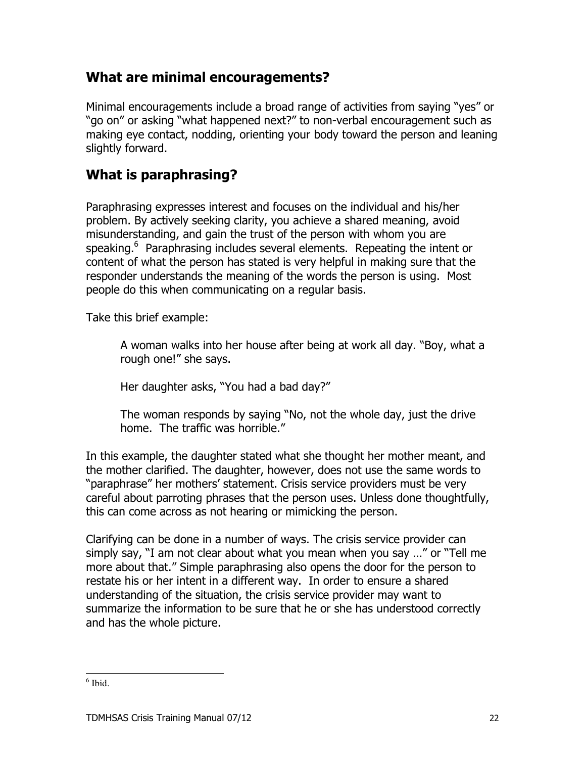## What are minimal encouragements?

Minimal encouragements include a broad range of activities from saying "yes" or "go on" or asking "what happened next?" to non-verbal encouragement such as making eye contact, nodding, orienting your body toward the person and leaning slightly forward.

## What is paraphrasing?

Paraphrasing expresses interest and focuses on the individual and his/her problem. By actively seeking clarity, you achieve a shared meaning, avoid misunderstanding, and gain the trust of the person with whom you are speaking.[6] Paraphrasing includes several elements. Repeating the intent or content of what the person has stated is very helpful in making sure that the responder understands the meaning of the words the person is using. Most people do this when communicating on a regular basis.

Take this brief example:

> A woman walks into her house after being at work all day. "Boy, what a rough one!" she says.
>
> Her daughter asks, "You had a bad day?"
>
> The woman responds by saying "No, not the whole day, just the drive home. The traffic was horrible."

In this example, the daughter stated what she thought her mother meant, and the mother clarified. The daughter, however, does not use the same words to "paraphrase" her mothers' statement. Crisis service providers must be very careful about parroting phrases that the person uses. Unless done thoughtfully, this can come across as not hearing or mimicking the person.

Clarifying can be done in a number of ways. The crisis service provider can simply say, "I am not clear about what you mean when you say …" or "Tell me more about that." Simple paraphrasing also opens the door for the person to restate his or her intent in a different way. In order to ensure a shared understanding of the situation, the crisis service provider may want to summarize the information to be sure that he or she has understood correctly and has the whole picture.

---

[6] Ibid.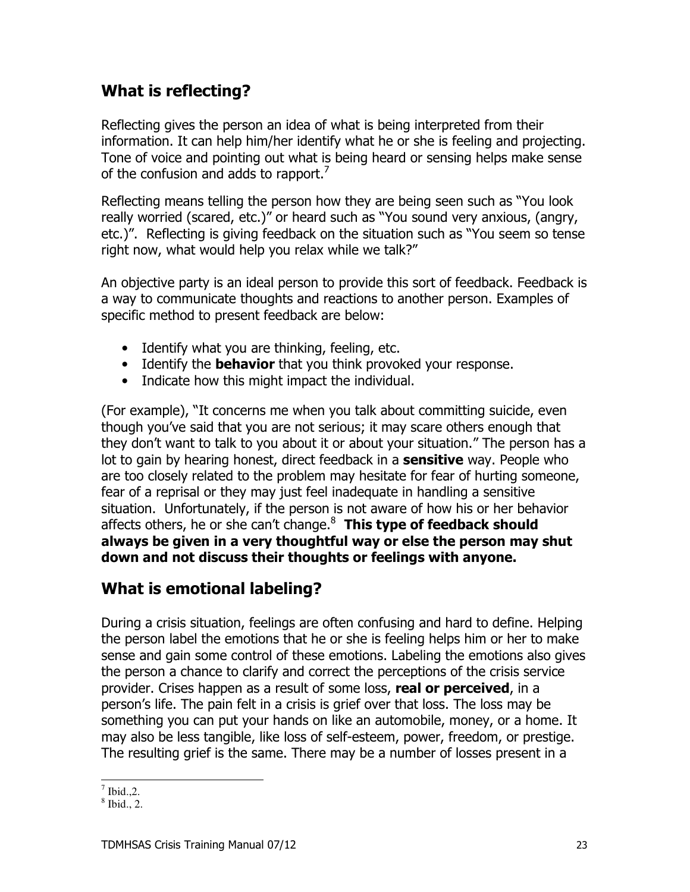## What is reflecting?

Reflecting gives the person an idea of what is being interpreted from their information. It can help him/her identify what he or she is feeling and projecting. Tone of voice and pointing out what is being heard or sensing helps make sense of the confusion and adds to rapport.[7]

Reflecting means telling the person how they are being seen such as "You look really worried (scared, etc.)" or heard such as "You sound very anxious, (angry, etc.)". Reflecting is giving feedback on the situation such as "You seem so tense right now, what would help you relax while we talk?"

An objective party is an ideal person to provide this sort of feedback. Feedback is a way to communicate thoughts and reactions to another person. Examples of specific method to present feedback are below:

- Identify what you are thinking, feeling, etc.
- Identify the **behavior** that you think provoked your response.
- Indicate how this might impact the individual.

(For example), "It concerns me when you talk about committing suicide, even though you've said that you are not serious; it may scare others enough that they don't want to talk to you about it or about your situation." The person has a lot to gain by hearing honest, direct feedback in a **sensitive** way. People who are too closely related to the problem may hesitate for fear of hurting someone, fear of a reprisal or they may just feel inadequate in handling a sensitive situation. Unfortunately, if the person is not aware of how his or her behavior affects others, he or she can't change.[8] **This type of feedback should always be given in a very thoughtful way or else the person may shut down and not discuss their thoughts or feelings with anyone.**

## What is emotional labeling?

During a crisis situation, feelings are often confusing and hard to define. Helping the person label the emotions that he or she is feeling helps him or her to make sense and gain some control of these emotions. Labeling the emotions also gives the person a chance to clarify and correct the perceptions of the crisis service provider. Crises happen as a result of some loss, **real or perceived**, in a person's life. The pain felt in a crisis is grief over that loss. The loss may be something you can put your hands on like an automobile, money, or a home. It may also be less tangible, like loss of self-esteem, power, freedom, or prestige. The resulting grief is the same. There may be a number of losses present in a

---

[7] Ibid.,2.

[8] Ibid., 2.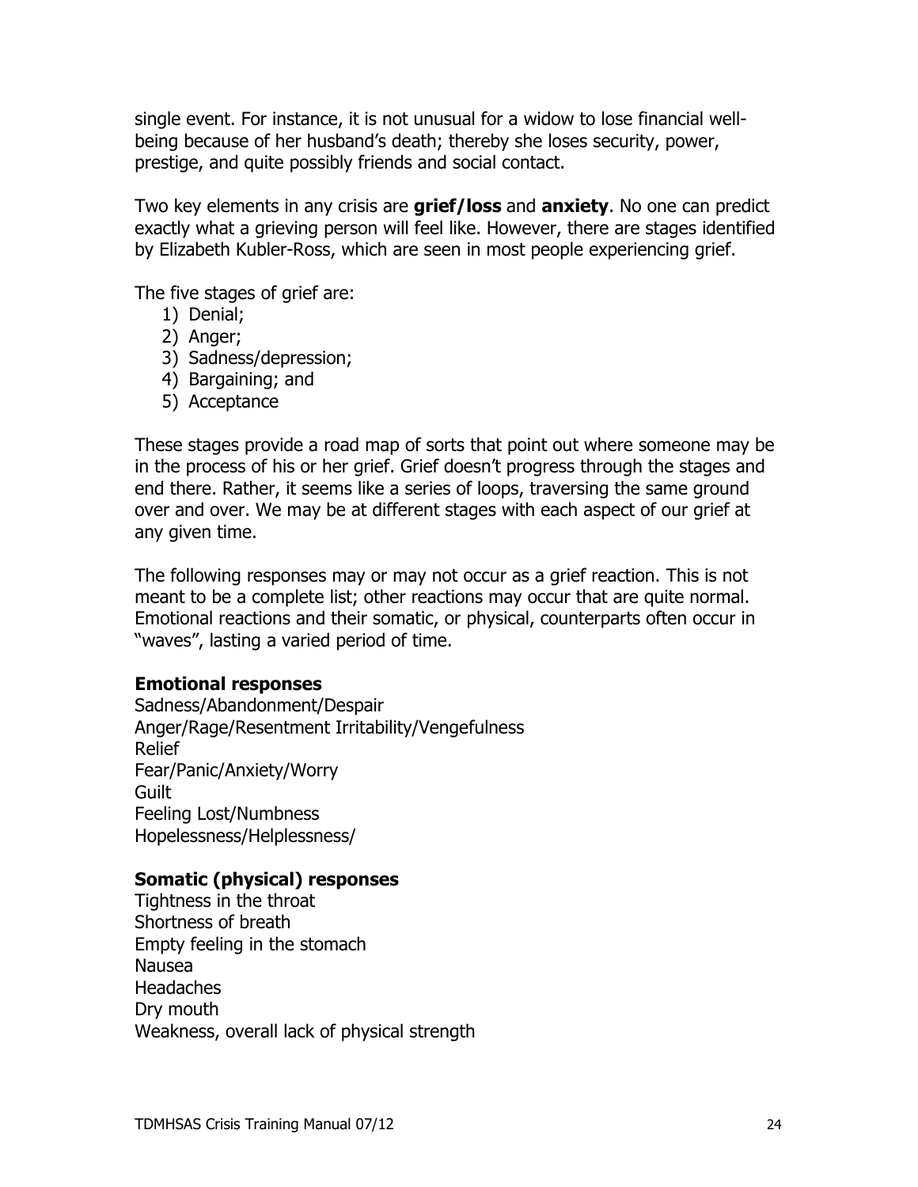single event. For instance, it is not unusual for a widow to lose financial well-being because of her husband's death; thereby she loses security, power, prestige, and quite possibly friends and social contact.

Two key elements in any crisis are **grief/loss** and **anxiety**. No one can predict exactly what a grieving person will feel like. However, there are stages identified by Elizabeth Kubler-Ross, which are seen in most people experiencing grief.

The five stages of grief are:

1) Denial;
2) Anger;
3) Sadness/depression;
4) Bargaining; and
5) Acceptance

These stages provide a road map of sorts that point out where someone may be in the process of his or her grief. Grief doesn't progress through the stages and end there. Rather, it seems like a series of loops, traversing the same ground over and over. We may be at different stages with each aspect of our grief at any given time.

The following responses may or may not occur as a grief reaction. This is not meant to be a complete list; other reactions may occur that are quite normal. Emotional reactions and their somatic, or physical, counterparts often occur in "waves", lasting a varied period of time.

**Emotional responses**

Sadness/Abandonment/Despair
Anger/Rage/Resentment Irritability/Vengefulness
Relief
Fear/Panic/Anxiety/Worry
Guilt
Feeling Lost/Numbness
Hopelessness/Helplessness/

**Somatic (physical) responses**

Tightness in the throat
Shortness of breath
Empty feeling in the stomach
Nausea
Headaches
Dry mouth
Weakness, overall lack of physical strength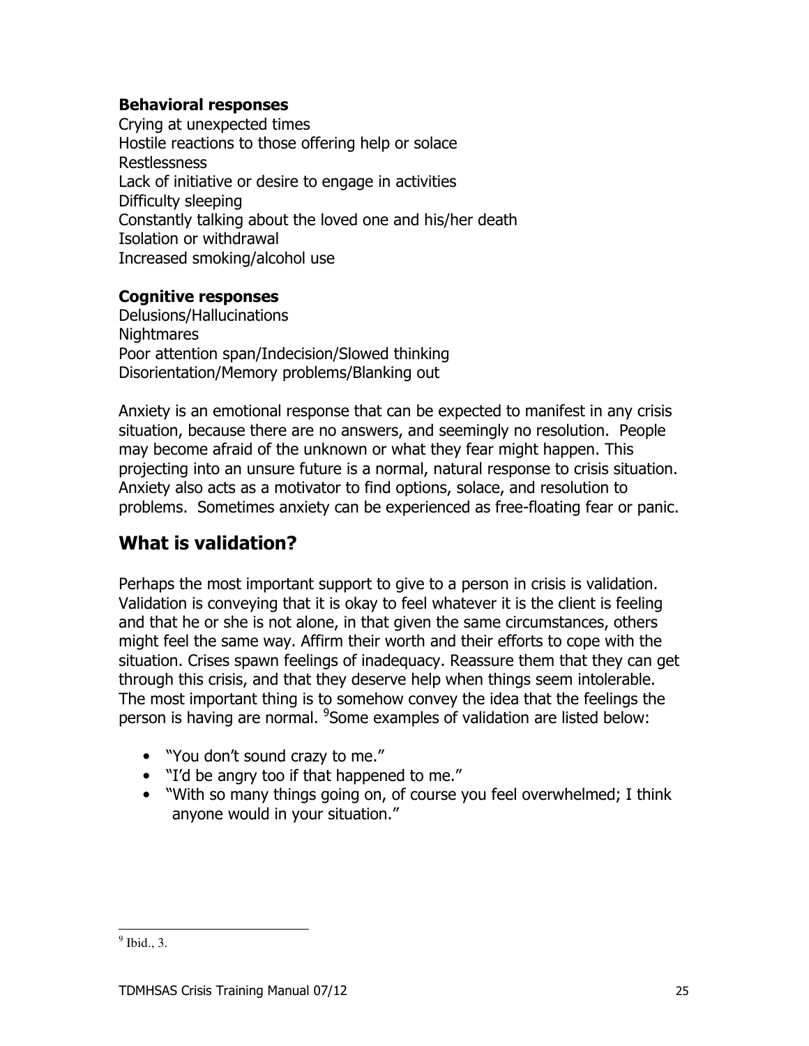**Behavioral responses**
Crying at unexpected times
Hostile reactions to those offering help or solace
Restlessness
Lack of initiative or desire to engage in activities
Difficulty sleeping
Constantly talking about the loved one and his/her death
Isolation or withdrawal
Increased smoking/alcohol use

**Cognitive responses**
Delusions/Hallucinations
Nightmares
Poor attention span/Indecision/Slowed thinking
Disorientation/Memory problems/Blanking out

Anxiety is an emotional response that can be expected to manifest in any crisis situation, because there are no answers, and seemingly no resolution. People may become afraid of the unknown or what they fear might happen. This projecting into an unsure future is a normal, natural response to crisis situation. Anxiety also acts as a motivator to find options, solace, and resolution to problems. Sometimes anxiety can be experienced as free-floating fear or panic.

## What is validation?

Perhaps the most important support to give to a person in crisis is validation. Validation is conveying that it is okay to feel whatever it is the client is feeling and that he or she is not alone, in that given the same circumstances, others might feel the same way. Affirm their worth and their efforts to cope with the situation. Crises spawn feelings of inadequacy. Reassure them that they can get through this crisis, and that they deserve help when things seem intolerable. The most important thing is to somehow convey the idea that the feelings the person is having are normal. [9]Some examples of validation are listed below:

- "You don't sound crazy to me."
- "I'd be angry too if that happened to me."
- "With so many things going on, of course you feel overwhelmed; I think anyone would in your situation."

[9] Ibid., 3.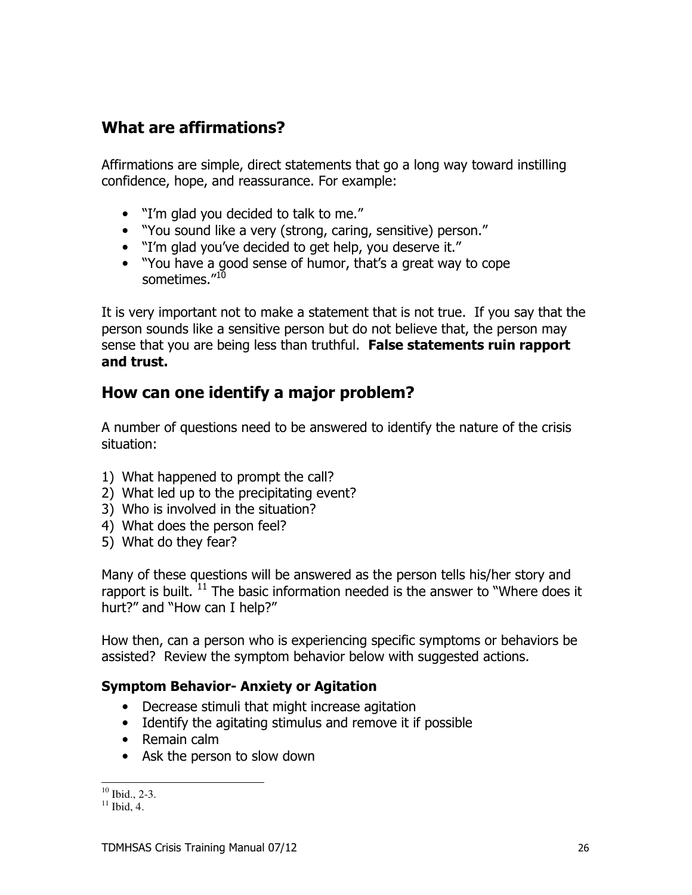## What are affirmations?

Affirmations are simple, direct statements that go a long way toward instilling confidence, hope, and reassurance. For example:

- "I'm glad you decided to talk to me."
- "You sound like a very (strong, caring, sensitive) person."
- "I'm glad you've decided to get help, you deserve it."
- "You have a good sense of humor, that's a great way to cope sometimes."[10]

It is very important not to make a statement that is not true. If you say that the person sounds like a sensitive person but do not believe that, the person may sense that you are being less than truthful. **False statements ruin rapport and trust.**

## How can one identify a major problem?

A number of questions need to be answered to identify the nature of the crisis situation:

1) What happened to prompt the call?
2) What led up to the precipitating event?
3) Who is involved in the situation?
4) What does the person feel?
5) What do they fear?

Many of these questions will be answered as the person tells his/her story and rapport is built. [11] The basic information needed is the answer to "Where does it hurt?" and "How can I help?"

How then, can a person who is experiencing specific symptoms or behaviors be assisted? Review the symptom behavior below with suggested actions.

### Symptom Behavior- Anxiety or Agitation

- Decrease stimuli that might increase agitation
- Identify the agitating stimulus and remove it if possible
- Remain calm
- Ask the person to slow down

---

[10] Ibid., 2-3.
[11] Ibid, 4.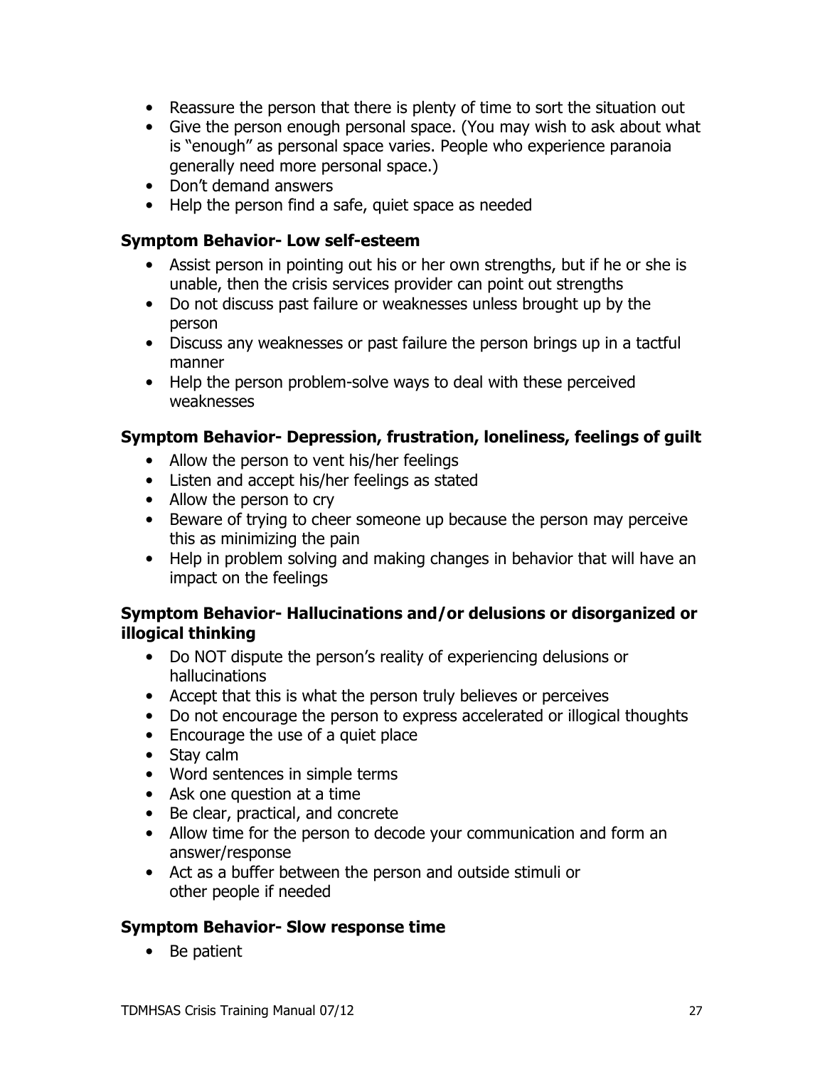- Reassure the person that there is plenty of time to sort the situation out
- Give the person enough personal space. (You may wish to ask about what is "enough" as personal space varies. People who experience paranoia generally need more personal space.)
- Don't demand answers
- Help the person find a safe, quiet space as needed

### Symptom Behavior- Low self-esteem

- Assist person in pointing out his or her own strengths, but if he or she is unable, then the crisis services provider can point out strengths
- Do not discuss past failure or weaknesses unless brought up by the person
- Discuss any weaknesses or past failure the person brings up in a tactful manner
- Help the person problem-solve ways to deal with these perceived weaknesses

### Symptom Behavior- Depression, frustration, loneliness, feelings of guilt

- Allow the person to vent his/her feelings
- Listen and accept his/her feelings as stated
- Allow the person to cry
- Beware of trying to cheer someone up because the person may perceive this as minimizing the pain
- Help in problem solving and making changes in behavior that will have an impact on the feelings

### Symptom Behavior- Hallucinations and/or delusions or disorganized or illogical thinking

- Do NOT dispute the person's reality of experiencing delusions or hallucinations
- Accept that this is what the person truly believes or perceives
- Do not encourage the person to express accelerated or illogical thoughts
- Encourage the use of a quiet place
- Stay calm
- Word sentences in simple terms
- Ask one question at a time
- Be clear, practical, and concrete
- Allow time for the person to decode your communication and form an answer/response
- Act as a buffer between the person and outside stimuli or other people if needed

### Symptom Behavior- Slow response time

- Be patient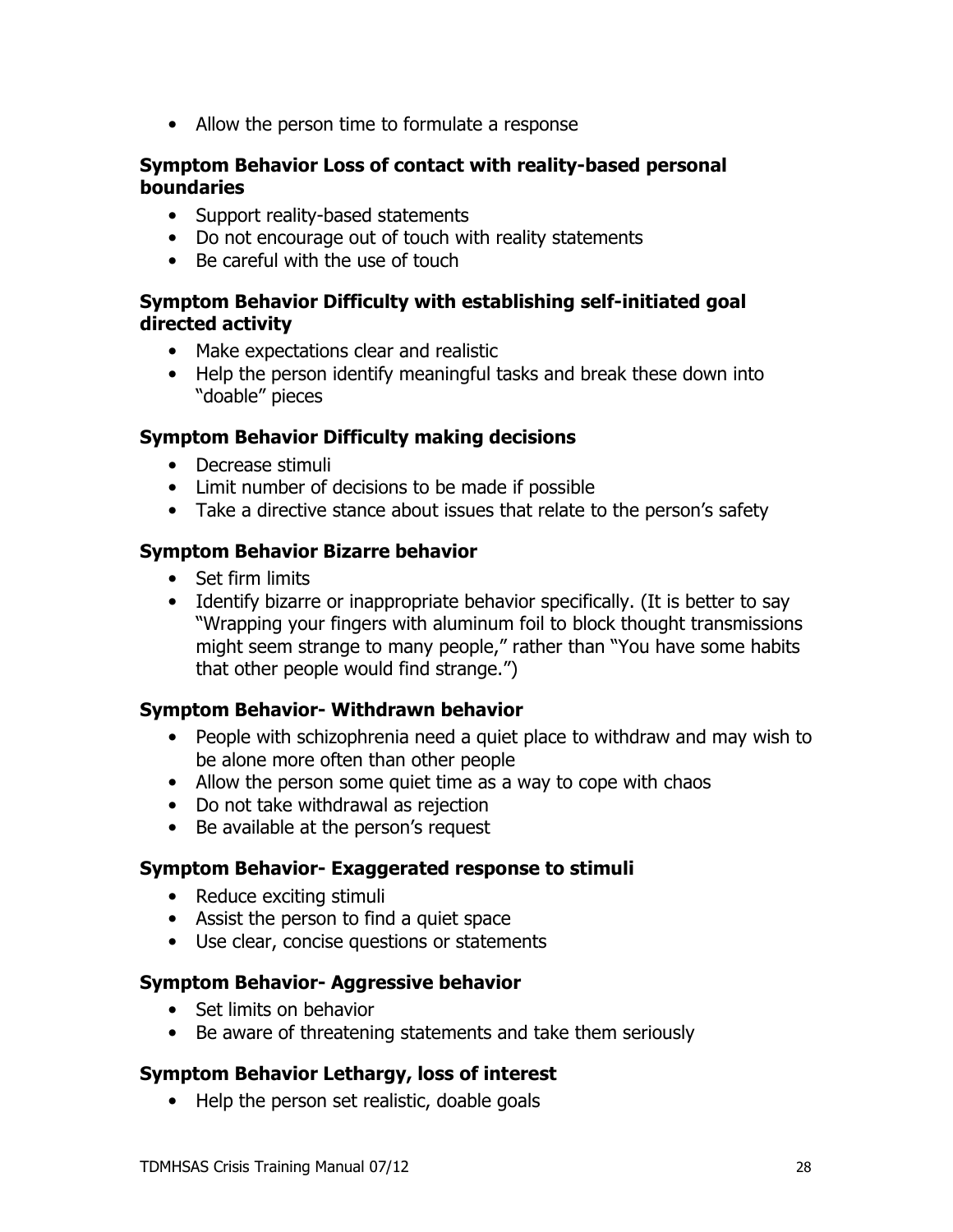- Allow the person time to formulate a response

**Symptom Behavior Loss of contact with reality-based personal boundaries**

- Support reality-based statements
- Do not encourage out of touch with reality statements
- Be careful with the use of touch

**Symptom Behavior Difficulty with establishing self-initiated goal directed activity**

- Make expectations clear and realistic
- Help the person identify meaningful tasks and break these down into "doable" pieces

**Symptom Behavior Difficulty making decisions**

- Decrease stimuli
- Limit number of decisions to be made if possible
- Take a directive stance about issues that relate to the person's safety

**Symptom Behavior Bizarre behavior**

- Set firm limits
- Identify bizarre or inappropriate behavior specifically. (It is better to say "Wrapping your fingers with aluminum foil to block thought transmissions might seem strange to many people," rather than "You have some habits that other people would find strange.")

**Symptom Behavior- Withdrawn behavior**

- People with schizophrenia need a quiet place to withdraw and may wish to be alone more often than other people
- Allow the person some quiet time as a way to cope with chaos
- Do not take withdrawal as rejection
- Be available at the person's request

**Symptom Behavior- Exaggerated response to stimuli**

- Reduce exciting stimuli
- Assist the person to find a quiet space
- Use clear, concise questions or statements

**Symptom Behavior- Aggressive behavior**

- Set limits on behavior
- Be aware of threatening statements and take them seriously

**Symptom Behavior Lethargy, loss of interest**

- Help the person set realistic, doable goals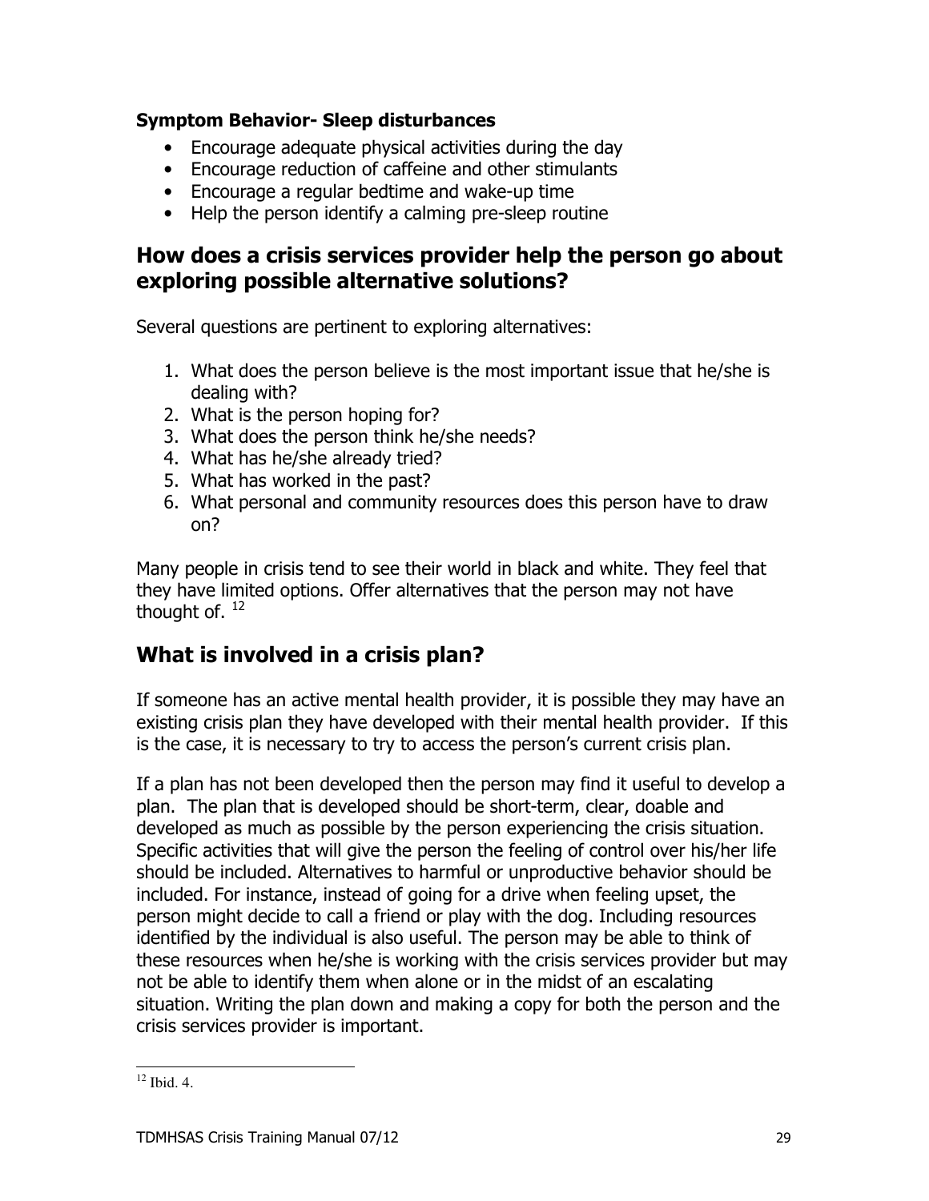**Symptom Behavior- Sleep disturbances**

- Encourage adequate physical activities during the day
- Encourage reduction of caffeine and other stimulants
- Encourage a regular bedtime and wake-up time
- Help the person identify a calming pre-sleep routine

## How does a crisis services provider help the person go about exploring possible alternative solutions?

Several questions are pertinent to exploring alternatives:

1. What does the person believe is the most important issue that he/she is dealing with?
2. What is the person hoping for?
3. What does the person think he/she needs?
4. What has he/she already tried?
5. What has worked in the past?
6. What personal and community resources does this person have to draw on?

Many people in crisis tend to see their world in black and white. They feel that they have limited options. Offer alternatives that the person may not have thought of. [12]

## What is involved in a crisis plan?

If someone has an active mental health provider, it is possible they may have an existing crisis plan they have developed with their mental health provider. If this is the case, it is necessary to try to access the person's current crisis plan.

If a plan has not been developed then the person may find it useful to develop a plan. The plan that is developed should be short-term, clear, doable and developed as much as possible by the person experiencing the crisis situation. Specific activities that will give the person the feeling of control over his/her life should be included. Alternatives to harmful or unproductive behavior should be included. For instance, instead of going for a drive when feeling upset, the person might decide to call a friend or play with the dog. Including resources identified by the individual is also useful. The person may be able to think of these resources when he/she is working with the crisis services provider but may not be able to identify them when alone or in the midst of an escalating situation. Writing the plan down and making a copy for both the person and the crisis services provider is important.

[12] Ibid. 4.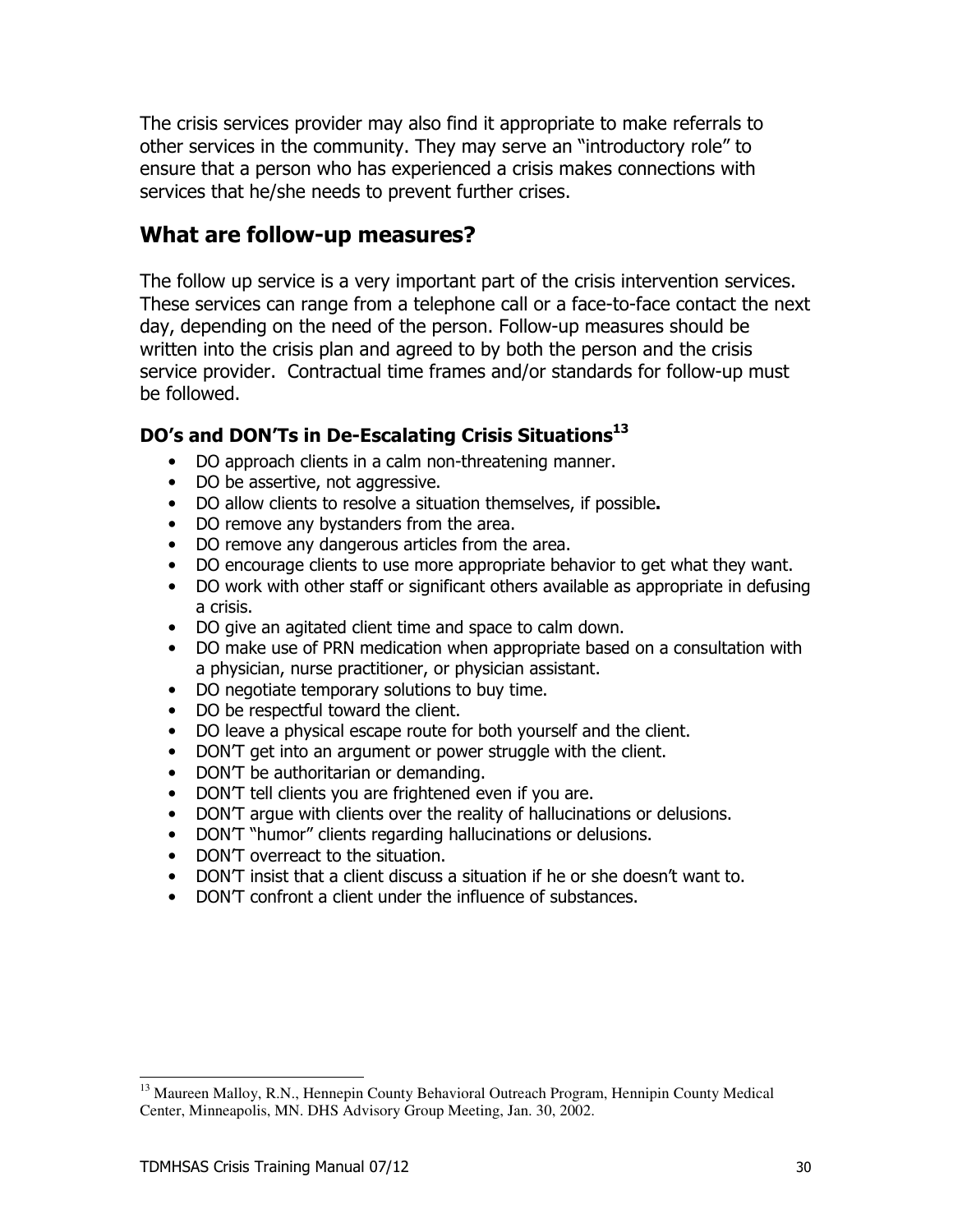The crisis services provider may also find it appropriate to make referrals to other services in the community. They may serve an "introductory role" to ensure that a person who has experienced a crisis makes connections with services that he/she needs to prevent further crises.

## What are follow-up measures?

The follow up service is a very important part of the crisis intervention services. These services can range from a telephone call or a face-to-face contact the next day, depending on the need of the person. Follow-up measures should be written into the crisis plan and agreed to by both the person and the crisis service provider. Contractual time frames and/or standards for follow-up must be followed.

### DO's and DON'Ts in De-Escalating Crisis Situations[13]

- DO approach clients in a calm non-threatening manner.
- DO be assertive, not aggressive.
- DO allow clients to resolve a situation themselves, if possible**.**
- DO remove any bystanders from the area.
- DO remove any dangerous articles from the area.
- DO encourage clients to use more appropriate behavior to get what they want.
- DO work with other staff or significant others available as appropriate in defusing a crisis.
- DO give an agitated client time and space to calm down.
- DO make use of PRN medication when appropriate based on a consultation with a physician, nurse practitioner, or physician assistant.
- DO negotiate temporary solutions to buy time.
- DO be respectful toward the client.
- DO leave a physical escape route for both yourself and the client.
- DON'T get into an argument or power struggle with the client.
- DON'T be authoritarian or demanding.
- DON'T tell clients you are frightened even if you are.
- DON'T argue with clients over the reality of hallucinations or delusions.
- DON'T "humor" clients regarding hallucinations or delusions.
- DON'T overreact to the situation.
- DON'T insist that a client discuss a situation if he or she doesn't want to.
- DON'T confront a client under the influence of substances.

---

[13] Maureen Malloy, R.N., Hennepin County Behavioral Outreach Program, Hennipin County Medical Center, Minneapolis, MN. DHS Advisory Group Meeting, Jan. 30, 2002.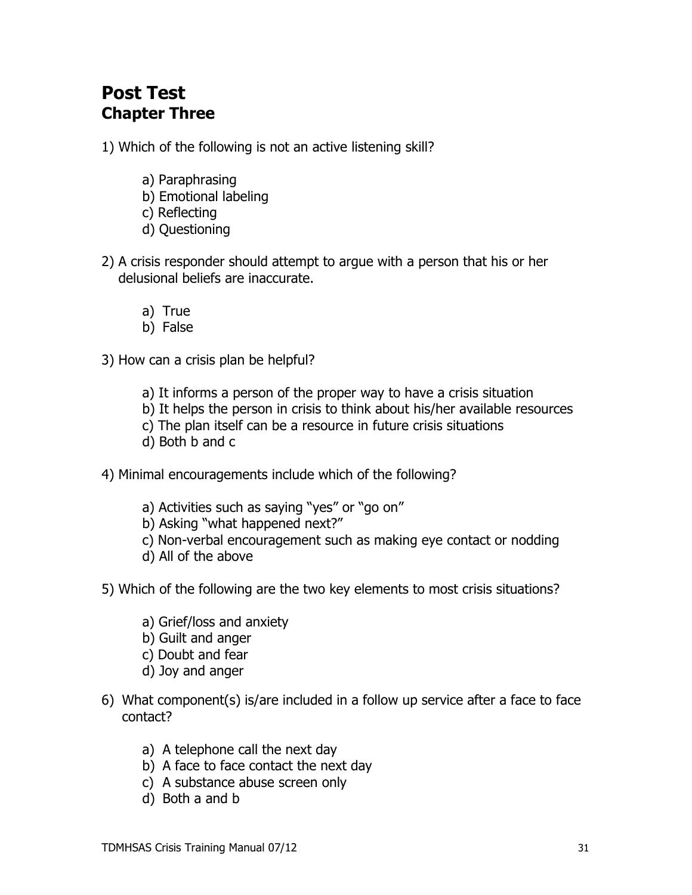## Post Test
### Chapter Three

1) Which of the following is not an active listening skill?

   a) Paraphrasing
   b) Emotional labeling
   c) Reflecting
   d) Questioning

2) A crisis responder should attempt to argue with a person that his or her delusional beliefs are inaccurate.

   a) True
   b) False

3) How can a crisis plan be helpful?

   a) It informs a person of the proper way to have a crisis situation
   b) It helps the person in crisis to think about his/her available resources
   c) The plan itself can be a resource in future crisis situations
   d) Both b and c

4) Minimal encouragements include which of the following?

   a) Activities such as saying "yes" or "go on"
   b) Asking "what happened next?"
   c) Non-verbal encouragement such as making eye contact or nodding
   d) All of the above

5) Which of the following are the two key elements to most crisis situations?

   a) Grief/loss and anxiety
   b) Guilt and anger
   c) Doubt and fear
   d) Joy and anger

6) What component(s) is/are included in a follow up service after a face to face contact?

   a) A telephone call the next day
   b) A face to face contact the next day
   c) A substance abuse screen only
   d) Both a and b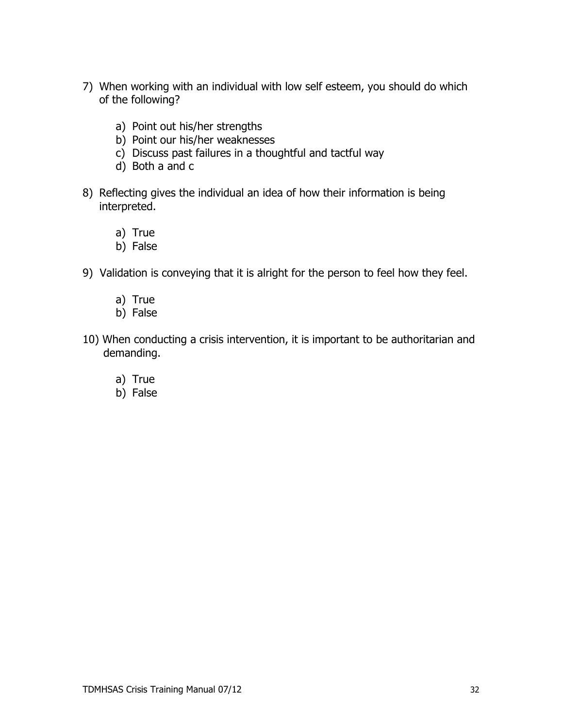7) When working with an individual with low self esteem, you should do which of the following?

   a) Point out his/her strengths
   b) Point our his/her weaknesses
   c) Discuss past failures in a thoughtful and tactful way
   d) Both a and c

8) Reflecting gives the individual an idea of how their information is being interpreted.

   a) True
   b) False

9) Validation is conveying that it is alright for the person to feel how they feel.

   a) True
   b) False

10) When conducting a crisis intervention, it is important to be authoritarian and demanding.

   a) True
   b) False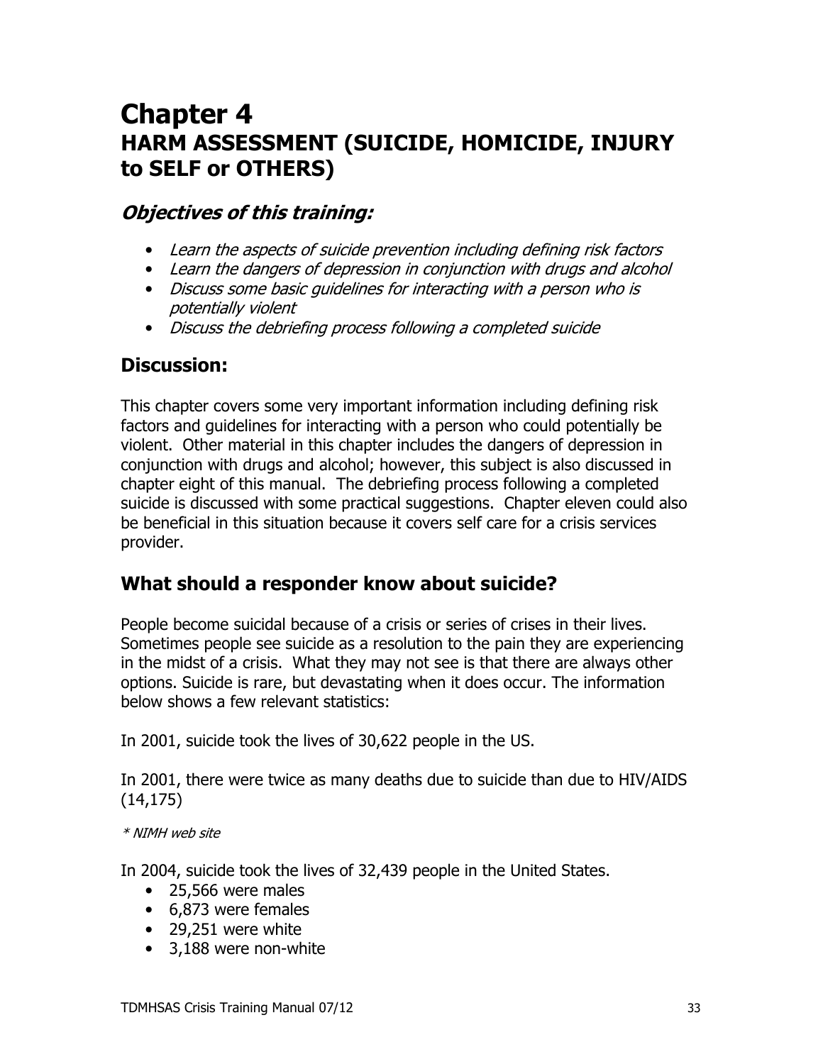# Chapter 4
# HARM ASSESSMENT (SUICIDE, HOMICIDE, INJURY to SELF or OTHERS)

## *Objectives of this training:*

- *Learn the aspects of suicide prevention including defining risk factors*
- *Learn the dangers of depression in conjunction with drugs and alcohol*
- *Discuss some basic guidelines for interacting with a person who is potentially violent*
- *Discuss the debriefing process following a completed suicide*

## Discussion:

This chapter covers some very important information including defining risk factors and guidelines for interacting with a person who could potentially be violent. Other material in this chapter includes the dangers of depression in conjunction with drugs and alcohol; however, this subject is also discussed in chapter eight of this manual. The debriefing process following a completed suicide is discussed with some practical suggestions. Chapter eleven could also be beneficial in this situation because it covers self care for a crisis services provider.

## What should a responder know about suicide?

People become suicidal because of a crisis or series of crises in their lives. Sometimes people see suicide as a resolution to the pain they are experiencing in the midst of a crisis. What they may not see is that there are always other options. Suicide is rare, but devastating when it does occur. The information below shows a few relevant statistics:

In 2001, suicide took the lives of 30,622 people in the US.

In 2001, there were twice as many deaths due to suicide than due to HIV/AIDS (14,175)

*\* NIMH web site*

In 2004, suicide took the lives of 32,439 people in the United States.

- 25,566 were males
- 6,873 were females
- 29,251 were white
- 3,188 were non-white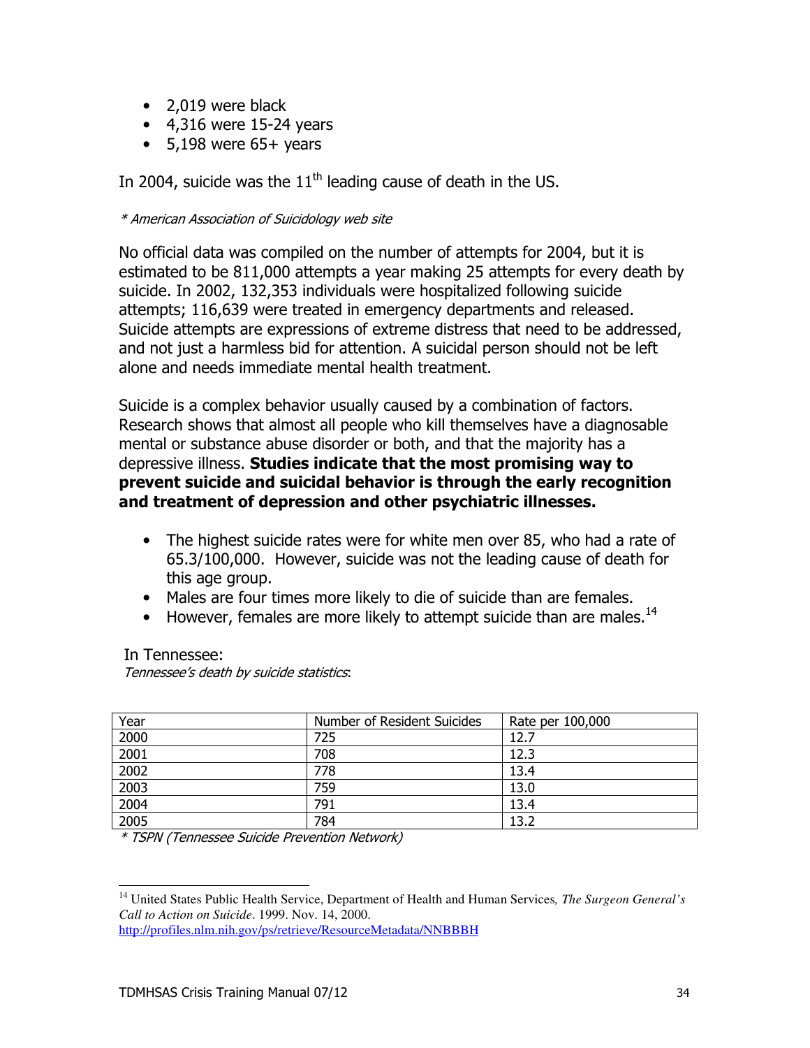- 2,019 were black
- 4,316 were 15-24 years
- 5,198 were 65+ years

In 2004, suicide was the 11th leading cause of death in the US.

*\* American Association of Suicidology web site*

No official data was compiled on the number of attempts for 2004, but it is estimated to be 811,000 attempts a year making 25 attempts for every death by suicide. In 2002, 132,353 individuals were hospitalized following suicide attempts; 116,639 were treated in emergency departments and released. Suicide attempts are expressions of extreme distress that need to be addressed, and not just a harmless bid for attention. A suicidal person should not be left alone and needs immediate mental health treatment.

Suicide is a complex behavior usually caused by a combination of factors. Research shows that almost all people who kill themselves have a diagnosable mental or substance abuse disorder or both, and that the majority has a depressive illness. **Studies indicate that the most promising way to prevent suicide and suicidal behavior is through the early recognition and treatment of depression and other psychiatric illnesses.**

- The highest suicide rates were for white men over 85, who had a rate of 65.3/100,000. However, suicide was not the leading cause of death for this age group.
- Males are four times more likely to die of suicide than are females.
- However, females are more likely to attempt suicide than are males.[14]

In Tennessee:
*Tennessee's death by suicide statistics*:

| Year | Number of Resident Suicides | Rate per 100,000 |
|---|---|---|
| 2000 | 725 | 12.7 |
| 2001 | 708 | 12.3 |
| 2002 | 778 | 13.4 |
| 2003 | 759 | 13.0 |
| 2004 | 791 | 13.4 |
| 2005 | 784 | 13.2 |

*\* TSPN (Tennessee Suicide Prevention Network)*

[14] United States Public Health Service, Department of Health and Human Services, *The Surgeon General's Call to Action on Suicide*. 1999. Nov. 14, 2000. http://profiles.nlm.nih.gov/ps/retrieve/ResourceMetadata/NNBBBH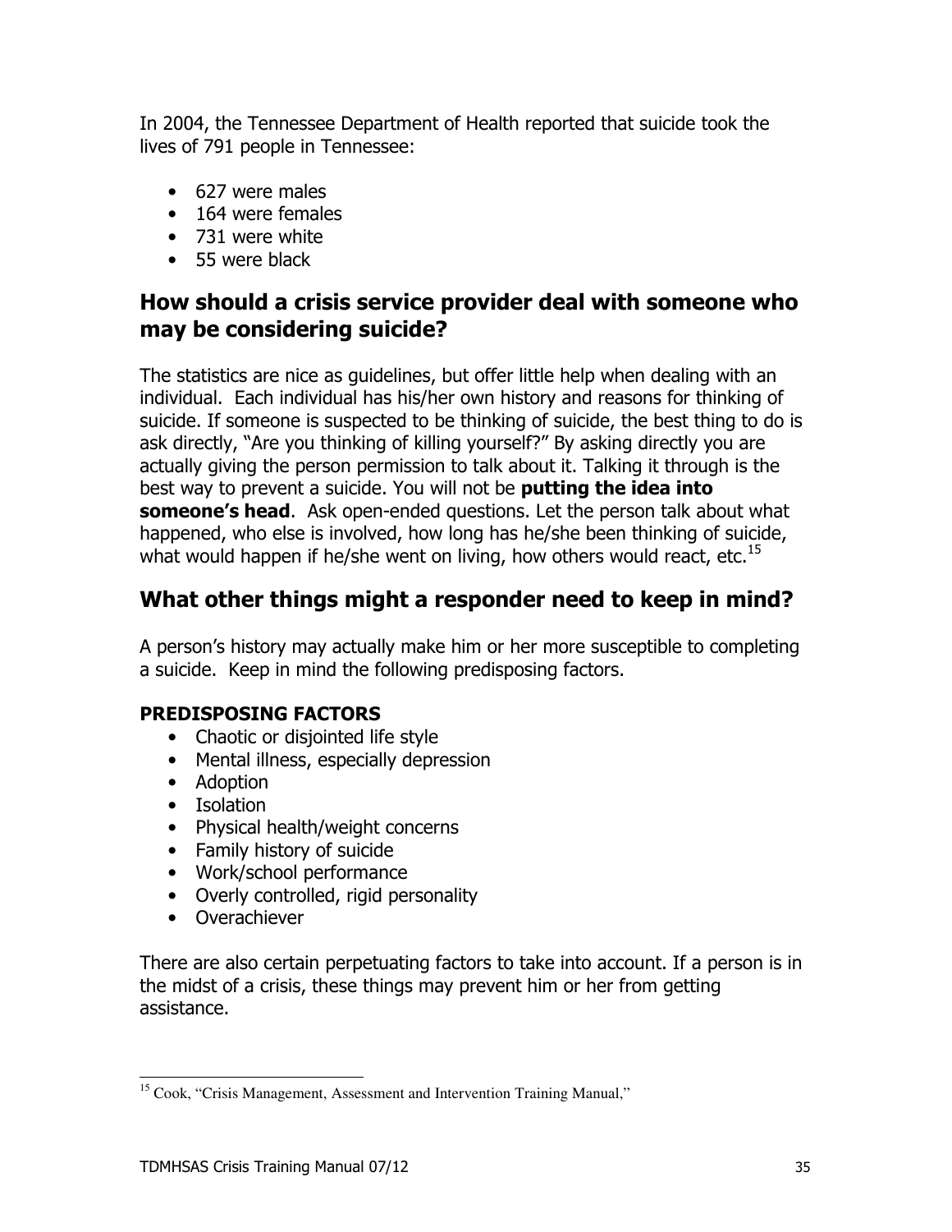In 2004, the Tennessee Department of Health reported that suicide took the lives of 791 people in Tennessee:

- 627 were males
- 164 were females
- 731 were white
- 55 were black

## How should a crisis service provider deal with someone who may be considering suicide?

The statistics are nice as guidelines, but offer little help when dealing with an individual. Each individual has his/her own history and reasons for thinking of suicide. If someone is suspected to be thinking of suicide, the best thing to do is ask directly, "Are you thinking of killing yourself?" By asking directly you are actually giving the person permission to talk about it. Talking it through is the best way to prevent a suicide. You will not be **putting the idea into someone's head**. Ask open-ended questions. Let the person talk about what happened, who else is involved, how long has he/she been thinking of suicide, what would happen if he/she went on living, how others would react, etc.[15]

## What other things might a responder need to keep in mind?

A person's history may actually make him or her more susceptible to completing a suicide. Keep in mind the following predisposing factors.

### PREDISPOSING FACTORS

- Chaotic or disjointed life style
- Mental illness, especially depression
- Adoption
- Isolation
- Physical health/weight concerns
- Family history of suicide
- Work/school performance
- Overly controlled, rigid personality
- Overachiever

There are also certain perpetuating factors to take into account. If a person is in the midst of a crisis, these things may prevent him or her from getting assistance.

---

[15] Cook, "Crisis Management, Assessment and Intervention Training Manual,"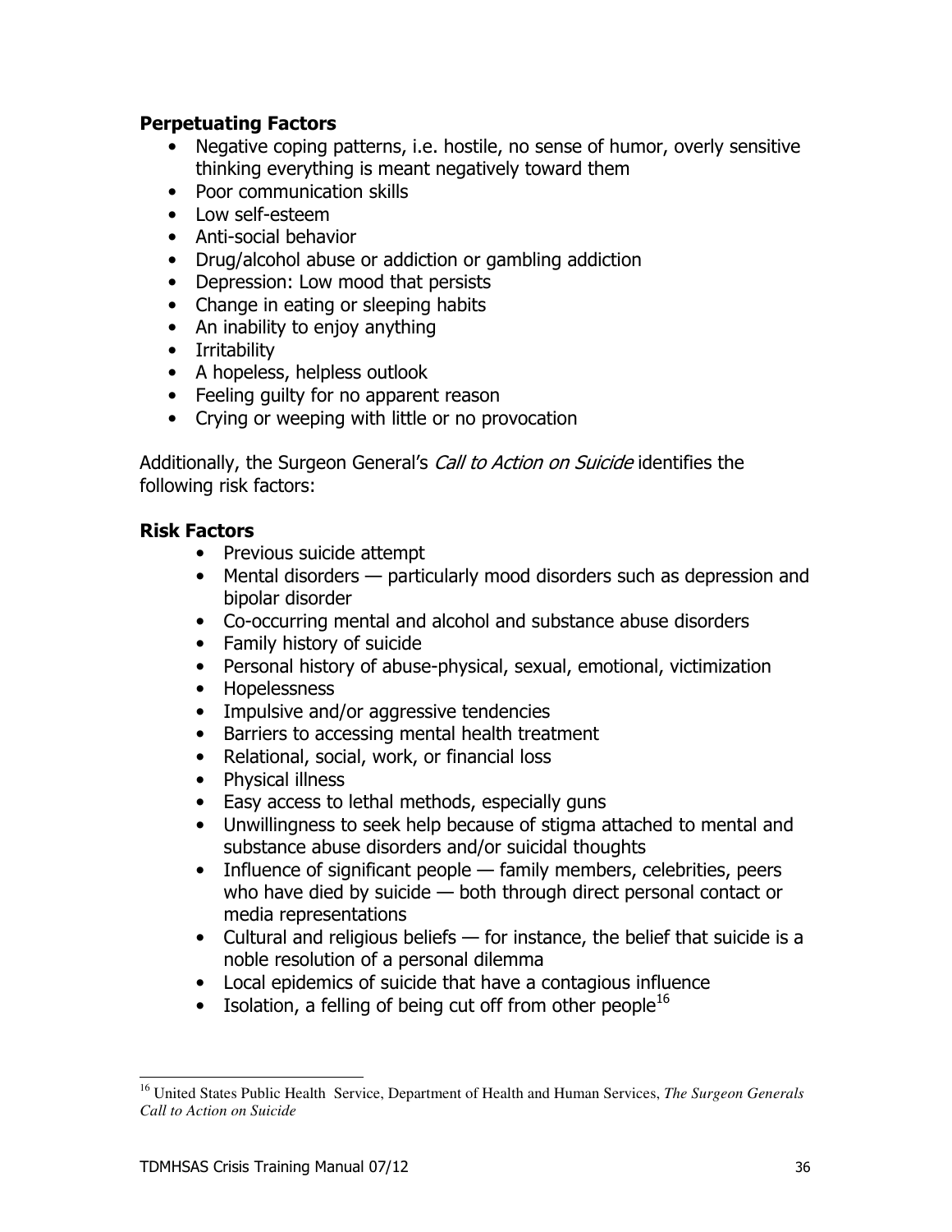### Perpetuating Factors

- Negative coping patterns, i.e. hostile, no sense of humor, overly sensitive thinking everything is meant negatively toward them
- Poor communication skills
- Low self-esteem
- Anti-social behavior
- Drug/alcohol abuse or addiction or gambling addiction
- Depression: Low mood that persists
- Change in eating or sleeping habits
- An inability to enjoy anything
- Irritability
- A hopeless, helpless outlook
- Feeling guilty for no apparent reason
- Crying or weeping with little or no provocation

Additionally, the Surgeon General's *Call to Action on Suicide* identifies the following risk factors:

### Risk Factors

- Previous suicide attempt
- Mental disorders — particularly mood disorders such as depression and bipolar disorder
- Co-occurring mental and alcohol and substance abuse disorders
- Family history of suicide
- Personal history of abuse-physical, sexual, emotional, victimization
- Hopelessness
- Impulsive and/or aggressive tendencies
- Barriers to accessing mental health treatment
- Relational, social, work, or financial loss
- Physical illness
- Easy access to lethal methods, especially guns
- Unwillingness to seek help because of stigma attached to mental and substance abuse disorders and/or suicidal thoughts
- Influence of significant people — family members, celebrities, peers who have died by suicide — both through direct personal contact or media representations
- Cultural and religious beliefs — for instance, the belief that suicide is a noble resolution of a personal dilemma
- Local epidemics of suicide that have a contagious influence
- Isolation, a felling of being cut off from other people[16]

[16] United States Public Health Service, Department of Health and Human Services, *The Surgeon Generals Call to Action on Suicide*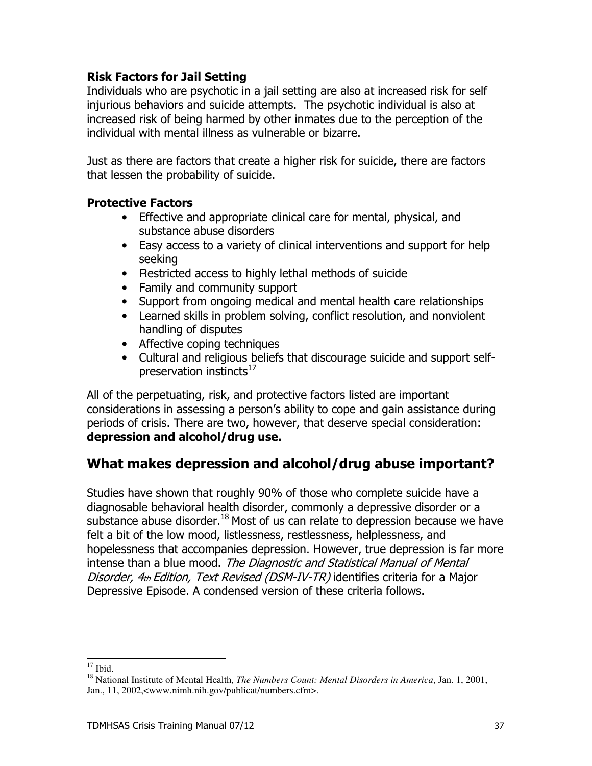### Risk Factors for Jail Setting

Individuals who are psychotic in a jail setting are also at increased risk for self injurious behaviors and suicide attempts. The psychotic individual is also at increased risk of being harmed by other inmates due to the perception of the individual with mental illness as vulnerable or bizarre.

Just as there are factors that create a higher risk for suicide, there are factors that lessen the probability of suicide.

### Protective Factors

- Effective and appropriate clinical care for mental, physical, and substance abuse disorders
- Easy access to a variety of clinical interventions and support for help seeking
- Restricted access to highly lethal methods of suicide
- Family and community support
- Support from ongoing medical and mental health care relationships
- Learned skills in problem solving, conflict resolution, and nonviolent handling of disputes
- Affective coping techniques
- Cultural and religious beliefs that discourage suicide and support self-preservation instincts[17]

All of the perpetuating, risk, and protective factors listed are important considerations in assessing a person's ability to cope and gain assistance during periods of crisis. There are two, however, that deserve special consideration: **depression and alcohol/drug use.**

## What makes depression and alcohol/drug abuse important?

Studies have shown that roughly 90% of those who complete suicide have a diagnosable behavioral health disorder, commonly a depressive disorder or a substance abuse disorder.[18] Most of us can relate to depression because we have felt a bit of the low mood, listlessness, restlessness, helplessness, and hopelessness that accompanies depression. However, true depression is far more intense than a blue mood. *The Diagnostic and Statistical Manual of Mental Disorder, 4th Edition, Text Revised (DSM-IV-TR)* identifies criteria for a Major Depressive Episode. A condensed version of these criteria follows.

---

[17] Ibid.

[18] National Institute of Mental Health, *The Numbers Count: Mental Disorders in America*, Jan. 1, 2001, Jan., 11, 2002,<www.nimh.nih.gov/publicat/numbers.cfm>.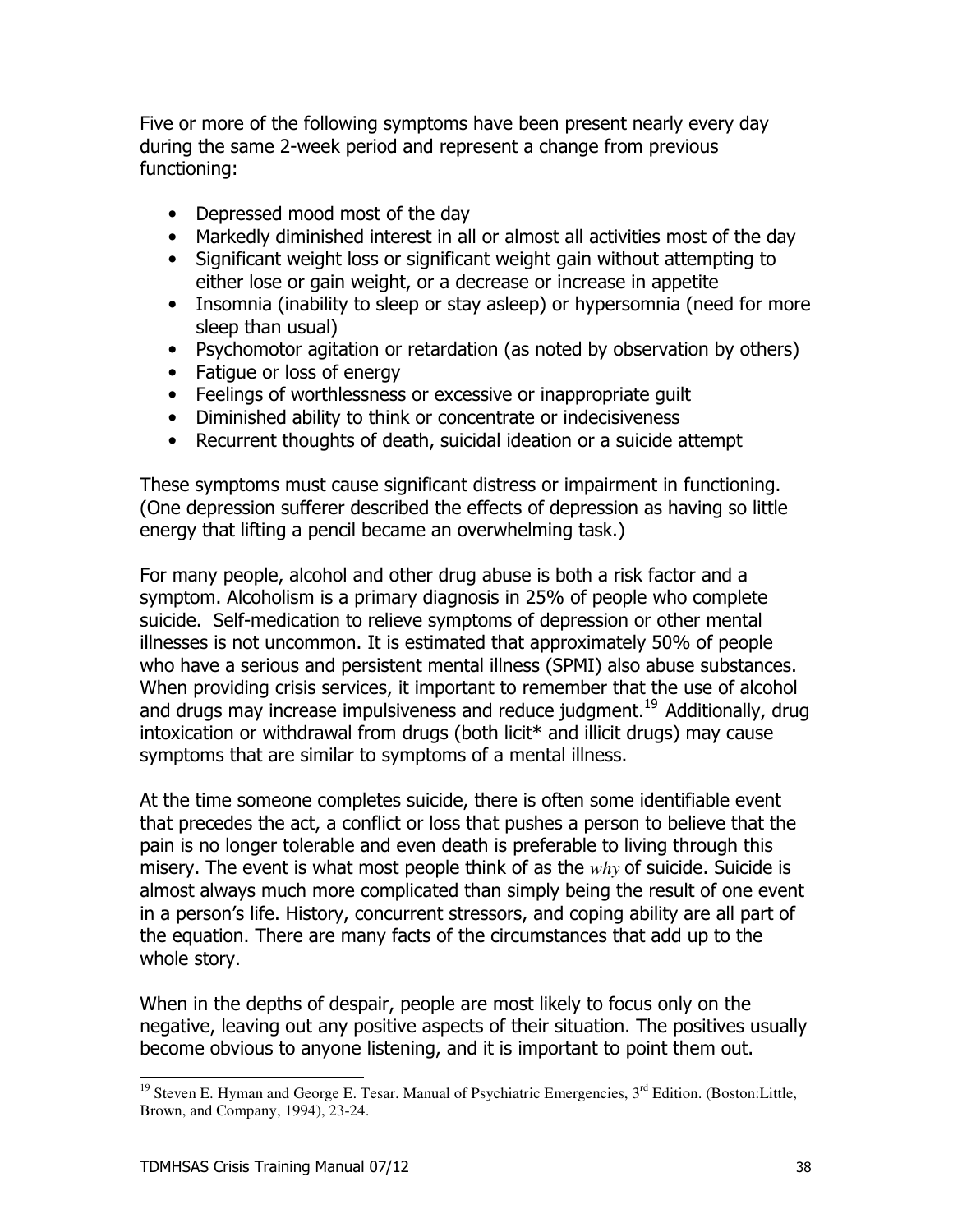Five or more of the following symptoms have been present nearly every day during the same 2-week period and represent a change from previous functioning:

- Depressed mood most of the day
- Markedly diminished interest in all or almost all activities most of the day
- Significant weight loss or significant weight gain without attempting to either lose or gain weight, or a decrease or increase in appetite
- Insomnia (inability to sleep or stay asleep) or hypersomnia (need for more sleep than usual)
- Psychomotor agitation or retardation (as noted by observation by others)
- Fatigue or loss of energy
- Feelings of worthlessness or excessive or inappropriate guilt
- Diminished ability to think or concentrate or indecisiveness
- Recurrent thoughts of death, suicidal ideation or a suicide attempt

These symptoms must cause significant distress or impairment in functioning. (One depression sufferer described the effects of depression as having so little energy that lifting a pencil became an overwhelming task.)

For many people, alcohol and other drug abuse is both a risk factor and a symptom. Alcoholism is a primary diagnosis in 25% of people who complete suicide. Self-medication to relieve symptoms of depression or other mental illnesses is not uncommon. It is estimated that approximately 50% of people who have a serious and persistent mental illness (SPMI) also abuse substances. When providing crisis services, it important to remember that the use of alcohol and drugs may increase impulsiveness and reduce judgment.[19] Additionally, drug intoxication or withdrawal from drugs (both licit* and illicit drugs) may cause symptoms that are similar to symptoms of a mental illness.

At the time someone completes suicide, there is often some identifiable event that precedes the act, a conflict or loss that pushes a person to believe that the pain is no longer tolerable and even death is preferable to living through this misery. The event is what most people think of as the *why* of suicide. Suicide is almost always much more complicated than simply being the result of one event in a person's life. History, concurrent stressors, and coping ability are all part of the equation. There are many facts of the circumstances that add up to the whole story.

When in the depths of despair, people are most likely to focus only on the negative, leaving out any positive aspects of their situation. The positives usually become obvious to anyone listening, and it is important to point them out.

[19] Steven E. Hyman and George E. Tesar. Manual of Psychiatric Emergencies, 3rd Edition. (Boston:Little, Brown, and Company, 1994), 23-24.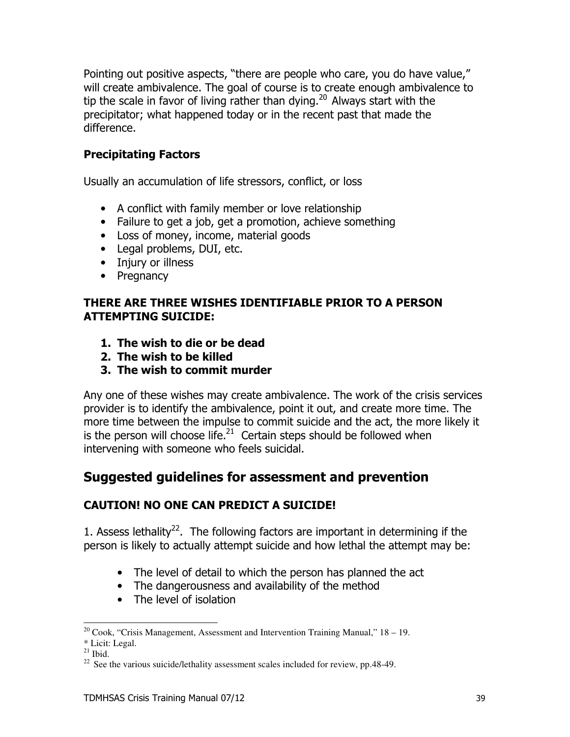Pointing out positive aspects, "there are people who care, you do have value," will create ambivalence. The goal of course is to create enough ambivalence to tip the scale in favor of living rather than dying.[20] Always start with the precipitator; what happened today or in the recent past that made the difference.

### Precipitating Factors

Usually an accumulation of life stressors, conflict, or loss

- A conflict with family member or love relationship
- Failure to get a job, get a promotion, achieve something
- Loss of money, income, material goods
- Legal problems, DUI, etc.
- Injury or illness
- Pregnancy

### THERE ARE THREE WISHES IDENTIFIABLE PRIOR TO A PERSON ATTEMPTING SUICIDE:

1. **The wish to die or be dead**
2. **The wish to be killed**
3. **The wish to commit murder**

Any one of these wishes may create ambivalence. The work of the crisis services provider is to identify the ambivalence, point it out, and create more time. The more time between the impulse to commit suicide and the act, the more likely it is the person will choose life.[21] Certain steps should be followed when intervening with someone who feels suicidal.

## Suggested guidelines for assessment and prevention

### CAUTION! NO ONE CAN PREDICT A SUICIDE!

1. Assess lethality[22]. The following factors are important in determining if the person is likely to actually attempt suicide and how lethal the attempt may be:

- The level of detail to which the person has planned the act
- The dangerousness and availability of the method
- The level of isolation

---

[20] Cook, "Crisis Management, Assessment and Intervention Training Manual," 18 – 19.

* Licit: Legal.

[21] Ibid.

[22] See the various suicide/lethality assessment scales included for review, pp.48-49.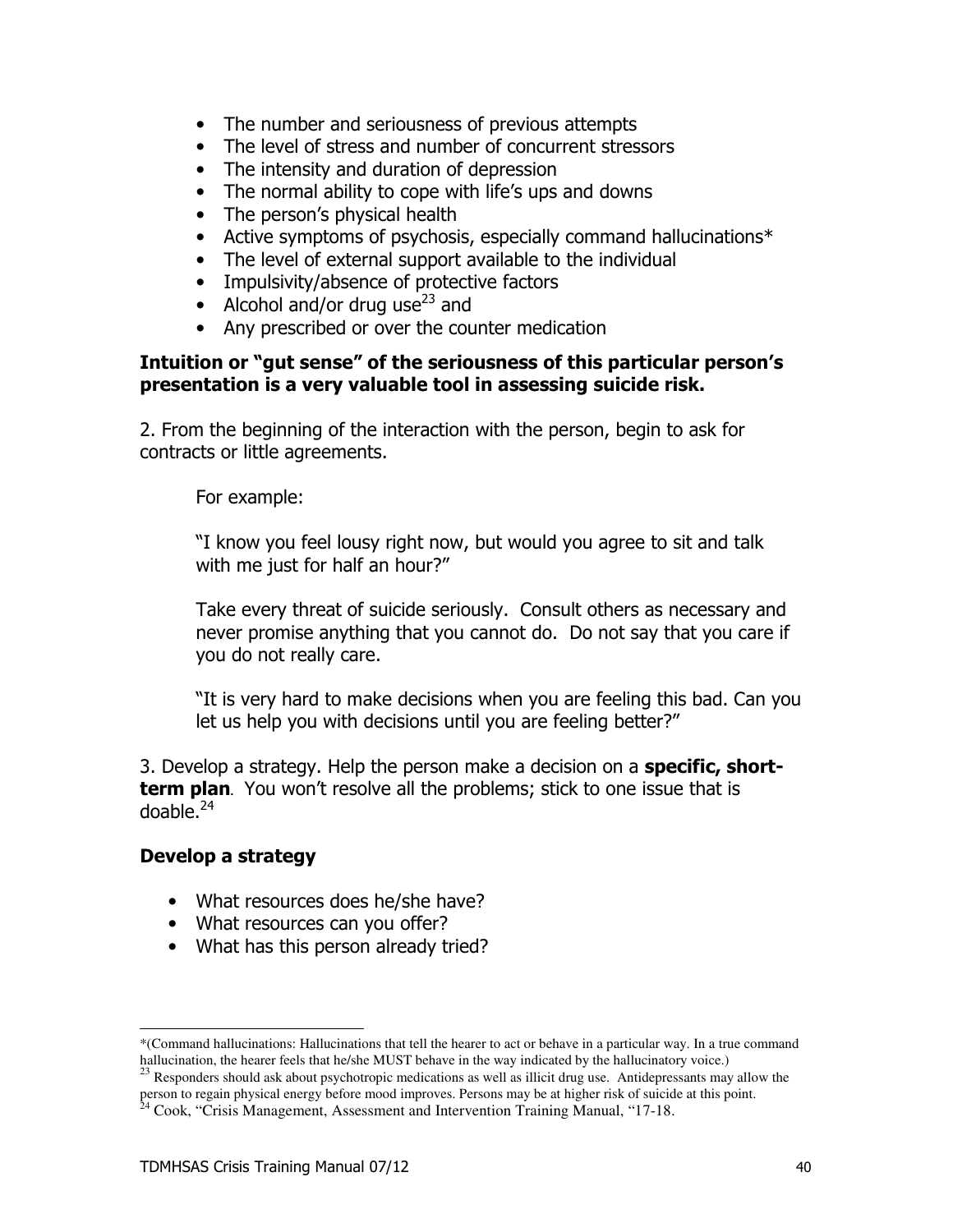- The number and seriousness of previous attempts
- The level of stress and number of concurrent stressors
- The intensity and duration of depression
- The normal ability to cope with life's ups and downs
- The person's physical health
- Active symptoms of psychosis, especially command hallucinations*
- The level of external support available to the individual
- Impulsivity/absence of protective factors
- Alcohol and/or drug use[23] and
- Any prescribed or over the counter medication

**Intuition or "gut sense" of the seriousness of this particular person's presentation is a very valuable tool in assessing suicide risk.**

2. From the beginning of the interaction with the person, begin to ask for contracts or little agreements.

   For example:

   "I know you feel lousy right now, but would you agree to sit and talk with me just for half an hour?"

   Take every threat of suicide seriously. Consult others as necessary and never promise anything that you cannot do. Do not say that you care if you do not really care.

   "It is very hard to make decisions when you are feeling this bad. Can you let us help you with decisions until you are feeling better?"

3. Develop a strategy. Help the person make a decision on a **specific, short-term plan**. You won't resolve all the problems; stick to one issue that is doable.[24]

### Develop a strategy

- What resources does he/she have?
- What resources can you offer?
- What has this person already tried?

---

*(Command hallucinations: Hallucinations that tell the hearer to act or behave in a particular way. In a true command hallucination, the hearer feels that he/she MUST behave in the way indicated by the hallucinatory voice.)

[23] Responders should ask about psychotropic medications as well as illicit drug use. Antidepressants may allow the person to regain physical energy before mood improves. Persons may be at higher risk of suicide at this point.

[24] Cook, "Crisis Management, Assessment and Intervention Training Manual, "17-18.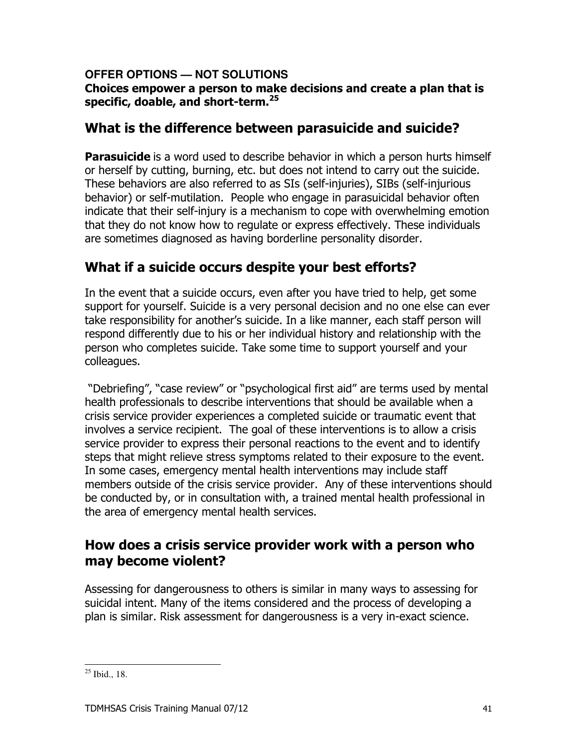**OFFER OPTIONS — NOT SOLUTIONS**
**Choices empower a person to make decisions and create a plan that is specific, doable, and short-term.**[25]

## What is the difference between parasuicide and suicide?

**Parasuicide** is a word used to describe behavior in which a person hurts himself or herself by cutting, burning, etc. but does not intend to carry out the suicide. These behaviors are also referred to as SIs (self-injuries), SIBs (self-injurious behavior) or self-mutilation. People who engage in parasuicidal behavior often indicate that their self-injury is a mechanism to cope with overwhelming emotion that they do not know how to regulate or express effectively. These individuals are sometimes diagnosed as having borderline personality disorder.

## What if a suicide occurs despite your best efforts?

In the event that a suicide occurs, even after you have tried to help, get some support for yourself. Suicide is a very personal decision and no one else can ever take responsibility for another's suicide. In a like manner, each staff person will respond differently due to his or her individual history and relationship with the person who completes suicide. Take some time to support yourself and your colleagues.

"Debriefing", "case review" or "psychological first aid" are terms used by mental health professionals to describe interventions that should be available when a crisis service provider experiences a completed suicide or traumatic event that involves a service recipient. The goal of these interventions is to allow a crisis service provider to express their personal reactions to the event and to identify steps that might relieve stress symptoms related to their exposure to the event. In some cases, emergency mental health interventions may include staff members outside of the crisis service provider. Any of these interventions should be conducted by, or in consultation with, a trained mental health professional in the area of emergency mental health services.

## How does a crisis service provider work with a person who may become violent?

Assessing for dangerousness to others is similar in many ways to assessing for suicidal intent. Many of the items considered and the process of developing a plan is similar. Risk assessment for dangerousness is a very in-exact science.

---

[25] Ibid., 18.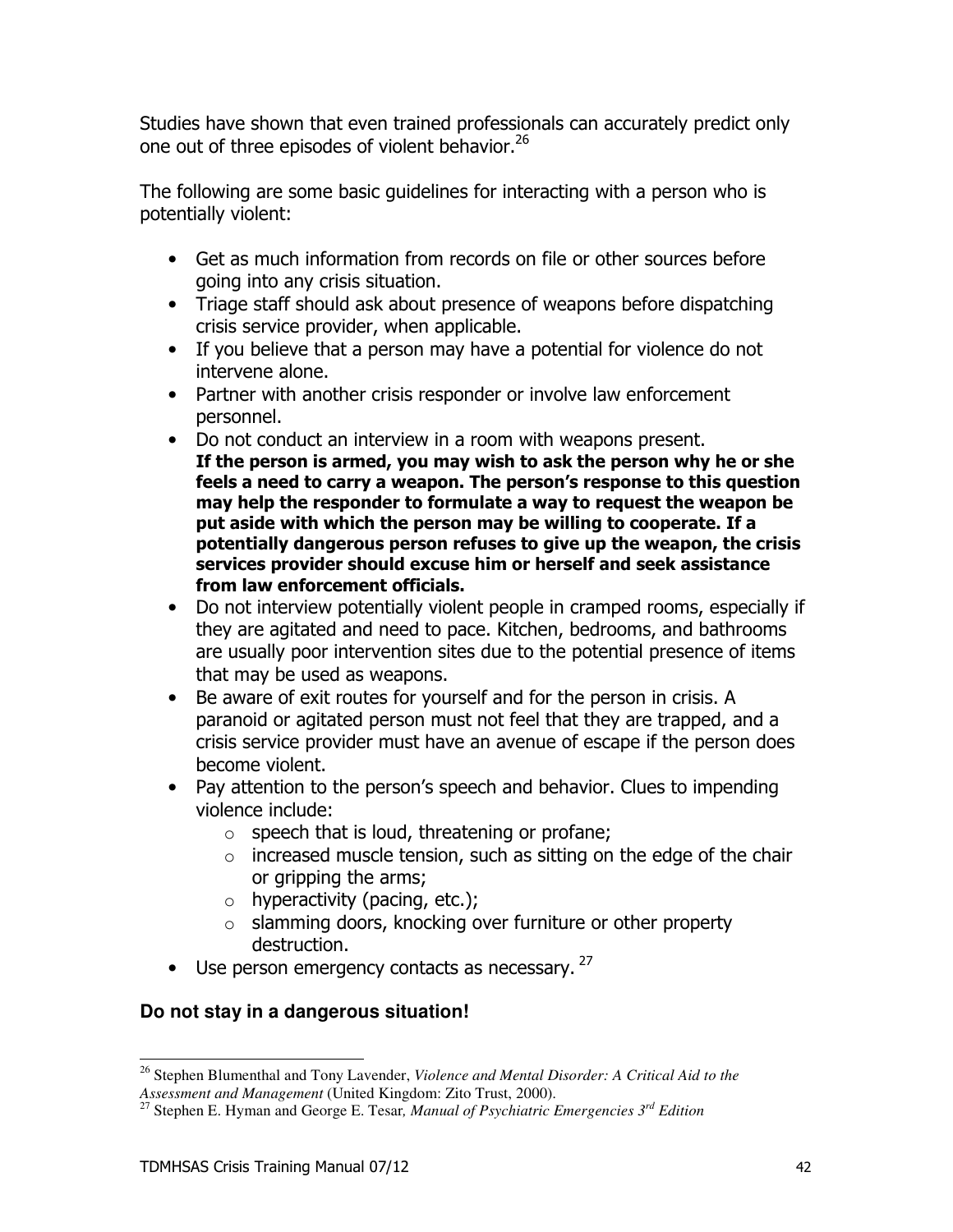Studies have shown that even trained professionals can accurately predict only one out of three episodes of violent behavior.[26]

The following are some basic guidelines for interacting with a person who is potentially violent:

- Get as much information from records on file or other sources before going into any crisis situation.
- Triage staff should ask about presence of weapons before dispatching crisis service provider, when applicable.
- If you believe that a person may have a potential for violence do not intervene alone.
- Partner with another crisis responder or involve law enforcement personnel.
- Do not conduct an interview in a room with weapons present.
  **If the person is armed, you may wish to ask the person why he or she feels a need to carry a weapon. The person's response to this question may help the responder to formulate a way to request the weapon be put aside with which the person may be willing to cooperate. If a potentially dangerous person refuses to give up the weapon, the crisis services provider should excuse him or herself and seek assistance from law enforcement officials.**
- Do not interview potentially violent people in cramped rooms, especially if they are agitated and need to pace. Kitchen, bedrooms, and bathrooms are usually poor intervention sites due to the potential presence of items that may be used as weapons.
- Be aware of exit routes for yourself and for the person in crisis. A paranoid or agitated person must not feel that they are trapped, and a crisis service provider must have an avenue of escape if the person does become violent.
- Pay attention to the person's speech and behavior. Clues to impending violence include:
  - speech that is loud, threatening or profane;
  - increased muscle tension, such as sitting on the edge of the chair or gripping the arms;
  - hyperactivity (pacing, etc.);
  - slamming doors, knocking over furniture or other property destruction.
- Use person emergency contacts as necessary. [27]

**Do not stay in a dangerous situation!**

---

[26] Stephen Blumenthal and Tony Lavender, *Violence and Mental Disorder: A Critical Aid to the Assessment and Management* (United Kingdom: Zito Trust, 2000).

[27] Stephen E. Hyman and George E. Tesar, *Manual of Psychiatric Emergencies 3rd Edition*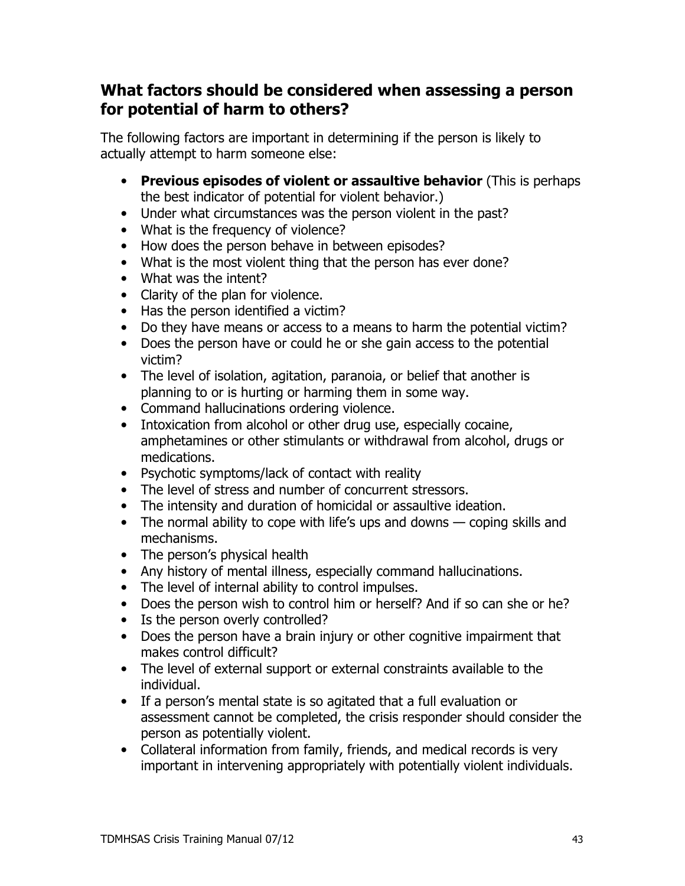## What factors should be considered when assessing a person for potential of harm to others?

The following factors are important in determining if the person is likely to actually attempt to harm someone else:

- **Previous episodes of violent or assaultive behavior** (This is perhaps the best indicator of potential for violent behavior.)
- Under what circumstances was the person violent in the past?
- What is the frequency of violence?
- How does the person behave in between episodes?
- What is the most violent thing that the person has ever done?
- What was the intent?
- Clarity of the plan for violence.
- Has the person identified a victim?
- Do they have means or access to a means to harm the potential victim?
- Does the person have or could he or she gain access to the potential victim?
- The level of isolation, agitation, paranoia, or belief that another is planning to or is hurting or harming them in some way.
- Command hallucinations ordering violence.
- Intoxication from alcohol or other drug use, especially cocaine, amphetamines or other stimulants or withdrawal from alcohol, drugs or medications.
- Psychotic symptoms/lack of contact with reality
- The level of stress and number of concurrent stressors.
- The intensity and duration of homicidal or assaultive ideation.
- The normal ability to cope with life's ups and downs — coping skills and mechanisms.
- The person's physical health
- Any history of mental illness, especially command hallucinations.
- The level of internal ability to control impulses.
- Does the person wish to control him or herself? And if so can she or he?
- Is the person overly controlled?
- Does the person have a brain injury or other cognitive impairment that makes control difficult?
- The level of external support or external constraints available to the individual.
- If a person's mental state is so agitated that a full evaluation or assessment cannot be completed, the crisis responder should consider the person as potentially violent.
- Collateral information from family, friends, and medical records is very important in intervening appropriately with potentially violent individuals.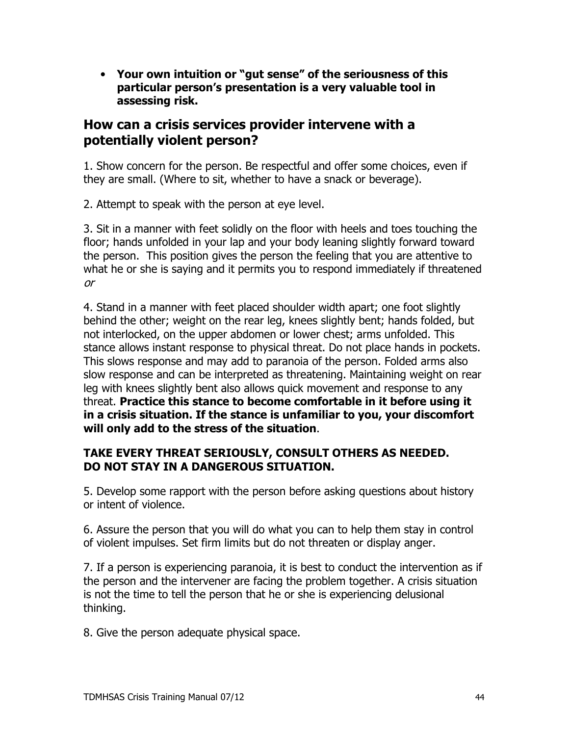- **Your own intuition or "gut sense" of the seriousness of this particular person's presentation is a very valuable tool in assessing risk.**

## How can a crisis services provider intervene with a potentially violent person?

1. Show concern for the person. Be respectful and offer some choices, even if they are small. (Where to sit, whether to have a snack or beverage).

2. Attempt to speak with the person at eye level.

3. Sit in a manner with feet solidly on the floor with heels and toes touching the floor; hands unfolded in your lap and your body leaning slightly forward toward the person. This position gives the person the feeling that you are attentive to what he or she is saying and it permits you to respond immediately if threatened *or*

4. Stand in a manner with feet placed shoulder width apart; one foot slightly behind the other; weight on the rear leg, knees slightly bent; hands folded, but not interlocked, on the upper abdomen or lower chest; arms unfolded. This stance allows instant response to physical threat. Do not place hands in pockets. This slows response and may add to paranoia of the person. Folded arms also slow response and can be interpreted as threatening. Maintaining weight on rear leg with knees slightly bent also allows quick movement and response to any threat. **Practice this stance to become comfortable in it before using it in a crisis situation. If the stance is unfamiliar to you, your discomfort will only add to the stress of the situation**.

**TAKE EVERY THREAT SERIOUSLY, CONSULT OTHERS AS NEEDED. DO NOT STAY IN A DANGEROUS SITUATION.**

5. Develop some rapport with the person before asking questions about history or intent of violence.

6. Assure the person that you will do what you can to help them stay in control of violent impulses. Set firm limits but do not threaten or display anger.

7. If a person is experiencing paranoia, it is best to conduct the intervention as if the person and the intervener are facing the problem together. A crisis situation is not the time to tell the person that he or she is experiencing delusional thinking.

8. Give the person adequate physical space.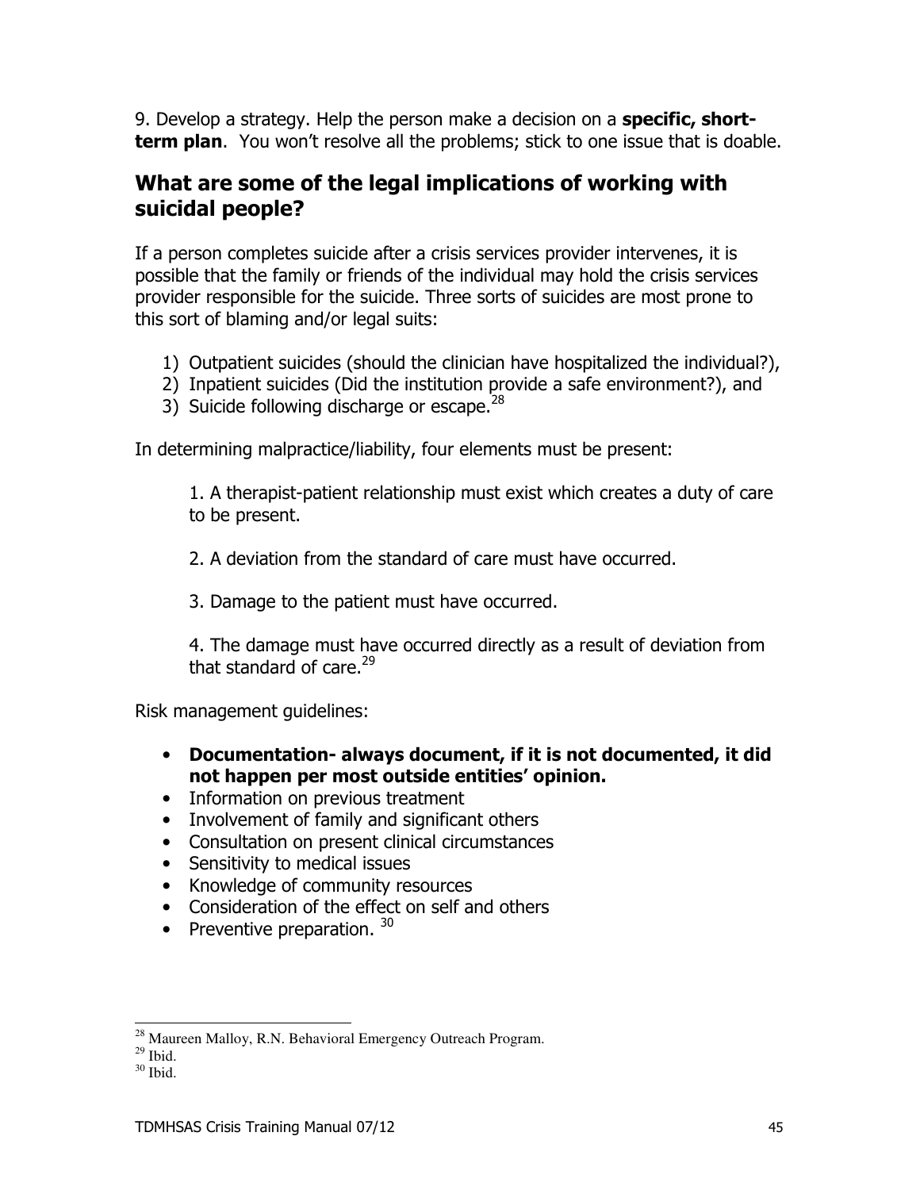9. Develop a strategy. Help the person make a decision on a **specific, short-term plan**. You won't resolve all the problems; stick to one issue that is doable.

## What are some of the legal implications of working with suicidal people?

If a person completes suicide after a crisis services provider intervenes, it is possible that the family or friends of the individual may hold the crisis services provider responsible for the suicide. Three sorts of suicides are most prone to this sort of blaming and/or legal suits:

1) Outpatient suicides (should the clinician have hospitalized the individual?),
2) Inpatient suicides (Did the institution provide a safe environment?), and
3) Suicide following discharge or escape.[28]

In determining malpractice/liability, four elements must be present:

> 1. A therapist-patient relationship must exist which creates a duty of care to be present.
>
> 2. A deviation from the standard of care must have occurred.
>
> 3. Damage to the patient must have occurred.
>
> 4. The damage must have occurred directly as a result of deviation from that standard of care.[29]

Risk management guidelines:

- **Documentation- always document, if it is not documented, it did not happen per most outside entities' opinion.**
- Information on previous treatment
- Involvement of family and significant others
- Consultation on present clinical circumstances
- Sensitivity to medical issues
- Knowledge of community resources
- Consideration of the effect on self and others
- Preventive preparation. [30]

---

[28] Maureen Malloy, R.N. Behavioral Emergency Outreach Program.
[29] Ibid.
[30] Ibid.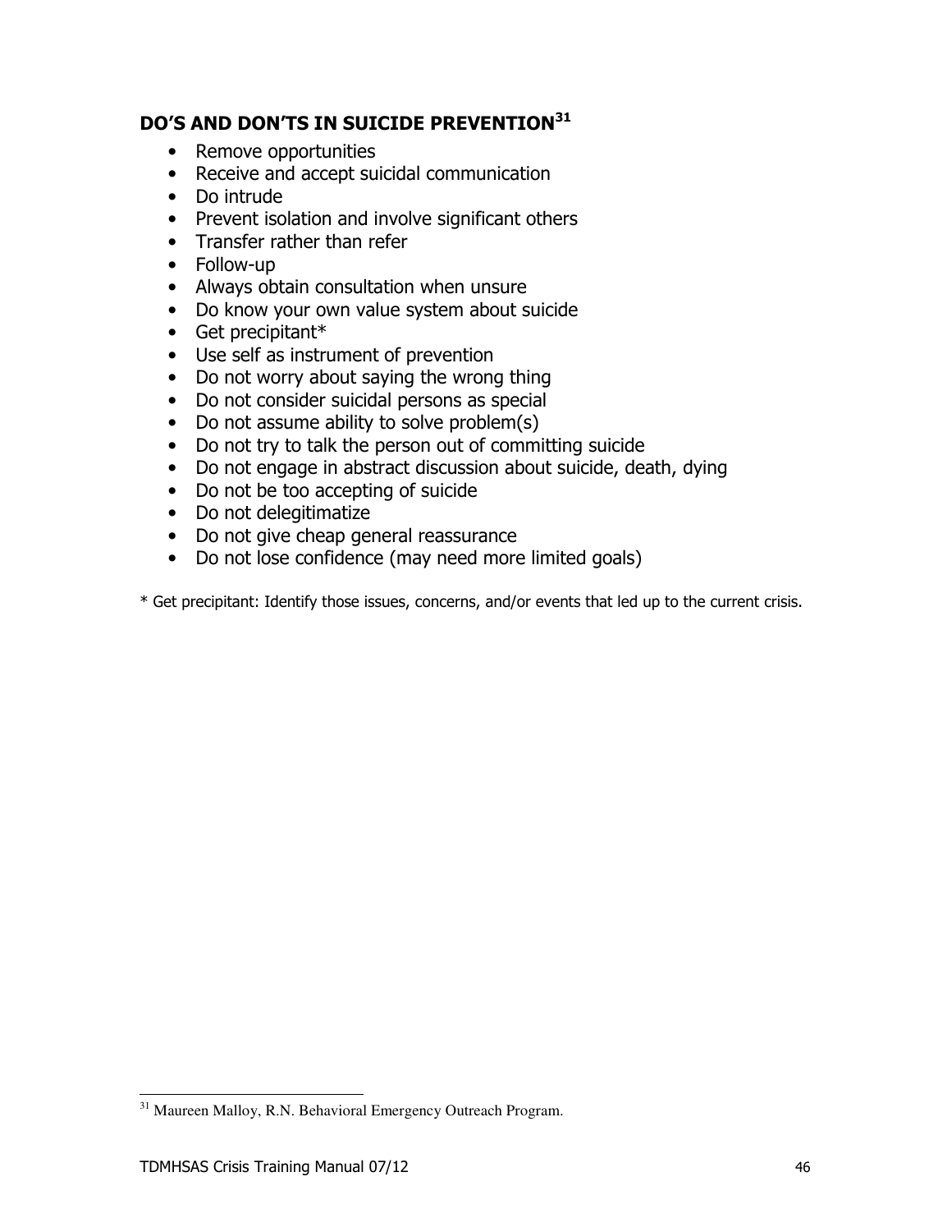## DO'S AND DON'TS IN SUICIDE PREVENTION[31]

- Remove opportunities
- Receive and accept suicidal communication
- Do intrude
- Prevent isolation and involve significant others
- Transfer rather than refer
- Follow-up
- Always obtain consultation when unsure
- Do know your own value system about suicide
- Get precipitant*
- Use self as instrument of prevention
- Do not worry about saying the wrong thing
- Do not consider suicidal persons as special
- Do not assume ability to solve problem(s)
- Do not try to talk the person out of committing suicide
- Do not engage in abstract discussion about suicide, death, dying
- Do not be too accepting of suicide
- Do not delegitimatize
- Do not give cheap general reassurance
- Do not lose confidence (may need more limited goals)

* Get precipitant: Identify those issues, concerns, and/or events that led up to the current crisis.

[31] Maureen Malloy, R.N. Behavioral Emergency Outreach Program.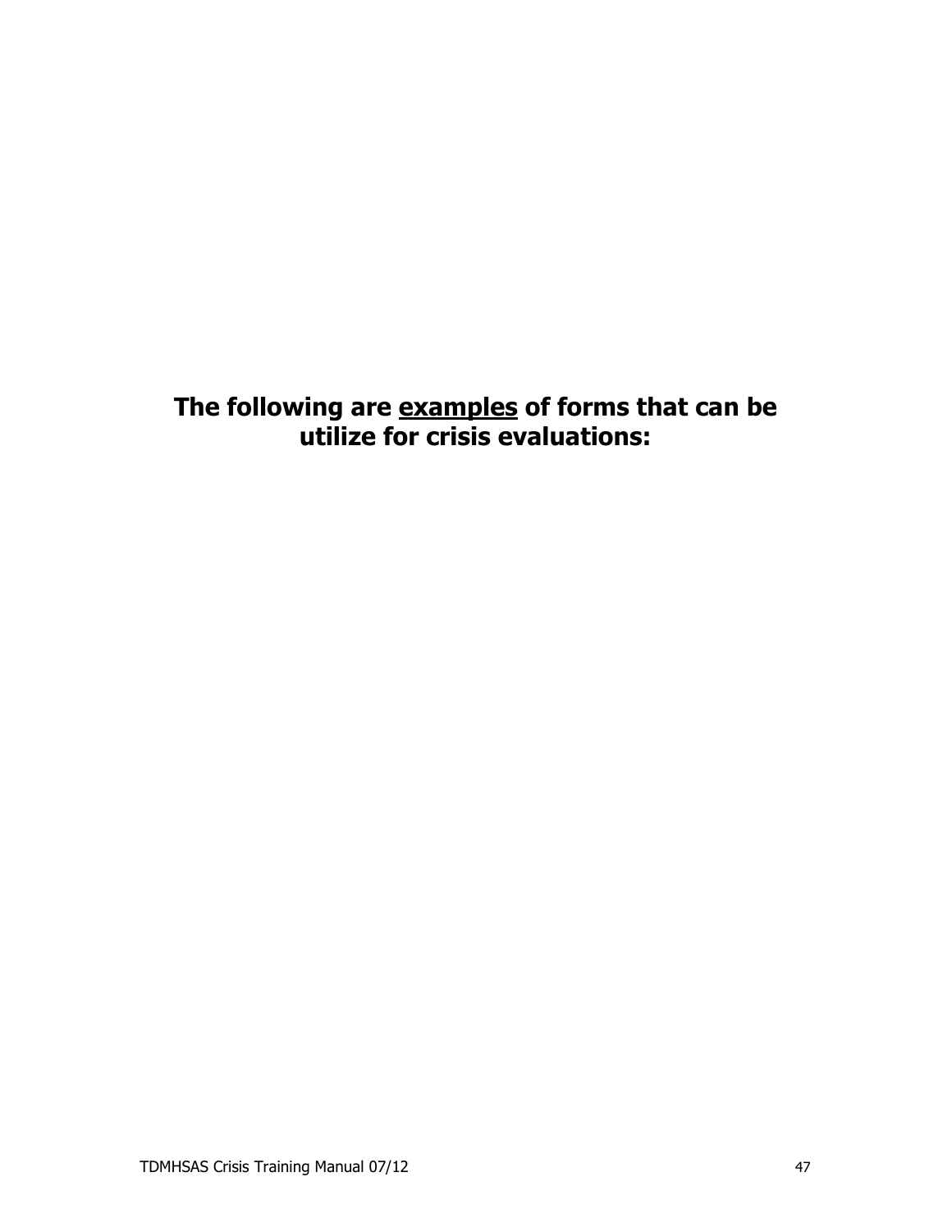**The following are <u>examples</u> of forms that can be utilize for crisis evaluations:**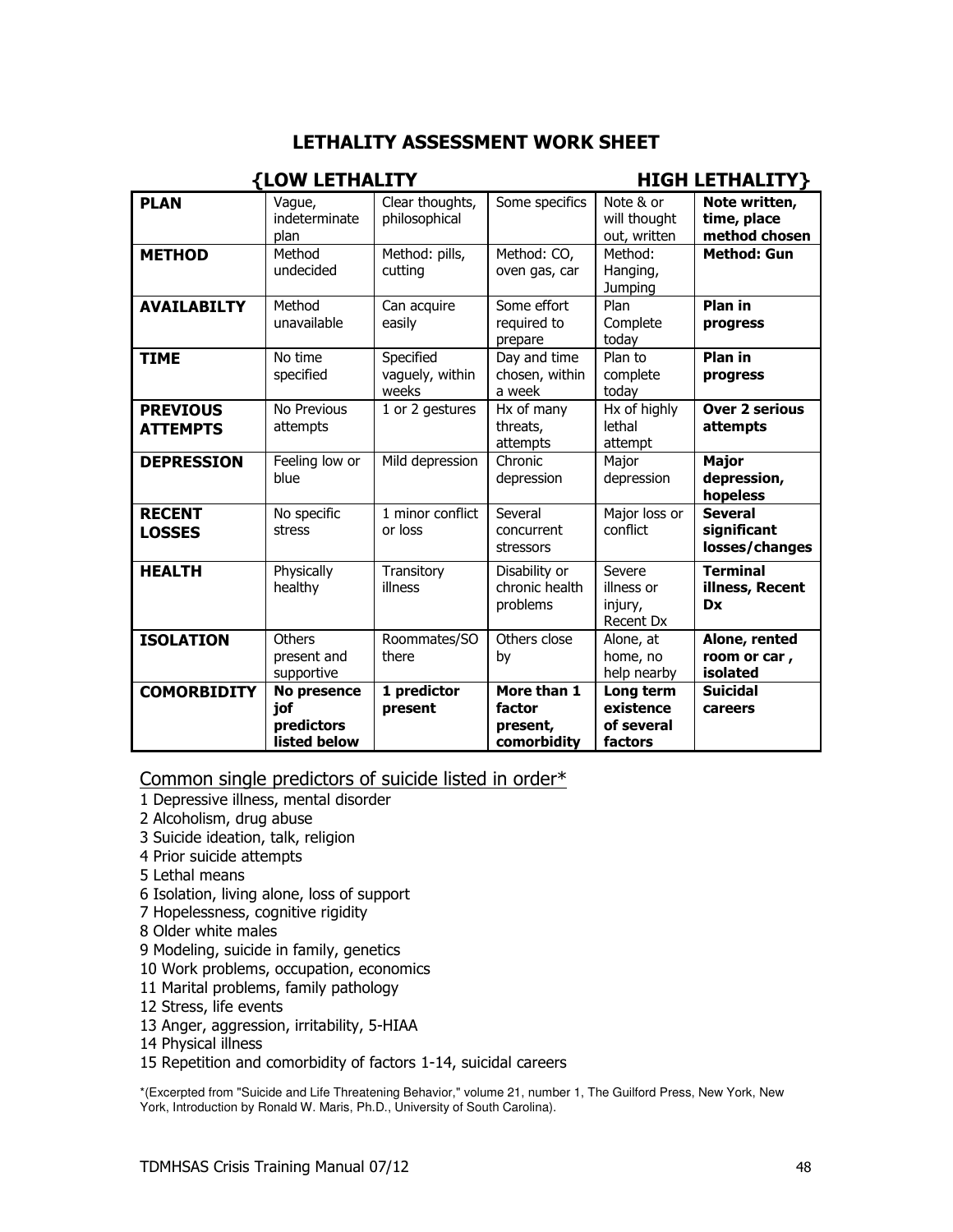# LETHALITY ASSESSMENT WORK SHEET

| | {LOW LETHALITY | | | | HIGH LETHALITY} |
|---|---|---|---|---|---|
| **PLAN** | Vague, indeterminate plan | Clear thoughts, philosophical | Some specifics | Note & or will thought out, written | **Note written, time, place method chosen** |
| **METHOD** | Method undecided | Method: pills, cutting | Method: CO, oven gas, car | Method: Hanging, Jumping | **Method: Gun** |
| **AVAILABILTY** | Method unavailable | Can acquire easily | Some effort required to prepare | Plan Complete today | **Plan in progress** |
| **TIME** | No time specified | Specified vaguely, within weeks | Day and time chosen, within a week | Plan to complete today | **Plan in progress** |
| **PREVIOUS ATTEMPTS** | No Previous attempts | 1 or 2 gestures | Hx of many threats, attempts | Hx of highly lethal attempt | **Over 2 serious attempts** |
| **DEPRESSION** | Feeling low or blue | Mild depression | Chronic depression | Major depression | **Major depression, hopeless** |
| **RECENT LOSSES** | No specific stress | 1 minor conflict or loss | Several concurrent stressors | Major loss or conflict | **Several significant losses/changes** |
| **HEALTH** | Physically healthy | Transitory illness | Disability or chronic health problems | Severe illness or injury, Recent Dx | **Terminal illness, Recent Dx** |
| **ISOLATION** | Others present and supportive | Roommates/SO there | Others close by | Alone, at home, no help nearby | **Alone, rented room or car , isolated** |
| **COMORBIDITY** | **No presence jof predictors listed below** | **1 predictor present** | **More than 1 factor present, comorbidity** | **Long term existence of several factors** | **Suicidal careers** |

Common single predictors of suicide listed in order*

1 Depressive illness, mental disorder
2 Alcoholism, drug abuse
3 Suicide ideation, talk, religion
4 Prior suicide attempts
5 Lethal means
6 Isolation, living alone, loss of support
7 Hopelessness, cognitive rigidity
8 Older white males
9 Modeling, suicide in family, genetics
10 Work problems, occupation, economics
11 Marital problems, family pathology
12 Stress, life events
13 Anger, aggression, irritability, 5-HIAA
14 Physical illness
15 Repetition and comorbidity of factors 1-14, suicidal careers

*(Excerpted from "Suicide and Life Threatening Behavior," volume 21, number 1, The Guilford Press, New York, New York, Introduction by Ronald W. Maris, Ph.D., University of South Carolina).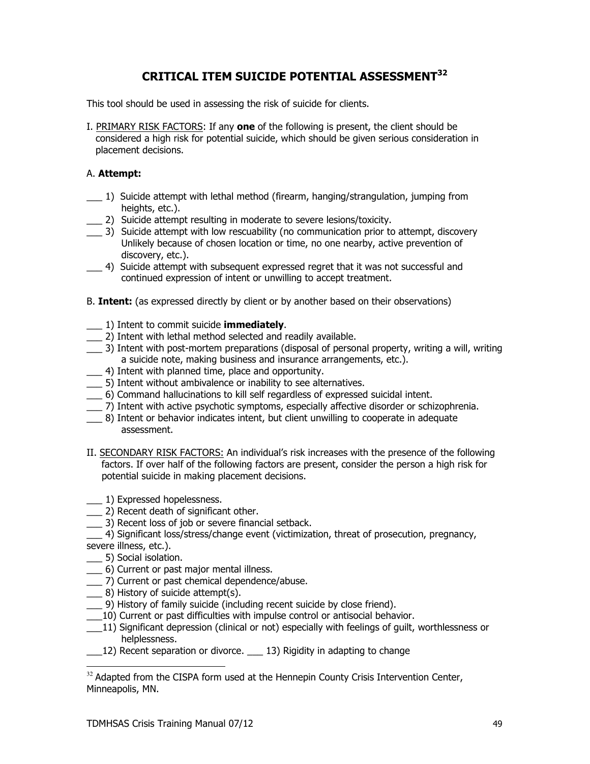# CRITICAL ITEM SUICIDE POTENTIAL ASSESSMENT[32]

This tool should be used in assessing the risk of suicide for clients.

I. PRIMARY RISK FACTORS: If any **one** of the following is present, the client should be considered a high risk for potential suicide, which should be given serious consideration in placement decisions.

A. **Attempt:**

___ 1) Suicide attempt with lethal method (firearm, hanging/strangulation, jumping from heights, etc.).
___ 2) Suicide attempt resulting in moderate to severe lesions/toxicity.
___ 3) Suicide attempt with low rescuability (no communication prior to attempt, discovery Unlikely because of chosen location or time, no one nearby, active prevention of discovery, etc.).
___ 4) Suicide attempt with subsequent expressed regret that it was not successful and continued expression of intent or unwilling to accept treatment.

B. **Intent:** (as expressed directly by client or by another based on their observations)

___ 1) Intent to commit suicide **immediately**.
___ 2) Intent with lethal method selected and readily available.
___ 3) Intent with post-mortem preparations (disposal of personal property, writing a will, writing a suicide note, making business and insurance arrangements, etc.).
___ 4) Intent with planned time, place and opportunity.
___ 5) Intent without ambivalence or inability to see alternatives.
___ 6) Command hallucinations to kill self regardless of expressed suicidal intent.
___ 7) Intent with active psychotic symptoms, especially affective disorder or schizophrenia.
___ 8) Intent or behavior indicates intent, but client unwilling to cooperate in adequate assessment.

II. SECONDARY RISK FACTORS: An individual's risk increases with the presence of the following factors. If over half of the following factors are present, consider the person a high risk for potential suicide in making placement decisions.

___ 1) Expressed hopelessness.
___ 2) Recent death of significant other.
___ 3) Recent loss of job or severe financial setback.
___ 4) Significant loss/stress/change event (victimization, threat of prosecution, pregnancy, severe illness, etc.).
___ 5) Social isolation.
___ 6) Current or past major mental illness.
___ 7) Current or past chemical dependence/abuse.
___ 8) History of suicide attempt(s).
___ 9) History of family suicide (including recent suicide by close friend).
___10) Current or past difficulties with impulse control or antisocial behavior.
___11) Significant depression (clinical or not) especially with feelings of guilt, worthlessness or helplessness.
___12) Recent separation or divorce. ___ 13) Rigidity in adapting to change

[32] Adapted from the CISPA form used at the Hennepin County Crisis Intervention Center, Minneapolis, MN.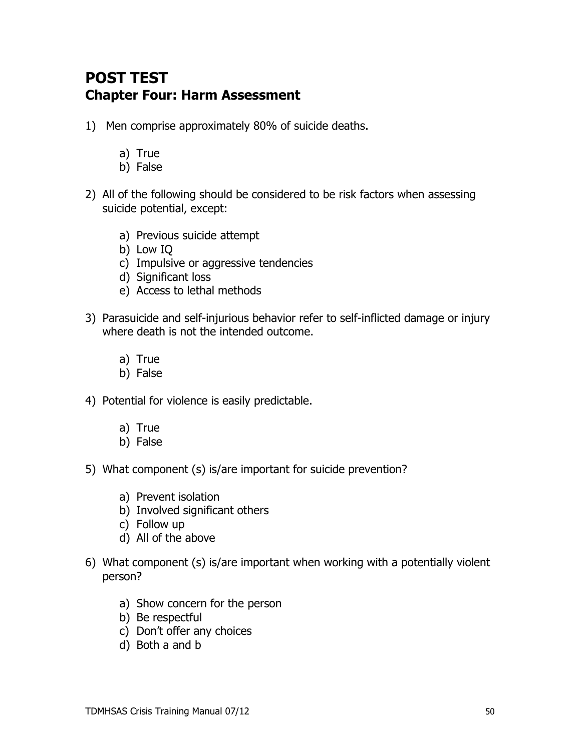# POST TEST

## Chapter Four: Harm Assessment

1) Men comprise approximately 80% of suicide deaths.

   a) True
   b) False

2) All of the following should be considered to be risk factors when assessing suicide potential, except:

   a) Previous suicide attempt
   b) Low IQ
   c) Impulsive or aggressive tendencies
   d) Significant loss
   e) Access to lethal methods

3) Parasuicide and self-injurious behavior refer to self-inflicted damage or injury where death is not the intended outcome.

   a) True
   b) False

4) Potential for violence is easily predictable.

   a) True
   b) False

5) What component (s) is/are important for suicide prevention?

   a) Prevent isolation
   b) Involved significant others
   c) Follow up
   d) All of the above

6) What component (s) is/are important when working with a potentially violent person?

   a) Show concern for the person
   b) Be respectful
   c) Don't offer any choices
   d) Both a and b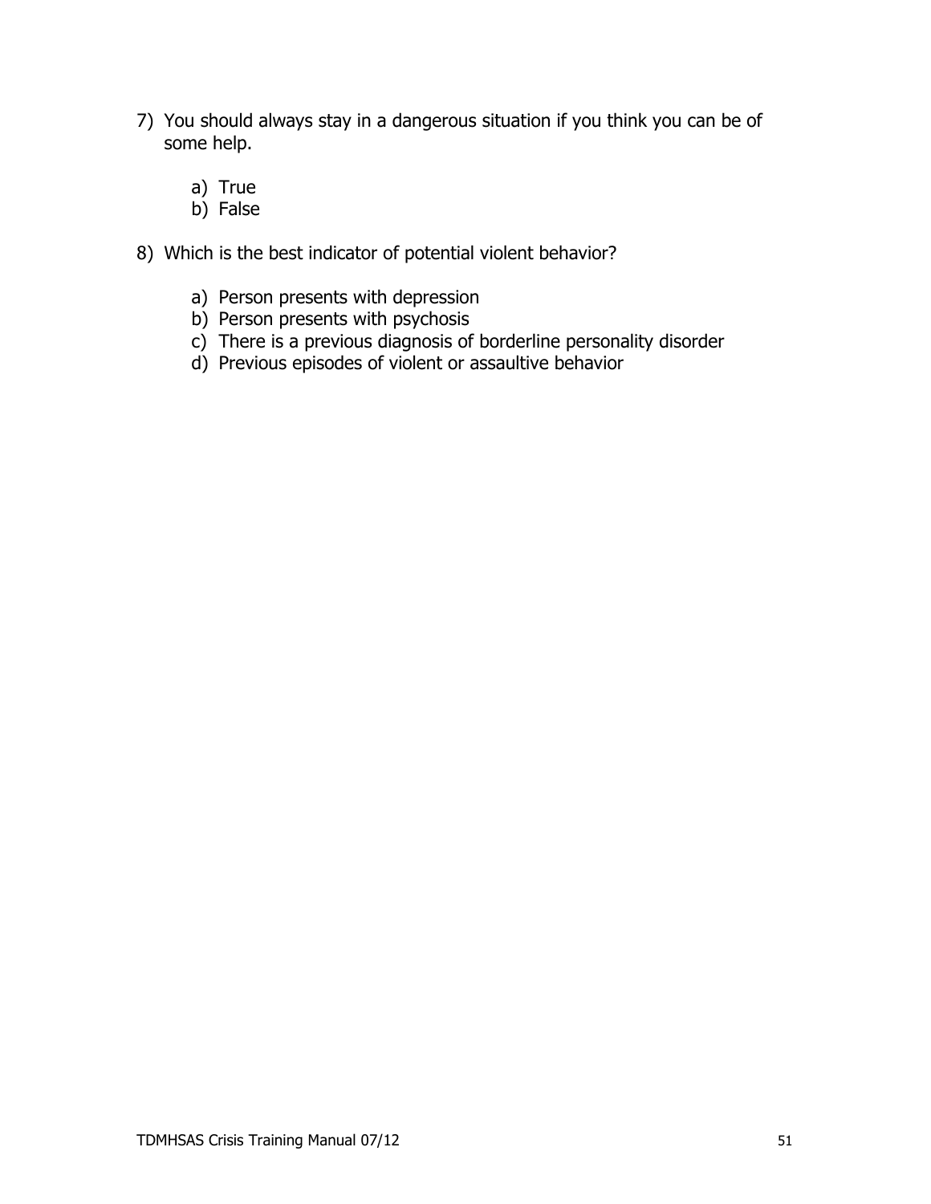7) You should always stay in a dangerous situation if you think you can be of some help.

    a) True
    b) False

8) Which is the best indicator of potential violent behavior?

    a) Person presents with depression
    b) Person presents with psychosis
    c) There is a previous diagnosis of borderline personality disorder
    d) Previous episodes of violent or assaultive behavior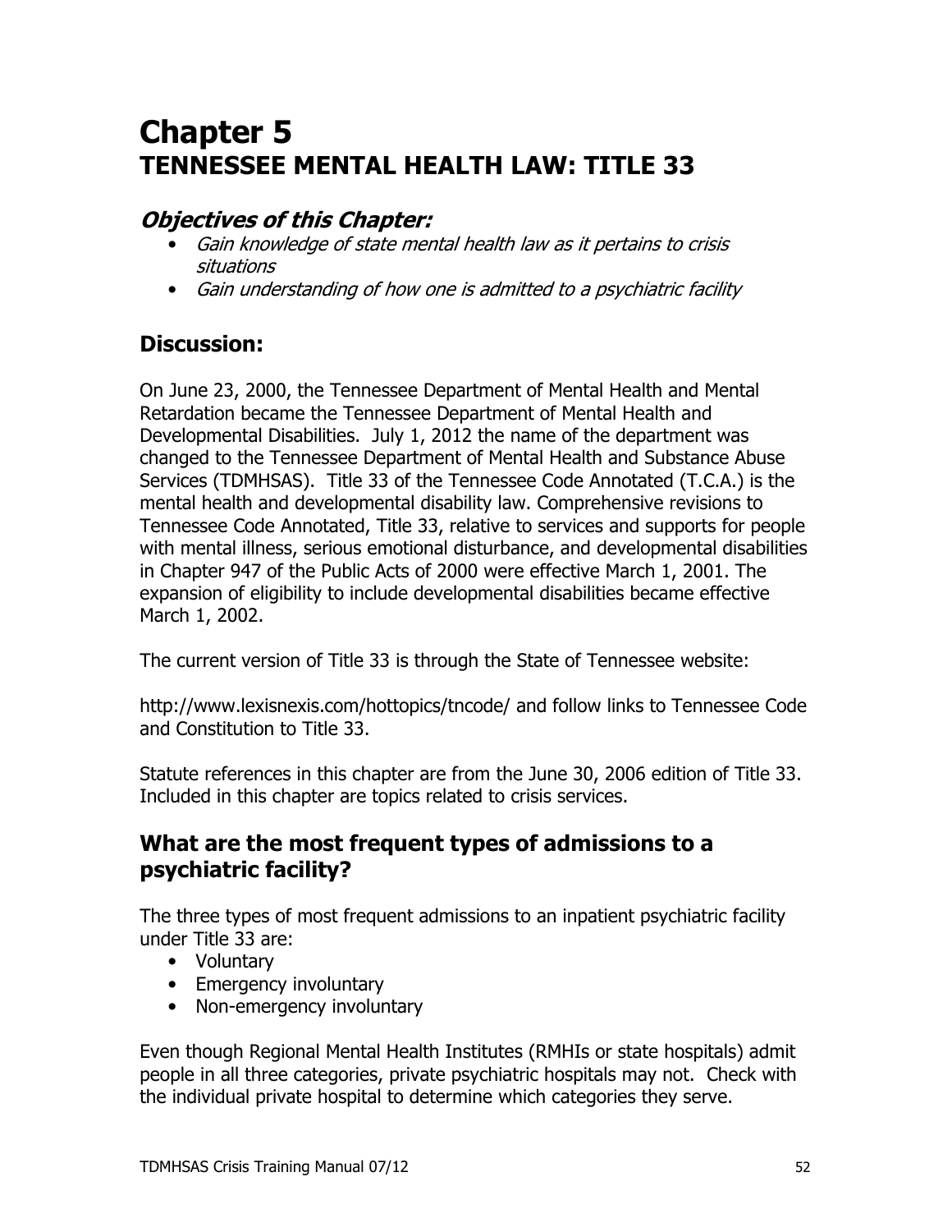# Chapter 5
# TENNESSEE MENTAL HEALTH LAW: TITLE 33

## *Objectives of this Chapter:*

- *Gain knowledge of state mental health law as it pertains to crisis situations*
- *Gain understanding of how one is admitted to a psychiatric facility*

## Discussion:

On June 23, 2000, the Tennessee Department of Mental Health and Mental Retardation became the Tennessee Department of Mental Health and Developmental Disabilities. July 1, 2012 the name of the department was changed to the Tennessee Department of Mental Health and Substance Abuse Services (TDMHSAS). Title 33 of the Tennessee Code Annotated (T.C.A.) is the mental health and developmental disability law. Comprehensive revisions to Tennessee Code Annotated, Title 33, relative to services and supports for people with mental illness, serious emotional disturbance, and developmental disabilities in Chapter 947 of the Public Acts of 2000 were effective March 1, 2001. The expansion of eligibility to include developmental disabilities became effective March 1, 2002.

The current version of Title 33 is through the State of Tennessee website:

http://www.lexisnexis.com/hottopics/tncode/ and follow links to Tennessee Code and Constitution to Title 33.

Statute references in this chapter are from the June 30, 2006 edition of Title 33. Included in this chapter are topics related to crisis services.

## What are the most frequent types of admissions to a psychiatric facility?

The three types of most frequent admissions to an inpatient psychiatric facility under Title 33 are:

- Voluntary
- Emergency involuntary
- Non-emergency involuntary

Even though Regional Mental Health Institutes (RMHIs or state hospitals) admit people in all three categories, private psychiatric hospitals may not. Check with the individual private hospital to determine which categories they serve.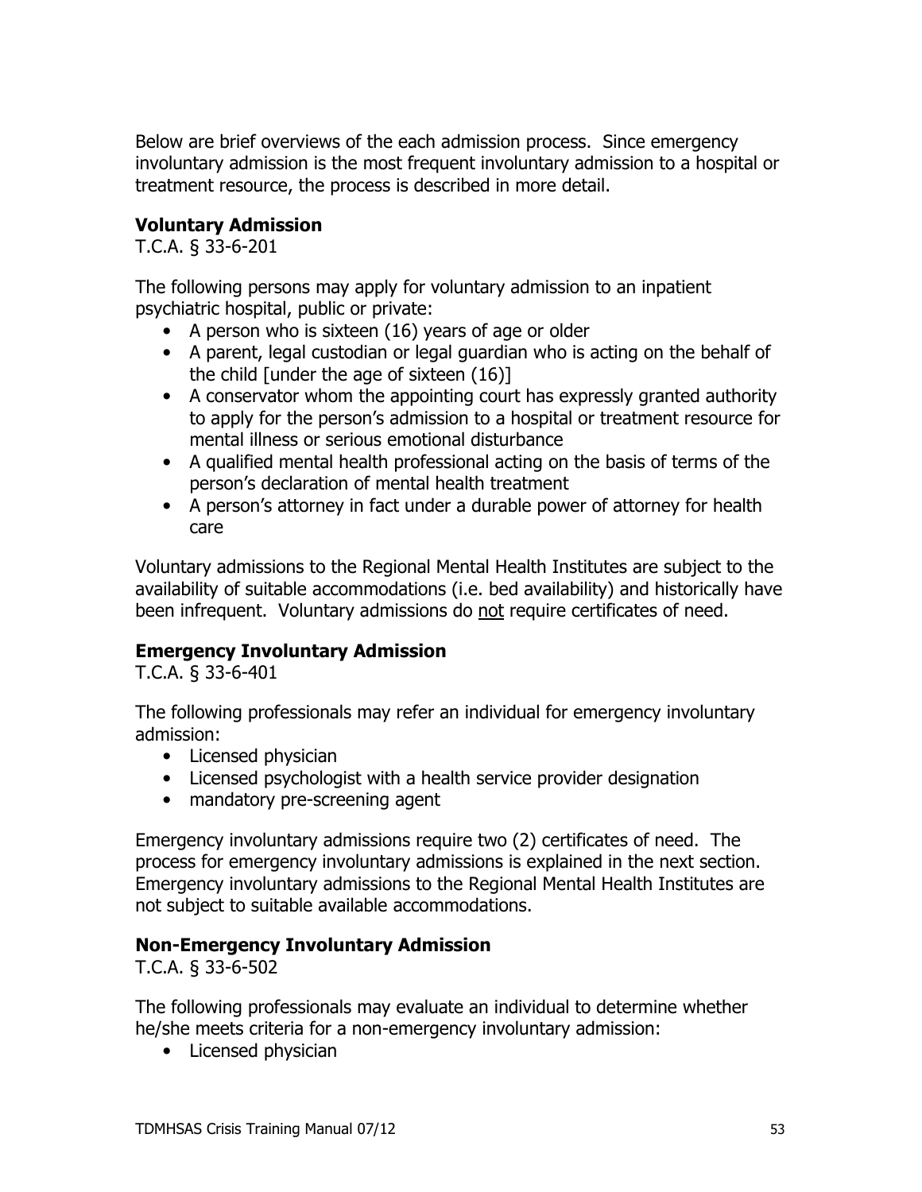Below are brief overviews of the each admission process. Since emergency involuntary admission is the most frequent involuntary admission to a hospital or treatment resource, the process is described in more detail.

### Voluntary Admission

T.C.A. § 33-6-201

The following persons may apply for voluntary admission to an inpatient psychiatric hospital, public or private:

- A person who is sixteen (16) years of age or older
- A parent, legal custodian or legal guardian who is acting on the behalf of the child [under the age of sixteen (16)]
- A conservator whom the appointing court has expressly granted authority to apply for the person's admission to a hospital or treatment resource for mental illness or serious emotional disturbance
- A qualified mental health professional acting on the basis of terms of the person's declaration of mental health treatment
- A person's attorney in fact under a durable power of attorney for health care

Voluntary admissions to the Regional Mental Health Institutes are subject to the availability of suitable accommodations (i.e. bed availability) and historically have been infrequent. Voluntary admissions do <u>not</u> require certificates of need.

### Emergency Involuntary Admission

T.C.A. § 33-6-401

The following professionals may refer an individual for emergency involuntary admission:

- Licensed physician
- Licensed psychologist with a health service provider designation
- mandatory pre-screening agent

Emergency involuntary admissions require two (2) certificates of need. The process for emergency involuntary admissions is explained in the next section. Emergency involuntary admissions to the Regional Mental Health Institutes are not subject to suitable available accommodations.

### Non-Emergency Involuntary Admission

T.C.A. § 33-6-502

The following professionals may evaluate an individual to determine whether he/she meets criteria for a non-emergency involuntary admission:

- Licensed physician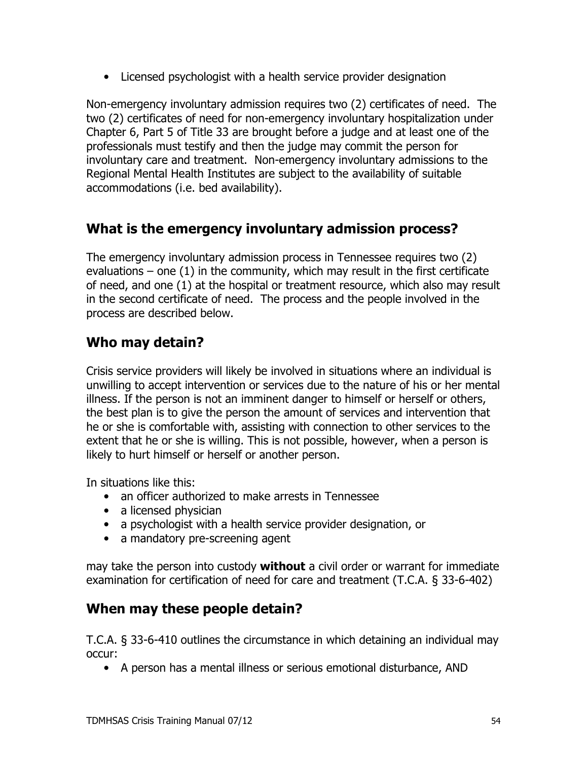- Licensed psychologist with a health service provider designation

Non-emergency involuntary admission requires two (2) certificates of need. The two (2) certificates of need for non-emergency involuntary hospitalization under Chapter 6, Part 5 of Title 33 are brought before a judge and at least one of the professionals must testify and then the judge may commit the person for involuntary care and treatment. Non-emergency involuntary admissions to the Regional Mental Health Institutes are subject to the availability of suitable accommodations (i.e. bed availability).

## What is the emergency involuntary admission process?

The emergency involuntary admission process in Tennessee requires two (2) evaluations – one (1) in the community, which may result in the first certificate of need, and one (1) at the hospital or treatment resource, which also may result in the second certificate of need. The process and the people involved in the process are described below.

## Who may detain?

Crisis service providers will likely be involved in situations where an individual is unwilling to accept intervention or services due to the nature of his or her mental illness. If the person is not an imminent danger to himself or herself or others, the best plan is to give the person the amount of services and intervention that he or she is comfortable with, assisting with connection to other services to the extent that he or she is willing. This is not possible, however, when a person is likely to hurt himself or herself or another person.

In situations like this:

- an officer authorized to make arrests in Tennessee
- a licensed physician
- a psychologist with a health service provider designation, or
- a mandatory pre-screening agent

may take the person into custody **without** a civil order or warrant for immediate examination for certification of need for care and treatment (T.C.A. § 33-6-402)

## When may these people detain?

T.C.A. § 33-6-410 outlines the circumstance in which detaining an individual may occur:

- A person has a mental illness or serious emotional disturbance, AND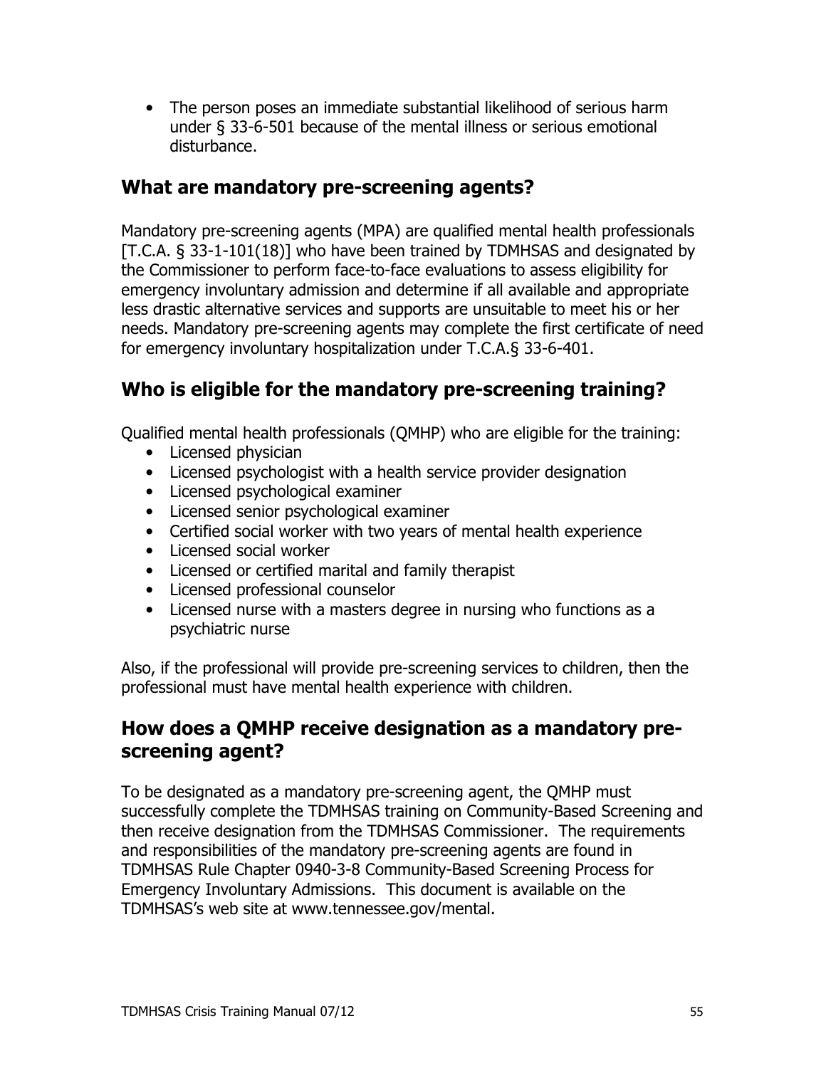- The person poses an immediate substantial likelihood of serious harm under § 33-6-501 because of the mental illness or serious emotional disturbance.

## What are mandatory pre-screening agents?

Mandatory pre-screening agents (MPA) are qualified mental health professionals [T.C.A. § 33-1-101(18)] who have been trained by TDMHSAS and designated by the Commissioner to perform face-to-face evaluations to assess eligibility for emergency involuntary admission and determine if all available and appropriate less drastic alternative services and supports are unsuitable to meet his or her needs. Mandatory pre-screening agents may complete the first certificate of need for emergency involuntary hospitalization under T.C.A.§ 33-6-401.

## Who is eligible for the mandatory pre-screening training?

Qualified mental health professionals (QMHP) who are eligible for the training:

- Licensed physician
- Licensed psychologist with a health service provider designation
- Licensed psychological examiner
- Licensed senior psychological examiner
- Certified social worker with two years of mental health experience
- Licensed social worker
- Licensed or certified marital and family therapist
- Licensed professional counselor
- Licensed nurse with a masters degree in nursing who functions as a psychiatric nurse

Also, if the professional will provide pre-screening services to children, then the professional must have mental health experience with children.

## How does a QMHP receive designation as a mandatory pre-screening agent?

To be designated as a mandatory pre-screening agent, the QMHP must successfully complete the TDMHSAS training on Community-Based Screening and then receive designation from the TDMHSAS Commissioner. The requirements and responsibilities of the mandatory pre-screening agents are found in TDMHSAS Rule Chapter 0940-3-8 Community-Based Screening Process for Emergency Involuntary Admissions. This document is available on the TDMHSAS's web site at www.tennessee.gov/mental.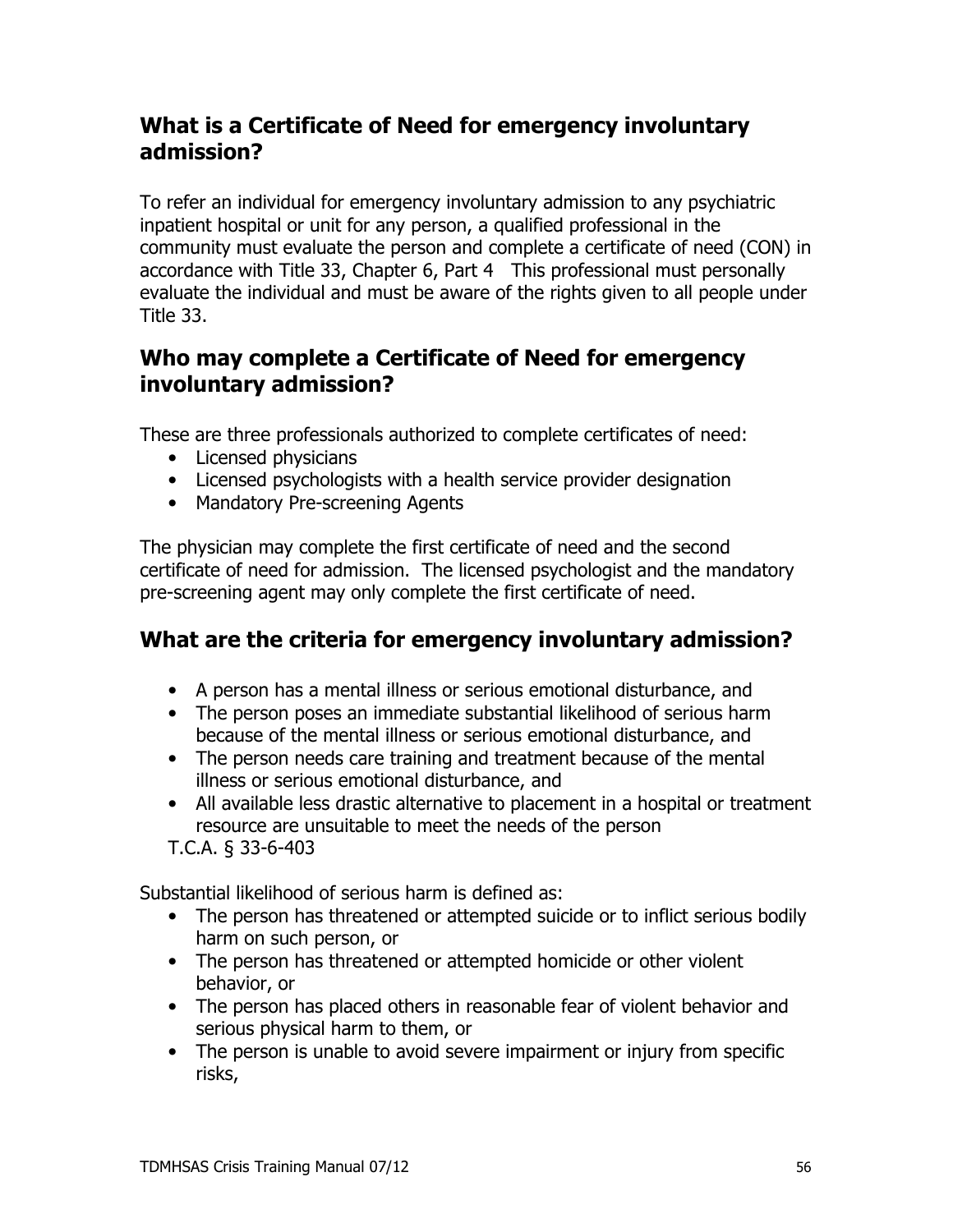## What is a Certificate of Need for emergency involuntary admission?

To refer an individual for emergency involuntary admission to any psychiatric inpatient hospital or unit for any person, a qualified professional in the community must evaluate the person and complete a certificate of need (CON) in accordance with Title 33, Chapter 6, Part 4 This professional must personally evaluate the individual and must be aware of the rights given to all people under Title 33.

## Who may complete a Certificate of Need for emergency involuntary admission?

These are three professionals authorized to complete certificates of need:

- Licensed physicians
- Licensed psychologists with a health service provider designation
- Mandatory Pre-screening Agents

The physician may complete the first certificate of need and the second certificate of need for admission. The licensed psychologist and the mandatory pre-screening agent may only complete the first certificate of need.

## What are the criteria for emergency involuntary admission?

- A person has a mental illness or serious emotional disturbance, and
- The person poses an immediate substantial likelihood of serious harm because of the mental illness or serious emotional disturbance, and
- The person needs care training and treatment because of the mental illness or serious emotional disturbance, and
- All available less drastic alternative to placement in a hospital or treatment resource are unsuitable to meet the needs of the person

T.C.A. § 33-6-403

Substantial likelihood of serious harm is defined as:

- The person has threatened or attempted suicide or to inflict serious bodily harm on such person, or
- The person has threatened or attempted homicide or other violent behavior, or
- The person has placed others in reasonable fear of violent behavior and serious physical harm to them, or
- The person is unable to avoid severe impairment or injury from specific risks,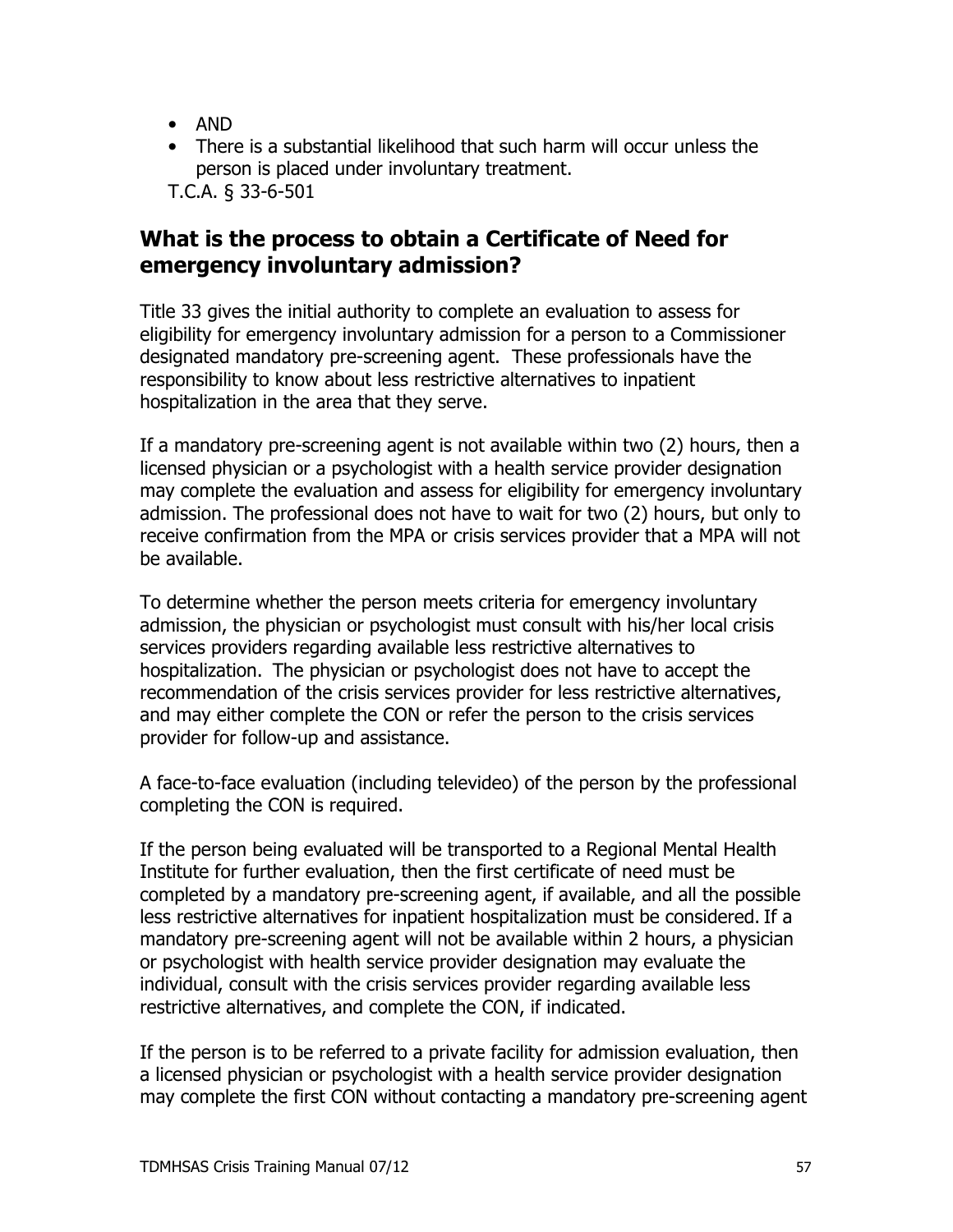- AND
- There is a substantial likelihood that such harm will occur unless the person is placed under involuntary treatment.

T.C.A. § 33-6-501

## What is the process to obtain a Certificate of Need for emergency involuntary admission?

Title 33 gives the initial authority to complete an evaluation to assess for eligibility for emergency involuntary admission for a person to a Commissioner designated mandatory pre-screening agent. These professionals have the responsibility to know about less restrictive alternatives to inpatient hospitalization in the area that they serve.

If a mandatory pre-screening agent is not available within two (2) hours, then a licensed physician or a psychologist with a health service provider designation may complete the evaluation and assess for eligibility for emergency involuntary admission. The professional does not have to wait for two (2) hours, but only to receive confirmation from the MPA or crisis services provider that a MPA will not be available.

To determine whether the person meets criteria for emergency involuntary admission, the physician or psychologist must consult with his/her local crisis services providers regarding available less restrictive alternatives to hospitalization. The physician or psychologist does not have to accept the recommendation of the crisis services provider for less restrictive alternatives, and may either complete the CON or refer the person to the crisis services provider for follow-up and assistance.

A face-to-face evaluation (including televideo) of the person by the professional completing the CON is required.

If the person being evaluated will be transported to a Regional Mental Health Institute for further evaluation, then the first certificate of need must be completed by a mandatory pre-screening agent, if available, and all the possible less restrictive alternatives for inpatient hospitalization must be considered. If a mandatory pre-screening agent will not be available within 2 hours, a physician or psychologist with health service provider designation may evaluate the individual, consult with the crisis services provider regarding available less restrictive alternatives, and complete the CON, if indicated.

If the person is to be referred to a private facility for admission evaluation, then a licensed physician or psychologist with a health service provider designation may complete the first CON without contacting a mandatory pre-screening agent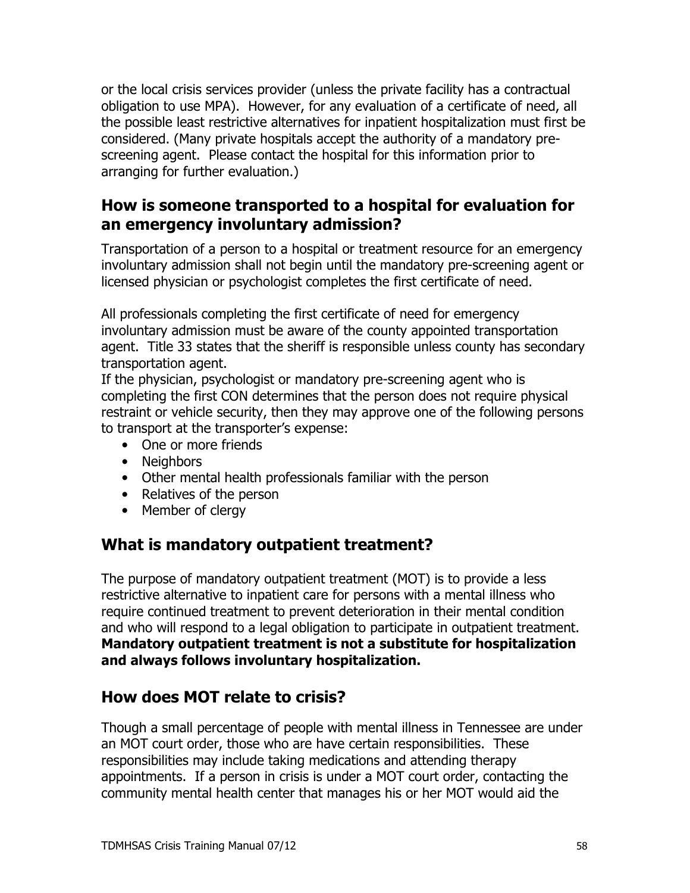or the local crisis services provider (unless the private facility has a contractual obligation to use MPA). However, for any evaluation of a certificate of need, all the possible least restrictive alternatives for inpatient hospitalization must first be considered. (Many private hospitals accept the authority of a mandatory pre-screening agent. Please contact the hospital for this information prior to arranging for further evaluation.)

## How is someone transported to a hospital for evaluation for an emergency involuntary admission?

Transportation of a person to a hospital or treatment resource for an emergency involuntary admission shall not begin until the mandatory pre-screening agent or licensed physician or psychologist completes the first certificate of need.

All professionals completing the first certificate of need for emergency involuntary admission must be aware of the county appointed transportation agent. Title 33 states that the sheriff is responsible unless county has secondary transportation agent.
If the physician, psychologist or mandatory pre-screening agent who is completing the first CON determines that the person does not require physical restraint or vehicle security, then they may approve one of the following persons to transport at the transporter's expense:

- One or more friends
- Neighbors
- Other mental health professionals familiar with the person
- Relatives of the person
- Member of clergy

## What is mandatory outpatient treatment?

The purpose of mandatory outpatient treatment (MOT) is to provide a less restrictive alternative to inpatient care for persons with a mental illness who require continued treatment to prevent deterioration in their mental condition and who will respond to a legal obligation to participate in outpatient treatment. **Mandatory outpatient treatment is not a substitute for hospitalization and always follows involuntary hospitalization.**

## How does MOT relate to crisis?

Though a small percentage of people with mental illness in Tennessee are under an MOT court order, those who are have certain responsibilities. These responsibilities may include taking medications and attending therapy appointments. If a person in crisis is under a MOT court order, contacting the community mental health center that manages his or her MOT would aid the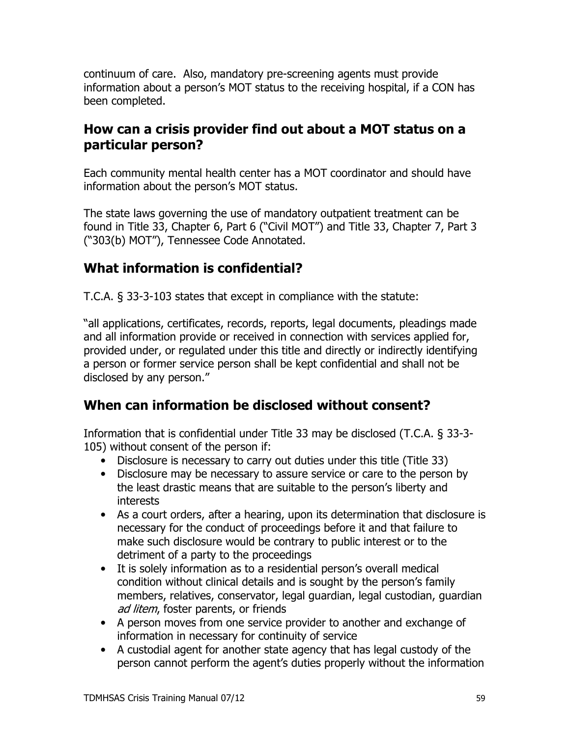continuum of care. Also, mandatory pre-screening agents must provide information about a person's MOT status to the receiving hospital, if a CON has been completed.

## How can a crisis provider find out about a MOT status on a particular person?

Each community mental health center has a MOT coordinator and should have information about the person's MOT status.

The state laws governing the use of mandatory outpatient treatment can be found in Title 33, Chapter 6, Part 6 ("Civil MOT") and Title 33, Chapter 7, Part 3 ("303(b) MOT"), Tennessee Code Annotated.

## What information is confidential?

T.C.A. § 33-3-103 states that except in compliance with the statute:

"all applications, certificates, records, reports, legal documents, pleadings made and all information provide or received in connection with services applied for, provided under, or regulated under this title and directly or indirectly identifying a person or former service person shall be kept confidential and shall not be disclosed by any person."

## When can information be disclosed without consent?

Information that is confidential under Title 33 may be disclosed (T.C.A. § 33-3-105) without consent of the person if:

- Disclosure is necessary to carry out duties under this title (Title 33)
- Disclosure may be necessary to assure service or care to the person by the least drastic means that are suitable to the person's liberty and interests
- As a court orders, after a hearing, upon its determination that disclosure is necessary for the conduct of proceedings before it and that failure to make such disclosure would be contrary to public interest or to the detriment of a party to the proceedings
- It is solely information as to a residential person's overall medical condition without clinical details and is sought by the person's family members, relatives, conservator, legal guardian, legal custodian, guardian *ad litem*, foster parents, or friends
- A person moves from one service provider to another and exchange of information in necessary for continuity of service
- A custodial agent for another state agency that has legal custody of the person cannot perform the agent's duties properly without the information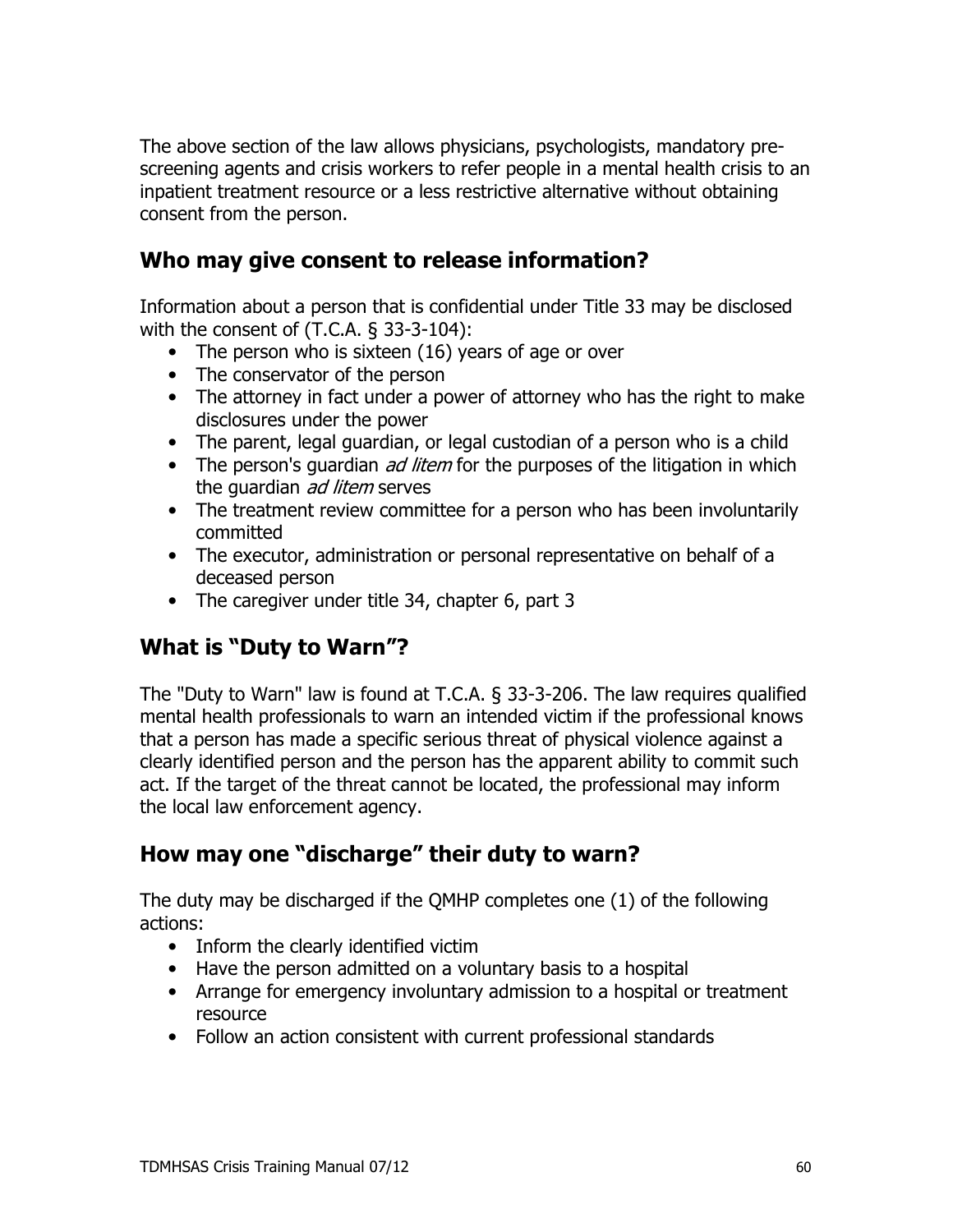The above section of the law allows physicians, psychologists, mandatory pre-screening agents and crisis workers to refer people in a mental health crisis to an inpatient treatment resource or a less restrictive alternative without obtaining consent from the person.

## Who may give consent to release information?

Information about a person that is confidential under Title 33 may be disclosed with the consent of (T.C.A. § 33-3-104):

- The person who is sixteen (16) years of age or over
- The conservator of the person
- The attorney in fact under a power of attorney who has the right to make disclosures under the power
- The parent, legal guardian, or legal custodian of a person who is a child
- The person's guardian *ad litem* for the purposes of the litigation in which the guardian *ad litem* serves
- The treatment review committee for a person who has been involuntarily committed
- The executor, administration or personal representative on behalf of a deceased person
- The caregiver under title 34, chapter 6, part 3

## What is "Duty to Warn"?

The "Duty to Warn" law is found at T.C.A. § 33-3-206. The law requires qualified mental health professionals to warn an intended victim if the professional knows that a person has made a specific serious threat of physical violence against a clearly identified person and the person has the apparent ability to commit such act. If the target of the threat cannot be located, the professional may inform the local law enforcement agency.

## How may one "discharge" their duty to warn?

The duty may be discharged if the QMHP completes one (1) of the following actions:

- Inform the clearly identified victim
- Have the person admitted on a voluntary basis to a hospital
- Arrange for emergency involuntary admission to a hospital or treatment resource
- Follow an action consistent with current professional standards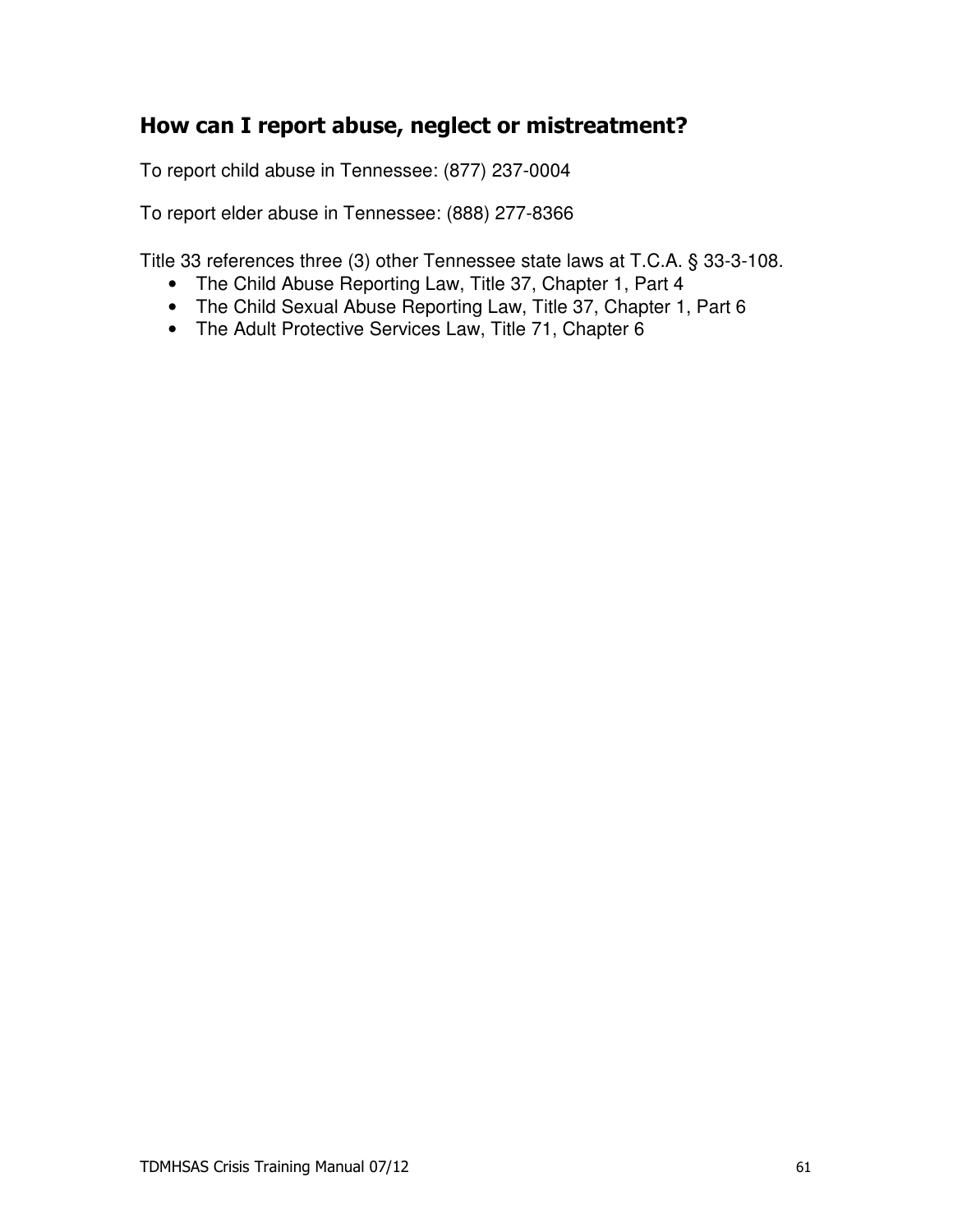## How can I report abuse, neglect or mistreatment?

To report child abuse in Tennessee: (877) 237-0004

To report elder abuse in Tennessee: (888) 277-8366

Title 33 references three (3) other Tennessee state laws at T.C.A. § 33-3-108.

- The Child Abuse Reporting Law, Title 37, Chapter 1, Part 4
- The Child Sexual Abuse Reporting Law, Title 37, Chapter 1, Part 6
- The Adult Protective Services Law, Title 71, Chapter 6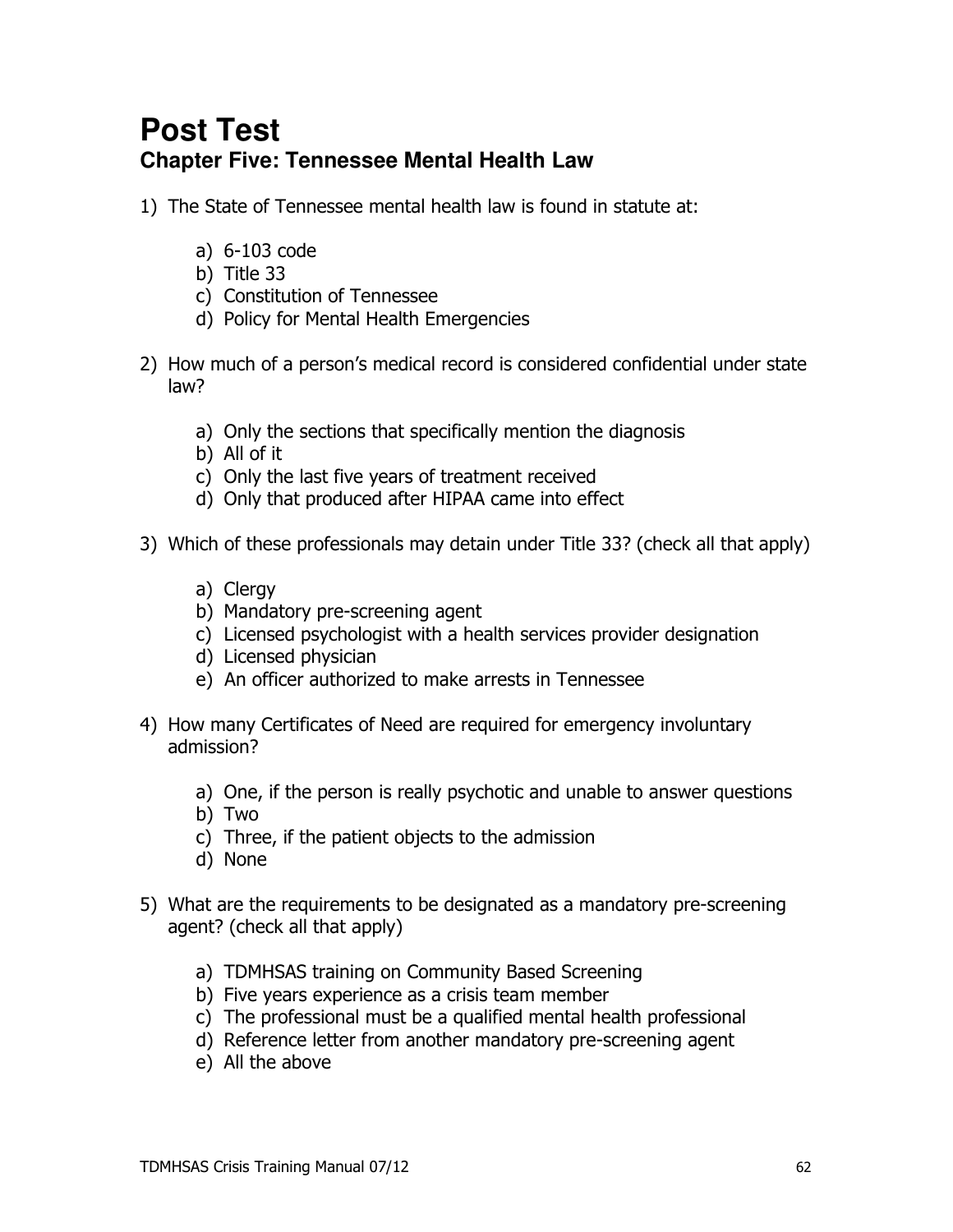# Post Test

## Chapter Five: Tennessee Mental Health Law

1) The State of Tennessee mental health law is found in statute at:

   a) 6-103 code
   b) Title 33
   c) Constitution of Tennessee
   d) Policy for Mental Health Emergencies

2) How much of a person's medical record is considered confidential under state law?

   a) Only the sections that specifically mention the diagnosis
   b) All of it
   c) Only the last five years of treatment received
   d) Only that produced after HIPAA came into effect

3) Which of these professionals may detain under Title 33? (check all that apply)

   a) Clergy
   b) Mandatory pre-screening agent
   c) Licensed psychologist with a health services provider designation
   d) Licensed physician
   e) An officer authorized to make arrests in Tennessee

4) How many Certificates of Need are required for emergency involuntary admission?

   a) One, if the person is really psychotic and unable to answer questions
   b) Two
   c) Three, if the patient objects to the admission
   d) None

5) What are the requirements to be designated as a mandatory pre-screening agent? (check all that apply)

   a) TDMHSAS training on Community Based Screening
   b) Five years experience as a crisis team member
   c) The professional must be a qualified mental health professional
   d) Reference letter from another mandatory pre-screening agent
   e) All the above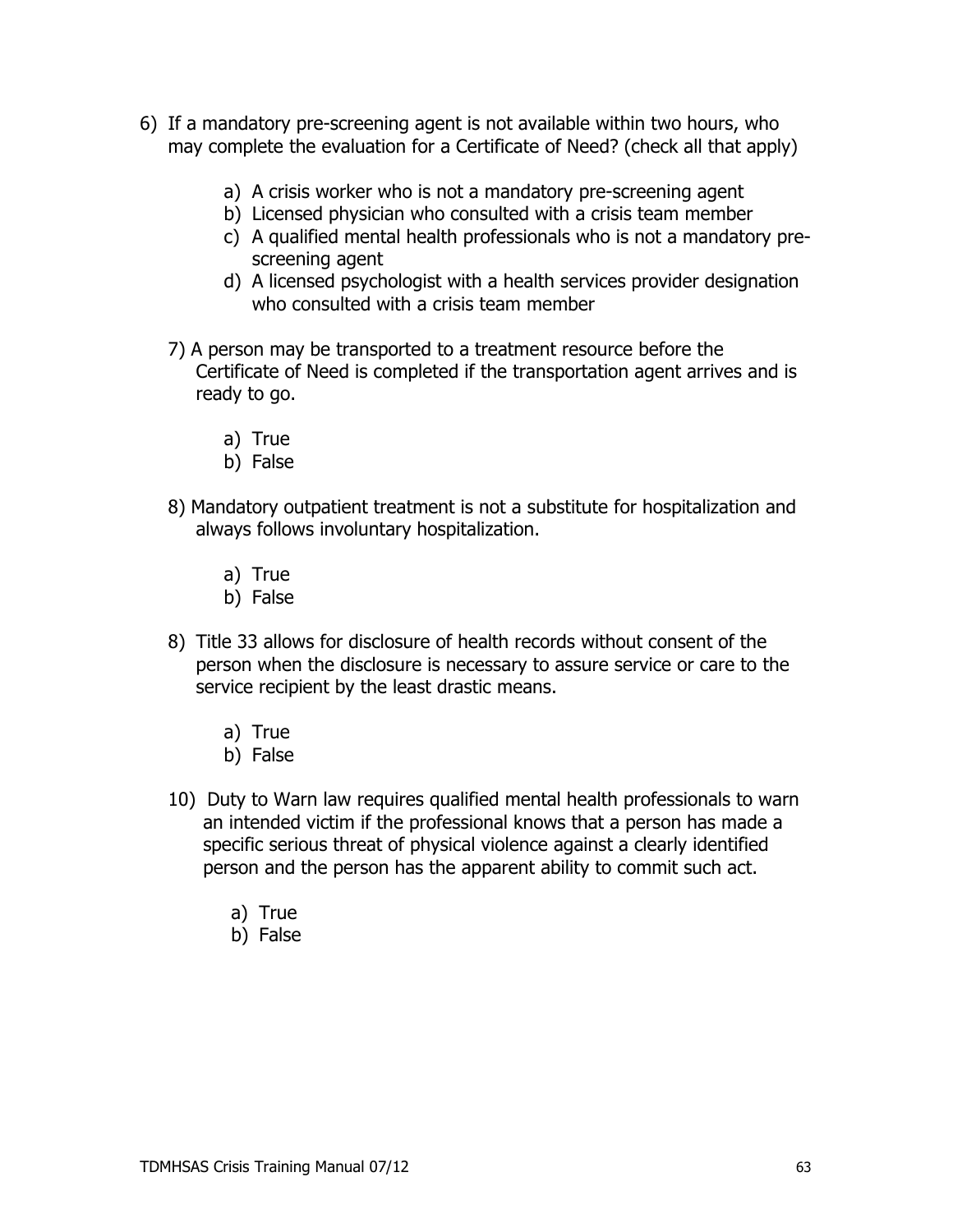6) If a mandatory pre-screening agent is not available within two hours, who may complete the evaluation for a Certificate of Need? (check all that apply)

    a) A crisis worker who is not a mandatory pre-screening agent
    b) Licensed physician who consulted with a crisis team member
    c) A qualified mental health professionals who is not a mandatory pre-screening agent
    d) A licensed psychologist with a health services provider designation who consulted with a crisis team member

7) A person may be transported to a treatment resource before the Certificate of Need is completed if the transportation agent arrives and is ready to go.

    a) True
    b) False

8) Mandatory outpatient treatment is not a substitute for hospitalization and always follows involuntary hospitalization.

    a) True
    b) False

8) Title 33 allows for disclosure of health records without consent of the person when the disclosure is necessary to assure service or care to the service recipient by the least drastic means.

    a) True
    b) False

10) Duty to Warn law requires qualified mental health professionals to warn an intended victim if the professional knows that a person has made a specific serious threat of physical violence against a clearly identified person and the person has the apparent ability to commit such act.

    a) True
    b) False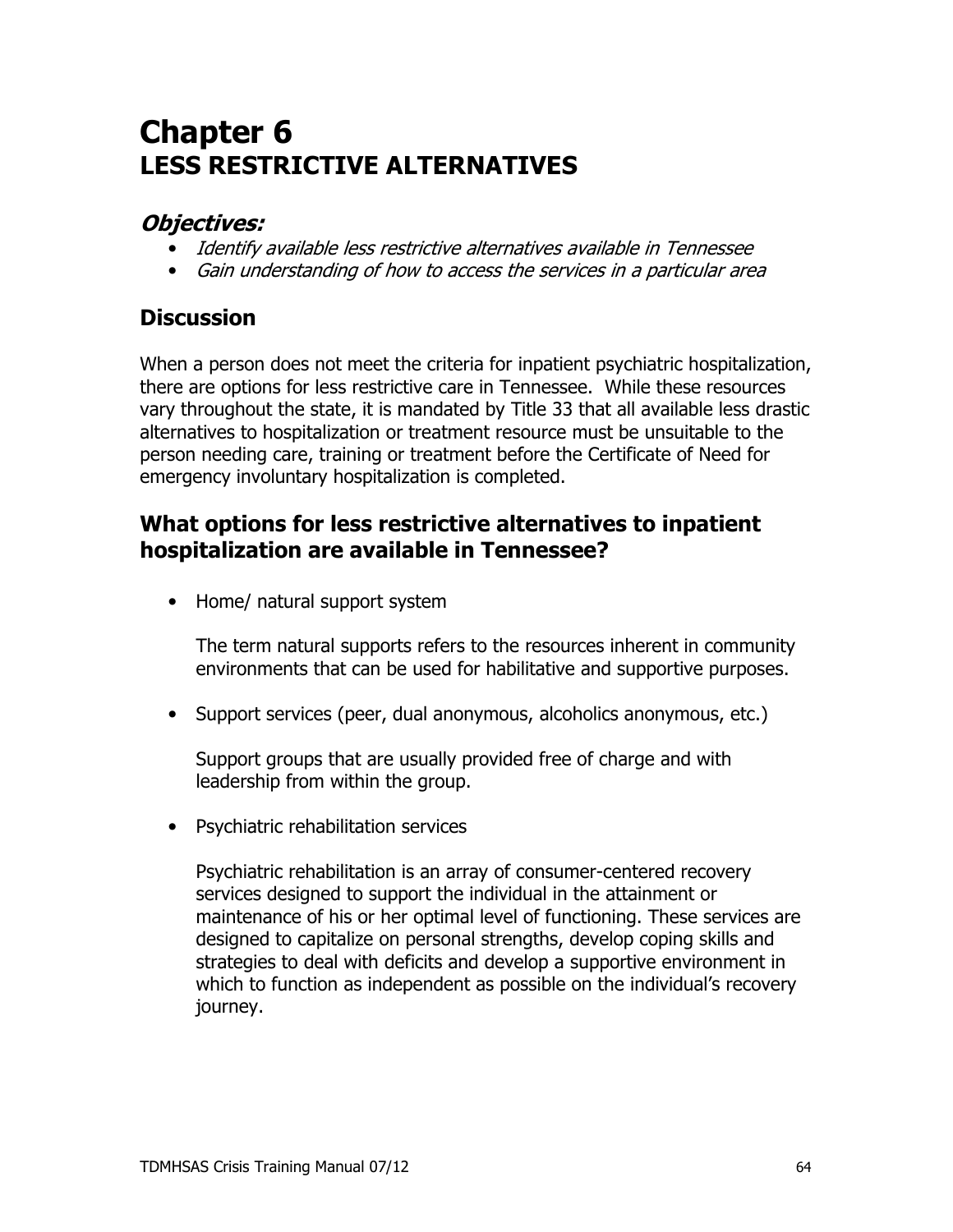# Chapter 6
# LESS RESTRICTIVE ALTERNATIVES

### *Objectives:*

- *Identify available less restrictive alternatives available in Tennessee*
- *Gain understanding of how to access the services in a particular area*

## Discussion

When a person does not meet the criteria for inpatient psychiatric hospitalization, there are options for less restrictive care in Tennessee. While these resources vary throughout the state, it is mandated by Title 33 that all available less drastic alternatives to hospitalization or treatment resource must be unsuitable to the person needing care, training or treatment before the Certificate of Need for emergency involuntary hospitalization is completed.

## What options for less restrictive alternatives to inpatient hospitalization are available in Tennessee?

- Home/ natural support system

  The term natural supports refers to the resources inherent in community environments that can be used for habilitative and supportive purposes.

- Support services (peer, dual anonymous, alcoholics anonymous, etc.)

  Support groups that are usually provided free of charge and with leadership from within the group.

- Psychiatric rehabilitation services

  Psychiatric rehabilitation is an array of consumer-centered recovery services designed to support the individual in the attainment or maintenance of his or her optimal level of functioning. These services are designed to capitalize on personal strengths, develop coping skills and strategies to deal with deficits and develop a supportive environment in which to function as independent as possible on the individual's recovery journey.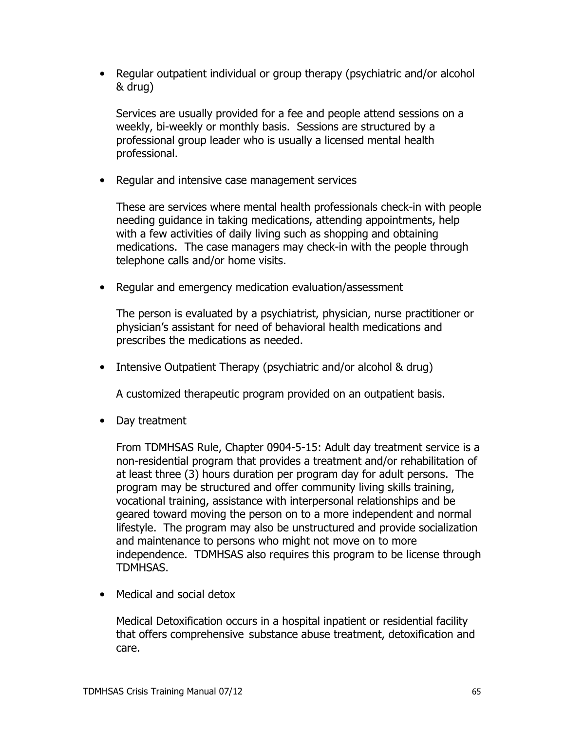- Regular outpatient individual or group therapy (psychiatric and/or alcohol & drug)

  Services are usually provided for a fee and people attend sessions on a weekly, bi-weekly or monthly basis. Sessions are structured by a professional group leader who is usually a licensed mental health professional.

- Regular and intensive case management services

  These are services where mental health professionals check-in with people needing guidance in taking medications, attending appointments, help with a few activities of daily living such as shopping and obtaining medications. The case managers may check-in with the people through telephone calls and/or home visits.

- Regular and emergency medication evaluation/assessment

  The person is evaluated by a psychiatrist, physician, nurse practitioner or physician's assistant for need of behavioral health medications and prescribes the medications as needed.

- Intensive Outpatient Therapy (psychiatric and/or alcohol & drug)

  A customized therapeutic program provided on an outpatient basis.

- Day treatment

  From TDMHSAS Rule, Chapter 0904-5-15: Adult day treatment service is a non-residential program that provides a treatment and/or rehabilitation of at least three (3) hours duration per program day for adult persons. The program may be structured and offer community living skills training, vocational training, assistance with interpersonal relationships and be geared toward moving the person on to a more independent and normal lifestyle. The program may also be unstructured and provide socialization and maintenance to persons who might not move on to more independence. TDMHSAS also requires this program to be license through TDMHSAS.

- Medical and social detox

  Medical Detoxification occurs in a hospital inpatient or residential facility that offers comprehensive substance abuse treatment, detoxification and care.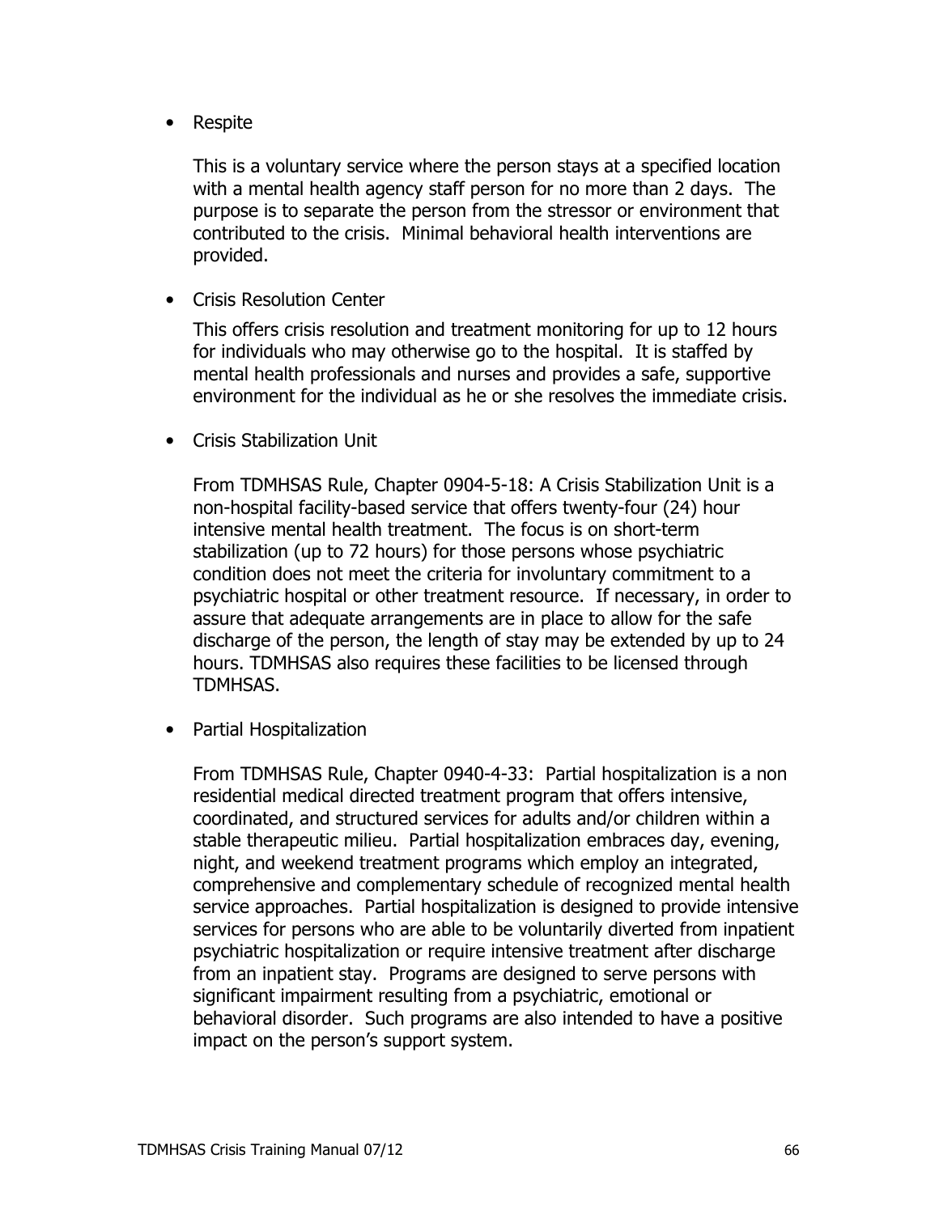- Respite

  This is a voluntary service where the person stays at a specified location with a mental health agency staff person for no more than 2 days. The purpose is to separate the person from the stressor or environment that contributed to the crisis. Minimal behavioral health interventions are provided.

- Crisis Resolution Center

  This offers crisis resolution and treatment monitoring for up to 12 hours for individuals who may otherwise go to the hospital. It is staffed by mental health professionals and nurses and provides a safe, supportive environment for the individual as he or she resolves the immediate crisis.

- Crisis Stabilization Unit

  From TDMHSAS Rule, Chapter 0904-5-18: A Crisis Stabilization Unit is a non-hospital facility-based service that offers twenty-four (24) hour intensive mental health treatment. The focus is on short-term stabilization (up to 72 hours) for those persons whose psychiatric condition does not meet the criteria for involuntary commitment to a psychiatric hospital or other treatment resource. If necessary, in order to assure that adequate arrangements are in place to allow for the safe discharge of the person, the length of stay may be extended by up to 24 hours. TDMHSAS also requires these facilities to be licensed through TDMHSAS.

- Partial Hospitalization

  From TDMHSAS Rule, Chapter 0940-4-33: Partial hospitalization is a non residential medical directed treatment program that offers intensive, coordinated, and structured services for adults and/or children within a stable therapeutic milieu. Partial hospitalization embraces day, evening, night, and weekend treatment programs which employ an integrated, comprehensive and complementary schedule of recognized mental health service approaches. Partial hospitalization is designed to provide intensive services for persons who are able to be voluntarily diverted from inpatient psychiatric hospitalization or require intensive treatment after discharge from an inpatient stay. Programs are designed to serve persons with significant impairment resulting from a psychiatric, emotional or behavioral disorder. Such programs are also intended to have a positive impact on the person's support system.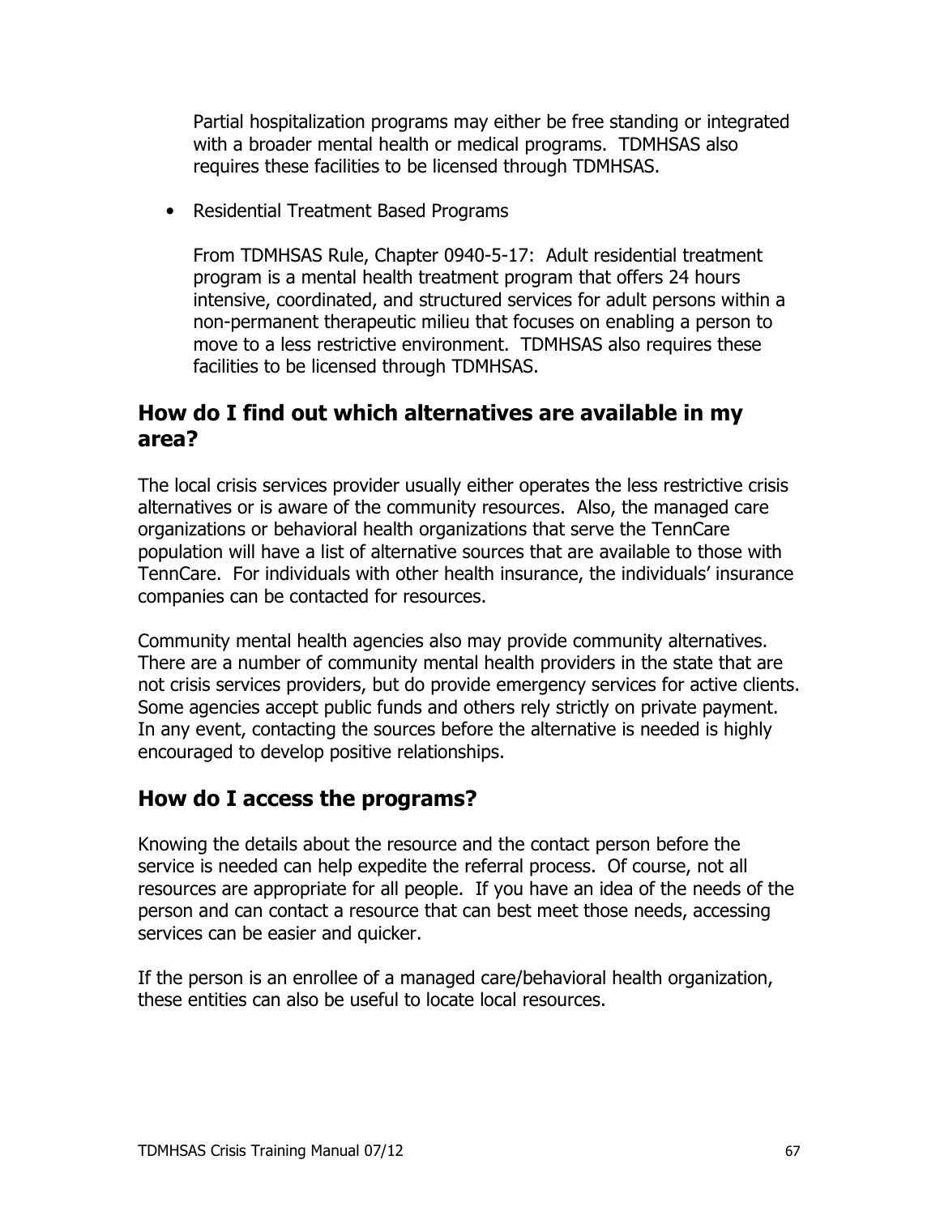Partial hospitalization programs may either be free standing or integrated with a broader mental health or medical programs. TDMHSAS also requires these facilities to be licensed through TDMHSAS.

- Residential Treatment Based Programs

  From TDMHSAS Rule, Chapter 0940-5-17: Adult residential treatment program is a mental health treatment program that offers 24 hours intensive, coordinated, and structured services for adult persons within a non-permanent therapeutic milieu that focuses on enabling a person to move to a less restrictive environment. TDMHSAS also requires these facilities to be licensed through TDMHSAS.

## How do I find out which alternatives are available in my area?

The local crisis services provider usually either operates the less restrictive crisis alternatives or is aware of the community resources. Also, the managed care organizations or behavioral health organizations that serve the TennCare population will have a list of alternative sources that are available to those with TennCare. For individuals with other health insurance, the individuals' insurance companies can be contacted for resources.

Community mental health agencies also may provide community alternatives. There are a number of community mental health providers in the state that are not crisis services providers, but do provide emergency services for active clients. Some agencies accept public funds and others rely strictly on private payment. In any event, contacting the sources before the alternative is needed is highly encouraged to develop positive relationships.

## How do I access the programs?

Knowing the details about the resource and the contact person before the service is needed can help expedite the referral process. Of course, not all resources are appropriate for all people. If you have an idea of the needs of the person and can contact a resource that can best meet those needs, accessing services can be easier and quicker.

If the person is an enrollee of a managed care/behavioral health organization, these entities can also be useful to locate local resources.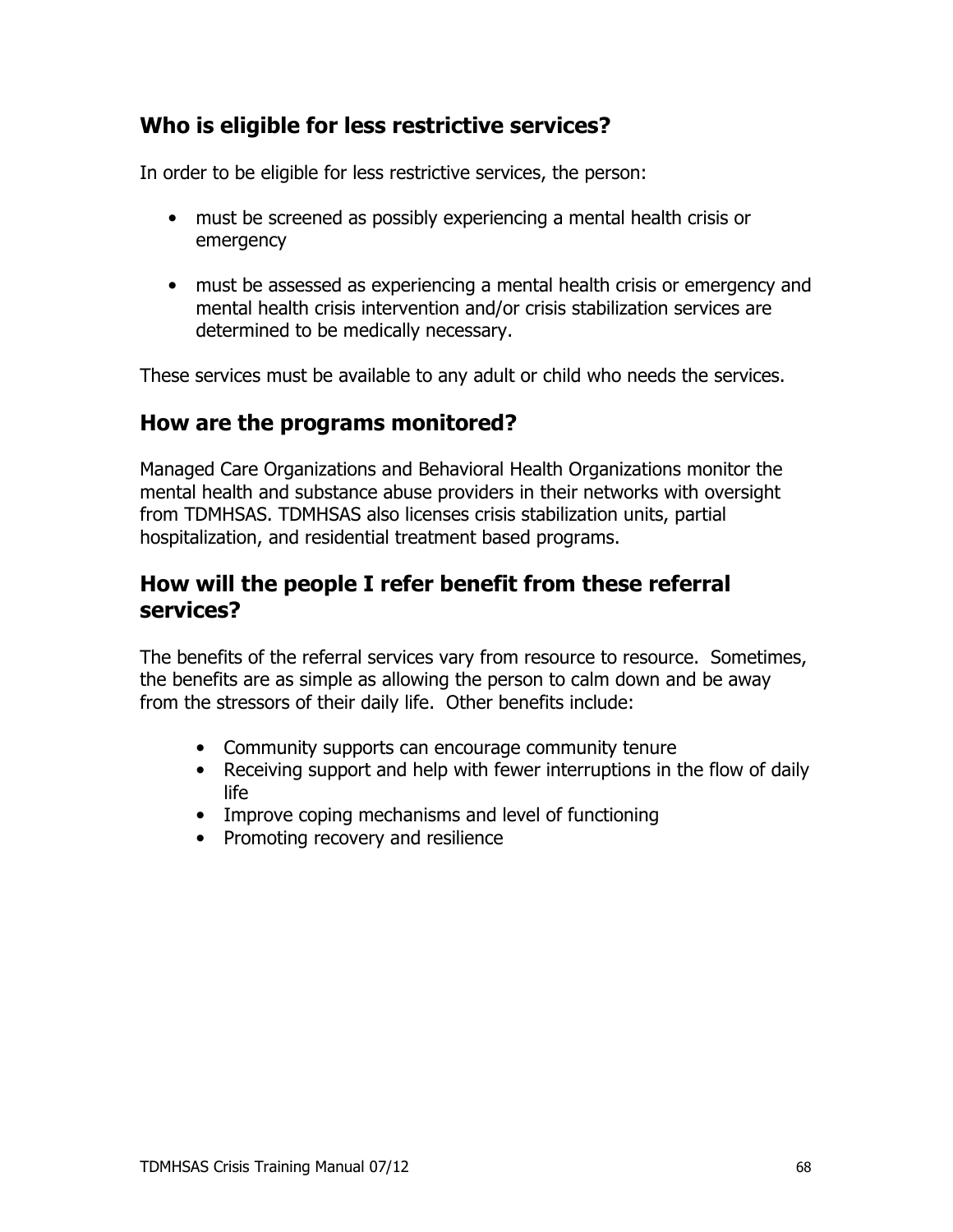## Who is eligible for less restrictive services?

In order to be eligible for less restrictive services, the person:

- must be screened as possibly experiencing a mental health crisis or emergency

- must be assessed as experiencing a mental health crisis or emergency and mental health crisis intervention and/or crisis stabilization services are determined to be medically necessary.

These services must be available to any adult or child who needs the services.

## How are the programs monitored?

Managed Care Organizations and Behavioral Health Organizations monitor the mental health and substance abuse providers in their networks with oversight from TDMHSAS. TDMHSAS also licenses crisis stabilization units, partial hospitalization, and residential treatment based programs.

## How will the people I refer benefit from these referral services?

The benefits of the referral services vary from resource to resource. Sometimes, the benefits are as simple as allowing the person to calm down and be away from the stressors of their daily life. Other benefits include:

- Community supports can encourage community tenure
- Receiving support and help with fewer interruptions in the flow of daily life
- Improve coping mechanisms and level of functioning
- Promoting recovery and resilience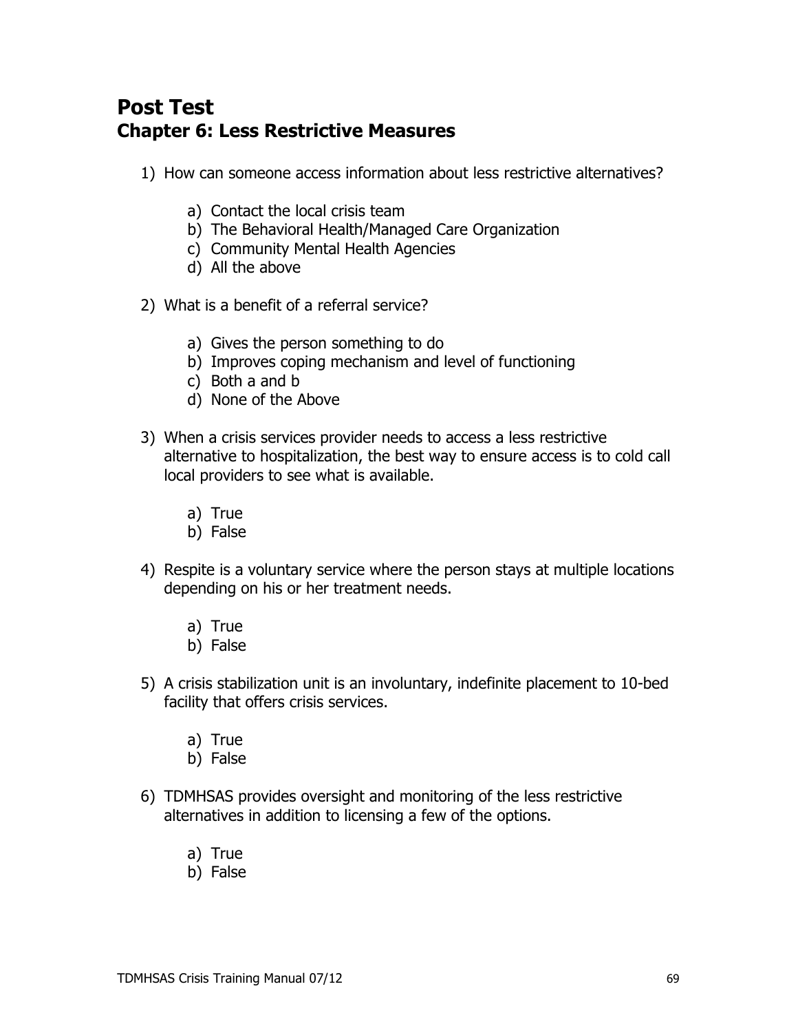# Post Test

## Chapter 6: Less Restrictive Measures

1) How can someone access information about less restrictive alternatives?

   a) Contact the local crisis team
   b) The Behavioral Health/Managed Care Organization
   c) Community Mental Health Agencies
   d) All the above

2) What is a benefit of a referral service?

   a) Gives the person something to do
   b) Improves coping mechanism and level of functioning
   c) Both a and b
   d) None of the Above

3) When a crisis services provider needs to access a less restrictive alternative to hospitalization, the best way to ensure access is to cold call local providers to see what is available.

   a) True
   b) False

4) Respite is a voluntary service where the person stays at multiple locations depending on his or her treatment needs.

   a) True
   b) False

5) A crisis stabilization unit is an involuntary, indefinite placement to 10-bed facility that offers crisis services.

   a) True
   b) False

6) TDMHSAS provides oversight and monitoring of the less restrictive alternatives in addition to licensing a few of the options.

   a) True
   b) False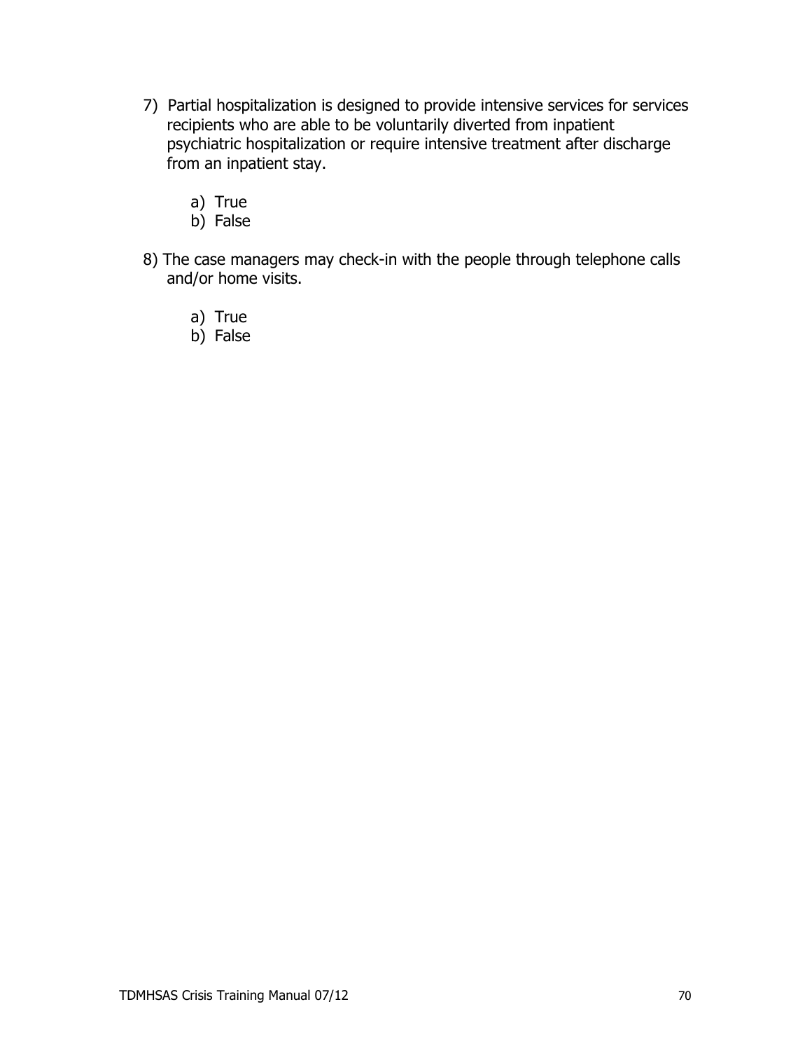7) Partial hospitalization is designed to provide intensive services for services recipients who are able to be voluntarily diverted from inpatient psychiatric hospitalization or require intensive treatment after discharge from an inpatient stay.

   a) True
   b) False

8) The case managers may check-in with the people through telephone calls and/or home visits.

   a) True
   b) False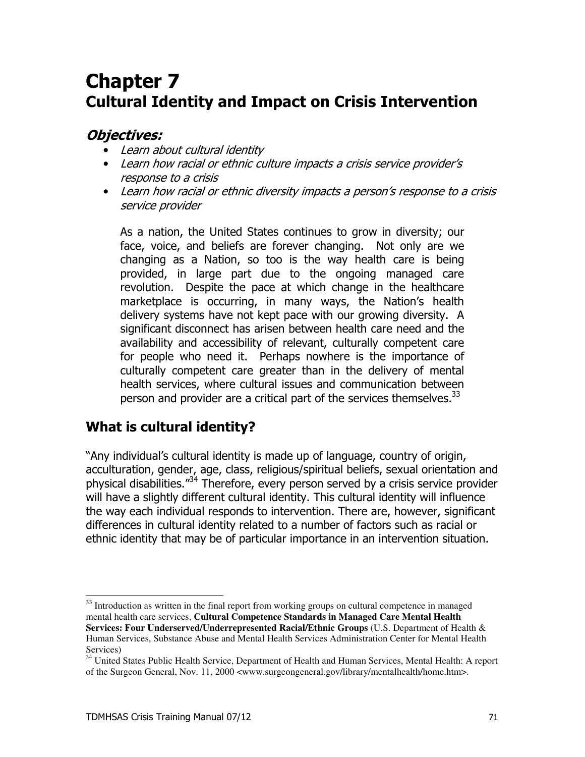# Chapter 7
# Cultural Identity and Impact on Crisis Intervention

### *Objectives:*

- *Learn about cultural identity*
- *Learn how racial or ethnic culture impacts a crisis service provider's response to a crisis*
- *Learn how racial or ethnic diversity impacts a person's response to a crisis service provider*

As a nation, the United States continues to grow in diversity; our face, voice, and beliefs are forever changing. Not only are we changing as a Nation, so too is the way health care is being provided, in large part due to the ongoing managed care revolution. Despite the pace at which change in the healthcare marketplace is occurring, in many ways, the Nation's health delivery systems have not kept pace with our growing diversity. A significant disconnect has arisen between health care need and the availability and accessibility of relevant, culturally competent care for people who need it. Perhaps nowhere is the importance of culturally competent care greater than in the delivery of mental health services, where cultural issues and communication between person and provider are a critical part of the services themselves.[33]

## What is cultural identity?

"Any individual's cultural identity is made up of language, country of origin, acculturation, gender, age, class, religious/spiritual beliefs, sexual orientation and physical disabilities."[34] Therefore, every person served by a crisis service provider will have a slightly different cultural identity. This cultural identity will influence the way each individual responds to intervention. There are, however, significant differences in cultural identity related to a number of factors such as racial or ethnic identity that may be of particular importance in an intervention situation.

---

[33] Introduction as written in the final report from working groups on cultural competence in managed mental health care services, **Cultural Competence Standards in Managed Care Mental Health Services: Four Underserved/Underrepresented Racial/Ethnic Groups** (U.S. Department of Health & Human Services, Substance Abuse and Mental Health Services Administration Center for Mental Health Services)

[34] United States Public Health Service, Department of Health and Human Services, Mental Health: A report of the Surgeon General, Nov. 11, 2000 <www.surgeongeneral.gov/library/mentalhealth/home.htm>.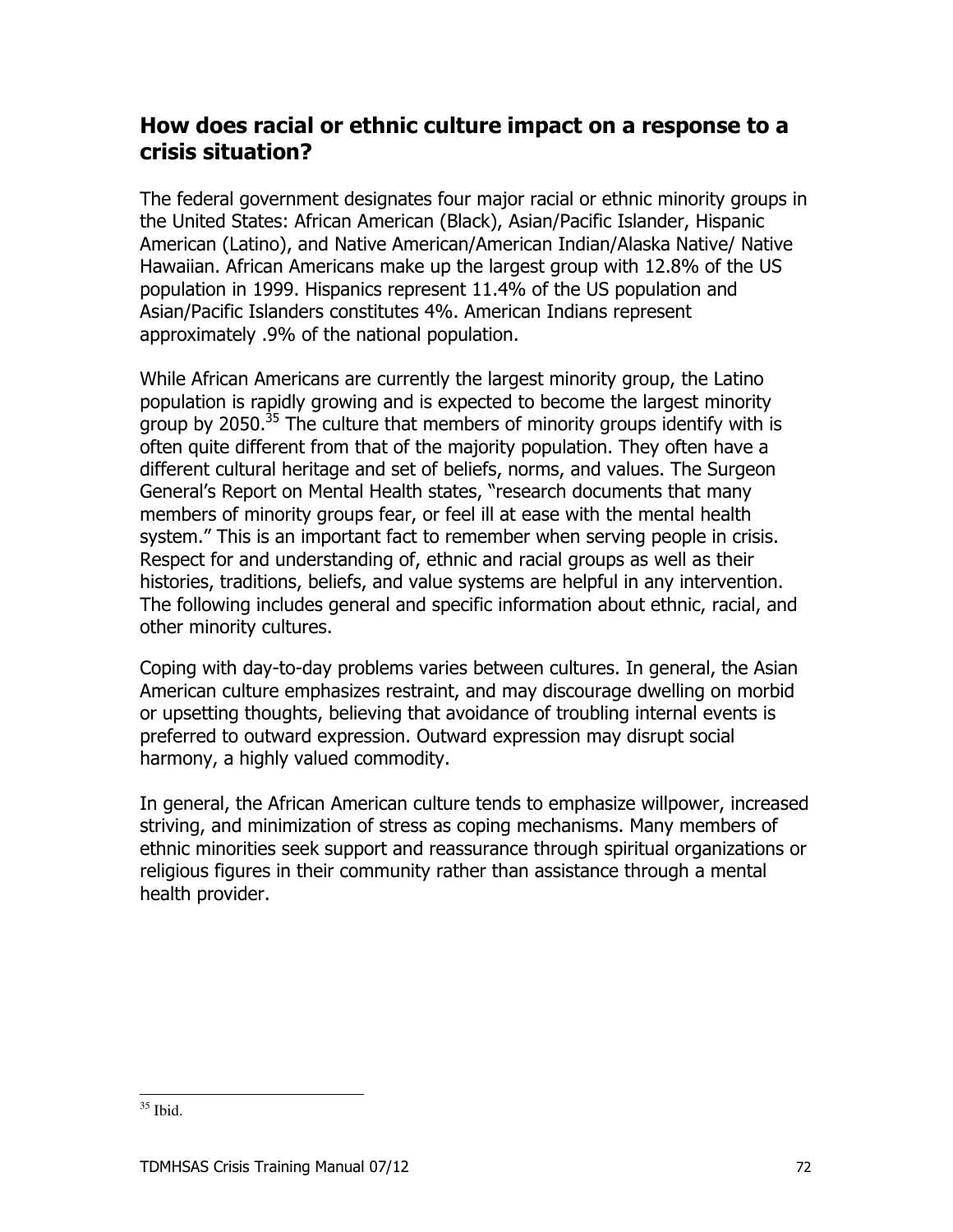## How does racial or ethnic culture impact on a response to a crisis situation?

The federal government designates four major racial or ethnic minority groups in the United States: African American (Black), Asian/Pacific Islander, Hispanic American (Latino), and Native American/American Indian/Alaska Native/ Native Hawaiian. African Americans make up the largest group with 12.8% of the US population in 1999. Hispanics represent 11.4% of the US population and Asian/Pacific Islanders constitutes 4%. American Indians represent approximately .9% of the national population.

While African Americans are currently the largest minority group, the Latino population is rapidly growing and is expected to become the largest minority group by 2050.[35] The culture that members of minority groups identify with is often quite different from that of the majority population. They often have a different cultural heritage and set of beliefs, norms, and values. The Surgeon General's Report on Mental Health states, "research documents that many members of minority groups fear, or feel ill at ease with the mental health system." This is an important fact to remember when serving people in crisis. Respect for and understanding of, ethnic and racial groups as well as their histories, traditions, beliefs, and value systems are helpful in any intervention. The following includes general and specific information about ethnic, racial, and other minority cultures.

Coping with day-to-day problems varies between cultures. In general, the Asian American culture emphasizes restraint, and may discourage dwelling on morbid or upsetting thoughts, believing that avoidance of troubling internal events is preferred to outward expression. Outward expression may disrupt social harmony, a highly valued commodity.

In general, the African American culture tends to emphasize willpower, increased striving, and minimization of stress as coping mechanisms. Many members of ethnic minorities seek support and reassurance through spiritual organizations or religious figures in their community rather than assistance through a mental health provider.

---

[35] Ibid.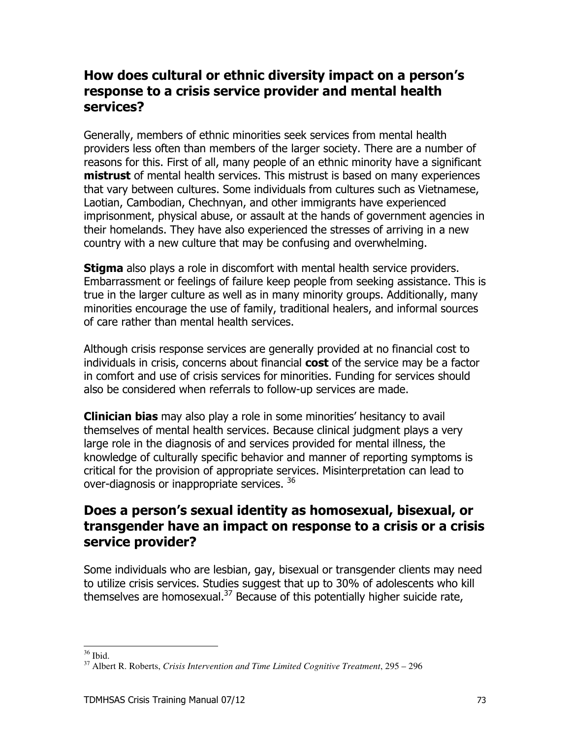## How does cultural or ethnic diversity impact on a person's response to a crisis service provider and mental health services?

Generally, members of ethnic minorities seek services from mental health providers less often than members of the larger society. There are a number of reasons for this. First of all, many people of an ethnic minority have a significant **mistrust** of mental health services. This mistrust is based on many experiences that vary between cultures. Some individuals from cultures such as Vietnamese, Laotian, Cambodian, Chechnyan, and other immigrants have experienced imprisonment, physical abuse, or assault at the hands of government agencies in their homelands. They have also experienced the stresses of arriving in a new country with a new culture that may be confusing and overwhelming.

**Stigma** also plays a role in discomfort with mental health service providers. Embarrassment or feelings of failure keep people from seeking assistance. This is true in the larger culture as well as in many minority groups. Additionally, many minorities encourage the use of family, traditional healers, and informal sources of care rather than mental health services.

Although crisis response services are generally provided at no financial cost to individuals in crisis, concerns about financial **cost** of the service may be a factor in comfort and use of crisis services for minorities. Funding for services should also be considered when referrals to follow-up services are made.

**Clinician bias** may also play a role in some minorities' hesitancy to avail themselves of mental health services. Because clinical judgment plays a very large role in the diagnosis of and services provided for mental illness, the knowledge of culturally specific behavior and manner of reporting symptoms is critical for the provision of appropriate services. Misinterpretation can lead to over-diagnosis or inappropriate services. [36]

## Does a person's sexual identity as homosexual, bisexual, or transgender have an impact on response to a crisis or a crisis service provider?

Some individuals who are lesbian, gay, bisexual or transgender clients may need to utilize crisis services. Studies suggest that up to 30% of adolescents who kill themselves are homosexual.[37] Because of this potentially higher suicide rate,

---

[36] Ibid.

[37] Albert R. Roberts, *Crisis Intervention and Time Limited Cognitive Treatment*, 295 – 296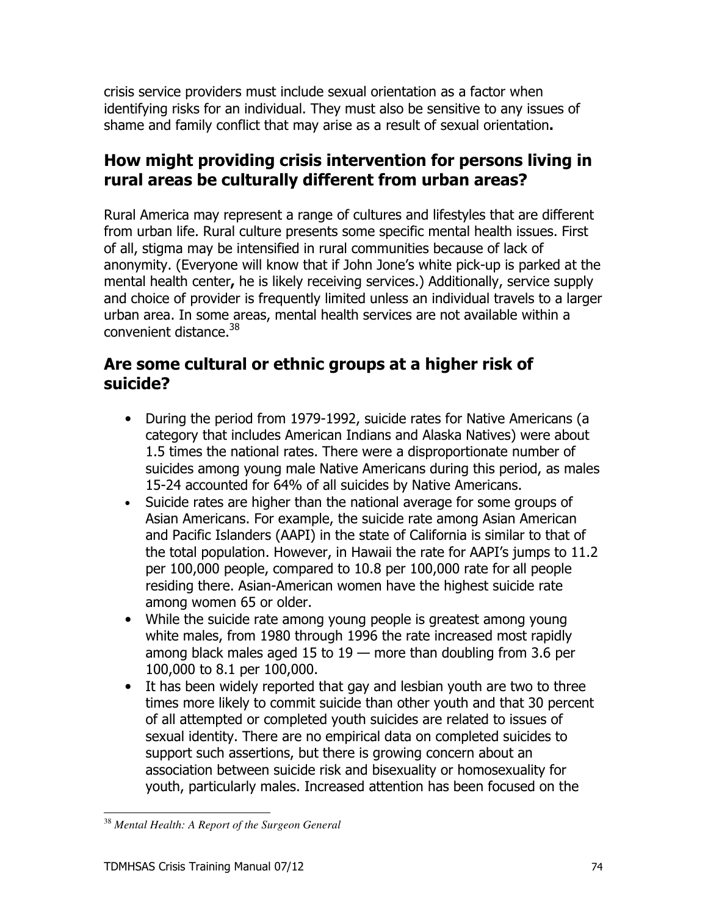crisis service providers must include sexual orientation as a factor when identifying risks for an individual. They must also be sensitive to any issues of shame and family conflict that may arise as a result of sexual orientation**.**

## How might providing crisis intervention for persons living in rural areas be culturally different from urban areas?

Rural America may represent a range of cultures and lifestyles that are different from urban life. Rural culture presents some specific mental health issues. First of all, stigma may be intensified in rural communities because of lack of anonymity. (Everyone will know that if John Jone's white pick-up is parked at the mental health center**,** he is likely receiving services.) Additionally, service supply and choice of provider is frequently limited unless an individual travels to a larger urban area. In some areas, mental health services are not available within a convenient distance.[38]

## Are some cultural or ethnic groups at a higher risk of suicide?

- During the period from 1979-1992, suicide rates for Native Americans (a category that includes American Indians and Alaska Natives) were about 1.5 times the national rates. There were a disproportionate number of suicides among young male Native Americans during this period, as males 15-24 accounted for 64% of all suicides by Native Americans.
- Suicide rates are higher than the national average for some groups of Asian Americans. For example, the suicide rate among Asian American and Pacific Islanders (AAPI) in the state of California is similar to that of the total population. However, in Hawaii the rate for AAPI's jumps to 11.2 per 100,000 people, compared to 10.8 per 100,000 rate for all people residing there. Asian-American women have the highest suicide rate among women 65 or older.
- While the suicide rate among young people is greatest among young white males, from 1980 through 1996 the rate increased most rapidly among black males aged 15 to 19 — more than doubling from 3.6 per 100,000 to 8.1 per 100,000.
- It has been widely reported that gay and lesbian youth are two to three times more likely to commit suicide than other youth and that 30 percent of all attempted or completed youth suicides are related to issues of sexual identity. There are no empirical data on completed suicides to support such assertions, but there is growing concern about an association between suicide risk and bisexuality or homosexuality for youth, particularly males. Increased attention has been focused on the

---

[38] *Mental Health: A Report of the Surgeon General*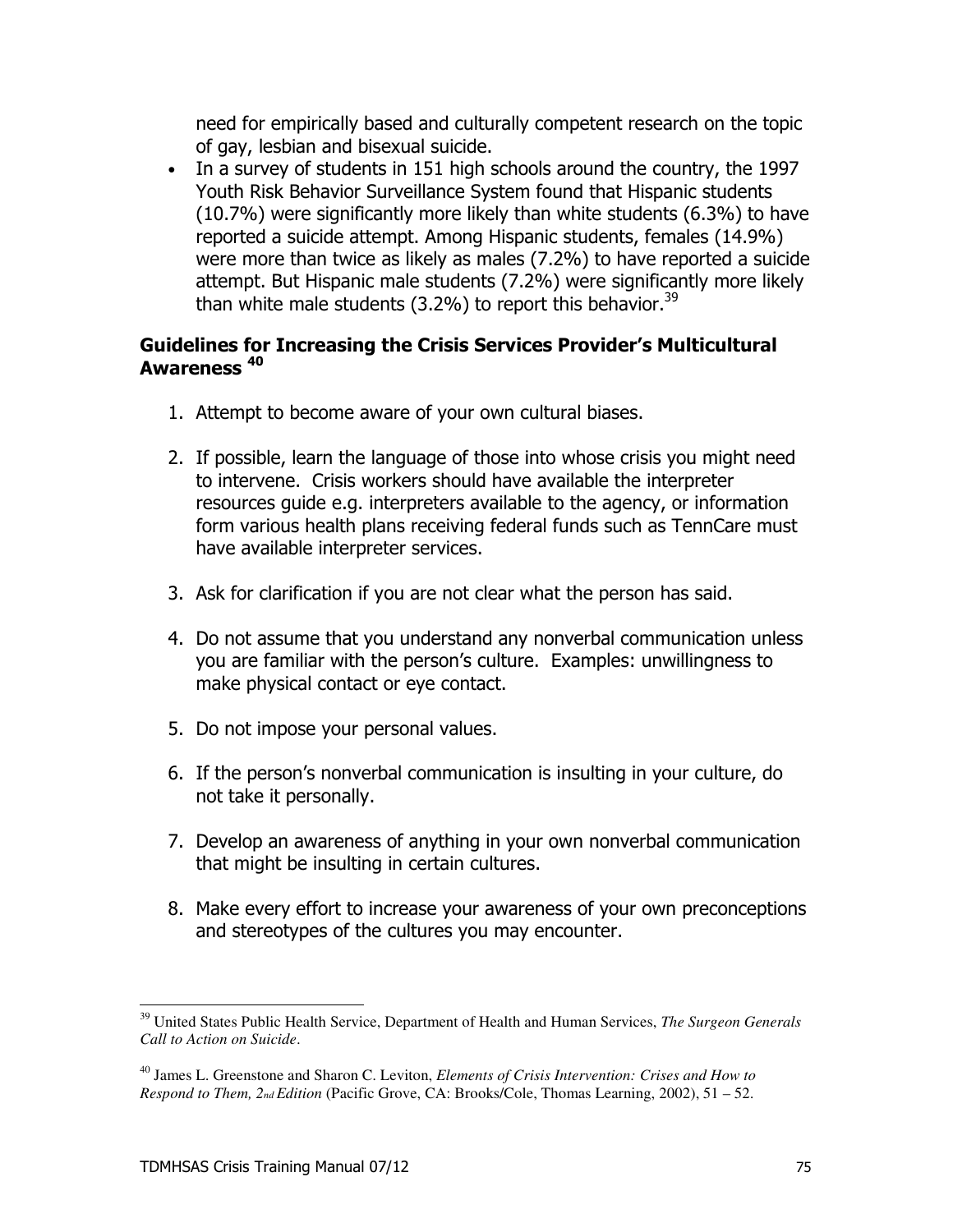need for empirically based and culturally competent research on the topic of gay, lesbian and bisexual suicide.

- In a survey of students in 151 high schools around the country, the 1997 Youth Risk Behavior Surveillance System found that Hispanic students (10.7%) were significantly more likely than white students (6.3%) to have reported a suicide attempt. Among Hispanic students, females (14.9%) were more than twice as likely as males (7.2%) to have reported a suicide attempt. But Hispanic male students (7.2%) were significantly more likely than white male students (3.2%) to report this behavior.[39]

## Guidelines for Increasing the Crisis Services Provider's Multicultural Awareness [40]

1. Attempt to become aware of your own cultural biases.

2. If possible, learn the language of those into whose crisis you might need to intervene. Crisis workers should have available the interpreter resources guide e.g. interpreters available to the agency, or information form various health plans receiving federal funds such as TennCare must have available interpreter services.

3. Ask for clarification if you are not clear what the person has said.

4. Do not assume that you understand any nonverbal communication unless you are familiar with the person's culture. Examples: unwillingness to make physical contact or eye contact.

5. Do not impose your personal values.

6. If the person's nonverbal communication is insulting in your culture, do not take it personally.

7. Develop an awareness of anything in your own nonverbal communication that might be insulting in certain cultures.

8. Make every effort to increase your awareness of your own preconceptions and stereotypes of the cultures you may encounter.

---

[39] United States Public Health Service, Department of Health and Human Services, *The Surgeon Generals Call to Action on Suicide*.

[40] James L. Greenstone and Sharon C. Leviton, *Elements of Crisis Intervention: Crises and How to Respond to Them, 2nd Edition* (Pacific Grove, CA: Brooks/Cole, Thomas Learning, 2002), 51 – 52.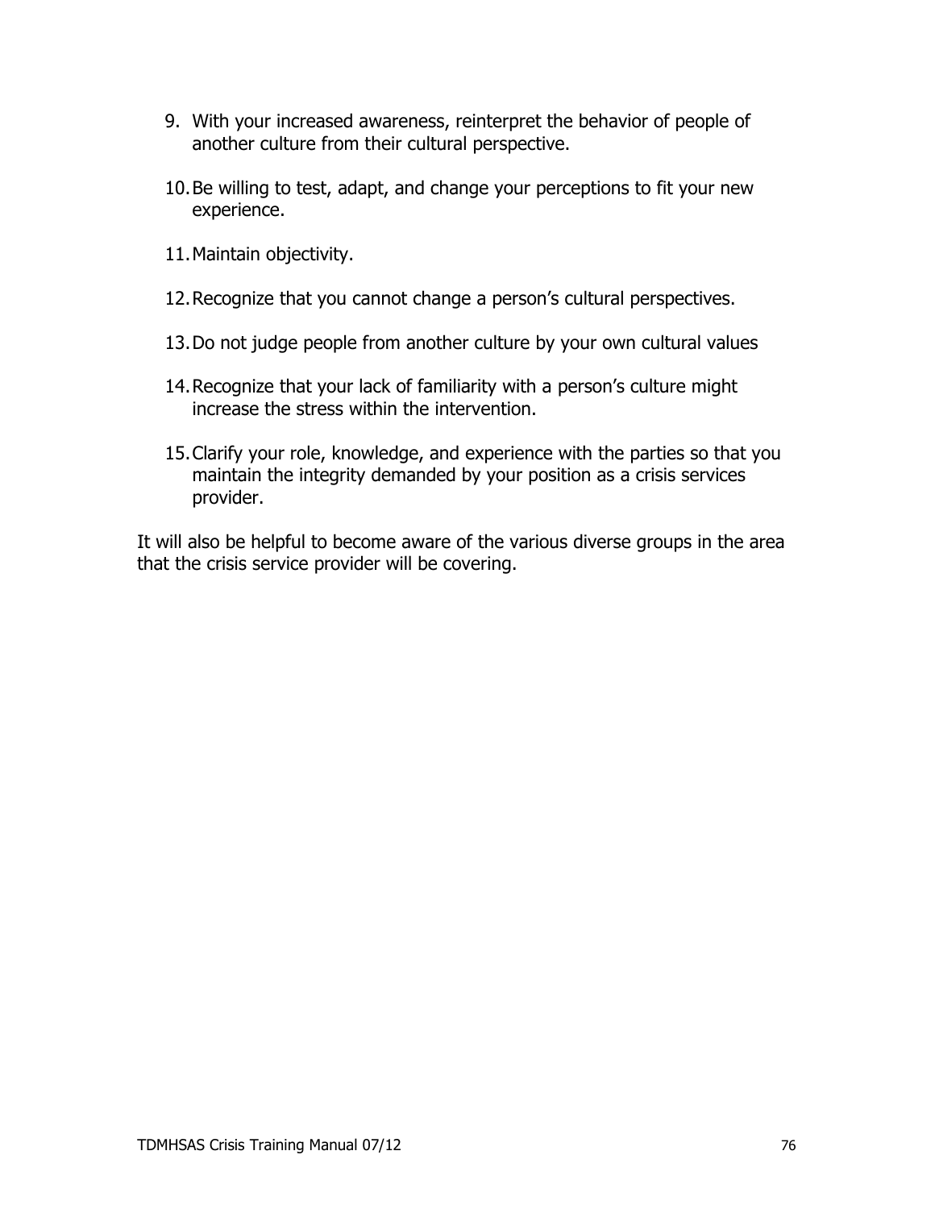9. With your increased awareness, reinterpret the behavior of people of another culture from their cultural perspective.

10. Be willing to test, adapt, and change your perceptions to fit your new experience.

11. Maintain objectivity.

12. Recognize that you cannot change a person's cultural perspectives.

13. Do not judge people from another culture by your own cultural values

14. Recognize that your lack of familiarity with a person's culture might increase the stress within the intervention.

15. Clarify your role, knowledge, and experience with the parties so that you maintain the integrity demanded by your position as a crisis services provider.

It will also be helpful to become aware of the various diverse groups in the area that the crisis service provider will be covering.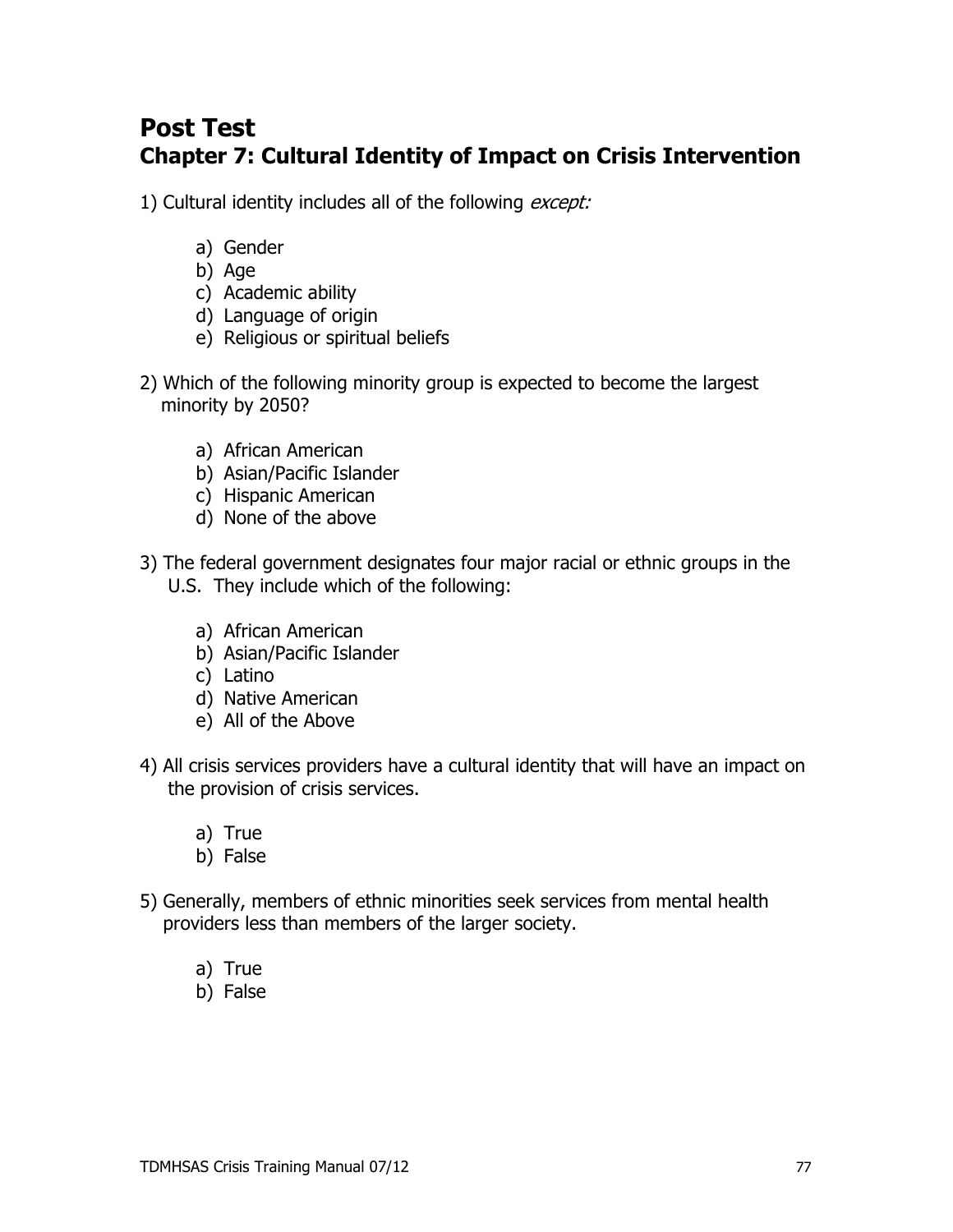# Post Test

## Chapter 7: Cultural Identity of Impact on Crisis Intervention

1) Cultural identity includes all of the following *except:*

   a) Gender
   b) Age
   c) Academic ability
   d) Language of origin
   e) Religious or spiritual beliefs

2) Which of the following minority group is expected to become the largest minority by 2050?

   a) African American
   b) Asian/Pacific Islander
   c) Hispanic American
   d) None of the above

3) The federal government designates four major racial or ethnic groups in the U.S. They include which of the following:

   a) African American
   b) Asian/Pacific Islander
   c) Latino
   d) Native American
   e) All of the Above

4) All crisis services providers have a cultural identity that will have an impact on the provision of crisis services.

   a) True
   b) False

5) Generally, members of ethnic minorities seek services from mental health providers less than members of the larger society.

   a) True
   b) False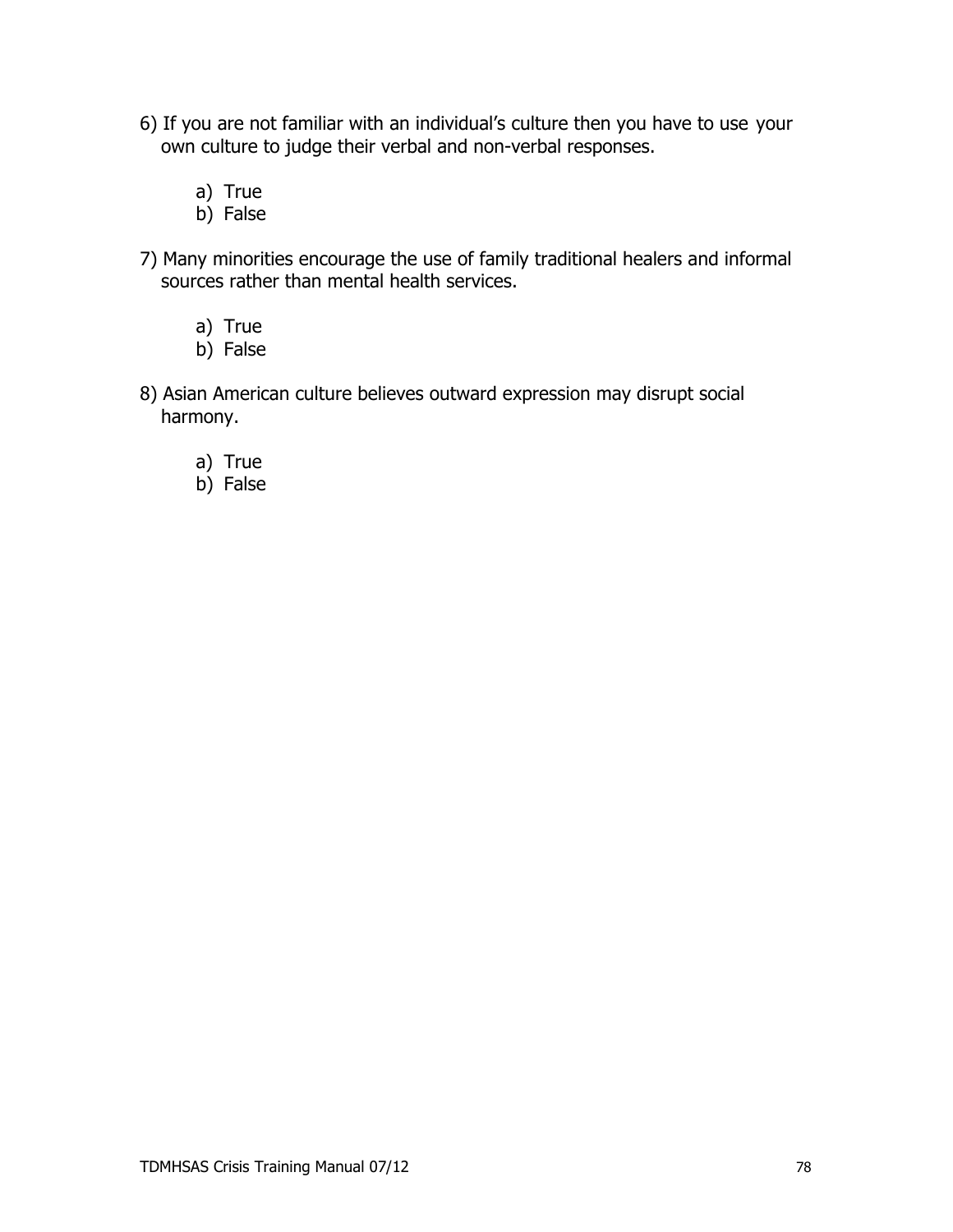6) If you are not familiar with an individual's culture then you have to use your own culture to judge their verbal and non-verbal responses.

   a) True
   b) False

7) Many minorities encourage the use of family traditional healers and informal sources rather than mental health services.

   a) True
   b) False

8) Asian American culture believes outward expression may disrupt social harmony.

   a) True
   b) False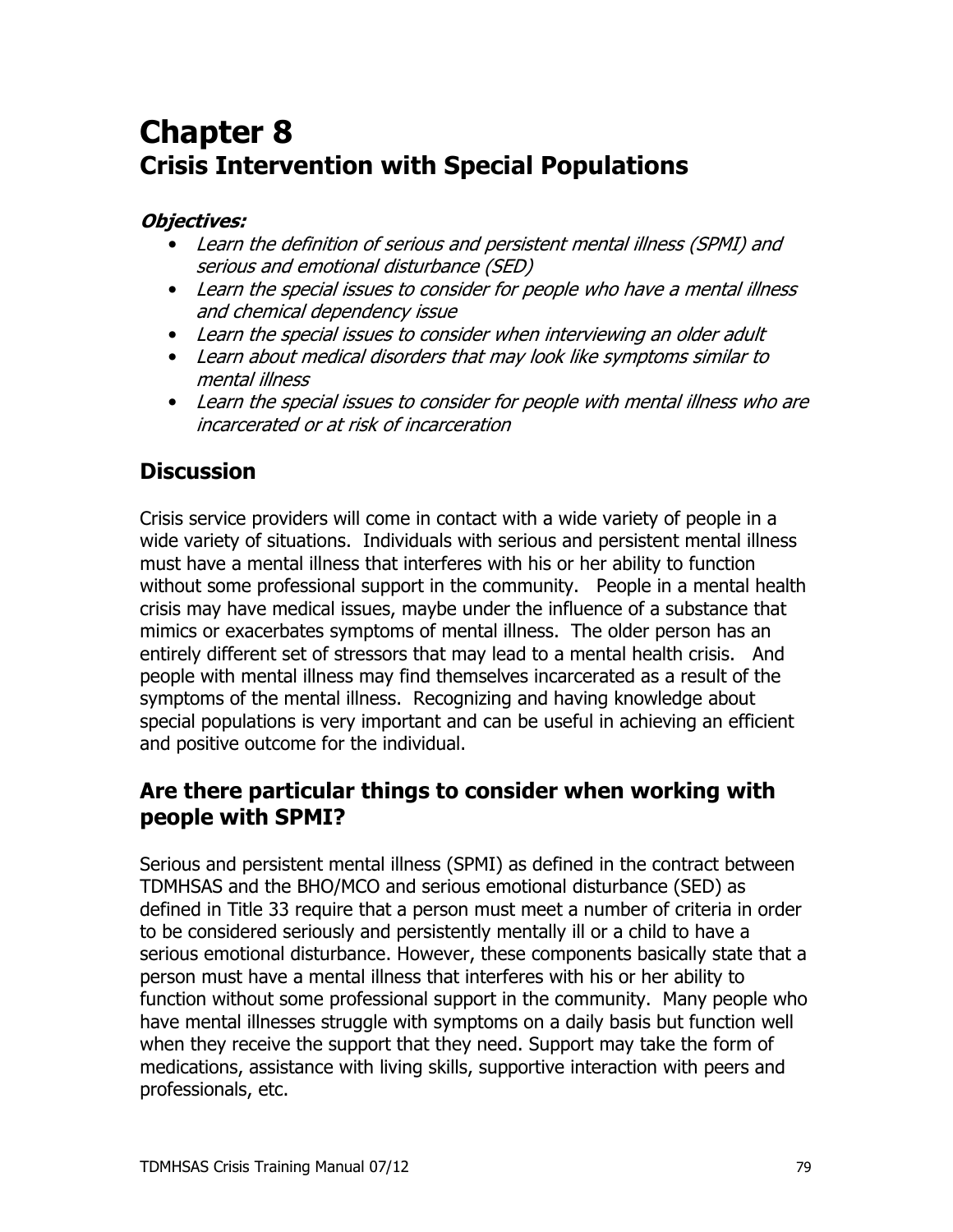# Chapter 8
# Crisis Intervention with Special Populations

***Objectives:***

- *Learn the definition of serious and persistent mental illness (SPMI) and serious and emotional disturbance (SED)*
- *Learn the special issues to consider for people who have a mental illness and chemical dependency issue*
- *Learn the special issues to consider when interviewing an older adult*
- *Learn about medical disorders that may look like symptoms similar to mental illness*
- *Learn the special issues to consider for people with mental illness who are incarcerated or at risk of incarceration*

## Discussion

Crisis service providers will come in contact with a wide variety of people in a wide variety of situations. Individuals with serious and persistent mental illness must have a mental illness that interferes with his or her ability to function without some professional support in the community. People in a mental health crisis may have medical issues, maybe under the influence of a substance that mimics or exacerbates symptoms of mental illness. The older person has an entirely different set of stressors that may lead to a mental health crisis. And people with mental illness may find themselves incarcerated as a result of the symptoms of the mental illness. Recognizing and having knowledge about special populations is very important and can be useful in achieving an efficient and positive outcome for the individual.

## Are there particular things to consider when working with people with SPMI?

Serious and persistent mental illness (SPMI) as defined in the contract between TDMHSAS and the BHO/MCO and serious emotional disturbance (SED) as defined in Title 33 require that a person must meet a number of criteria in order to be considered seriously and persistently mentally ill or a child to have a serious emotional disturbance. However, these components basically state that a person must have a mental illness that interferes with his or her ability to function without some professional support in the community. Many people who have mental illnesses struggle with symptoms on a daily basis but function well when they receive the support that they need. Support may take the form of medications, assistance with living skills, supportive interaction with peers and professionals, etc.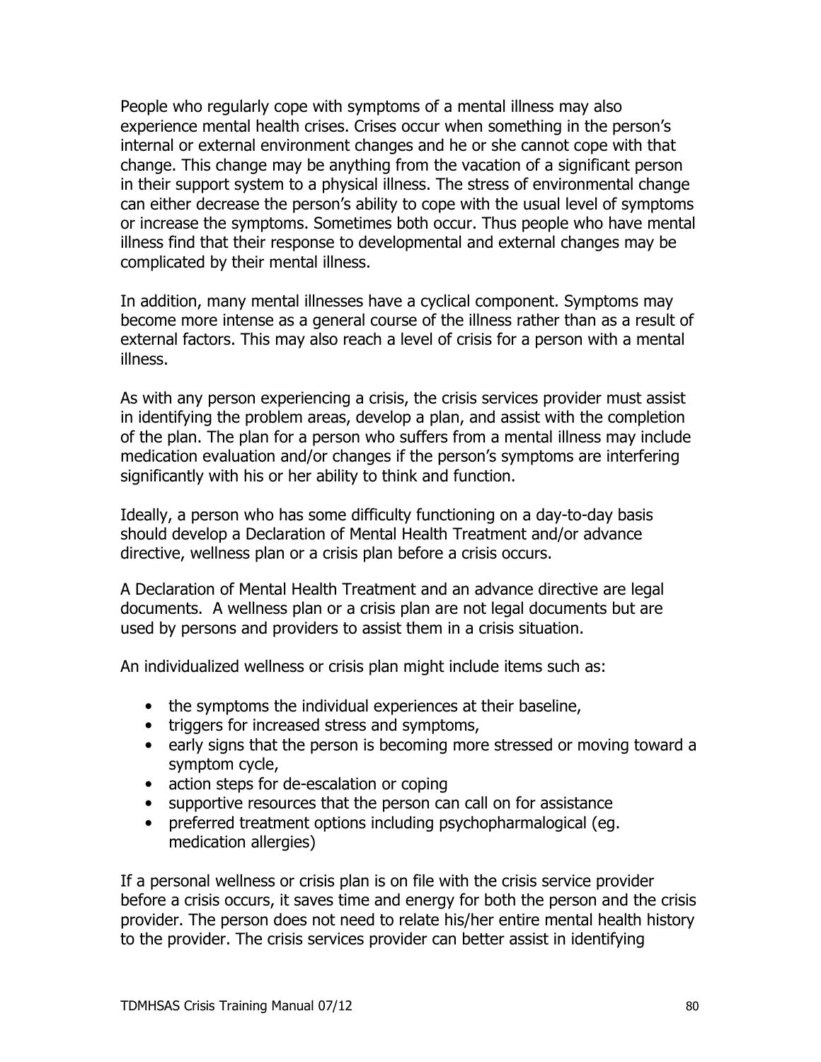People who regularly cope with symptoms of a mental illness may also experience mental health crises. Crises occur when something in the person's internal or external environment changes and he or she cannot cope with that change. This change may be anything from the vacation of a significant person in their support system to a physical illness. The stress of environmental change can either decrease the person's ability to cope with the usual level of symptoms or increase the symptoms. Sometimes both occur. Thus people who have mental illness find that their response to developmental and external changes may be complicated by their mental illness.

In addition, many mental illnesses have a cyclical component. Symptoms may become more intense as a general course of the illness rather than as a result of external factors. This may also reach a level of crisis for a person with a mental illness.

As with any person experiencing a crisis, the crisis services provider must assist in identifying the problem areas, develop a plan, and assist with the completion of the plan. The plan for a person who suffers from a mental illness may include medication evaluation and/or changes if the person's symptoms are interfering significantly with his or her ability to think and function.

Ideally, a person who has some difficulty functioning on a day-to-day basis should develop a Declaration of Mental Health Treatment and/or advance directive, wellness plan or a crisis plan before a crisis occurs.

A Declaration of Mental Health Treatment and an advance directive are legal documents. A wellness plan or a crisis plan are not legal documents but are used by persons and providers to assist them in a crisis situation.

An individualized wellness or crisis plan might include items such as:

- the symptoms the individual experiences at their baseline,
- triggers for increased stress and symptoms,
- early signs that the person is becoming more stressed or moving toward a symptom cycle,
- action steps for de-escalation or coping
- supportive resources that the person can call on for assistance
- preferred treatment options including psychopharmalogical (eg. medication allergies)

If a personal wellness or crisis plan is on file with the crisis service provider before a crisis occurs, it saves time and energy for both the person and the crisis provider. The person does not need to relate his/her entire mental health history to the provider. The crisis services provider can better assist in identifying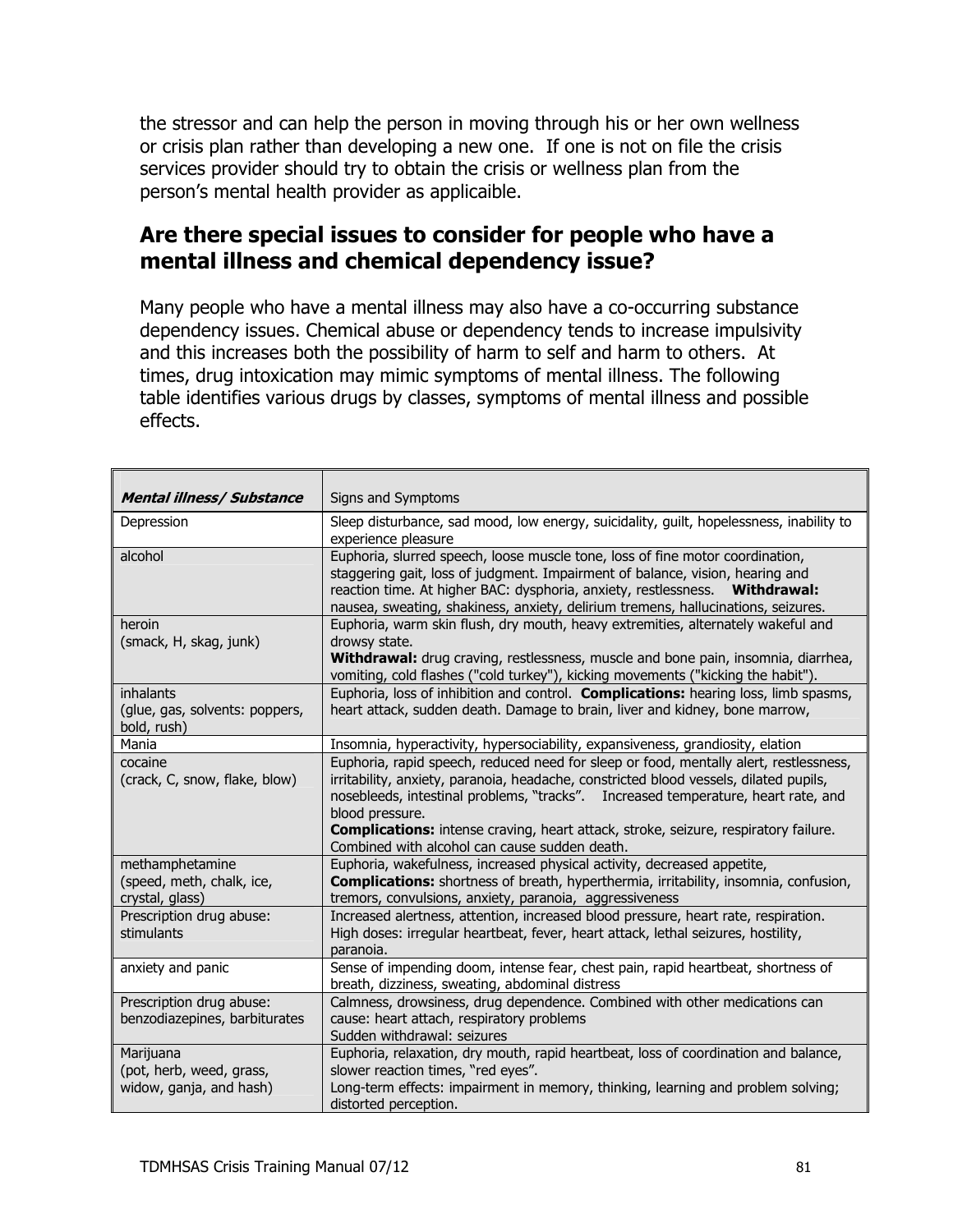the stressor and can help the person in moving through his or her own wellness or crisis plan rather than developing a new one. If one is not on file the crisis services provider should try to obtain the crisis or wellness plan from the person's mental health provider as applicaible.

## Are there special issues to consider for people who have a mental illness and chemical dependency issue?

Many people who have a mental illness may also have a co-occurring substance dependency issues. Chemical abuse or dependency tends to increase impulsivity and this increases both the possibility of harm to self and harm to others. At times, drug intoxication may mimic symptoms of mental illness. The following table identifies various drugs by classes, symptoms of mental illness and possible effects.

| ***Mental illness/ Substance*** | Signs and Symptoms |
|---|---|
| Depression | Sleep disturbance, sad mood, low energy, suicidality, guilt, hopelessness, inability to experience pleasure |
| alcohol | Euphoria, slurred speech, loose muscle tone, loss of fine motor coordination, staggering gait, loss of judgment. Impairment of balance, vision, hearing and reaction time. At higher BAC: dysphoria, anxiety, restlessness. **Withdrawal:** nausea, sweating, shakiness, anxiety, delirium tremens, hallucinations, seizures. |
| heroin<br>(smack, H, skag, junk) | Euphoria, warm skin flush, dry mouth, heavy extremities, alternately wakeful and drowsy state.<br>**Withdrawal:** drug craving, restlessness, muscle and bone pain, insomnia, diarrhea, vomiting, cold flashes ("cold turkey"), kicking movements ("kicking the habit"). |
| inhalants<br>(glue, gas, solvents: poppers, bold, rush) | Euphoria, loss of inhibition and control. **Complications:** hearing loss, limb spasms, heart attack, sudden death. Damage to brain, liver and kidney, bone marrow, |
| Mania | Insomnia, hyperactivity, hypersociability, expansiveness, grandiosity, elation |
| cocaine<br>(crack, C, snow, flake, blow) | Euphoria, rapid speech, reduced need for sleep or food, mentally alert, restlessness, irritability, anxiety, paranoia, headache, constricted blood vessels, dilated pupils, nosebleeds, intestinal problems, "tracks". Increased temperature, heart rate, and blood pressure.<br>**Complications:** intense craving, heart attack, stroke, seizure, respiratory failure. Combined with alcohol can cause sudden death. |
| methamphetamine<br>(speed, meth, chalk, ice, crystal, glass) | Euphoria, wakefulness, increased physical activity, decreased appetite,<br>**Complications:** shortness of breath, hyperthermia, irritability, insomnia, confusion, tremors, convulsions, anxiety, paranoia, aggressiveness |
| Prescription drug abuse: stimulants | Increased alertness, attention, increased blood pressure, heart rate, respiration. High doses: irregular heartbeat, fever, heart attack, lethal seizures, hostility, paranoia. |
| anxiety and panic | Sense of impending doom, intense fear, chest pain, rapid heartbeat, shortness of breath, dizziness, sweating, abdominal distress |
| Prescription drug abuse: benzodiazepines, barbiturates | Calmness, drowsiness, drug dependence. Combined with other medications can cause: heart attach, respiratory problems<br>Sudden withdrawal: seizures |
| Marijuana<br>(pot, herb, weed, grass, widow, ganja, and hash) | Euphoria, relaxation, dry mouth, rapid heartbeat, loss of coordination and balance, slower reaction times, "red eyes".<br>Long-term effects: impairment in memory, thinking, learning and problem solving; distorted perception. |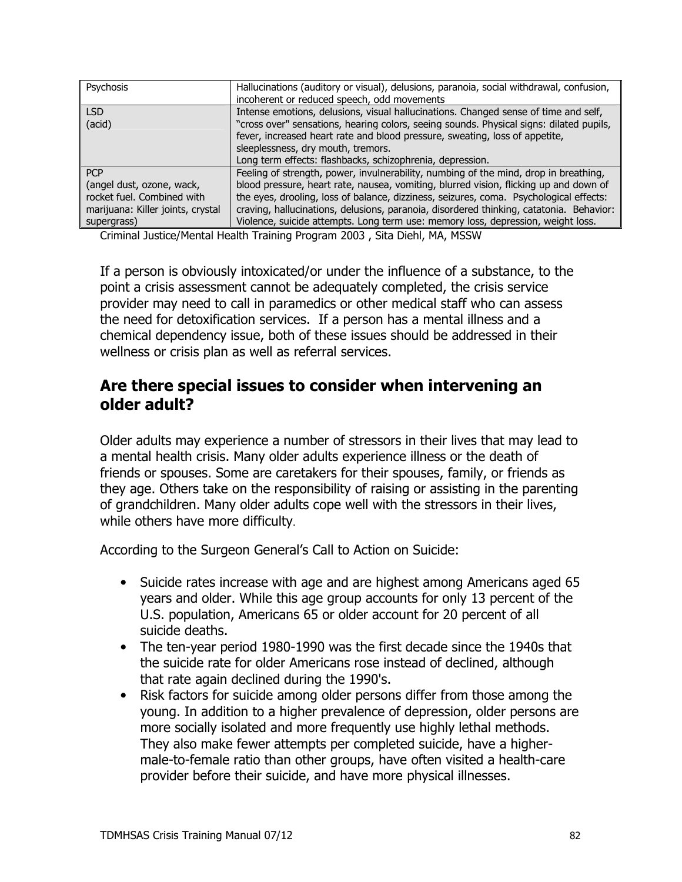| Psychosis | Hallucinations (auditory or visual), delusions, paranoia, social withdrawal, confusion, incoherent or reduced speech, odd movements |
|---|---|
| LSD<br>(acid) | Intense emotions, delusions, visual hallucinations. Changed sense of time and self, "cross over" sensations, hearing colors, seeing sounds. Physical signs: dilated pupils, fever, increased heart rate and blood pressure, sweating, loss of appetite, sleeplessness, dry mouth, tremors.<br>Long term effects: flashbacks, schizophrenia, depression. |
| PCP<br>(angel dust, ozone, wack, rocket fuel. Combined with marijuana: Killer joints, crystal supergrass) | Feeling of strength, power, invulnerability, numbing of the mind, drop in breathing, blood pressure, heart rate, nausea, vomiting, blurred vision, flicking up and down of the eyes, drooling, loss of balance, dizziness, seizures, coma. Psychological effects: craving, hallucinations, delusions, paranoia, disordered thinking, catatonia. Behavior: Violence, suicide attempts. Long term use: memory loss, depression, weight loss. |

Criminal Justice/Mental Health Training Program 2003 , Sita Diehl, MA, MSSW

If a person is obviously intoxicated/or under the influence of a substance, to the point a crisis assessment cannot be adequately completed, the crisis service provider may need to call in paramedics or other medical staff who can assess the need for detoxification services. If a person has a mental illness and a chemical dependency issue, both of these issues should be addressed in their wellness or crisis plan as well as referral services.

## Are there special issues to consider when intervening an older adult?

Older adults may experience a number of stressors in their lives that may lead to a mental health crisis. Many older adults experience illness or the death of friends or spouses. Some are caretakers for their spouses, family, or friends as they age. Others take on the responsibility of raising or assisting in the parenting of grandchildren. Many older adults cope well with the stressors in their lives, while others have more difficulty.

According to the Surgeon General's Call to Action on Suicide:

- Suicide rates increase with age and are highest among Americans aged 65 years and older. While this age group accounts for only 13 percent of the U.S. population, Americans 65 or older account for 20 percent of all suicide deaths.
- The ten-year period 1980-1990 was the first decade since the 1940s that the suicide rate for older Americans rose instead of declined, although that rate again declined during the 1990's.
- Risk factors for suicide among older persons differ from those among the young. In addition to a higher prevalence of depression, older persons are more socially isolated and more frequently use highly lethal methods. They also make fewer attempts per completed suicide, have a higher-male-to-female ratio than other groups, have often visited a health-care provider before their suicide, and have more physical illnesses.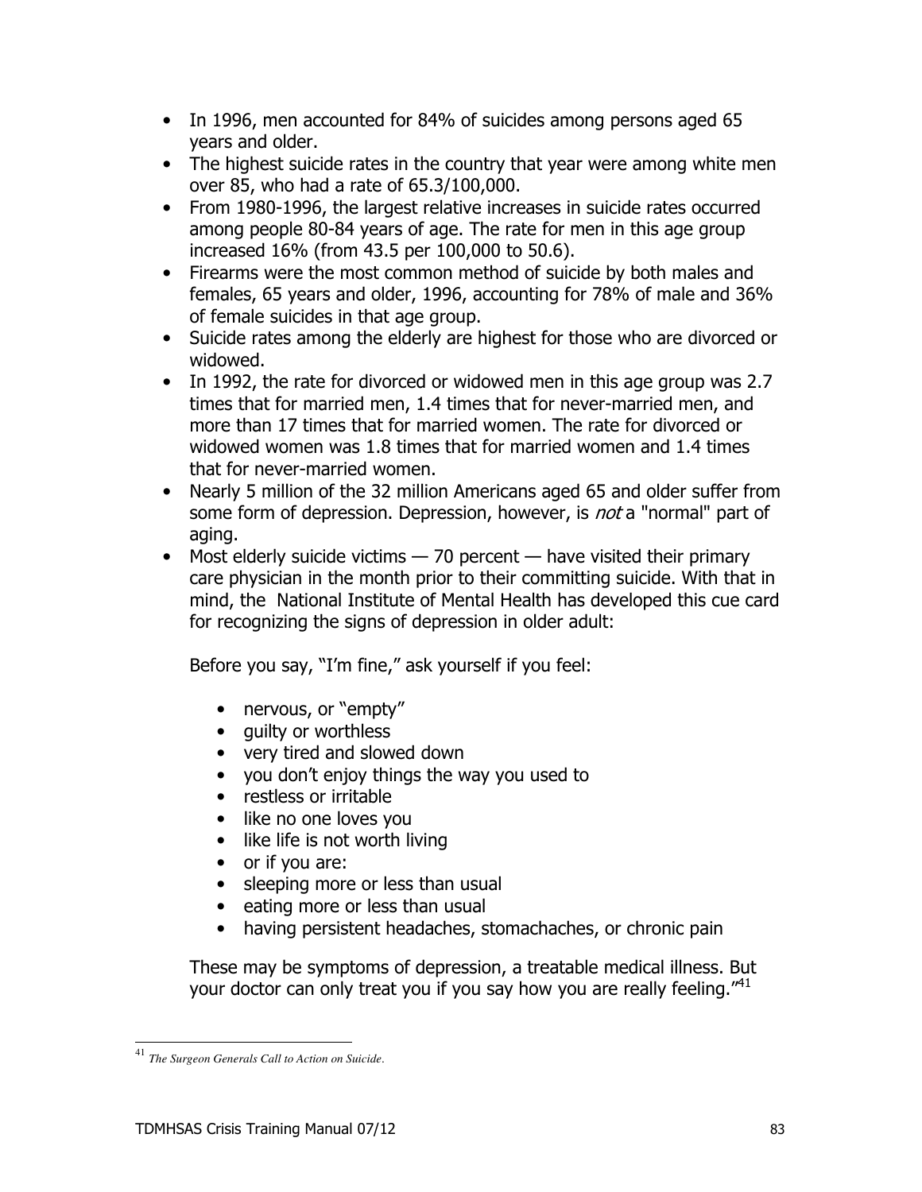- In 1996, men accounted for 84% of suicides among persons aged 65 years and older.
- The highest suicide rates in the country that year were among white men over 85, who had a rate of 65.3/100,000.
- From 1980-1996, the largest relative increases in suicide rates occurred among people 80-84 years of age. The rate for men in this age group increased 16% (from 43.5 per 100,000 to 50.6).
- Firearms were the most common method of suicide by both males and females, 65 years and older, 1996, accounting for 78% of male and 36% of female suicides in that age group.
- Suicide rates among the elderly are highest for those who are divorced or widowed.
- In 1992, the rate for divorced or widowed men in this age group was 2.7 times that for married men, 1.4 times that for never-married men, and more than 17 times that for married women. The rate for divorced or widowed women was 1.8 times that for married women and 1.4 times that for never-married women.
- Nearly 5 million of the 32 million Americans aged 65 and older suffer from some form of depression. Depression, however, is *not* a "normal" part of aging.
- Most elderly suicide victims — 70 percent — have visited their primary care physician in the month prior to their committing suicide. With that in mind, the National Institute of Mental Health has developed this cue card for recognizing the signs of depression in older adult:

  Before you say, "I'm fine," ask yourself if you feel:

  - nervous, or "empty"
  - guilty or worthless
  - very tired and slowed down
  - you don't enjoy things the way you used to
  - restless or irritable
  - like no one loves you
  - like life is not worth living
  - or if you are:
  - sleeping more or less than usual
  - eating more or less than usual
  - having persistent headaches, stomachaches, or chronic pain

  These may be symptoms of depression, a treatable medical illness. But your doctor can only treat you if you say how you are really feeling."[41]

---

[41] *The Surgeon Generals Call to Action on Suicide*.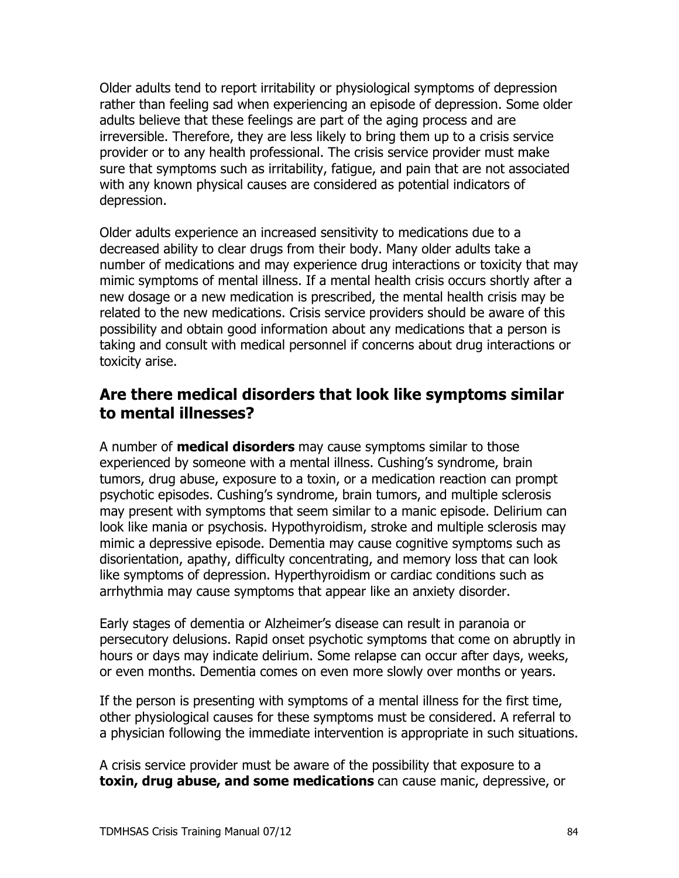Older adults tend to report irritability or physiological symptoms of depression rather than feeling sad when experiencing an episode of depression. Some older adults believe that these feelings are part of the aging process and are irreversible. Therefore, they are less likely to bring them up to a crisis service provider or to any health professional. The crisis service provider must make sure that symptoms such as irritability, fatigue, and pain that are not associated with any known physical causes are considered as potential indicators of depression.

Older adults experience an increased sensitivity to medications due to a decreased ability to clear drugs from their body. Many older adults take a number of medications and may experience drug interactions or toxicity that may mimic symptoms of mental illness. If a mental health crisis occurs shortly after a new dosage or a new medication is prescribed, the mental health crisis may be related to the new medications. Crisis service providers should be aware of this possibility and obtain good information about any medications that a person is taking and consult with medical personnel if concerns about drug interactions or toxicity arise.

## Are there medical disorders that look like symptoms similar to mental illnesses?

A number of **medical disorders** may cause symptoms similar to those experienced by someone with a mental illness. Cushing's syndrome, brain tumors, drug abuse, exposure to a toxin, or a medication reaction can prompt psychotic episodes. Cushing's syndrome, brain tumors, and multiple sclerosis may present with symptoms that seem similar to a manic episode. Delirium can look like mania or psychosis. Hypothyroidism, stroke and multiple sclerosis may mimic a depressive episode. Dementia may cause cognitive symptoms such as disorientation, apathy, difficulty concentrating, and memory loss that can look like symptoms of depression. Hyperthyroidism or cardiac conditions such as arrhythmia may cause symptoms that appear like an anxiety disorder.

Early stages of dementia or Alzheimer's disease can result in paranoia or persecutory delusions. Rapid onset psychotic symptoms that come on abruptly in hours or days may indicate delirium. Some relapse can occur after days, weeks, or even months. Dementia comes on even more slowly over months or years.

If the person is presenting with symptoms of a mental illness for the first time, other physiological causes for these symptoms must be considered. A referral to a physician following the immediate intervention is appropriate in such situations.

A crisis service provider must be aware of the possibility that exposure to a **toxin, drug abuse, and some medications** can cause manic, depressive, or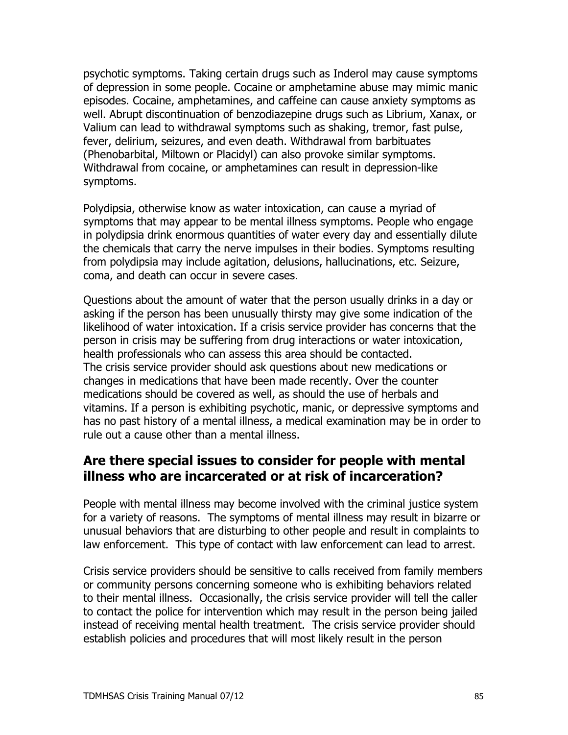psychotic symptoms. Taking certain drugs such as Inderol may cause symptoms of depression in some people. Cocaine or amphetamine abuse may mimic manic episodes. Cocaine, amphetamines, and caffeine can cause anxiety symptoms as well. Abrupt discontinuation of benzodiazepine drugs such as Librium, Xanax, or Valium can lead to withdrawal symptoms such as shaking, tremor, fast pulse, fever, delirium, seizures, and even death. Withdrawal from barbituates (Phenobarbital, Miltown or Placidyl) can also provoke similar symptoms. Withdrawal from cocaine, or amphetamines can result in depression-like symptoms.

Polydipsia, otherwise know as water intoxication, can cause a myriad of symptoms that may appear to be mental illness symptoms. People who engage in polydipsia drink enormous quantities of water every day and essentially dilute the chemicals that carry the nerve impulses in their bodies. Symptoms resulting from polydipsia may include agitation, delusions, hallucinations, etc. Seizure, coma, and death can occur in severe cases.

Questions about the amount of water that the person usually drinks in a day or asking if the person has been unusually thirsty may give some indication of the likelihood of water intoxication. If a crisis service provider has concerns that the person in crisis may be suffering from drug interactions or water intoxication, health professionals who can assess this area should be contacted.
The crisis service provider should ask questions about new medications or changes in medications that have been made recently. Over the counter medications should be covered as well, as should the use of herbals and vitamins. If a person is exhibiting psychotic, manic, or depressive symptoms and has no past history of a mental illness, a medical examination may be in order to rule out a cause other than a mental illness.

## Are there special issues to consider for people with mental illness who are incarcerated or at risk of incarceration?

People with mental illness may become involved with the criminal justice system for a variety of reasons. The symptoms of mental illness may result in bizarre or unusual behaviors that are disturbing to other people and result in complaints to law enforcement. This type of contact with law enforcement can lead to arrest.

Crisis service providers should be sensitive to calls received from family members or community persons concerning someone who is exhibiting behaviors related to their mental illness. Occasionally, the crisis service provider will tell the caller to contact the police for intervention which may result in the person being jailed instead of receiving mental health treatment. The crisis service provider should establish policies and procedures that will most likely result in the person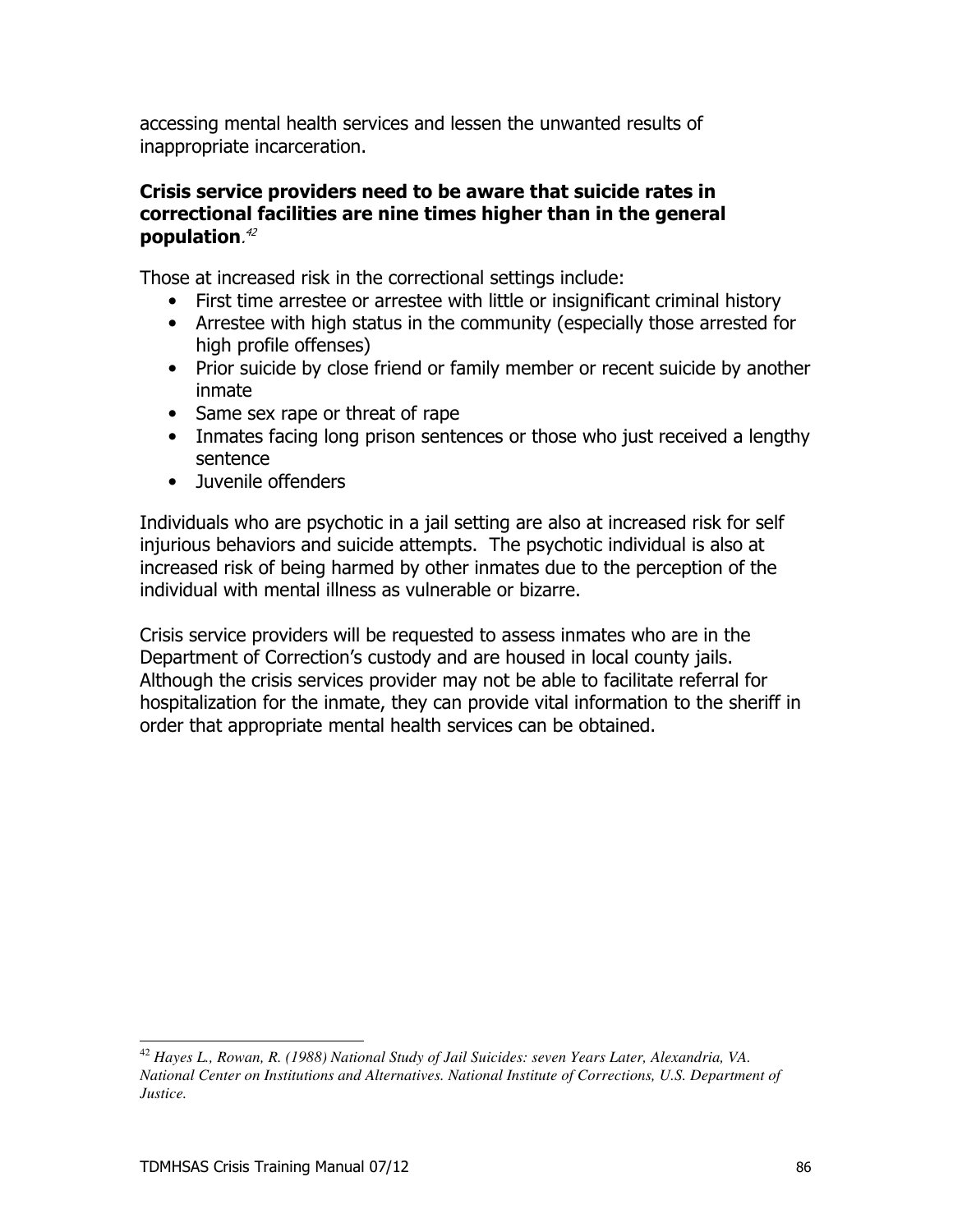accessing mental health services and lessen the unwanted results of inappropriate incarceration.

**Crisis service providers need to be aware that suicide rates in correctional facilities are nine times higher than in the general population**.[42]

Those at increased risk in the correctional settings include:

- First time arrestee or arrestee with little or insignificant criminal history
- Arrestee with high status in the community (especially those arrested for high profile offenses)
- Prior suicide by close friend or family member or recent suicide by another inmate
- Same sex rape or threat of rape
- Inmates facing long prison sentences or those who just received a lengthy sentence
- Juvenile offenders

Individuals who are psychotic in a jail setting are also at increased risk for self injurious behaviors and suicide attempts. The psychotic individual is also at increased risk of being harmed by other inmates due to the perception of the individual with mental illness as vulnerable or bizarre.

Crisis service providers will be requested to assess inmates who are in the Department of Correction's custody and are housed in local county jails. Although the crisis services provider may not be able to facilitate referral for hospitalization for the inmate, they can provide vital information to the sheriff in order that appropriate mental health services can be obtained.

[42] *Hayes L., Rowan, R. (1988) National Study of Jail Suicides: seven Years Later, Alexandria, VA. National Center on Institutions and Alternatives. National Institute of Corrections, U.S. Department of Justice.*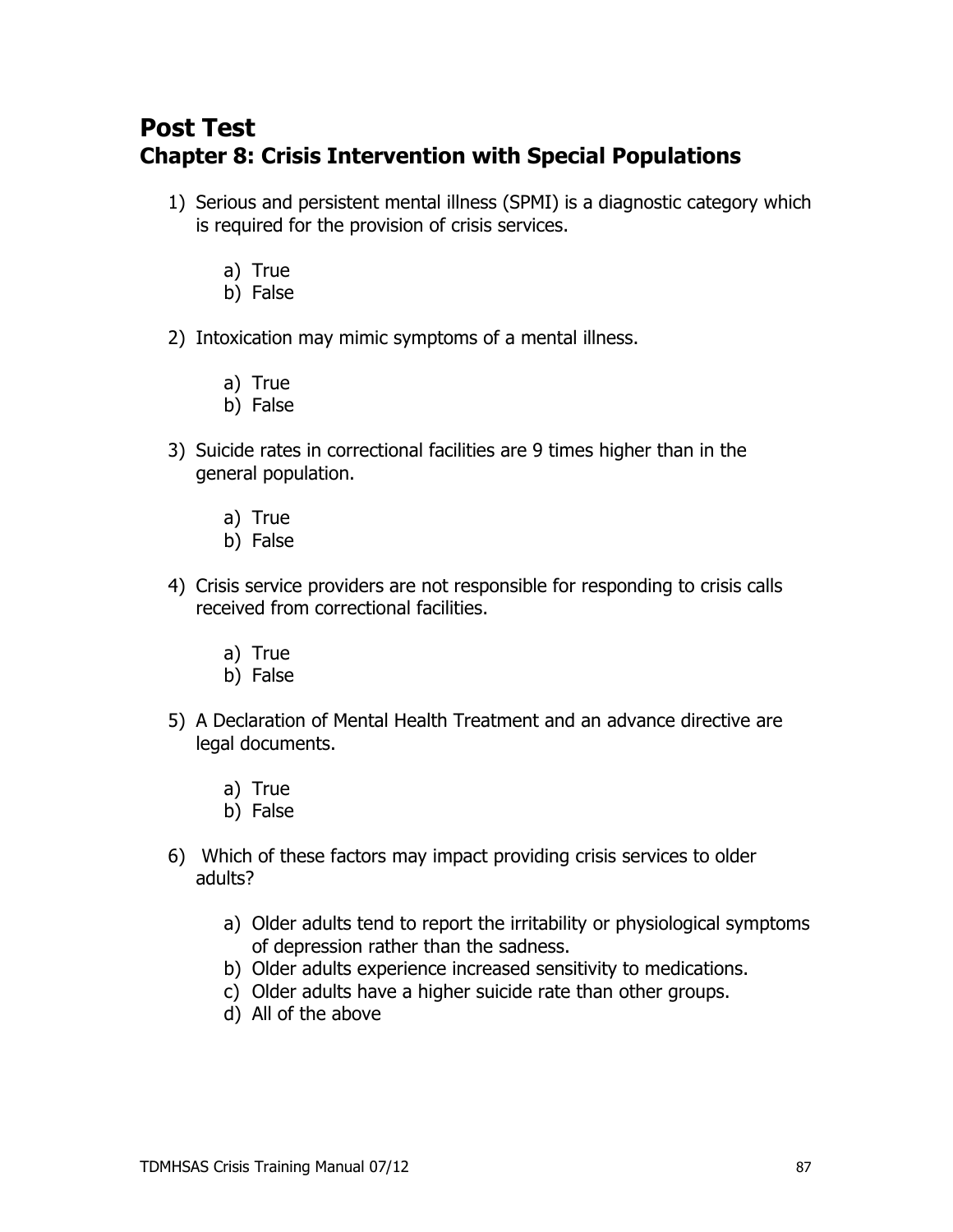# Post Test

## Chapter 8: Crisis Intervention with Special Populations

1) Serious and persistent mental illness (SPMI) is a diagnostic category which is required for the provision of crisis services.

   a) True
   b) False

2) Intoxication may mimic symptoms of a mental illness.

   a) True
   b) False

3) Suicide rates in correctional facilities are 9 times higher than in the general population.

   a) True
   b) False

4) Crisis service providers are not responsible for responding to crisis calls received from correctional facilities.

   a) True
   b) False

5) A Declaration of Mental Health Treatment and an advance directive are legal documents.

   a) True
   b) False

6) Which of these factors may impact providing crisis services to older adults?

   a) Older adults tend to report the irritability or physiological symptoms of depression rather than the sadness.
   b) Older adults experience increased sensitivity to medications.
   c) Older adults have a higher suicide rate than other groups.
   d) All of the above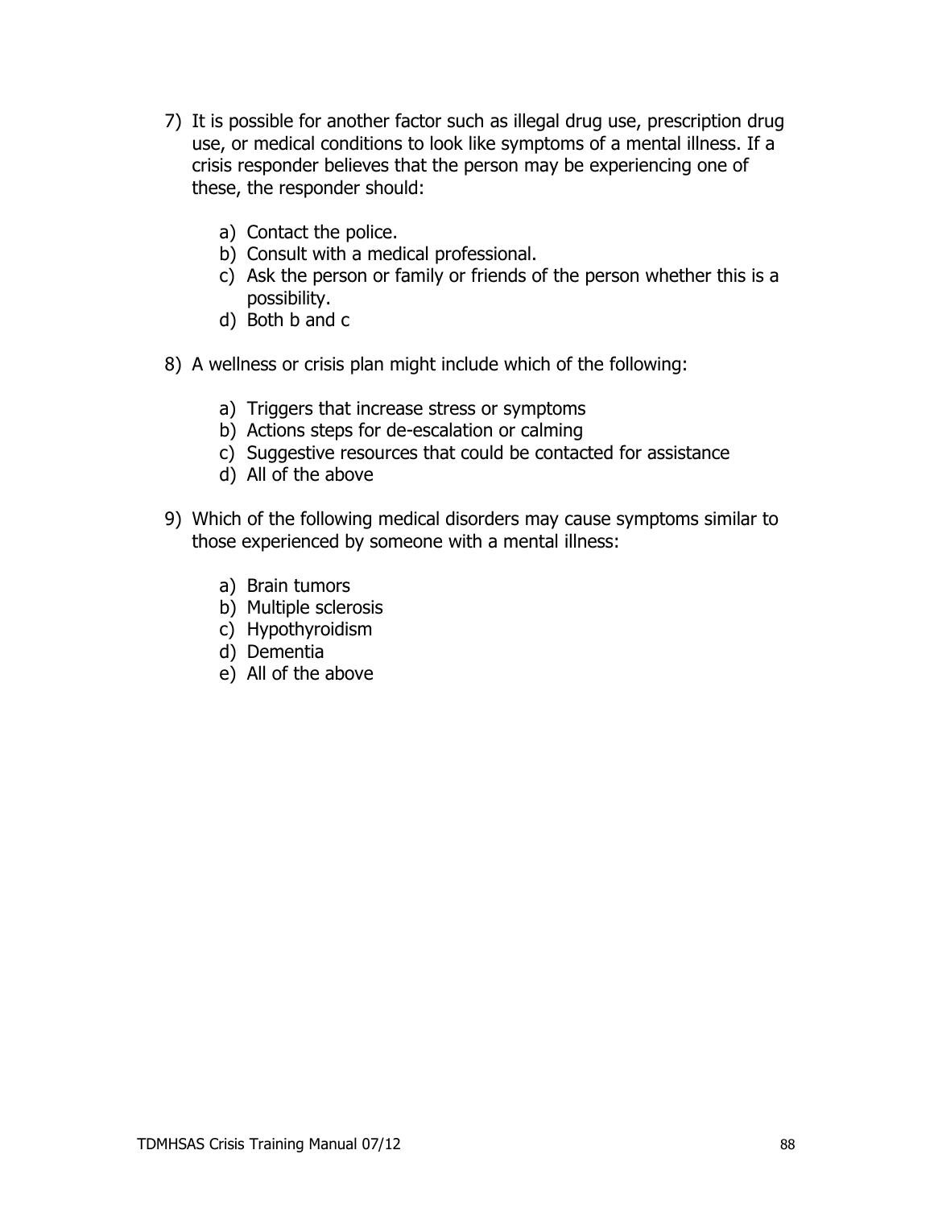7) It is possible for another factor such as illegal drug use, prescription drug use, or medical conditions to look like symptoms of a mental illness. If a crisis responder believes that the person may be experiencing one of these, the responder should:

   a) Contact the police.
   b) Consult with a medical professional.
   c) Ask the person or family or friends of the person whether this is a possibility.
   d) Both b and c

8) A wellness or crisis plan might include which of the following:

   a) Triggers that increase stress or symptoms
   b) Actions steps for de-escalation or calming
   c) Suggestive resources that could be contacted for assistance
   d) All of the above

9) Which of the following medical disorders may cause symptoms similar to those experienced by someone with a mental illness:

   a) Brain tumors
   b) Multiple sclerosis
   c) Hypothyroidism
   d) Dementia
   e) All of the above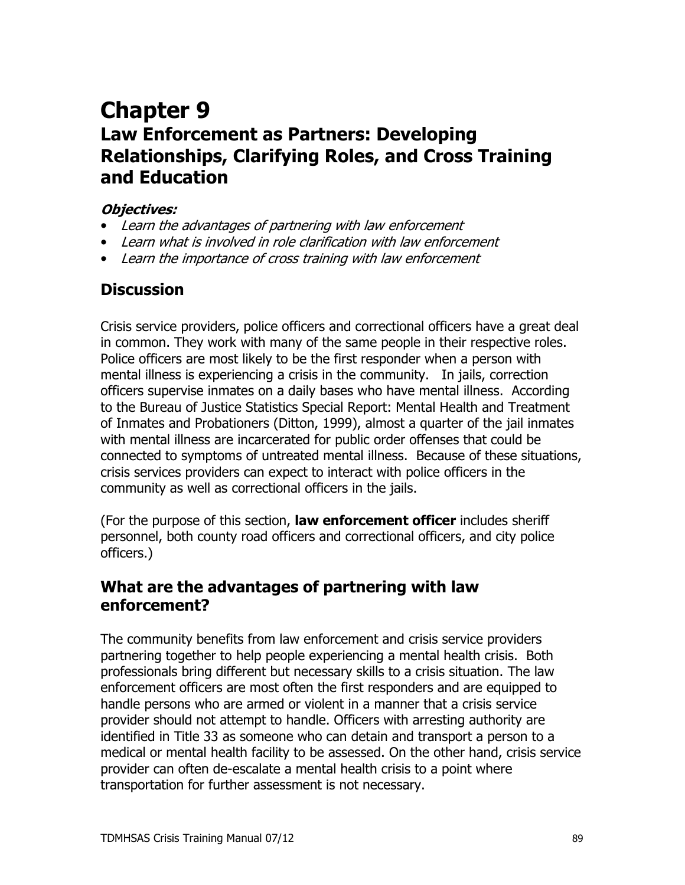# Chapter 9

## Law Enforcement as Partners: Developing Relationships, Clarifying Roles, and Cross Training and Education

***Objectives:***

- *Learn the advantages of partnering with law enforcement*
- *Learn what is involved in role clarification with law enforcement*
- *Learn the importance of cross training with law enforcement*

## Discussion

Crisis service providers, police officers and correctional officers have a great deal in common. They work with many of the same people in their respective roles. Police officers are most likely to be the first responder when a person with mental illness is experiencing a crisis in the community. In jails, correction officers supervise inmates on a daily bases who have mental illness. According to the Bureau of Justice Statistics Special Report: Mental Health and Treatment of Inmates and Probationers (Ditton, 1999), almost a quarter of the jail inmates with mental illness are incarcerated for public order offenses that could be connected to symptoms of untreated mental illness. Because of these situations, crisis services providers can expect to interact with police officers in the community as well as correctional officers in the jails.

(For the purpose of this section, **law enforcement officer** includes sheriff personnel, both county road officers and correctional officers, and city police officers.)

## What are the advantages of partnering with law enforcement?

The community benefits from law enforcement and crisis service providers partnering together to help people experiencing a mental health crisis. Both professionals bring different but necessary skills to a crisis situation. The law enforcement officers are most often the first responders and are equipped to handle persons who are armed or violent in a manner that a crisis service provider should not attempt to handle. Officers with arresting authority are identified in Title 33 as someone who can detain and transport a person to a medical or mental health facility to be assessed. On the other hand, crisis service provider can often de-escalate a mental health crisis to a point where transportation for further assessment is not necessary.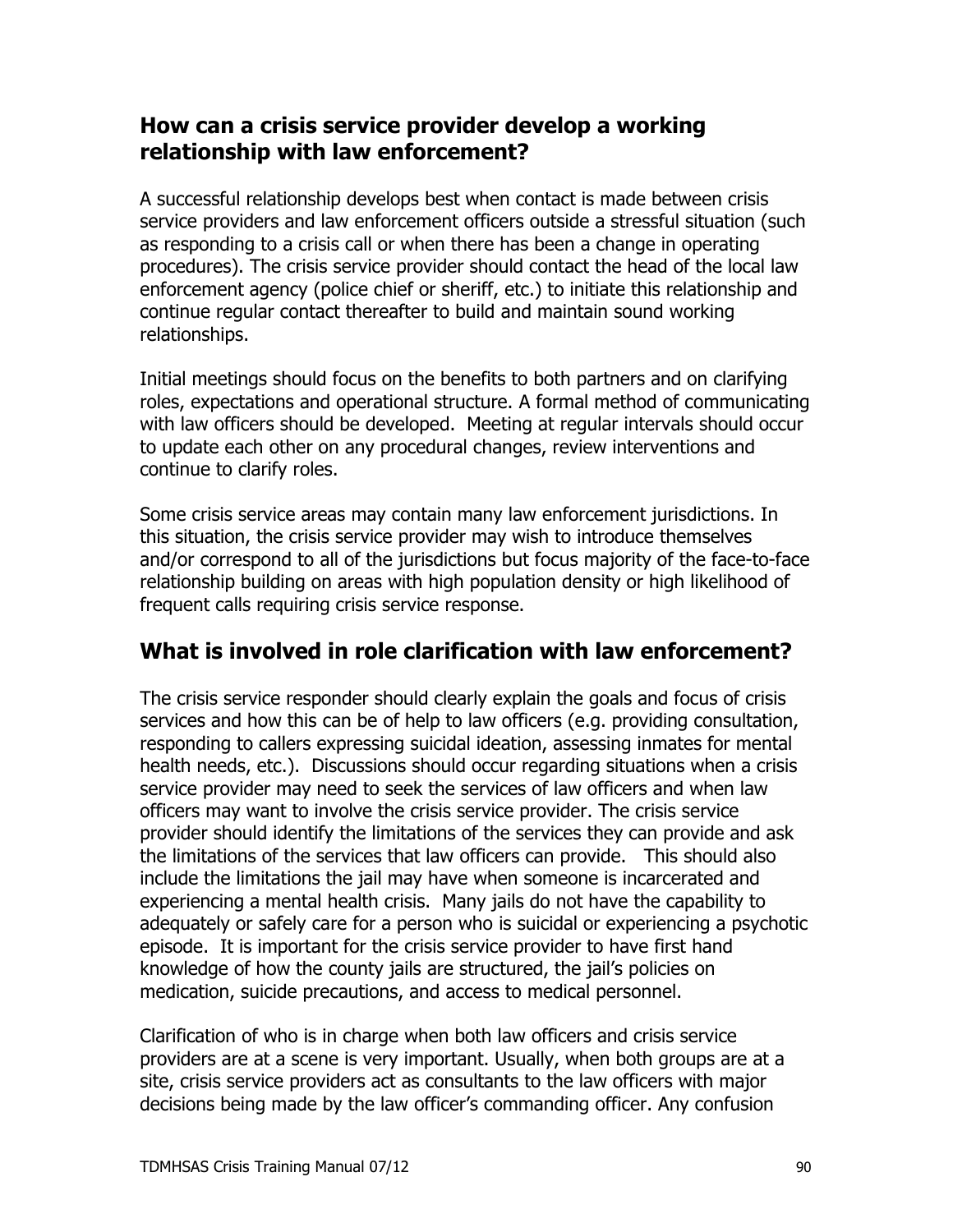## How can a crisis service provider develop a working relationship with law enforcement?

A successful relationship develops best when contact is made between crisis service providers and law enforcement officers outside a stressful situation (such as responding to a crisis call or when there has been a change in operating procedures). The crisis service provider should contact the head of the local law enforcement agency (police chief or sheriff, etc.) to initiate this relationship and continue regular contact thereafter to build and maintain sound working relationships.

Initial meetings should focus on the benefits to both partners and on clarifying roles, expectations and operational structure. A formal method of communicating with law officers should be developed. Meeting at regular intervals should occur to update each other on any procedural changes, review interventions and continue to clarify roles.

Some crisis service areas may contain many law enforcement jurisdictions. In this situation, the crisis service provider may wish to introduce themselves and/or correspond to all of the jurisdictions but focus majority of the face-to-face relationship building on areas with high population density or high likelihood of frequent calls requiring crisis service response.

## What is involved in role clarification with law enforcement?

The crisis service responder should clearly explain the goals and focus of crisis services and how this can be of help to law officers (e.g. providing consultation, responding to callers expressing suicidal ideation, assessing inmates for mental health needs, etc.). Discussions should occur regarding situations when a crisis service provider may need to seek the services of law officers and when law officers may want to involve the crisis service provider. The crisis service provider should identify the limitations of the services they can provide and ask the limitations of the services that law officers can provide. This should also include the limitations the jail may have when someone is incarcerated and experiencing a mental health crisis. Many jails do not have the capability to adequately or safely care for a person who is suicidal or experiencing a psychotic episode. It is important for the crisis service provider to have first hand knowledge of how the county jails are structured, the jail's policies on medication, suicide precautions, and access to medical personnel.

Clarification of who is in charge when both law officers and crisis service providers are at a scene is very important. Usually, when both groups are at a site, crisis service providers act as consultants to the law officers with major decisions being made by the law officer's commanding officer. Any confusion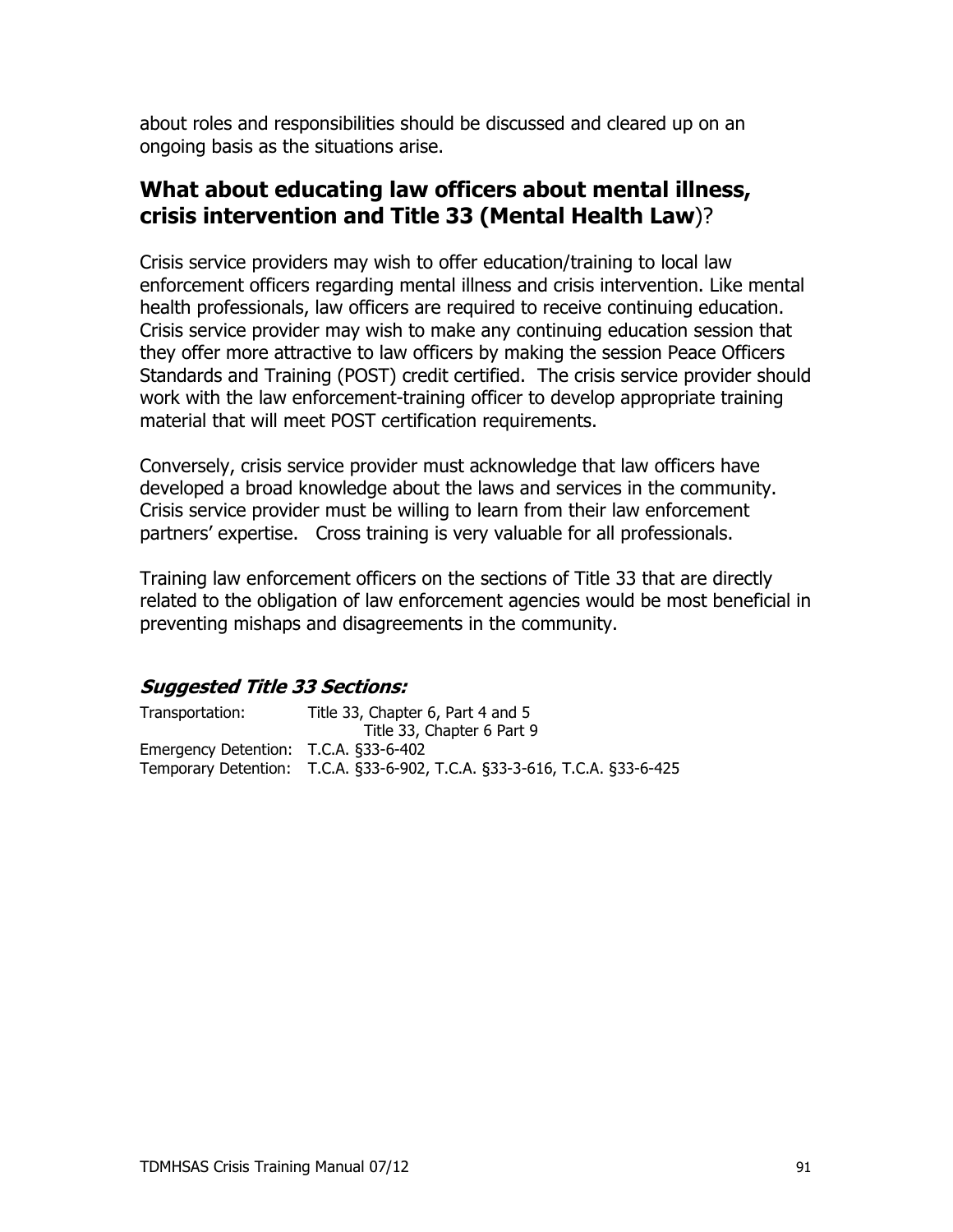about roles and responsibilities should be discussed and cleared up on an ongoing basis as the situations arise.

## What about educating law officers about mental illness, crisis intervention and Title 33 (Mental Health Law)?

Crisis service providers may wish to offer education/training to local law enforcement officers regarding mental illness and crisis intervention. Like mental health professionals, law officers are required to receive continuing education. Crisis service provider may wish to make any continuing education session that they offer more attractive to law officers by making the session Peace Officers Standards and Training (POST) credit certified. The crisis service provider should work with the law enforcement-training officer to develop appropriate training material that will meet POST certification requirements.

Conversely, crisis service provider must acknowledge that law officers have developed a broad knowledge about the laws and services in the community. Crisis service provider must be willing to learn from their law enforcement partners' expertise. Cross training is very valuable for all professionals.

Training law enforcement officers on the sections of Title 33 that are directly related to the obligation of law enforcement agencies would be most beneficial in preventing mishaps and disagreements in the community.

### *Suggested Title 33 Sections:*

Transportation: Title 33, Chapter 6, Part 4 and 5
Title 33, Chapter 6 Part 9
Emergency Detention: T.C.A. §33-6-402
Temporary Detention: T.C.A. §33-6-902, T.C.A. §33-3-616, T.C.A. §33-6-425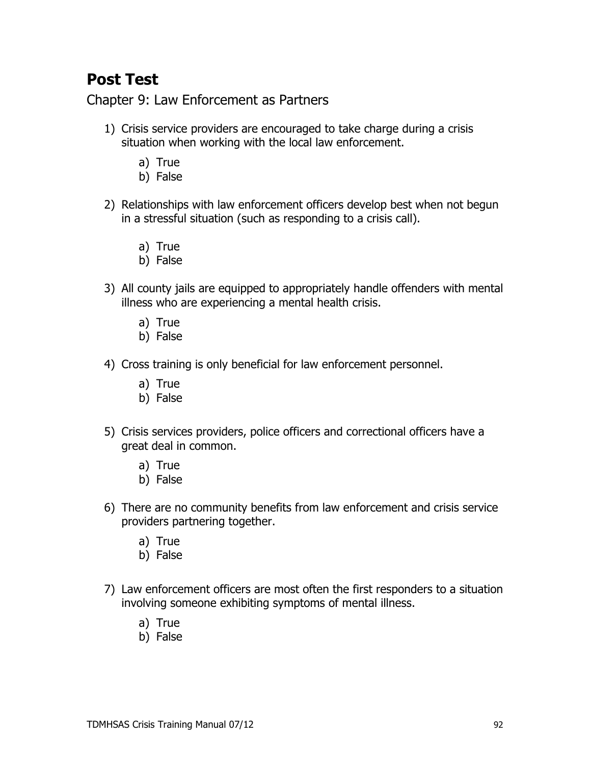## Post Test

### Chapter 9: Law Enforcement as Partners

1) Crisis service providers are encouraged to take charge during a crisis situation when working with the local law enforcement.

   a) True
   b) False

2) Relationships with law enforcement officers develop best when not begun in a stressful situation (such as responding to a crisis call).

   a) True
   b) False

3) All county jails are equipped to appropriately handle offenders with mental illness who are experiencing a mental health crisis.

   a) True
   b) False

4) Cross training is only beneficial for law enforcement personnel.

   a) True
   b) False

5) Crisis services providers, police officers and correctional officers have a great deal in common.

   a) True
   b) False

6) There are no community benefits from law enforcement and crisis service providers partnering together.

   a) True
   b) False

7) Law enforcement officers are most often the first responders to a situation involving someone exhibiting symptoms of mental illness.

   a) True
   b) False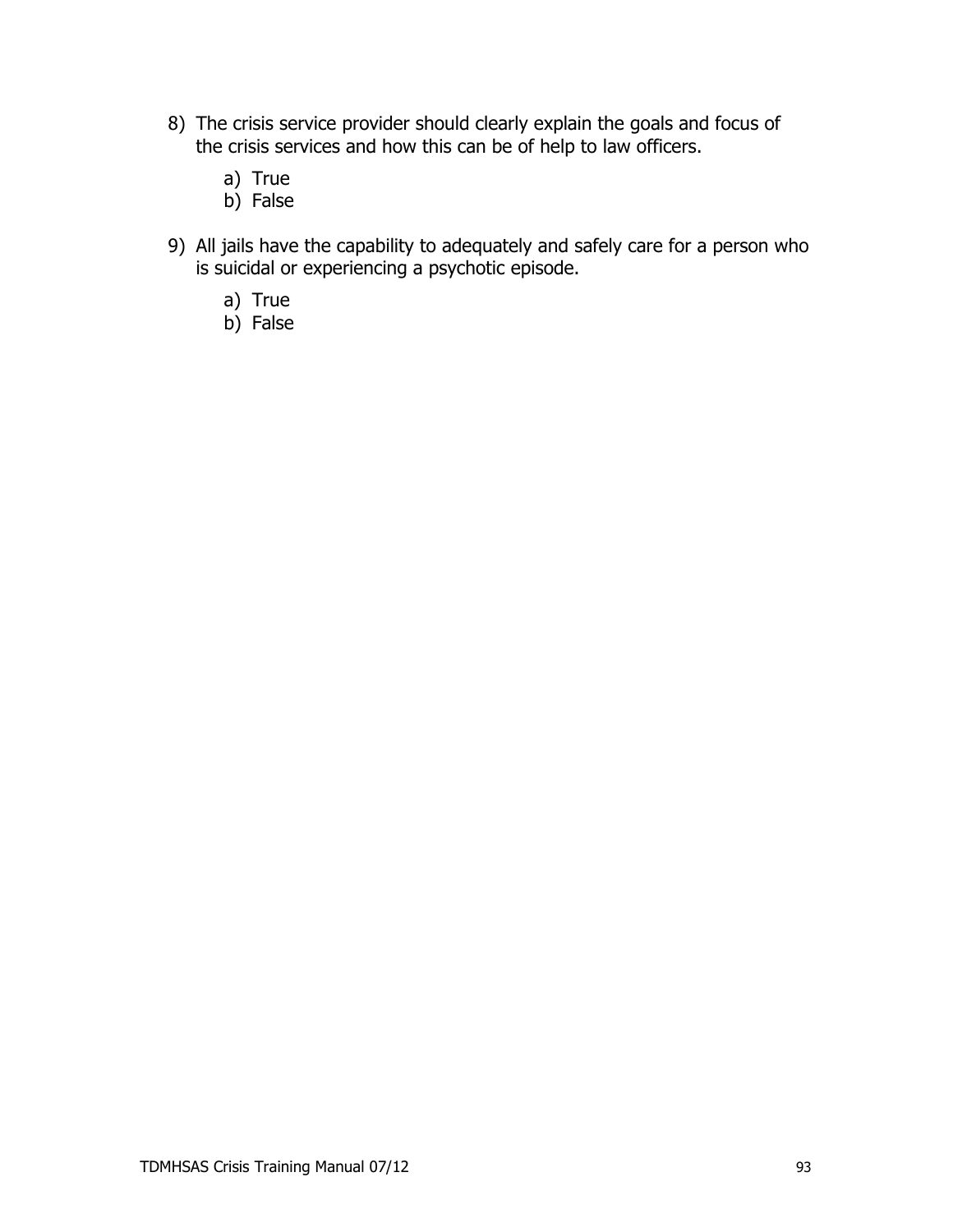8) The crisis service provider should clearly explain the goals and focus of the crisis services and how this can be of help to law officers.

   a) True
   b) False

9) All jails have the capability to adequately and safely care for a person who is suicidal or experiencing a psychotic episode.

   a) True
   b) False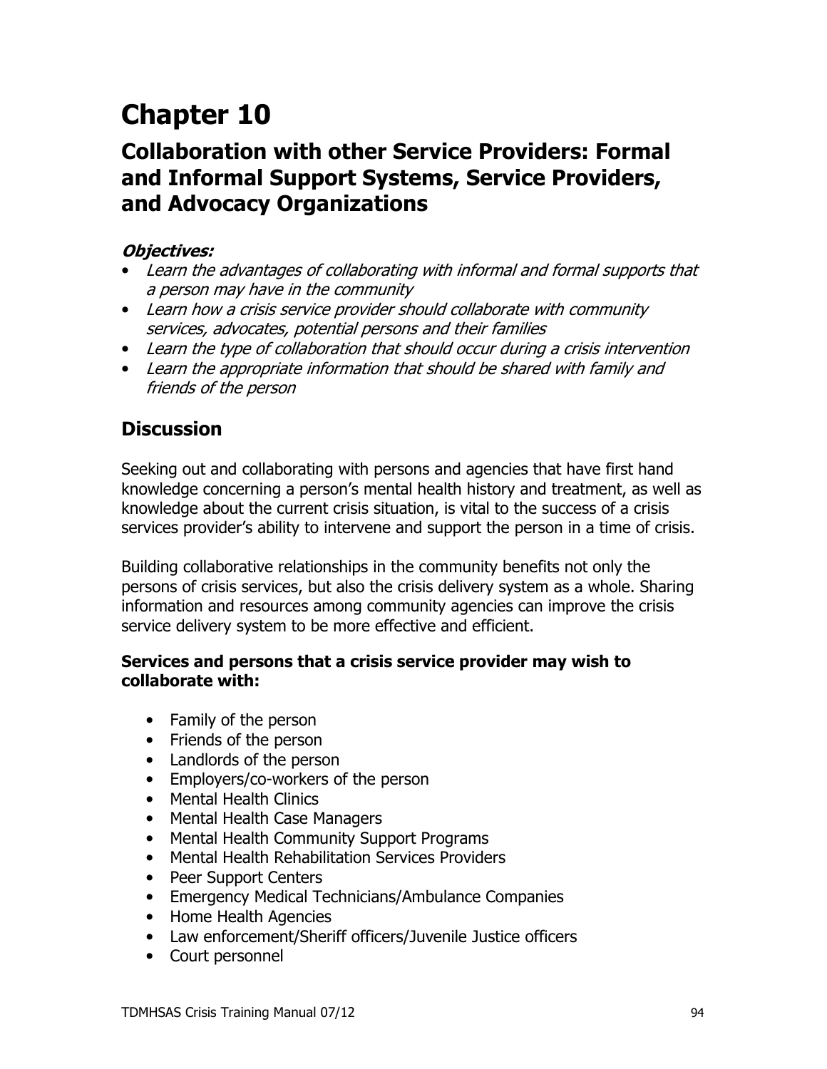# Chapter 10

## Collaboration with other Service Providers: Formal and Informal Support Systems, Service Providers, and Advocacy Organizations

***Objectives:***

- *Learn the advantages of collaborating with informal and formal supports that a person may have in the community*
- *Learn how a crisis service provider should collaborate with community services, advocates, potential persons and their families*
- *Learn the type of collaboration that should occur during a crisis intervention*
- *Learn the appropriate information that should be shared with family and friends of the person*

## Discussion

Seeking out and collaborating with persons and agencies that have first hand knowledge concerning a person's mental health history and treatment, as well as knowledge about the current crisis situation, is vital to the success of a crisis services provider's ability to intervene and support the person in a time of crisis.

Building collaborative relationships in the community benefits not only the persons of crisis services, but also the crisis delivery system as a whole. Sharing information and resources among community agencies can improve the crisis service delivery system to be more effective and efficient.

**Services and persons that a crisis service provider may wish to collaborate with:**

- Family of the person
- Friends of the person
- Landlords of the person
- Employers/co-workers of the person
- Mental Health Clinics
- Mental Health Case Managers
- Mental Health Community Support Programs
- Mental Health Rehabilitation Services Providers
- Peer Support Centers
- Emergency Medical Technicians/Ambulance Companies
- Home Health Agencies
- Law enforcement/Sheriff officers/Juvenile Justice officers
- Court personnel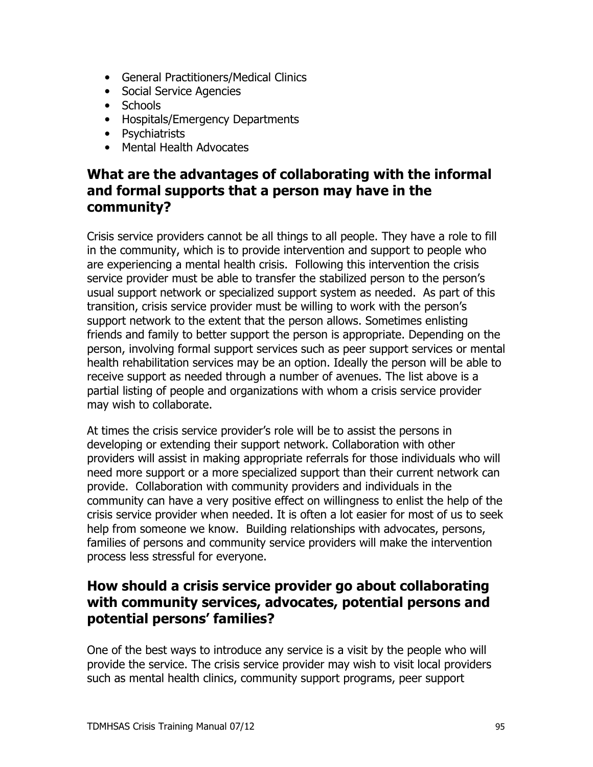- General Practitioners/Medical Clinics
- Social Service Agencies
- Schools
- Hospitals/Emergency Departments
- Psychiatrists
- Mental Health Advocates

## What are the advantages of collaborating with the informal and formal supports that a person may have in the community?

Crisis service providers cannot be all things to all people. They have a role to fill in the community, which is to provide intervention and support to people who are experiencing a mental health crisis. Following this intervention the crisis service provider must be able to transfer the stabilized person to the person's usual support network or specialized support system as needed. As part of this transition, crisis service provider must be willing to work with the person's support network to the extent that the person allows. Sometimes enlisting friends and family to better support the person is appropriate. Depending on the person, involving formal support services such as peer support services or mental health rehabilitation services may be an option. Ideally the person will be able to receive support as needed through a number of avenues. The list above is a partial listing of people and organizations with whom a crisis service provider may wish to collaborate.

At times the crisis service provider's role will be to assist the persons in developing or extending their support network. Collaboration with other providers will assist in making appropriate referrals for those individuals who will need more support or a more specialized support than their current network can provide. Collaboration with community providers and individuals in the community can have a very positive effect on willingness to enlist the help of the crisis service provider when needed. It is often a lot easier for most of us to seek help from someone we know. Building relationships with advocates, persons, families of persons and community service providers will make the intervention process less stressful for everyone.

## How should a crisis service provider go about collaborating with community services, advocates, potential persons and potential persons' families?

One of the best ways to introduce any service is a visit by the people who will provide the service. The crisis service provider may wish to visit local providers such as mental health clinics, community support programs, peer support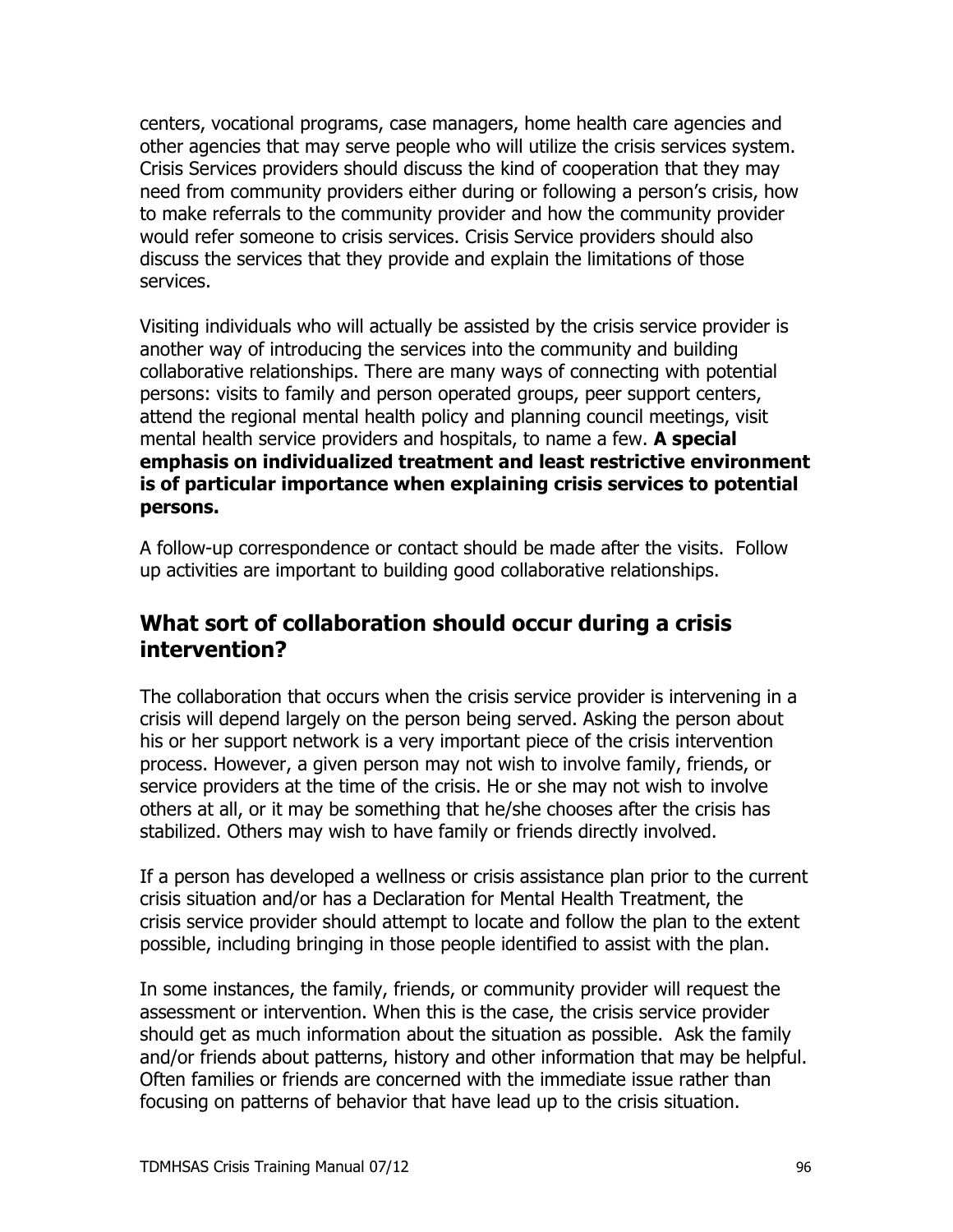centers, vocational programs, case managers, home health care agencies and other agencies that may serve people who will utilize the crisis services system. Crisis Services providers should discuss the kind of cooperation that they may need from community providers either during or following a person's crisis, how to make referrals to the community provider and how the community provider would refer someone to crisis services. Crisis Service providers should also discuss the services that they provide and explain the limitations of those services.

Visiting individuals who will actually be assisted by the crisis service provider is another way of introducing the services into the community and building collaborative relationships. There are many ways of connecting with potential persons: visits to family and person operated groups, peer support centers, attend the regional mental health policy and planning council meetings, visit mental health service providers and hospitals, to name a few. **A special emphasis on individualized treatment and least restrictive environment is of particular importance when explaining crisis services to potential persons.**

A follow-up correspondence or contact should be made after the visits. Follow up activities are important to building good collaborative relationships.

## What sort of collaboration should occur during a crisis intervention?

The collaboration that occurs when the crisis service provider is intervening in a crisis will depend largely on the person being served. Asking the person about his or her support network is a very important piece of the crisis intervention process. However, a given person may not wish to involve family, friends, or service providers at the time of the crisis. He or she may not wish to involve others at all, or it may be something that he/she chooses after the crisis has stabilized. Others may wish to have family or friends directly involved.

If a person has developed a wellness or crisis assistance plan prior to the current crisis situation and/or has a Declaration for Mental Health Treatment, the crisis service provider should attempt to locate and follow the plan to the extent possible, including bringing in those people identified to assist with the plan.

In some instances, the family, friends, or community provider will request the assessment or intervention. When this is the case, the crisis service provider should get as much information about the situation as possible. Ask the family and/or friends about patterns, history and other information that may be helpful. Often families or friends are concerned with the immediate issue rather than focusing on patterns of behavior that have lead up to the crisis situation.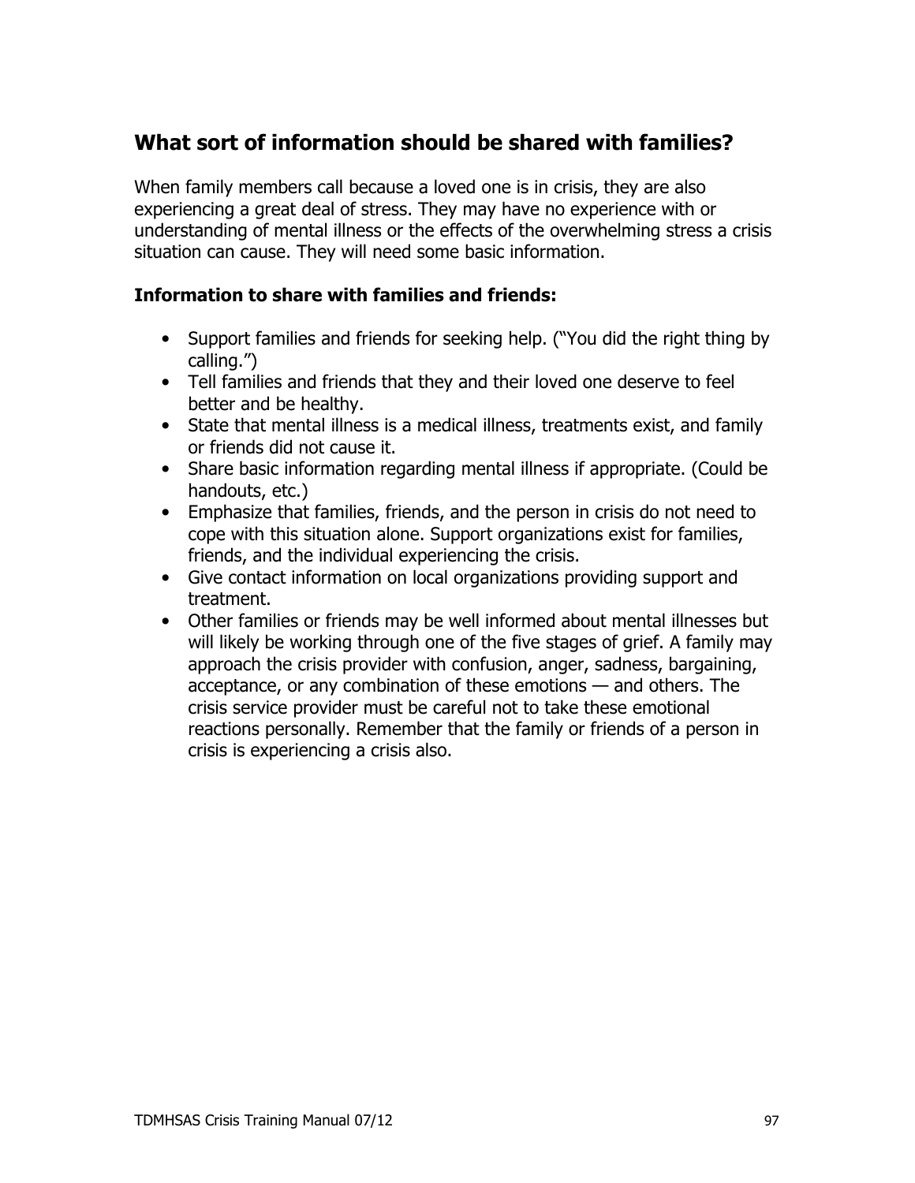## What sort of information should be shared with families?

When family members call because a loved one is in crisis, they are also experiencing a great deal of stress. They may have no experience with or understanding of mental illness or the effects of the overwhelming stress a crisis situation can cause. They will need some basic information.

### Information to share with families and friends:

- Support families and friends for seeking help. ("You did the right thing by calling.")
- Tell families and friends that they and their loved one deserve to feel better and be healthy.
- State that mental illness is a medical illness, treatments exist, and family or friends did not cause it.
- Share basic information regarding mental illness if appropriate. (Could be handouts, etc.)
- Emphasize that families, friends, and the person in crisis do not need to cope with this situation alone. Support organizations exist for families, friends, and the individual experiencing the crisis.
- Give contact information on local organizations providing support and treatment.
- Other families or friends may be well informed about mental illnesses but will likely be working through one of the five stages of grief. A family may approach the crisis provider with confusion, anger, sadness, bargaining, acceptance, or any combination of these emotions — and others. The crisis service provider must be careful not to take these emotional reactions personally. Remember that the family or friends of a person in crisis is experiencing a crisis also.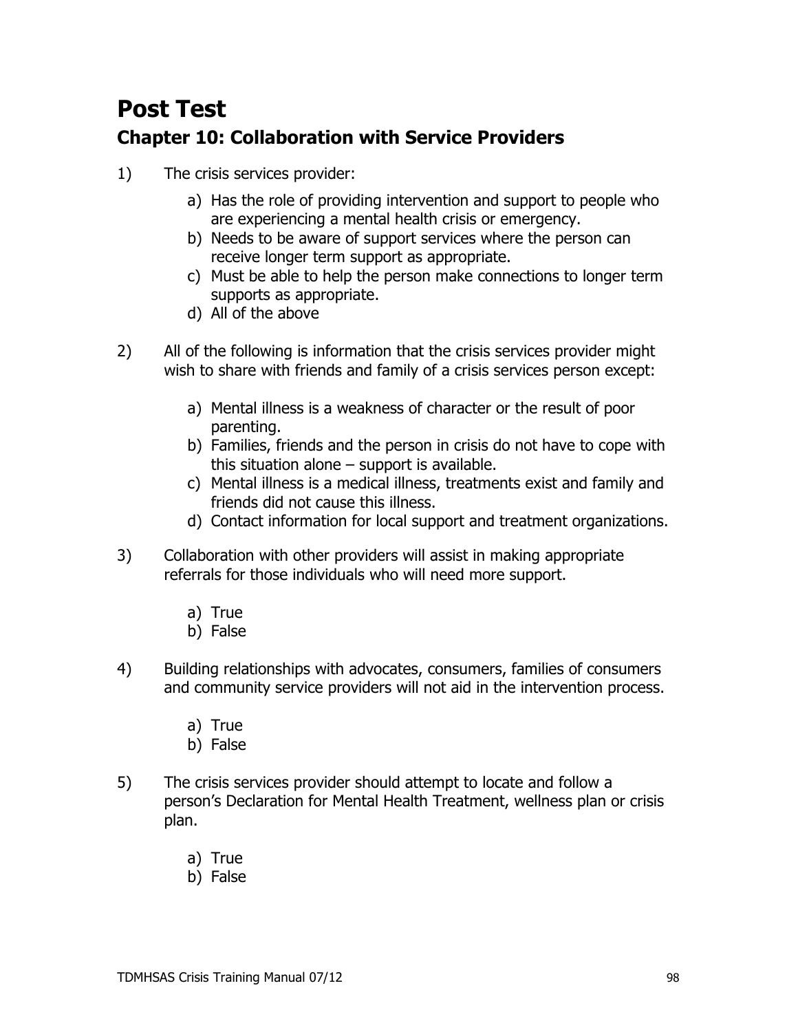# Post Test

## Chapter 10: Collaboration with Service Providers

1) The crisis services provider:

   a) Has the role of providing intervention and support to people who are experiencing a mental health crisis or emergency.
   b) Needs to be aware of support services where the person can receive longer term support as appropriate.
   c) Must be able to help the person make connections to longer term supports as appropriate.
   d) All of the above

2) All of the following is information that the crisis services provider might wish to share with friends and family of a crisis services person except:

   a) Mental illness is a weakness of character or the result of poor parenting.
   b) Families, friends and the person in crisis do not have to cope with this situation alone – support is available.
   c) Mental illness is a medical illness, treatments exist and family and friends did not cause this illness.
   d) Contact information for local support and treatment organizations.

3) Collaboration with other providers will assist in making appropriate referrals for those individuals who will need more support.

   a) True
   b) False

4) Building relationships with advocates, consumers, families of consumers and community service providers will not aid in the intervention process.

   a) True
   b) False

5) The crisis services provider should attempt to locate and follow a person's Declaration for Mental Health Treatment, wellness plan or crisis plan.

   a) True
   b) False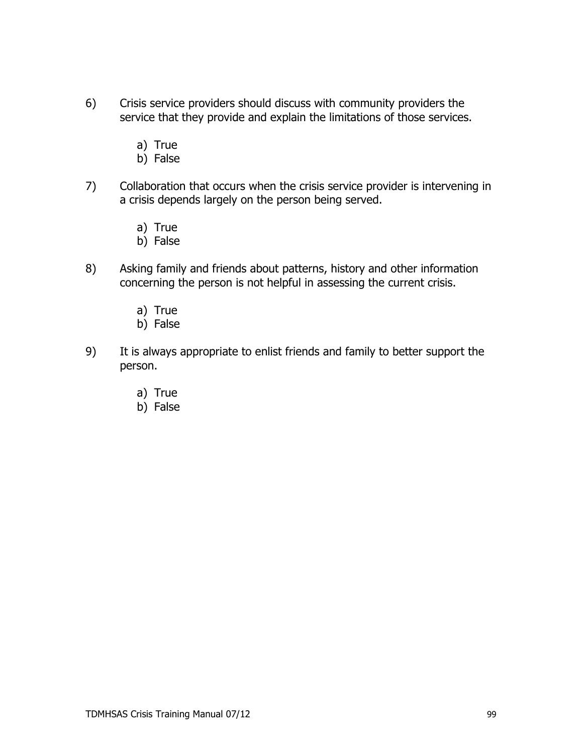6) Crisis service providers should discuss with community providers the service that they provide and explain the limitations of those services.

   a) True
   b) False

7) Collaboration that occurs when the crisis service provider is intervening in a crisis depends largely on the person being served.

   a) True
   b) False

8) Asking family and friends about patterns, history and other information concerning the person is not helpful in assessing the current crisis.

   a) True
   b) False

9) It is always appropriate to enlist friends and family to better support the person.

   a) True
   b) False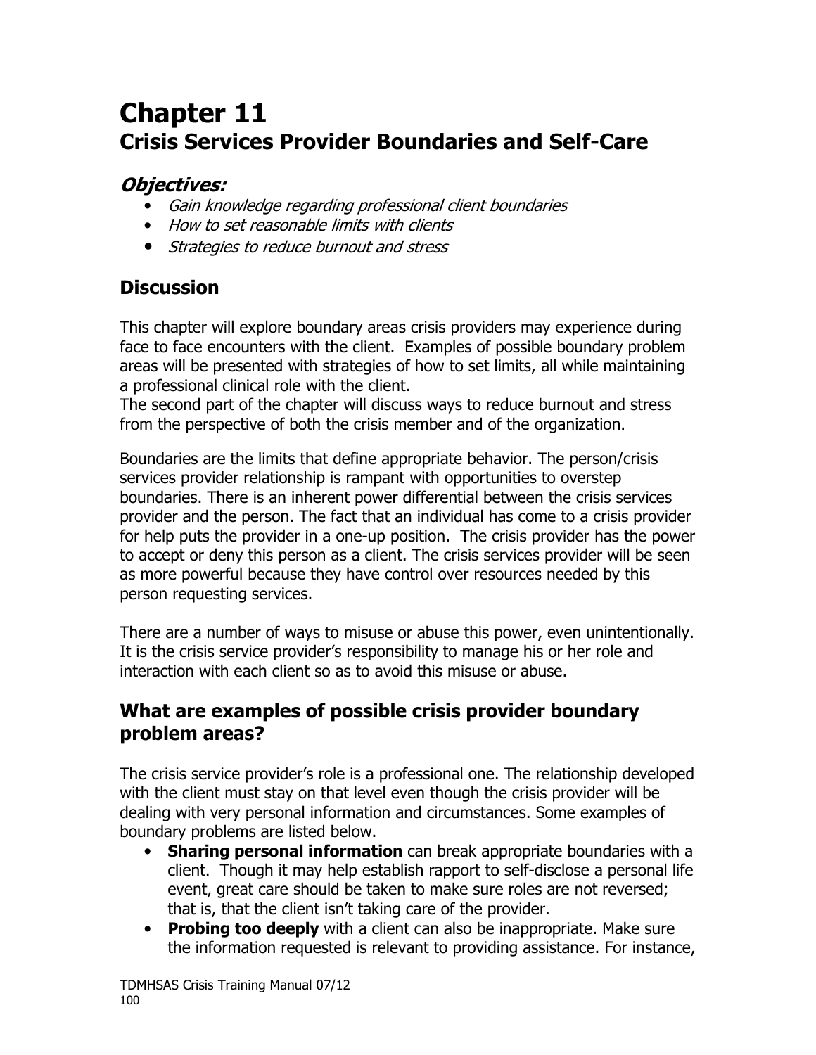# Chapter 11
# Crisis Services Provider Boundaries and Self-Care

### *Objectives:*

- *Gain knowledge regarding professional client boundaries*
- *How to set reasonable limits with clients*
- *Strategies to reduce burnout and stress*

## Discussion

This chapter will explore boundary areas crisis providers may experience during face to face encounters with the client. Examples of possible boundary problem areas will be presented with strategies of how to set limits, all while maintaining a professional clinical role with the client.
The second part of the chapter will discuss ways to reduce burnout and stress from the perspective of both the crisis member and of the organization.

Boundaries are the limits that define appropriate behavior. The person/crisis services provider relationship is rampant with opportunities to overstep boundaries. There is an inherent power differential between the crisis services provider and the person. The fact that an individual has come to a crisis provider for help puts the provider in a one-up position. The crisis provider has the power to accept or deny this person as a client. The crisis services provider will be seen as more powerful because they have control over resources needed by this person requesting services.

There are a number of ways to misuse or abuse this power, even unintentionally. It is the crisis service provider's responsibility to manage his or her role and interaction with each client so as to avoid this misuse or abuse.

## What are examples of possible crisis provider boundary problem areas?

The crisis service provider's role is a professional one. The relationship developed with the client must stay on that level even though the crisis provider will be dealing with very personal information and circumstances. Some examples of boundary problems are listed below.

- **Sharing personal information** can break appropriate boundaries with a client. Though it may help establish rapport to self-disclose a personal life event, great care should be taken to make sure roles are not reversed; that is, that the client isn't taking care of the provider.
- **Probing too deeply** with a client can also be inappropriate. Make sure the information requested is relevant to providing assistance. For instance,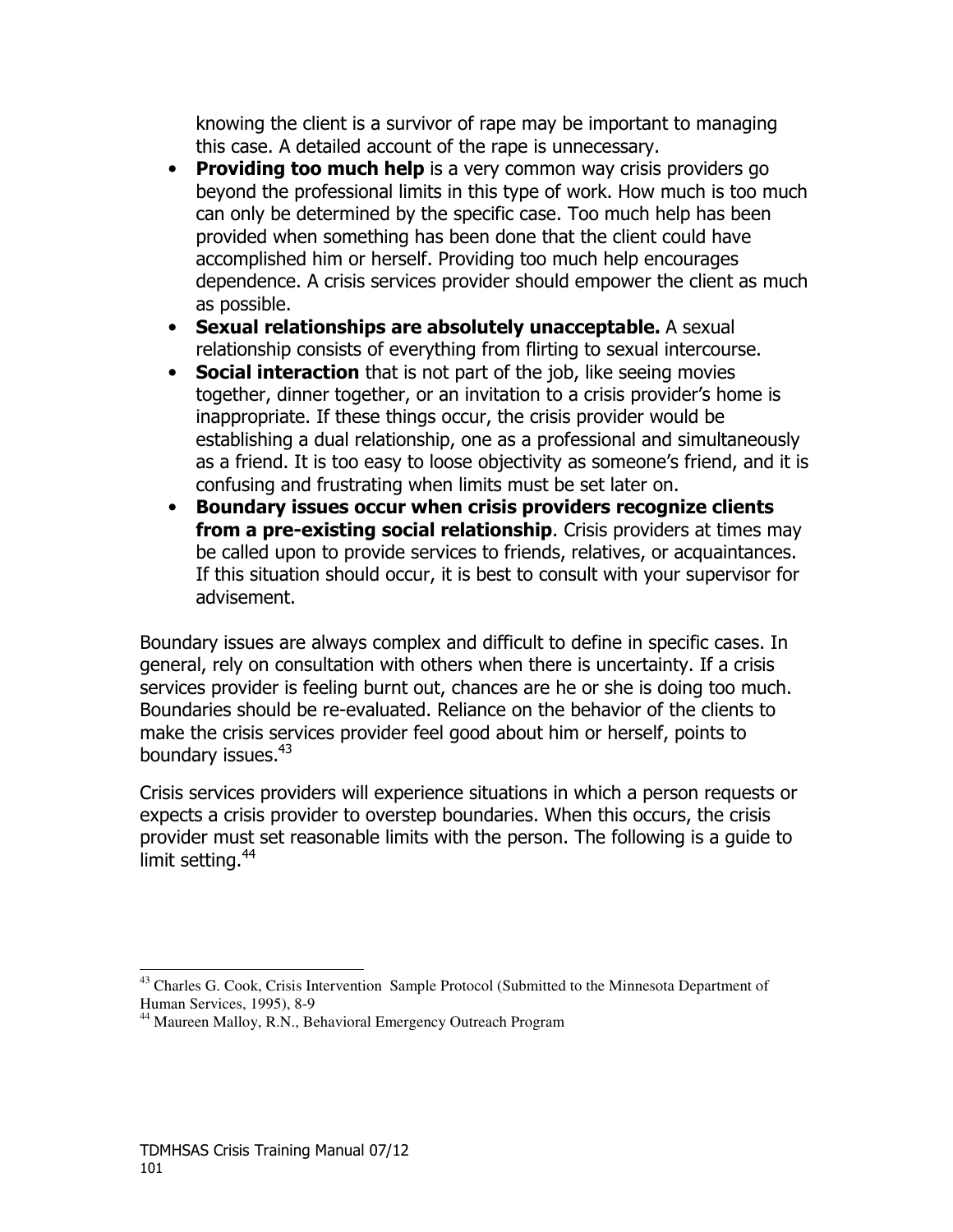knowing the client is a survivor of rape may be important to managing this case. A detailed account of the rape is unnecessary.

- **Providing too much help** is a very common way crisis providers go beyond the professional limits in this type of work. How much is too much can only be determined by the specific case. Too much help has been provided when something has been done that the client could have accomplished him or herself. Providing too much help encourages dependence. A crisis services provider should empower the client as much as possible.
- **Sexual relationships are absolutely unacceptable.** A sexual relationship consists of everything from flirting to sexual intercourse.
- **Social interaction** that is not part of the job, like seeing movies together, dinner together, or an invitation to a crisis provider's home is inappropriate. If these things occur, the crisis provider would be establishing a dual relationship, one as a professional and simultaneously as a friend. It is too easy to loose objectivity as someone's friend, and it is confusing and frustrating when limits must be set later on.
- **Boundary issues occur when crisis providers recognize clients from a pre-existing social relationship**. Crisis providers at times may be called upon to provide services to friends, relatives, or acquaintances. If this situation should occur, it is best to consult with your supervisor for advisement.

Boundary issues are always complex and difficult to define in specific cases. In general, rely on consultation with others when there is uncertainty. If a crisis services provider is feeling burnt out, chances are he or she is doing too much. Boundaries should be re-evaluated. Reliance on the behavior of the clients to make the crisis services provider feel good about him or herself, points to boundary issues.[43]

Crisis services providers will experience situations in which a person requests or expects a crisis provider to overstep boundaries. When this occurs, the crisis provider must set reasonable limits with the person. The following is a guide to limit setting.[44]

---

[43] Charles G. Cook, Crisis Intervention Sample Protocol (Submitted to the Minnesota Department of Human Services, 1995), 8-9

[44] Maureen Malloy, R.N., Behavioral Emergency Outreach Program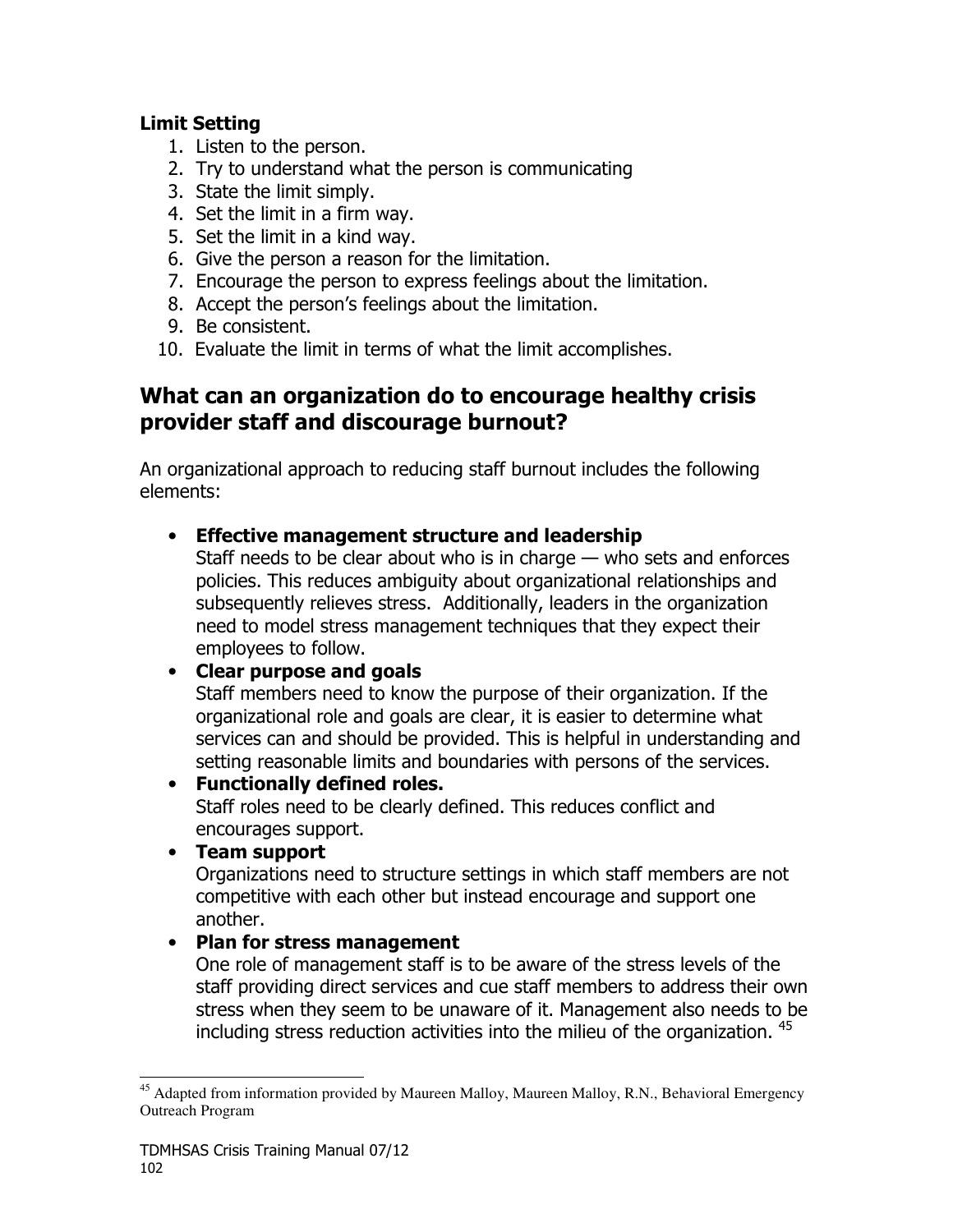**Limit Setting**

1. Listen to the person.
2. Try to understand what the person is communicating
3. State the limit simply.
4. Set the limit in a firm way.
5. Set the limit in a kind way.
6. Give the person a reason for the limitation.
7. Encourage the person to express feelings about the limitation.
8. Accept the person's feelings about the limitation.
9. Be consistent.
10. Evaluate the limit in terms of what the limit accomplishes.

## What can an organization do to encourage healthy crisis provider staff and discourage burnout?

An organizational approach to reducing staff burnout includes the following elements:

- **Effective management structure and leadership**
  Staff needs to be clear about who is in charge — who sets and enforces policies. This reduces ambiguity about organizational relationships and subsequently relieves stress. Additionally, leaders in the organization need to model stress management techniques that they expect their employees to follow.
- **Clear purpose and goals**
  Staff members need to know the purpose of their organization. If the organizational role and goals are clear, it is easier to determine what services can and should be provided. This is helpful in understanding and setting reasonable limits and boundaries with persons of the services.
- **Functionally defined roles.**
  Staff roles need to be clearly defined. This reduces conflict and encourages support.
- **Team support**
  Organizations need to structure settings in which staff members are not competitive with each other but instead encourage and support one another.
- **Plan for stress management**
  One role of management staff is to be aware of the stress levels of the staff providing direct services and cue staff members to address their own stress when they seem to be unaware of it. Management also needs to be including stress reduction activities into the milieu of the organization. [45]

---

[45] Adapted from information provided by Maureen Malloy, Maureen Malloy, R.N., Behavioral Emergency Outreach Program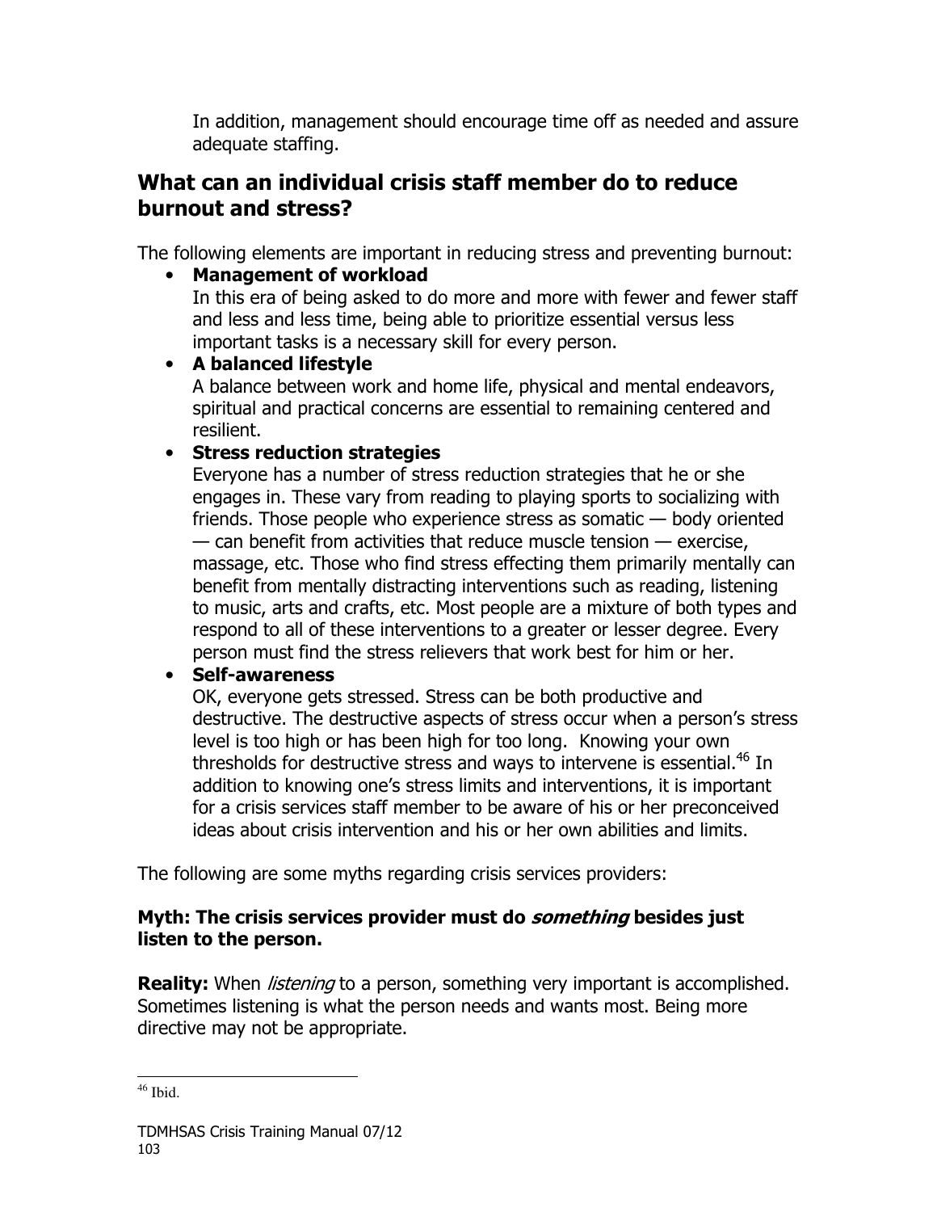In addition, management should encourage time off as needed and assure adequate staffing.

## What can an individual crisis staff member do to reduce burnout and stress?

The following elements are important in reducing stress and preventing burnout:

- **Management of workload**
  In this era of being asked to do more and more with fewer and fewer staff and less and less time, being able to prioritize essential versus less important tasks is a necessary skill for every person.
- **A balanced lifestyle**
  A balance between work and home life, physical and mental endeavors, spiritual and practical concerns are essential to remaining centered and resilient.
- **Stress reduction strategies**
  Everyone has a number of stress reduction strategies that he or she engages in. These vary from reading to playing sports to socializing with friends. Those people who experience stress as somatic — body oriented — can benefit from activities that reduce muscle tension — exercise, massage, etc. Those who find stress effecting them primarily mentally can benefit from mentally distracting interventions such as reading, listening to music, arts and crafts, etc. Most people are a mixture of both types and respond to all of these interventions to a greater or lesser degree. Every person must find the stress relievers that work best for him or her.
- **Self-awareness**
  OK, everyone gets stressed. Stress can be both productive and destructive. The destructive aspects of stress occur when a person's stress level is too high or has been high for too long. Knowing your own thresholds for destructive stress and ways to intervene is essential.[46] In addition to knowing one's stress limits and interventions, it is important for a crisis services staff member to be aware of his or her preconceived ideas about crisis intervention and his or her own abilities and limits.

The following are some myths regarding crisis services providers:

**Myth: The crisis services provider must do *something* besides just listen to the person.**

**Reality:** When *listening* to a person, something very important is accomplished. Sometimes listening is what the person needs and wants most. Being more directive may not be appropriate.

---

[46] Ibid.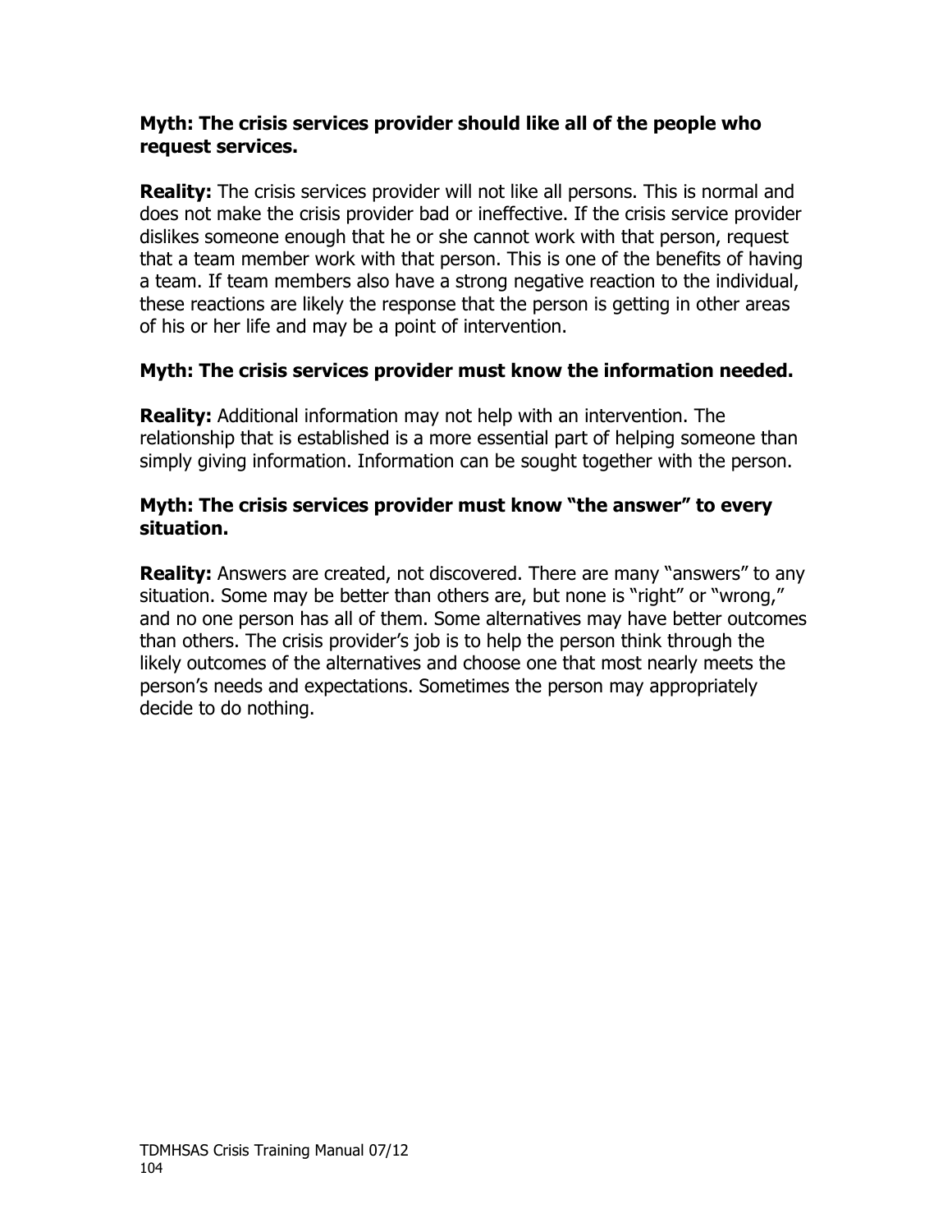**Myth: The crisis services provider should like all of the people who request services.**

**Reality:** The crisis services provider will not like all persons. This is normal and does not make the crisis provider bad or ineffective. If the crisis service provider dislikes someone enough that he or she cannot work with that person, request that a team member work with that person. This is one of the benefits of having a team. If team members also have a strong negative reaction to the individual, these reactions are likely the response that the person is getting in other areas of his or her life and may be a point of intervention.

**Myth: The crisis services provider must know the information needed.**

**Reality:** Additional information may not help with an intervention. The relationship that is established is a more essential part of helping someone than simply giving information. Information can be sought together with the person.

**Myth: The crisis services provider must know "the answer" to every situation.**

**Reality:** Answers are created, not discovered. There are many "answers" to any situation. Some may be better than others are, but none is "right" or "wrong," and no one person has all of them. Some alternatives may have better outcomes than others. The crisis provider's job is to help the person think through the likely outcomes of the alternatives and choose one that most nearly meets the person's needs and expectations. Sometimes the person may appropriately decide to do nothing.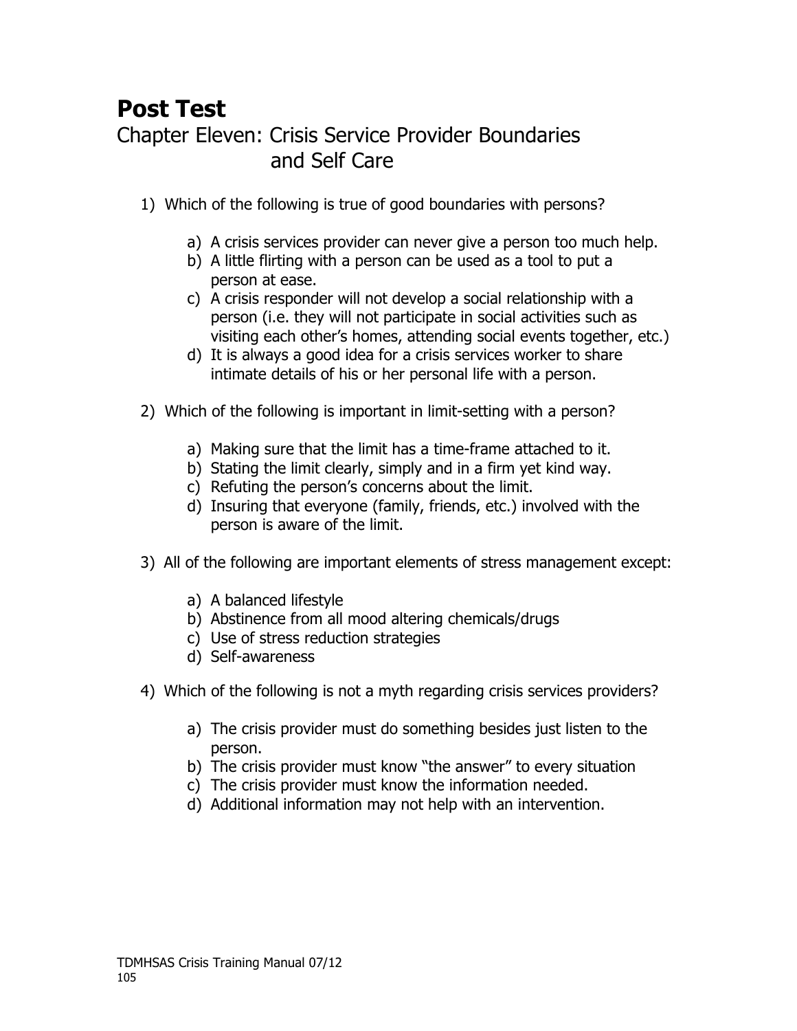# Post Test

## Chapter Eleven: Crisis Service Provider Boundaries and Self Care

1) Which of the following is true of good boundaries with persons?

    a) A crisis services provider can never give a person too much help.
    b) A little flirting with a person can be used as a tool to put a person at ease.
    c) A crisis responder will not develop a social relationship with a person (i.e. they will not participate in social activities such as visiting each other's homes, attending social events together, etc.)
    d) It is always a good idea for a crisis services worker to share intimate details of his or her personal life with a person.

2) Which of the following is important in limit-setting with a person?

    a) Making sure that the limit has a time-frame attached to it.
    b) Stating the limit clearly, simply and in a firm yet kind way.
    c) Refuting the person's concerns about the limit.
    d) Insuring that everyone (family, friends, etc.) involved with the person is aware of the limit.

3) All of the following are important elements of stress management except:

    a) A balanced lifestyle
    b) Abstinence from all mood altering chemicals/drugs
    c) Use of stress reduction strategies
    d) Self-awareness

4) Which of the following is not a myth regarding crisis services providers?

    a) The crisis provider must do something besides just listen to the person.
    b) The crisis provider must know "the answer" to every situation
    c) The crisis provider must know the information needed.
    d) Additional information may not help with an intervention.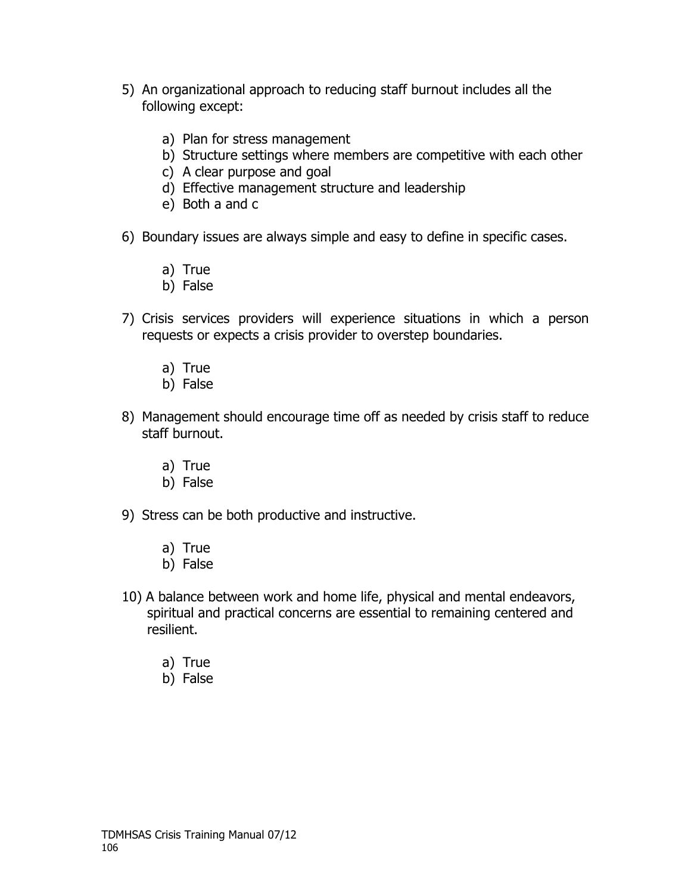5) An organizational approach to reducing staff burnout includes all the following except:

   a) Plan for stress management
   b) Structure settings where members are competitive with each other
   c) A clear purpose and goal
   d) Effective management structure and leadership
   e) Both a and c

6) Boundary issues are always simple and easy to define in specific cases.

   a) True
   b) False

7) Crisis services providers will experience situations in which a person requests or expects a crisis provider to overstep boundaries.

   a) True
   b) False

8) Management should encourage time off as needed by crisis staff to reduce staff burnout.

   a) True
   b) False

9) Stress can be both productive and instructive.

   a) True
   b) False

10) A balance between work and home life, physical and mental endeavors, spiritual and practical concerns are essential to remaining centered and resilient.

   a) True
   b) False